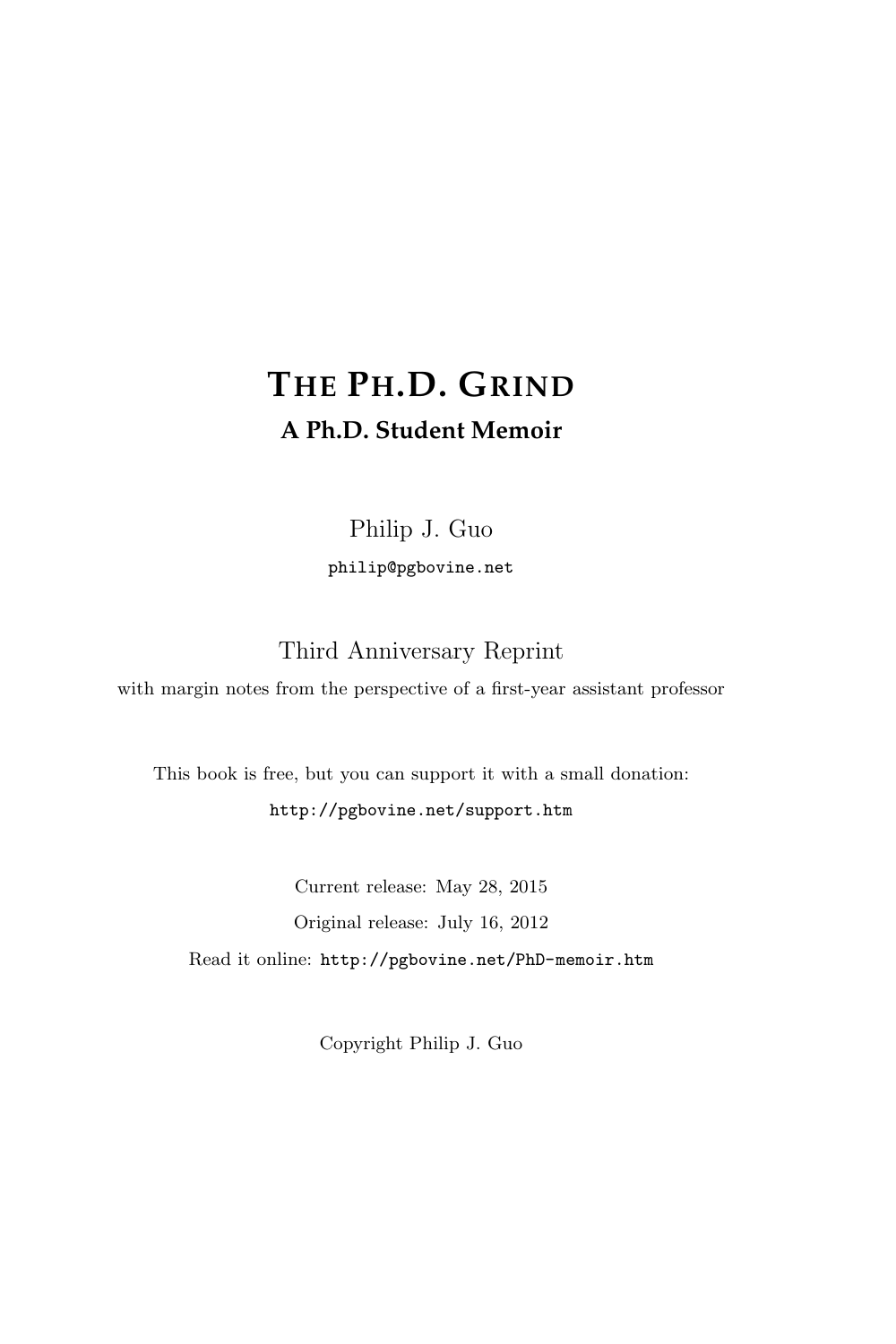# THE PH.D. GRIND

**A Ph.D. Student Memoir**

Philip J. Guo

philip@pgbovine.net

Third Anniversary Reprint

with margin notes from the perspective of a first-year assistant professor

This book is free, but you can support it with a small donation:

http://pgbovine.net/support.htm

Current release: May 28, 2015

Original release: July 16, 2012

Read it online: http://pgbovine.net/PhD-memoir.htm

Copyright Philip J. Guo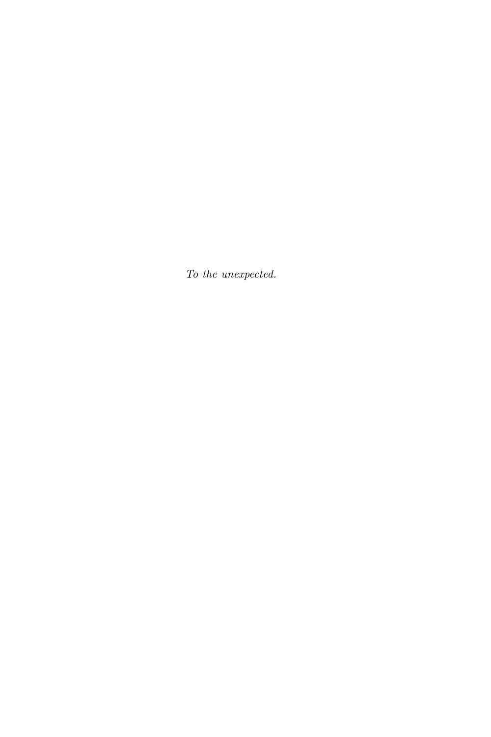*To the unexpected.*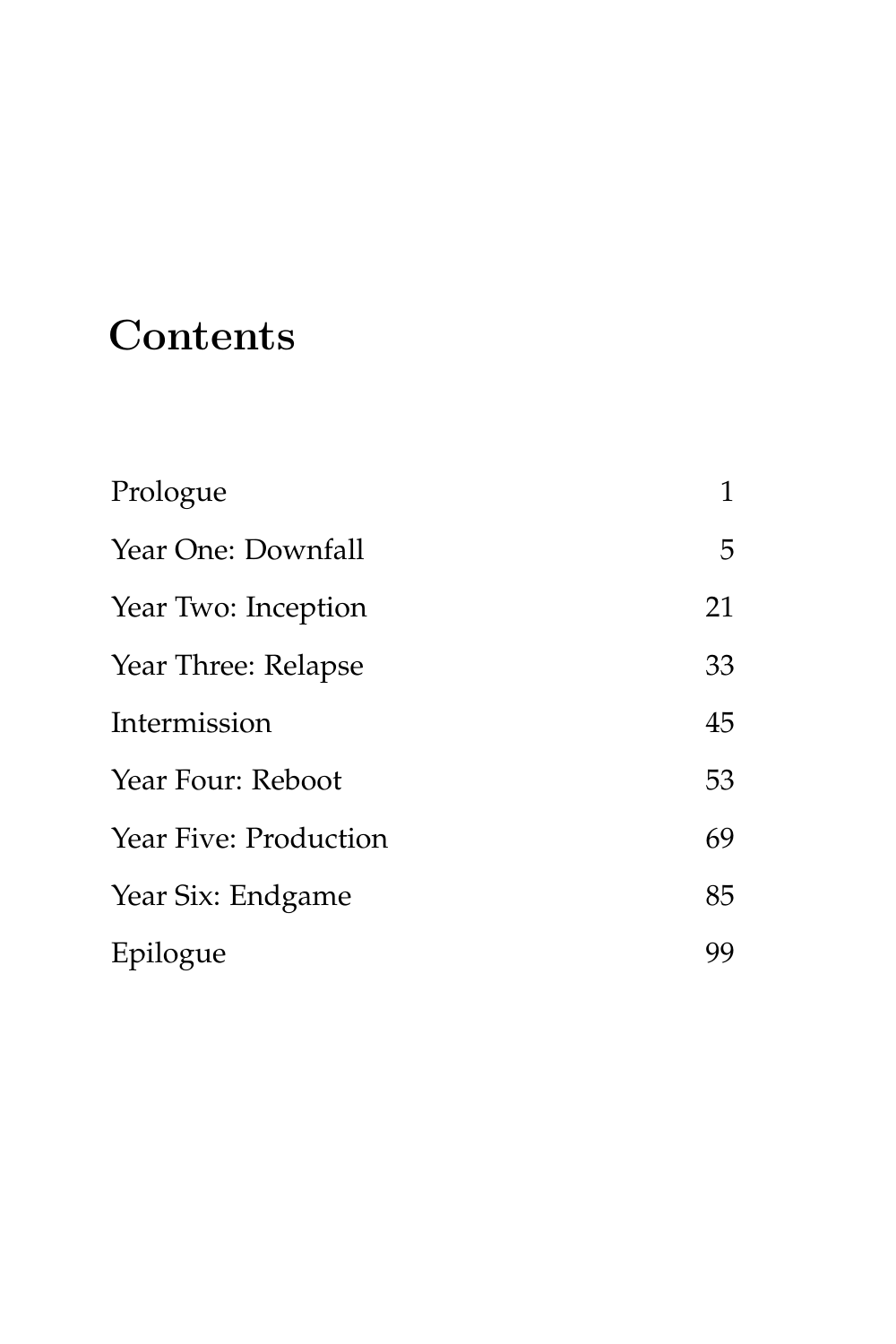# Contents

| | |
|---|---|
| Prologue | 1 |
| Year One: Downfall | 5 |
| Year Two: Inception | 21 |
| Year Three: Relapse | 33 |
| Intermission | 45 |
| Year Four: Reboot | 53 |
| Year Five: Production | 69 |
| Year Six: Endgame | 85 |
| Epilogue | 99 |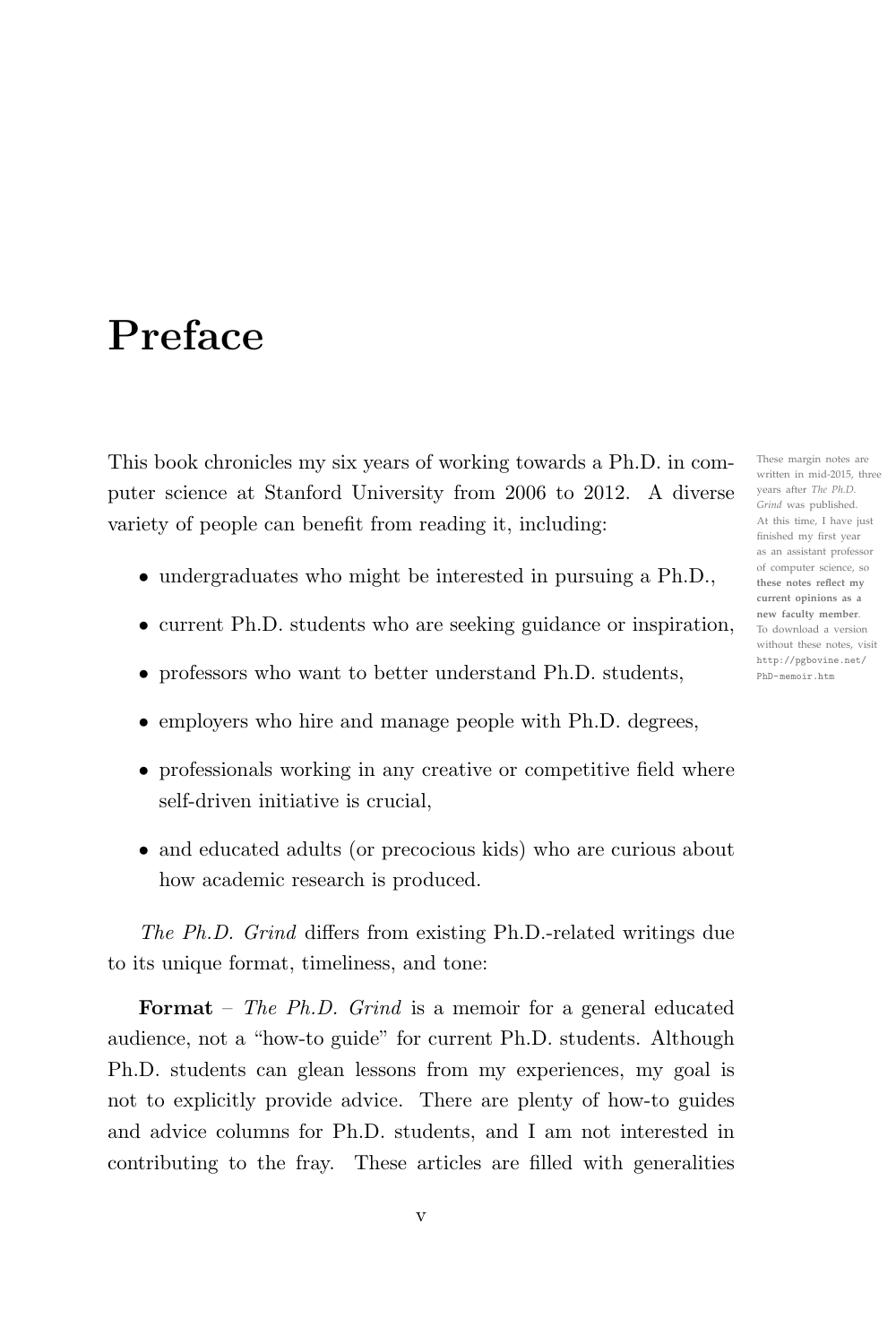# Preface

This book chronicles my six years of working towards a Ph.D. in computer science at Stanford University from 2006 to 2012. A diverse variety of people can benefit from reading it, including:

These margin notes are written in mid-2015, three years after *The Ph.D. Grind* was published. At this time, I have just finished my first year as an assistant professor of computer science, so **these notes reflect my current opinions as a new faculty member**. To download a version without these notes, visit http://pgbovine.net/PhD-memoir.htm

- undergraduates who might be interested in pursuing a Ph.D.,
- current Ph.D. students who are seeking guidance or inspiration,
- professors who want to better understand Ph.D. students,
- employers who hire and manage people with Ph.D. degrees,
- professionals working in any creative or competitive field where self-driven initiative is crucial,
- and educated adults (or precocious kids) who are curious about how academic research is produced.

*The Ph.D. Grind* differs from existing Ph.D.-related writings due to its unique format, timeliness, and tone:

**Format** – *The Ph.D. Grind* is a memoir for a general educated audience, not a "how-to guide" for current Ph.D. students. Although Ph.D. students can glean lessons from my experiences, my goal is not to explicitly provide advice. There are plenty of how-to guides and advice columns for Ph.D. students, and I am not interested in contributing to the fray. These articles are filled with generalities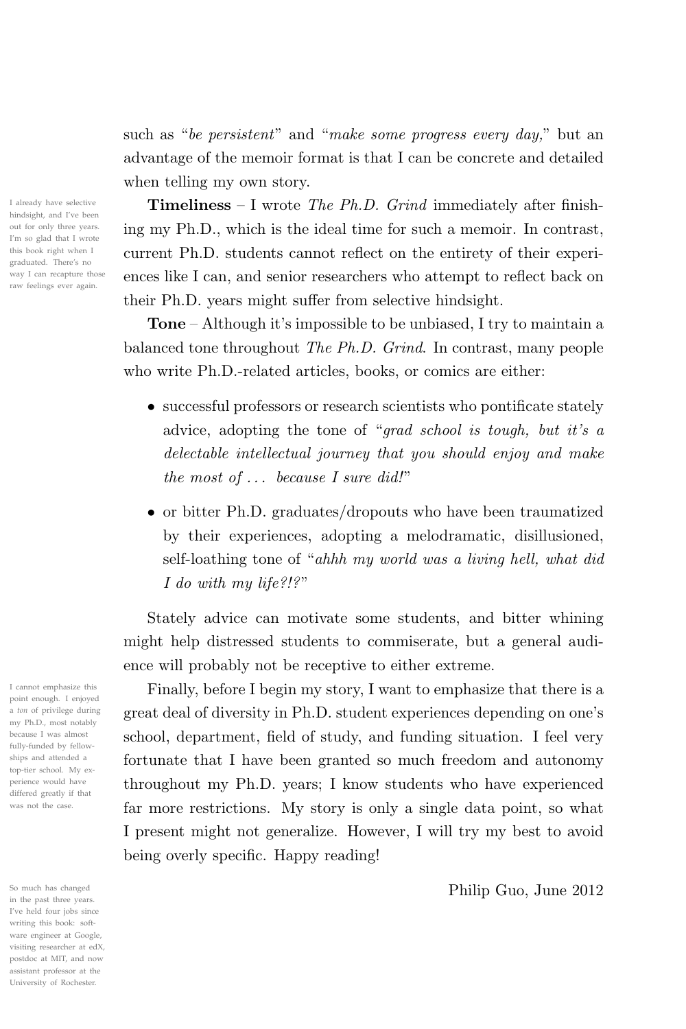such as "*be persistent*" and "*make some progress every day,*" but an advantage of the memoir format is that I can be concrete and detailed when telling my own story.

**Timeliness** – I wrote *The Ph.D. Grind* immediately after finishing my Ph.D., which is the ideal time for such a memoir. In contrast, current Ph.D. students cannot reflect on the entirety of their experiences like I can, and senior researchers who attempt to reflect back on their Ph.D. years might suffer from selective hindsight.

I already have selective hindsight, and I've been out for only three years. I'm so glad that I wrote this book right when I graduated. There's no way I can recapture those raw feelings ever again.

**Tone** – Although it's impossible to be unbiased, I try to maintain a balanced tone throughout *The Ph.D. Grind*. In contrast, many people who write Ph.D.-related articles, books, or comics are either:

- successful professors or research scientists who pontificate stately advice, adopting the tone of "*grad school is tough, but it's a delectable intellectual journey that you should enjoy and make the most of . . . because I sure did!*"
- or bitter Ph.D. graduates/dropouts who have been traumatized by their experiences, adopting a melodramatic, disillusioned, self-loathing tone of "*ahhh my world was a living hell, what did I do with my life?!?*"

Stately advice can motivate some students, and bitter whining might help distressed students to commiserate, but a general audience will probably not be receptive to either extreme.

Finally, before I begin my story, I want to emphasize that there is a great deal of diversity in Ph.D. student experiences depending on one's school, department, field of study, and funding situation. I feel very fortunate that I have been granted so much freedom and autonomy throughout my Ph.D. years; I know students who have experienced far more restrictions. My story is only a single data point, so what I present might not generalize. However, I will try my best to avoid being overly specific. Happy reading!

I cannot emphasize this point enough. I enjoyed a *ton* of privilege during my Ph.D., most notably because I was almost fully-funded by fellowships and attended a top-tier school. My experience would have differed greatly if that was not the case.

Philip Guo, June 2012

So much has changed in the past three years. I've held four jobs since writing this book: software engineer at Google, visiting researcher at edX, postdoc at MIT, and now assistant professor at the University of Rochester.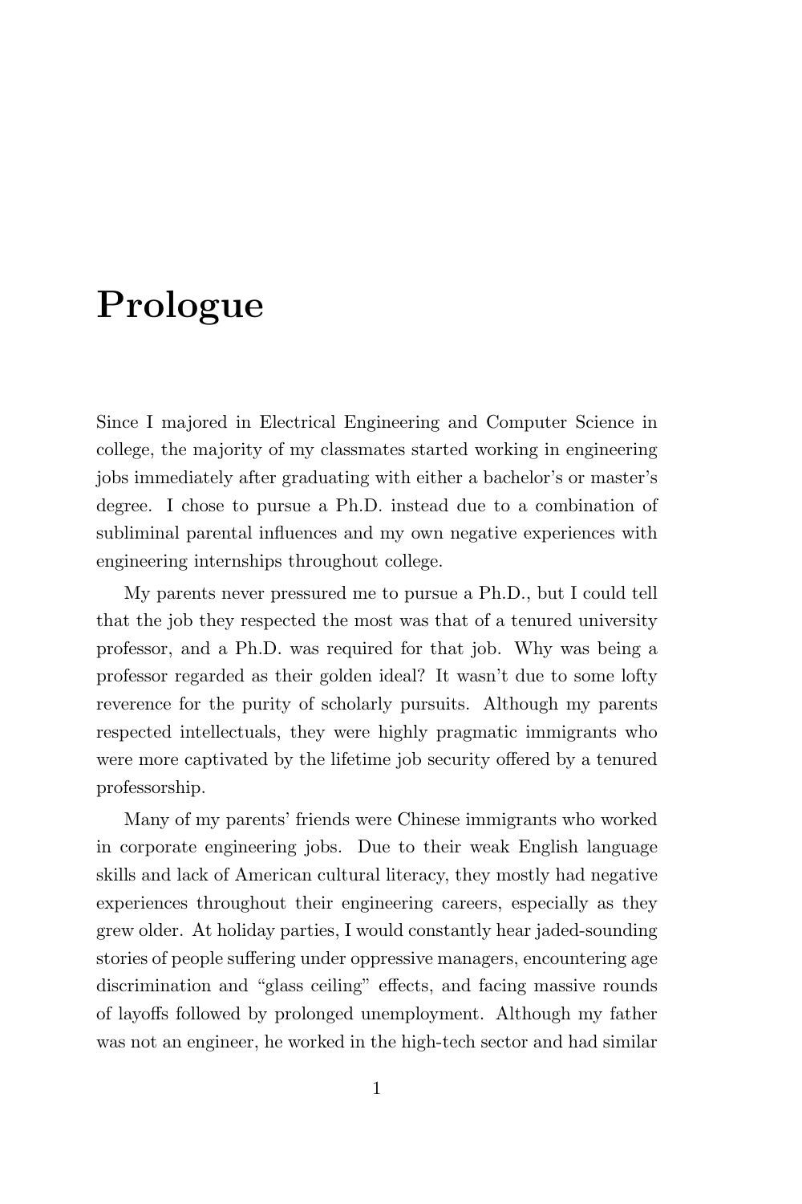# Prologue

Since I majored in Electrical Engineering and Computer Science in college, the majority of my classmates started working in engineering jobs immediately after graduating with either a bachelor's or master's degree. I chose to pursue a Ph.D. instead due to a combination of subliminal parental influences and my own negative experiences with engineering internships throughout college.

My parents never pressured me to pursue a Ph.D., but I could tell that the job they respected the most was that of a tenured university professor, and a Ph.D. was required for that job. Why was being a professor regarded as their golden ideal? It wasn't due to some lofty reverence for the purity of scholarly pursuits. Although my parents respected intellectuals, they were highly pragmatic immigrants who were more captivated by the lifetime job security offered by a tenured professorship.

Many of my parents' friends were Chinese immigrants who worked in corporate engineering jobs. Due to their weak English language skills and lack of American cultural literacy, they mostly had negative experiences throughout their engineering careers, especially as they grew older. At holiday parties, I would constantly hear jaded-sounding stories of people suffering under oppressive managers, encountering age discrimination and "glass ceiling" effects, and facing massive rounds of layoffs followed by prolonged unemployment. Although my father was not an engineer, he worked in the high-tech sector and had similar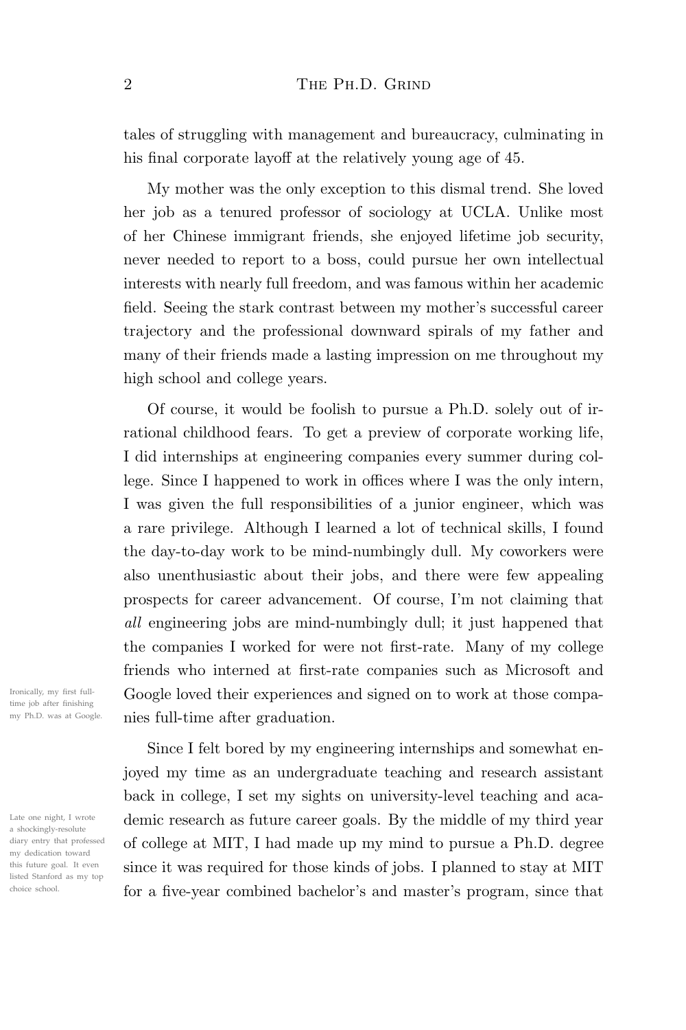tales of struggling with management and bureaucracy, culminating in his final corporate layoff at the relatively young age of 45.

My mother was the only exception to this dismal trend. She loved her job as a tenured professor of sociology at UCLA. Unlike most of her Chinese immigrant friends, she enjoyed lifetime job security, never needed to report to a boss, could pursue her own intellectual interests with nearly full freedom, and was famous within her academic field. Seeing the stark contrast between my mother's successful career trajectory and the professional downward spirals of my father and many of their friends made a lasting impression on me throughout my high school and college years.

Of course, it would be foolish to pursue a Ph.D. solely out of irrational childhood fears. To get a preview of corporate working life, I did internships at engineering companies every summer during college. Since I happened to work in offices where I was the only intern, I was given the full responsibilities of a junior engineer, which was a rare privilege. Although I learned a lot of technical skills, I found the day-to-day work to be mind-numbingly dull. My coworkers were also unenthusiastic about their jobs, and there were few appealing prospects for career advancement. Of course, I'm not claiming that *all* engineering jobs are mind-numbingly dull; it just happened that the companies I worked for were not first-rate. Many of my college friends who interned at first-rate companies such as Microsoft and Google loved their experiences and signed on to work at those companies full-time after graduation.

Ironically, my first full-time job after finishing my Ph.D. was at Google.

Since I felt bored by my engineering internships and somewhat enjoyed my time as an undergraduate teaching and research assistant back in college, I set my sights on university-level teaching and academic research as future career goals. By the middle of my third year of college at MIT, I had made up my mind to pursue a Ph.D. degree since it was required for those kinds of jobs. I planned to stay at MIT for a five-year combined bachelor's and master's program, since that

Late one night, I wrote a shockingly-resolute diary entry that professed my dedication toward this future goal. It even listed Stanford as my top choice school.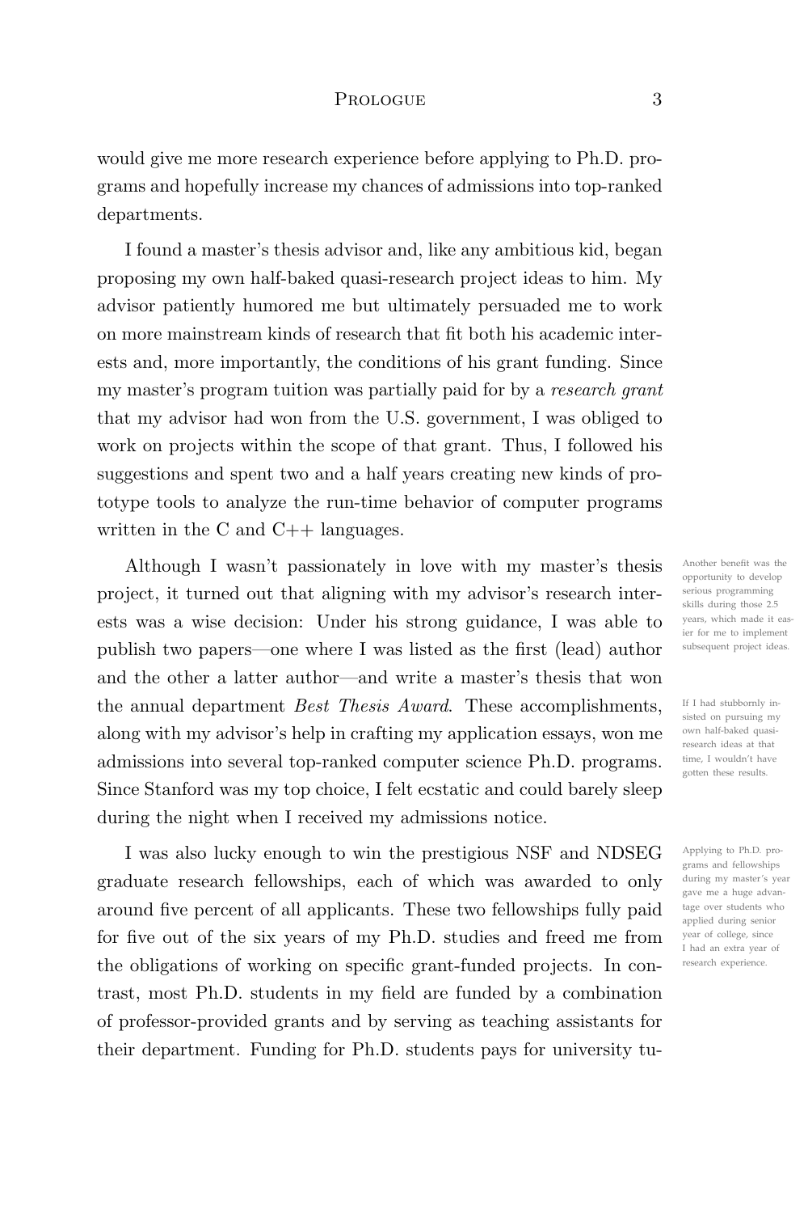would give me more research experience before applying to Ph.D. programs and hopefully increase my chances of admissions into top-ranked departments.

I found a master's thesis advisor and, like any ambitious kid, began proposing my own half-baked quasi-research project ideas to him. My advisor patiently humored me but ultimately persuaded me to work on more mainstream kinds of research that fit both his academic interests and, more importantly, the conditions of his grant funding. Since my master's program tuition was partially paid for by a *research grant* that my advisor had won from the U.S. government, I was obliged to work on projects within the scope of that grant. Thus, I followed his suggestions and spent two and a half years creating new kinds of prototype tools to analyze the run-time behavior of computer programs written in the C and C++ languages.

Although I wasn't passionately in love with my master's thesis project, it turned out that aligning with my advisor's research interests was a wise decision: Under his strong guidance, I was able to publish two papers—one where I was listed as the first (lead) author and the other a latter author—and write a master's thesis that won the annual department *Best Thesis Award*. These accomplishments, along with my advisor's help in crafting my application essays, won me admissions into several top-ranked computer science Ph.D. programs. Since Stanford was my top choice, I felt ecstatic and could barely sleep during the night when I received my admissions notice.

Another benefit was the opportunity to develop serious programming skills during those 2.5 years, which made it easier for me to implement subsequent project ideas.

If I had stubbornly insisted on pursuing my own half-baked quasi-research ideas at that time, I wouldn't have gotten these results.

I was also lucky enough to win the prestigious NSF and NDSEG graduate research fellowships, each of which was awarded to only around five percent of all applicants. These two fellowships fully paid for five out of the six years of my Ph.D. studies and freed me from the obligations of working on specific grant-funded projects. In contrast, most Ph.D. students in my field are funded by a combination of professor-provided grants and by serving as teaching assistants for their department. Funding for Ph.D. students pays for university tu-

Applying to Ph.D. programs and fellowships during my master's year gave me a huge advantage over students who applied during senior year of college, since I had an extra year of research experience.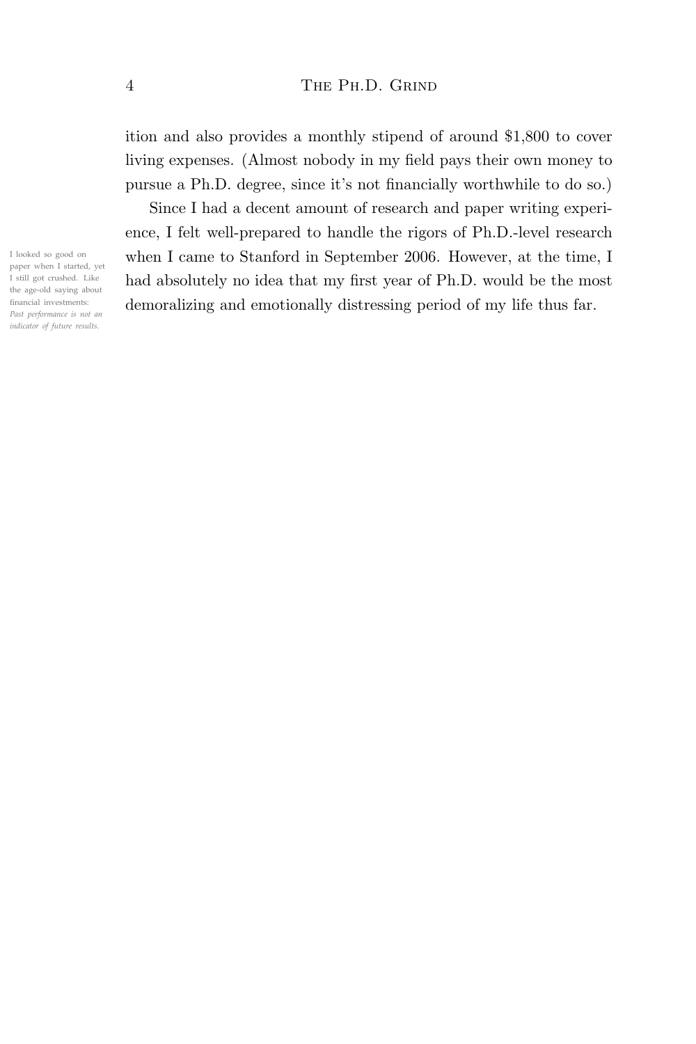ition and also provides a monthly stipend of around $1,800 to cover living expenses. (Almost nobody in my field pays their own money to pursue a Ph.D. degree, since it's not financially worthwhile to do so.)

Since I had a decent amount of research and paper writing experience, I felt well-prepared to handle the rigors of Ph.D.-level research when I came to Stanford in September 2006. However, at the time, I had absolutely no idea that my first year of Ph.D. would be the most demoralizing and emotionally distressing period of my life thus far.

I looked so good on paper when I started, yet I still got crushed. Like the age-old saying about financial investments: *Past performance is not an indicator of future results.*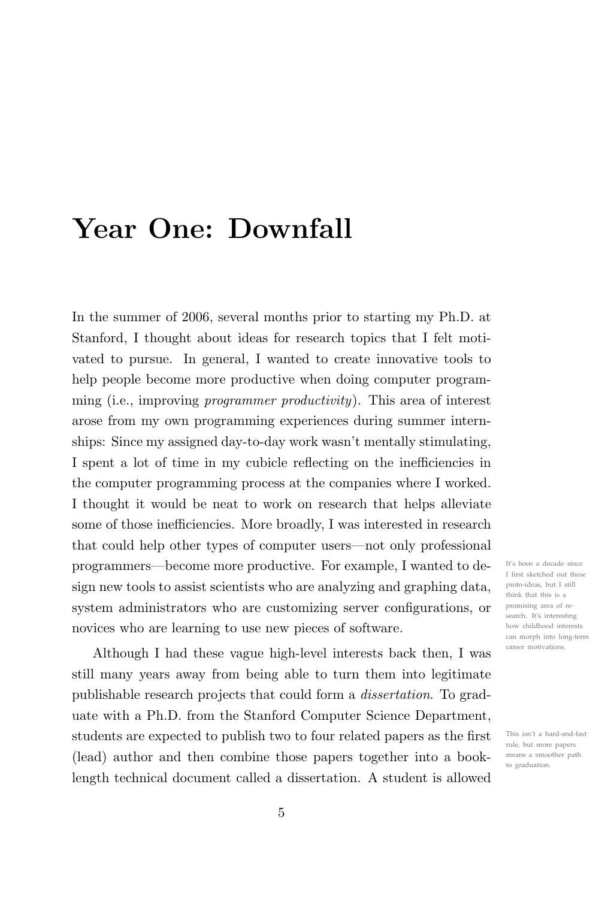# Year One: Downfall

In the summer of 2006, several months prior to starting my Ph.D. at Stanford, I thought about ideas for research topics that I felt motivated to pursue. In general, I wanted to create innovative tools to help people become more productive when doing computer programming (i.e., improving *programmer productivity*). This area of interest arose from my own programming experiences during summer internships: Since my assigned day-to-day work wasn't mentally stimulating, I spent a lot of time in my cubicle reflecting on the inefficiencies in the computer programming process at the companies where I worked. I thought it would be neat to work on research that helps alleviate some of those inefficiencies. More broadly, I was interested in research that could help other types of computer users—not only professional programmers—become more productive. For example, I wanted to design new tools to assist scientists who are analyzing and graphing data, system administrators who are customizing server configurations, or novices who are learning to use new pieces of software.

It's been a decade since I first sketched out these proto-ideas, but I still think that this is a promising area of research. It's interesting how childhood interests can morph into long-term career motivations.

Although I had these vague high-level interests back then, I was still many years away from being able to turn them into legitimate publishable research projects that could form a *dissertation*. To graduate with a Ph.D. from the Stanford Computer Science Department, students are expected to publish two to four related papers as the first (lead) author and then combine those papers together into a book-length technical document called a dissertation. A student is allowed

This isn't a hard-and-fast rule, but more papers means a smoother path to graduation.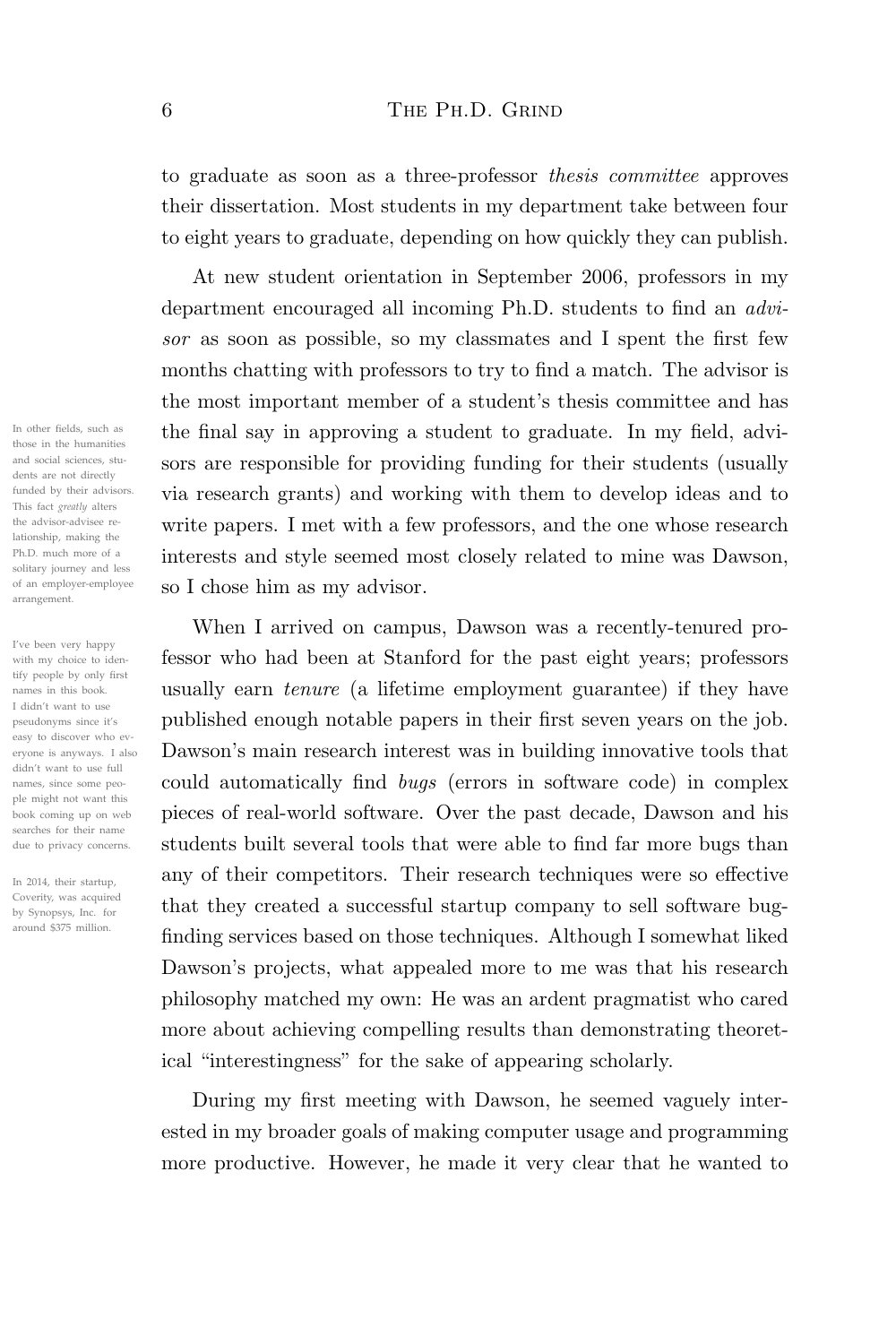to graduate as soon as a three-professor *thesis committee* approves their dissertation. Most students in my department take between four to eight years to graduate, depending on how quickly they can publish.

At new student orientation in September 2006, professors in my department encouraged all incoming Ph.D. students to find an *advisor* as soon as possible, so my classmates and I spent the first few months chatting with professors to try to find a match. The advisor is the most important member of a student's thesis committee and has the final say in approving a student to graduate. In my field, advisors are responsible for providing funding for their students (usually via research grants) and working with them to develop ideas and to write papers. I met with a few professors, and the one whose research interests and style seemed most closely related to mine was Dawson, so I chose him as my advisor.

In other fields, such as those in the humanities and social sciences, students are not directly funded by their advisors. This fact *greatly* alters the advisor-advisee relationship, making the Ph.D. much more of a solitary journey and less of an employer-employee arrangement.

When I arrived on campus, Dawson was a recently-tenured professor who had been at Stanford for the past eight years; professors usually earn *tenure* (a lifetime employment guarantee) if they have published enough notable papers in their first seven years on the job. Dawson's main research interest was in building innovative tools that could automatically find *bugs* (errors in software code) in complex pieces of real-world software. Over the past decade, Dawson and his students built several tools that were able to find far more bugs than any of their competitors. Their research techniques were so effective that they created a successful startup company to sell software bug-finding services based on those techniques. Although I somewhat liked Dawson's projects, what appealed more to me was that his research philosophy matched my own: He was an ardent pragmatist who cared more about achieving compelling results than demonstrating theoretical "interestingness" for the sake of appearing scholarly.

I've been very happy with my choice to identify people by only first names in this book. I didn't want to use pseudonyms since it's easy to discover who everyone is anyways. I also didn't want to use full names, since some people might not want this book coming up on web searches for their name due to privacy concerns.

In 2014, their startup, Coverity, was acquired by Synopsys, Inc. for around $375 million.

During my first meeting with Dawson, he seemed vaguely interested in my broader goals of making computer usage and programming more productive. However, he made it very clear that he wanted to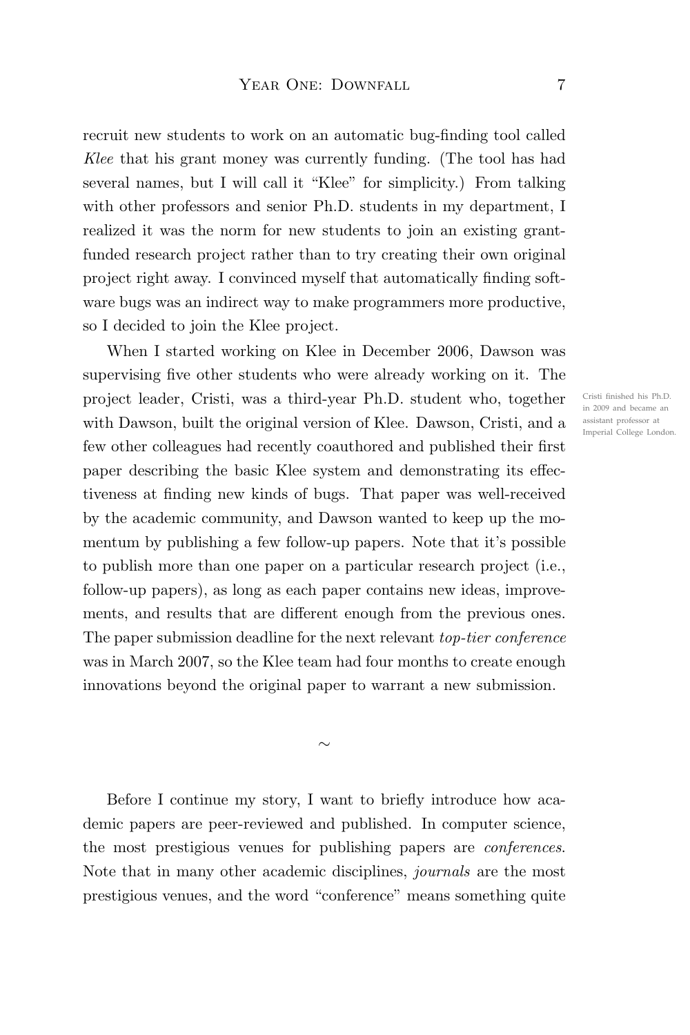recruit new students to work on an automatic bug-finding tool called *Klee* that his grant money was currently funding. (The tool has had several names, but I will call it "Klee" for simplicity.) From talking with other professors and senior Ph.D. students in my department, I realized it was the norm for new students to join an existing grant-funded research project rather than to try creating their own original project right away. I convinced myself that automatically finding software bugs was an indirect way to make programmers more productive, so I decided to join the Klee project.

When I started working on Klee in December 2006, Dawson was supervising five other students who were already working on it. The project leader, Cristi, was a third-year Ph.D. student who, together with Dawson, built the original version of Klee. Dawson, Cristi, and a few other colleagues had recently coauthored and published their first paper describing the basic Klee system and demonstrating its effectiveness at finding new kinds of bugs. That paper was well-received by the academic community, and Dawson wanted to keep up the momentum by publishing a few follow-up papers. Note that it's possible to publish more than one paper on a particular research project (i.e., follow-up papers), as long as each paper contains new ideas, improvements, and results that are different enough from the previous ones. The paper submission deadline for the next relevant *top-tier conference* was in March 2007, so the Klee team had four months to create enough innovations beyond the original paper to warrant a new submission.

Cristi finished his Ph.D. in 2009 and became an assistant professor at Imperial College London.

~

Before I continue my story, I want to briefly introduce how academic papers are peer-reviewed and published. In computer science, the most prestigious venues for publishing papers are *conferences*. Note that in many other academic disciplines, *journals* are the most prestigious venues, and the word "conference" means something quite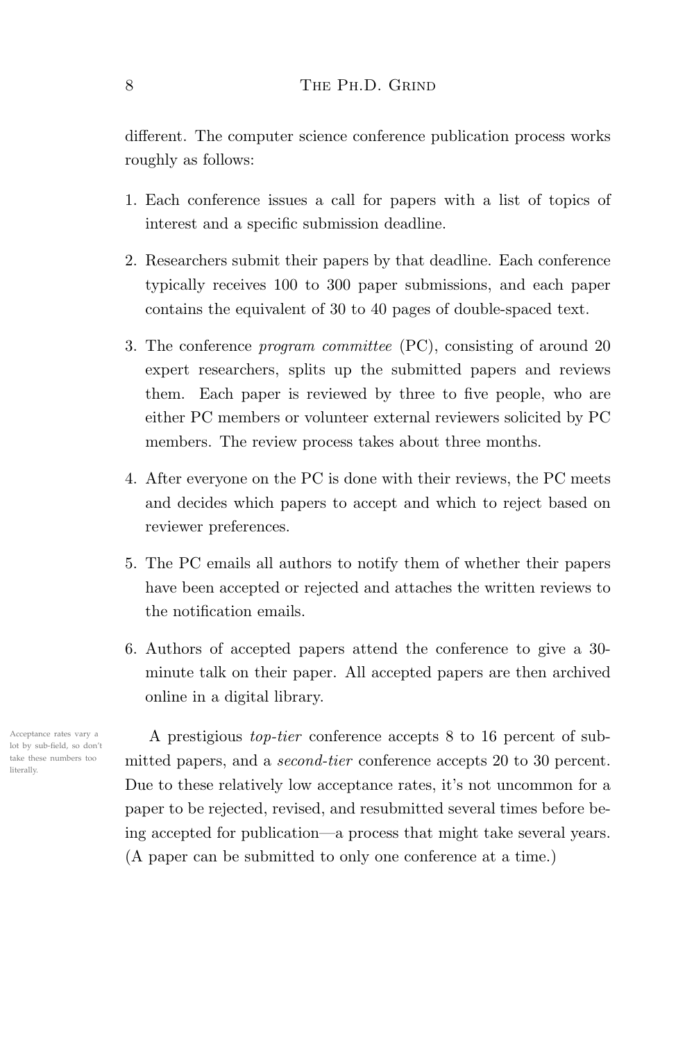different. The computer science conference publication process works roughly as follows:

1. Each conference issues a call for papers with a list of topics of interest and a specific submission deadline.
2. Researchers submit their papers by that deadline. Each conference typically receives 100 to 300 paper submissions, and each paper contains the equivalent of 30 to 40 pages of double-spaced text.
3. The conference *program committee* (PC), consisting of around 20 expert researchers, splits up the submitted papers and reviews them. Each paper is reviewed by three to five people, who are either PC members or volunteer external reviewers solicited by PC members. The review process takes about three months.
4. After everyone on the PC is done with their reviews, the PC meets and decides which papers to accept and which to reject based on reviewer preferences.
5. The PC emails all authors to notify them of whether their papers have been accepted or rejected and attaches the written reviews to the notification emails.
6. Authors of accepted papers attend the conference to give a 30-minute talk on their paper. All accepted papers are then archived online in a digital library.

Acceptance rates vary a lot by sub-field, so don't take these numbers too literally.

A prestigious *top-tier* conference accepts 8 to 16 percent of submitted papers, and a *second-tier* conference accepts 20 to 30 percent. Due to these relatively low acceptance rates, it's not uncommon for a paper to be rejected, revised, and resubmitted several times before being accepted for publication—a process that might take several years. (A paper can be submitted to only one conference at a time.)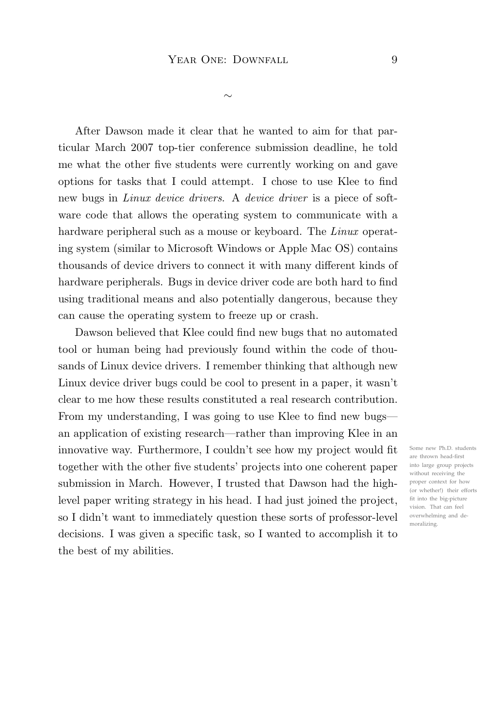~

After Dawson made it clear that he wanted to aim for that particular March 2007 top-tier conference submission deadline, he told me what the other five students were currently working on and gave options for tasks that I could attempt. I chose to use Klee to find new bugs in *Linux device drivers*. A *device driver* is a piece of software code that allows the operating system to communicate with a hardware peripheral such as a mouse or keyboard. The *Linux* operating system (similar to Microsoft Windows or Apple Mac OS) contains thousands of device drivers to connect it with many different kinds of hardware peripherals. Bugs in device driver code are both hard to find using traditional means and also potentially dangerous, because they can cause the operating system to freeze up or crash.

Dawson believed that Klee could find new bugs that no automated tool or human being had previously found within the code of thousands of Linux device drivers. I remember thinking that although new Linux device driver bugs could be cool to present in a paper, it wasn't clear to me how these results constituted a real research contribution. From my understanding, I was going to use Klee to find new bugs—an application of existing research—rather than improving Klee in an innovative way. Furthermore, I couldn't see how my project would fit together with the other five students' projects into one coherent paper submission in March. However, I trusted that Dawson had the high-level paper writing strategy in his head. I had just joined the project, so I didn't want to immediately question these sorts of professor-level decisions. I was given a specific task, so I wanted to accomplish it to the best of my abilities.

Some new Ph.D. students are thrown head-first into large group projects without receiving the proper context for how (or whether!) their efforts fit into the big-picture vision. That can feel overwhelming and demoralizing.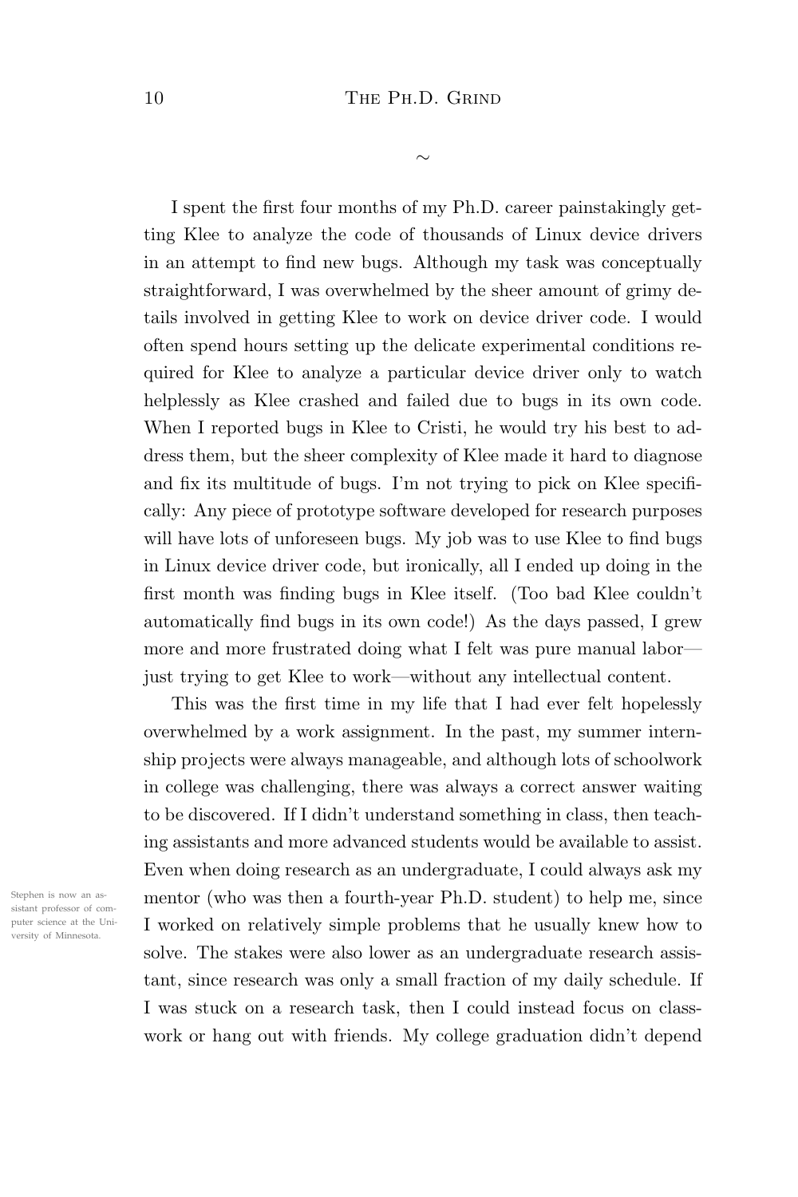~

I spent the first four months of my Ph.D. career painstakingly getting Klee to analyze the code of thousands of Linux device drivers in an attempt to find new bugs. Although my task was conceptually straightforward, I was overwhelmed by the sheer amount of grimy details involved in getting Klee to work on device driver code. I would often spend hours setting up the delicate experimental conditions required for Klee to analyze a particular device driver only to watch helplessly as Klee crashed and failed due to bugs in its own code. When I reported bugs in Klee to Cristi, he would try his best to address them, but the sheer complexity of Klee made it hard to diagnose and fix its multitude of bugs. I'm not trying to pick on Klee specifically: Any piece of prototype software developed for research purposes will have lots of unforeseen bugs. My job was to use Klee to find bugs in Linux device driver code, but ironically, all I ended up doing in the first month was finding bugs in Klee itself. (Too bad Klee couldn't automatically find bugs in its own code!) As the days passed, I grew more and more frustrated doing what I felt was pure manual labor—just trying to get Klee to work—without any intellectual content.

This was the first time in my life that I had ever felt hopelessly overwhelmed by a work assignment. In the past, my summer internship projects were always manageable, and although lots of schoolwork in college was challenging, there was always a correct answer waiting to be discovered. If I didn't understand something in class, then teaching assistants and more advanced students would be available to assist. Even when doing research as an undergraduate, I could always ask my mentor (who was then a fourth-year Ph.D. student) to help me, since I worked on relatively simple problems that he usually knew how to solve. The stakes were also lower as an undergraduate research assistant, since research was only a small fraction of my daily schedule. If I was stuck on a research task, then I could instead focus on classwork or hang out with friends. My college graduation didn't depend

Stephen is now an assistant professor of computer science at the University of Minnesota.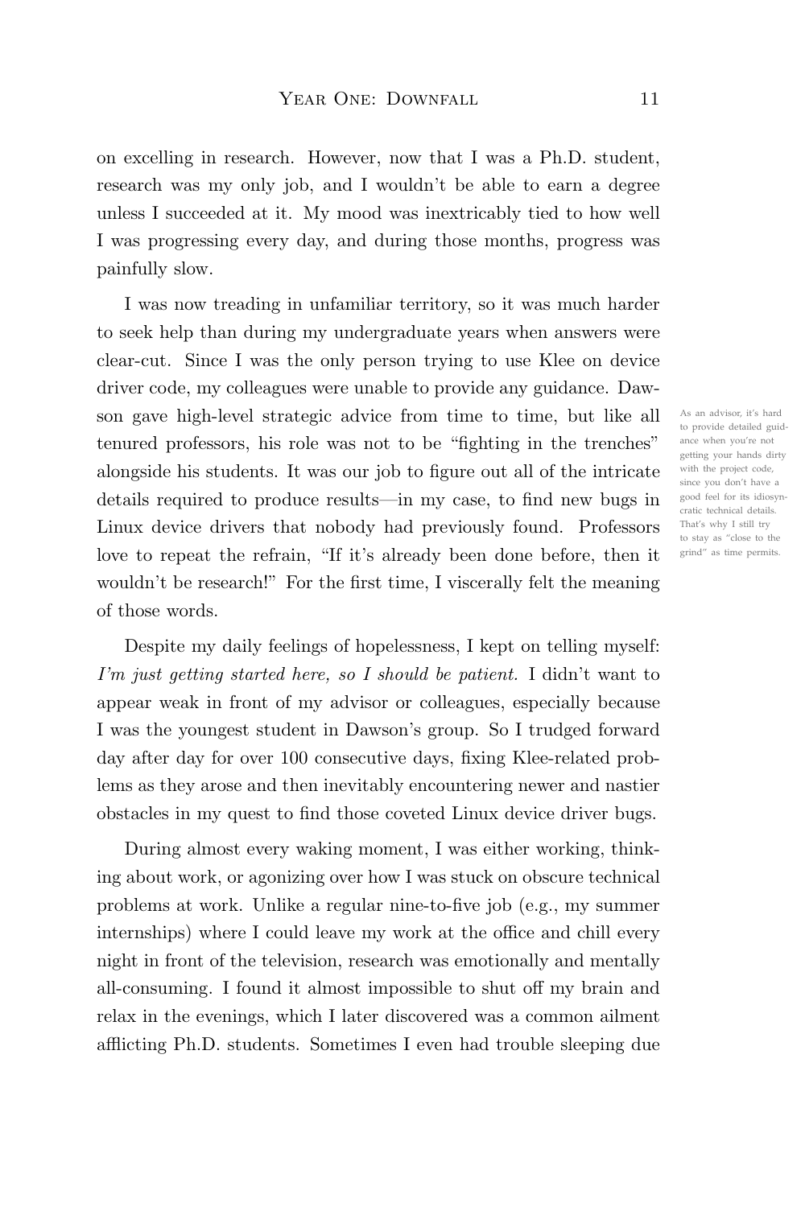on excelling in research. However, now that I was a Ph.D. student, research was my only job, and I wouldn't be able to earn a degree unless I succeeded at it. My mood was inextricably tied to how well I was progressing every day, and during those months, progress was painfully slow.

I was now treading in unfamiliar territory, so it was much harder to seek help than during my undergraduate years when answers were clear-cut. Since I was the only person trying to use Klee on device driver code, my colleagues were unable to provide any guidance. Dawson gave high-level strategic advice from time to time, but like all tenured professors, his role was not to be "fighting in the trenches" alongside his students. It was our job to figure out all of the intricate details required to produce results—in my case, to find new bugs in Linux device drivers that nobody had previously found. Professors love to repeat the refrain, "If it's already been done before, then it wouldn't be research!" For the first time, I viscerally felt the meaning of those words.

As an advisor, it's hard to provide detailed guidance when you're not getting your hands dirty with the project code, since you don't have a good feel for its idiosyncratic technical details. That's why I still try to stay as "close to the grind" as time permits.

Despite my daily feelings of hopelessness, I kept on telling myself: *I'm just getting started here, so I should be patient.* I didn't want to appear weak in front of my advisor or colleagues, especially because I was the youngest student in Dawson's group. So I trudged forward day after day for over 100 consecutive days, fixing Klee-related problems as they arose and then inevitably encountering newer and nastier obstacles in my quest to find those coveted Linux device driver bugs.

During almost every waking moment, I was either working, thinking about work, or agonizing over how I was stuck on obscure technical problems at work. Unlike a regular nine-to-five job (e.g., my summer internships) where I could leave my work at the office and chill every night in front of the television, research was emotionally and mentally all-consuming. I found it almost impossible to shut off my brain and relax in the evenings, which I later discovered was a common ailment afflicting Ph.D. students. Sometimes I even had trouble sleeping due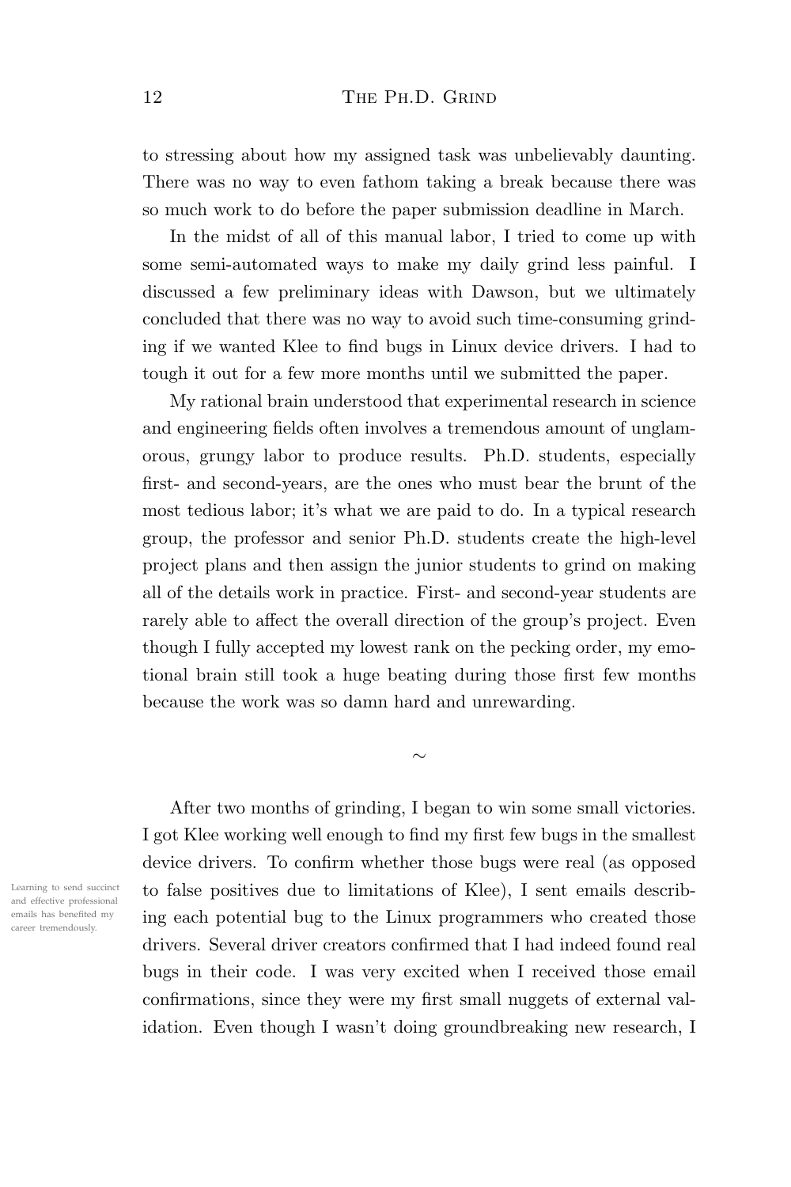to stressing about how my assigned task was unbelievably daunting. There was no way to even fathom taking a break because there was so much work to do before the paper submission deadline in March.

In the midst of all of this manual labor, I tried to come up with some semi-automated ways to make my daily grind less painful. I discussed a few preliminary ideas with Dawson, but we ultimately concluded that there was no way to avoid such time-consuming grinding if we wanted Klee to find bugs in Linux device drivers. I had to tough it out for a few more months until we submitted the paper.

My rational brain understood that experimental research in science and engineering fields often involves a tremendous amount of unglamorous, grungy labor to produce results. Ph.D. students, especially first- and second-years, are the ones who must bear the brunt of the most tedious labor; it's what we are paid to do. In a typical research group, the professor and senior Ph.D. students create the high-level project plans and then assign the junior students to grind on making all of the details work in practice. First- and second-year students are rarely able to affect the overall direction of the group's project. Even though I fully accepted my lowest rank on the pecking order, my emotional brain still took a huge beating during those first few months because the work was so damn hard and unrewarding.

~

After two months of grinding, I began to win some small victories. I got Klee working well enough to find my first few bugs in the smallest device drivers. To confirm whether those bugs were real (as opposed to false positives due to limitations of Klee), I sent emails describing each potential bug to the Linux programmers who created those drivers. Several driver creators confirmed that I had indeed found real bugs in their code. I was very excited when I received those email confirmations, since they were my first small nuggets of external validation. Even though I wasn't doing groundbreaking new research, I

Learning to send succinct and effective professional emails has benefited my career tremendously.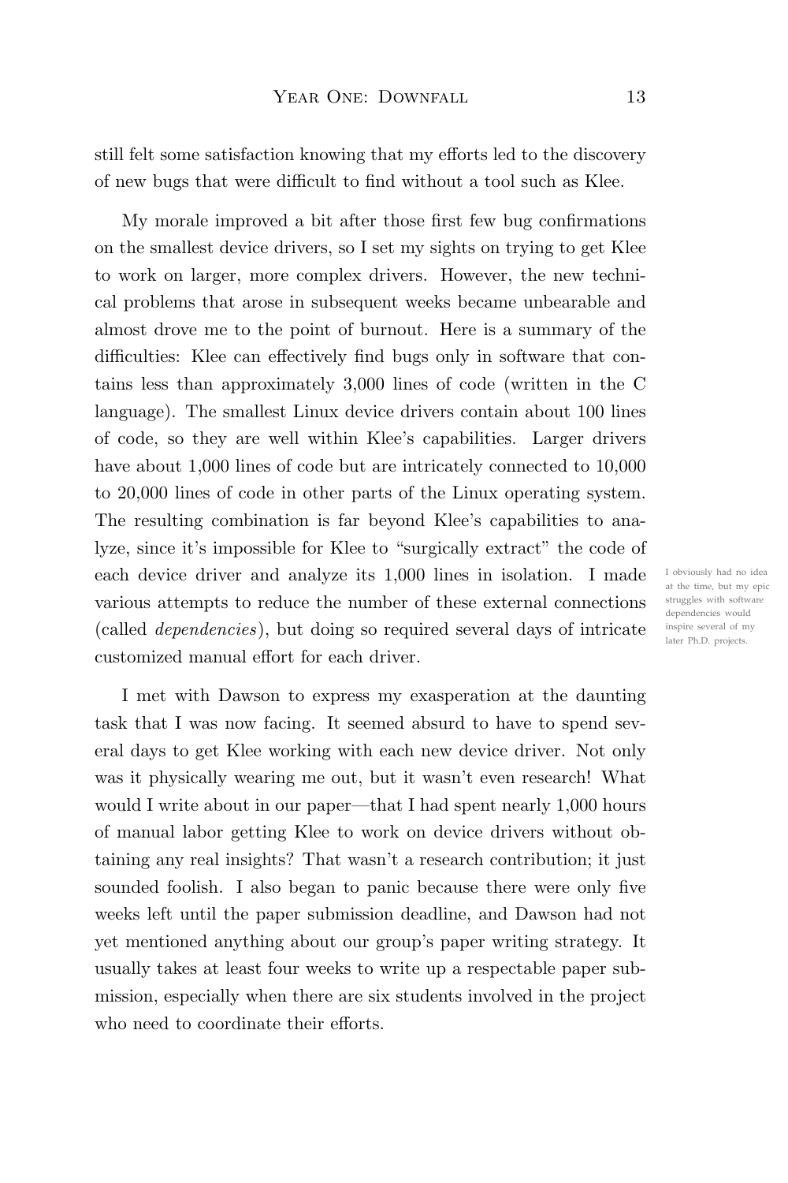still felt some satisfaction knowing that my efforts led to the discovery of new bugs that were difficult to find without a tool such as Klee.

My morale improved a bit after those first few bug confirmations on the smallest device drivers, so I set my sights on trying to get Klee to work on larger, more complex drivers. However, the new technical problems that arose in subsequent weeks became unbearable and almost drove me to the point of burnout. Here is a summary of the difficulties: Klee can effectively find bugs only in software that contains less than approximately 3,000 lines of code (written in the C language). The smallest Linux device drivers contain about 100 lines of code, so they are well within Klee's capabilities. Larger drivers have about 1,000 lines of code but are intricately connected to 10,000 to 20,000 lines of code in other parts of the Linux operating system. The resulting combination is far beyond Klee's capabilities to analyze, since it's impossible for Klee to "surgically extract" the code of each device driver and analyze its 1,000 lines in isolation. I made various attempts to reduce the number of these external connections (called *dependencies*), but doing so required several days of intricate customized manual effort for each driver.

I obviously had no idea at the time, but my epic struggles with software dependencies would inspire several of my later Ph.D. projects.

I met with Dawson to express my exasperation at the daunting task that I was now facing. It seemed absurd to have to spend several days to get Klee working with each new device driver. Not only was it physically wearing me out, but it wasn't even research! What would I write about in our paper—that I had spent nearly 1,000 hours of manual labor getting Klee to work on device drivers without obtaining any real insights? That wasn't a research contribution; it just sounded foolish. I also began to panic because there were only five weeks left until the paper submission deadline, and Dawson had not yet mentioned anything about our group's paper writing strategy. It usually takes at least four weeks to write up a respectable paper submission, especially when there are six students involved in the project who need to coordinate their efforts.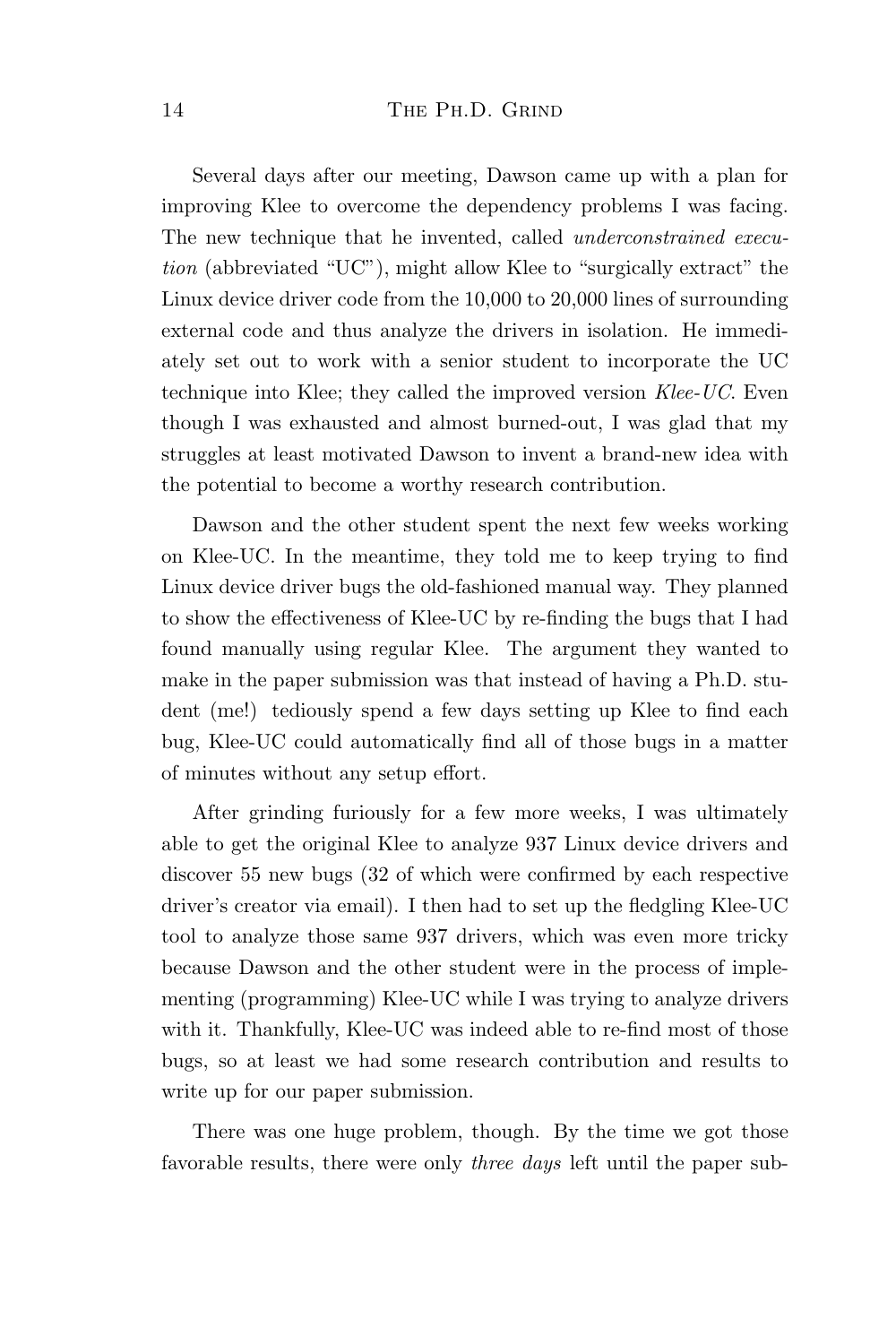Several days after our meeting, Dawson came up with a plan for improving Klee to overcome the dependency problems I was facing. The new technique that he invented, called *underconstrained execution* (abbreviated "UC"), might allow Klee to "surgically extract" the Linux device driver code from the 10,000 to 20,000 lines of surrounding external code and thus analyze the drivers in isolation. He immediately set out to work with a senior student to incorporate the UC technique into Klee; they called the improved version *Klee-UC*. Even though I was exhausted and almost burned-out, I was glad that my struggles at least motivated Dawson to invent a brand-new idea with the potential to become a worthy research contribution.

Dawson and the other student spent the next few weeks working on Klee-UC. In the meantime, they told me to keep trying to find Linux device driver bugs the old-fashioned manual way. They planned to show the effectiveness of Klee-UC by re-finding the bugs that I had found manually using regular Klee. The argument they wanted to make in the paper submission was that instead of having a Ph.D. student (me!) tediously spend a few days setting up Klee to find each bug, Klee-UC could automatically find all of those bugs in a matter of minutes without any setup effort.

After grinding furiously for a few more weeks, I was ultimately able to get the original Klee to analyze 937 Linux device drivers and discover 55 new bugs (32 of which were confirmed by each respective driver's creator via email). I then had to set up the fledgling Klee-UC tool to analyze those same 937 drivers, which was even more tricky because Dawson and the other student were in the process of implementing (programming) Klee-UC while I was trying to analyze drivers with it. Thankfully, Klee-UC was indeed able to re-find most of those bugs, so at least we had some research contribution and results to write up for our paper submission.

There was one huge problem, though. By the time we got those favorable results, there were only *three days* left until the paper sub-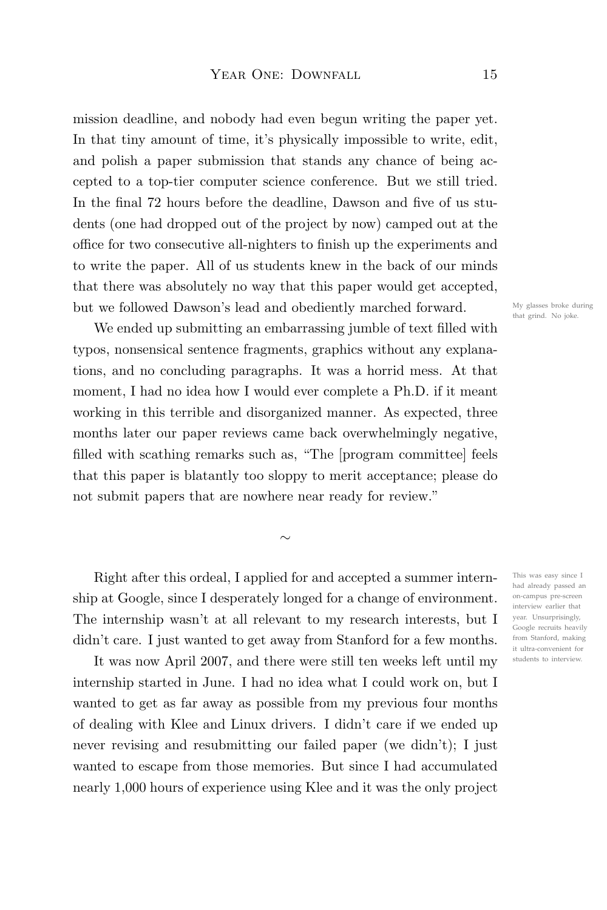mission deadline, and nobody had even begun writing the paper yet. In that tiny amount of time, it's physically impossible to write, edit, and polish a paper submission that stands any chance of being accepted to a top-tier computer science conference. But we still tried. In the final 72 hours before the deadline, Dawson and five of us students (one had dropped out of the project by now) camped out at the office for two consecutive all-nighters to finish up the experiments and to write the paper. All of us students knew in the back of our minds that there was absolutely no way that this paper would get accepted, but we followed Dawson's lead and obediently marched forward.

My glasses broke during that grind. No joke.

We ended up submitting an embarrassing jumble of text filled with typos, nonsensical sentence fragments, graphics without any explanations, and no concluding paragraphs. It was a horrid mess. At that moment, I had no idea how I would ever complete a Ph.D. if it meant working in this terrible and disorganized manner. As expected, three months later our paper reviews came back overwhelmingly negative, filled with scathing remarks such as, "The [program committee] feels that this paper is blatantly too sloppy to merit acceptance; please do not submit papers that are nowhere near ready for review."

~

Right after this ordeal, I applied for and accepted a summer internship at Google, since I desperately longed for a change of environment. The internship wasn't at all relevant to my research interests, but I didn't care. I just wanted to get away from Stanford for a few months.

This was easy since I had already passed an on-campus pre-screen interview earlier that year. Unsurprisingly, Google recruits heavily from Stanford, making it ultra-convenient for students to interview.

It was now April 2007, and there were still ten weeks left until my internship started in June. I had no idea what I could work on, but I wanted to get as far away as possible from my previous four months of dealing with Klee and Linux drivers. I didn't care if we ended up never revising and resubmitting our failed paper (we didn't); I just wanted to escape from those memories. But since I had accumulated nearly 1,000 hours of experience using Klee and it was the only project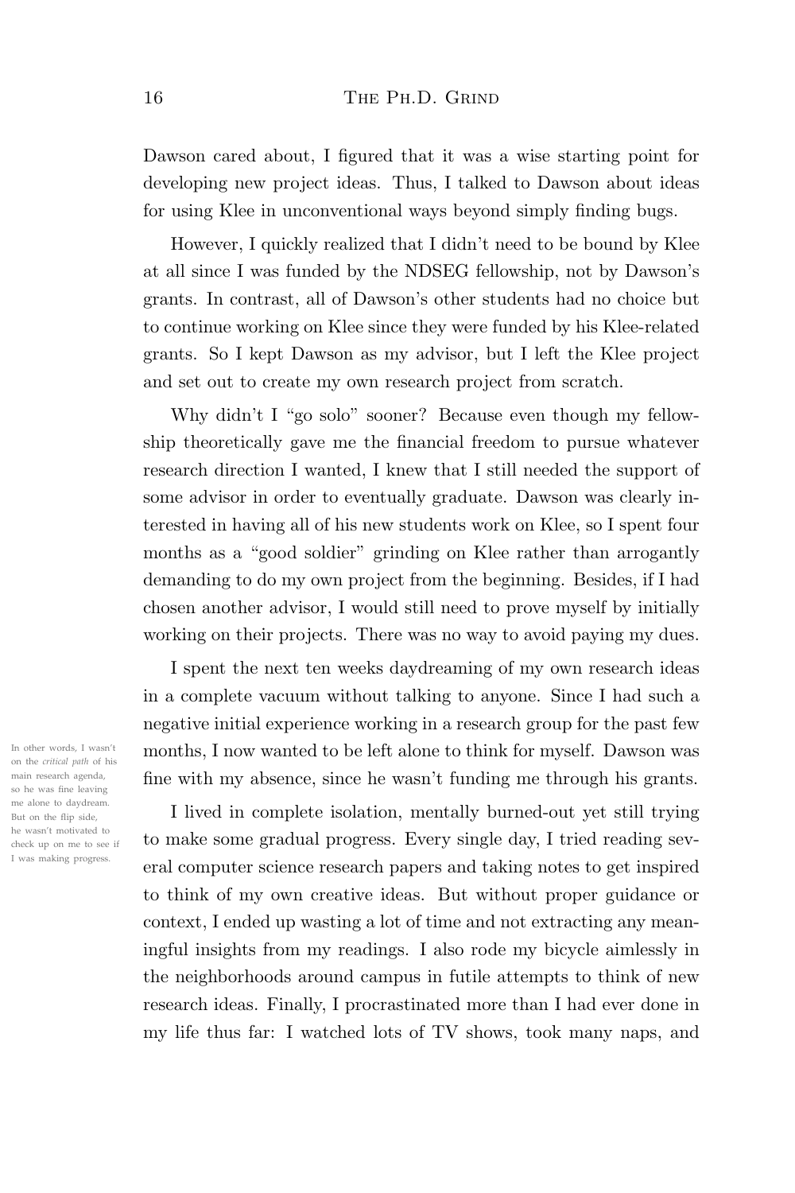Dawson cared about, I figured that it was a wise starting point for developing new project ideas. Thus, I talked to Dawson about ideas for using Klee in unconventional ways beyond simply finding bugs.

However, I quickly realized that I didn't need to be bound by Klee at all since I was funded by the NDSEG fellowship, not by Dawson's grants. In contrast, all of Dawson's other students had no choice but to continue working on Klee since they were funded by his Klee-related grants. So I kept Dawson as my advisor, but I left the Klee project and set out to create my own research project from scratch.

Why didn't I "go solo" sooner? Because even though my fellowship theoretically gave me the financial freedom to pursue whatever research direction I wanted, I knew that I still needed the support of some advisor in order to eventually graduate. Dawson was clearly interested in having all of his new students work on Klee, so I spent four months as a "good soldier" grinding on Klee rather than arrogantly demanding to do my own project from the beginning. Besides, if I had chosen another advisor, I would still need to prove myself by initially working on their projects. There was no way to avoid paying my dues.

I spent the next ten weeks daydreaming of my own research ideas in a complete vacuum without talking to anyone. Since I had such a negative initial experience working in a research group for the past few months, I now wanted to be left alone to think for myself. Dawson was fine with my absence, since he wasn't funding me through his grants.

In other words, I wasn't on the *critical path* of his main research agenda, so he was fine leaving me alone to daydream. But on the flip side, he wasn't motivated to check up on me to see if I was making progress.

I lived in complete isolation, mentally burned-out yet still trying to make some gradual progress. Every single day, I tried reading several computer science research papers and taking notes to get inspired to think of my own creative ideas. But without proper guidance or context, I ended up wasting a lot of time and not extracting any meaningful insights from my readings. I also rode my bicycle aimlessly in the neighborhoods around campus in futile attempts to think of new research ideas. Finally, I procrastinated more than I had ever done in my life thus far: I watched lots of TV shows, took many naps, and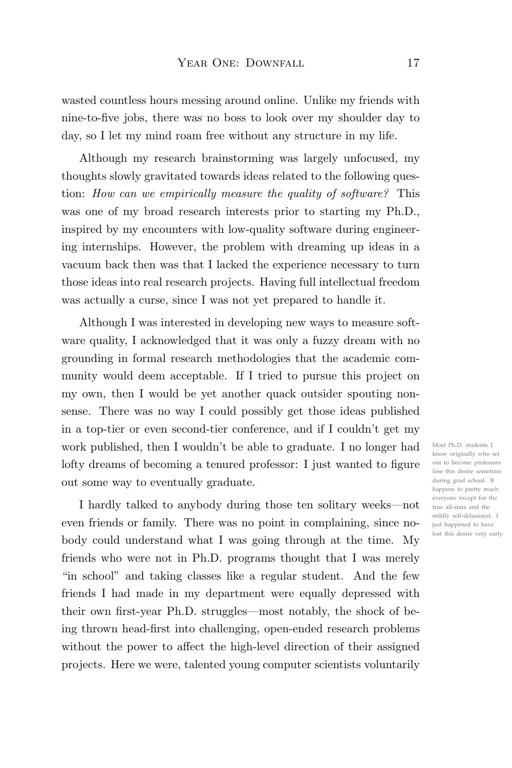wasted countless hours messing around online. Unlike my friends with nine-to-five jobs, there was no boss to look over my shoulder day to day, so I let my mind roam free without any structure in my life.

Although my research brainstorming was largely unfocused, my thoughts slowly gravitated towards ideas related to the following question: *How can we empirically measure the quality of software?* This was one of my broad research interests prior to starting my Ph.D., inspired by my encounters with low-quality software during engineering internships. However, the problem with dreaming up ideas in a vacuum back then was that I lacked the experience necessary to turn those ideas into real research projects. Having full intellectual freedom was actually a curse, since I was not yet prepared to handle it.

Although I was interested in developing new ways to measure software quality, I acknowledged that it was only a fuzzy dream with no grounding in formal research methodologies that the academic community would deem acceptable. If I tried to pursue this project on my own, then I would be yet another quack outsider spouting nonsense. There was no way I could possibly get those ideas published in a top-tier or even second-tier conference, and if I couldn't get my work published, then I wouldn't be able to graduate. I no longer had lofty dreams of becoming a tenured professor: I just wanted to figure out some way to eventually graduate.

Most Ph.D. students I know originally who set out to become professors lose this desire sometime during grad school. It happens to pretty much everyone except for the true all-stars and the mildly self-delusional. I just happened to have lost this desire very early.

I hardly talked to anybody during those ten solitary weeks—not even friends or family. There was no point in complaining, since nobody could understand what I was going through at the time. My friends who were not in Ph.D. programs thought that I was merely "in school" and taking classes like a regular student. And the few friends I had made in my department were equally depressed with their own first-year Ph.D. struggles—most notably, the shock of being thrown head-first into challenging, open-ended research problems without the power to affect the high-level direction of their assigned projects. Here we were, talented young computer scientists voluntarily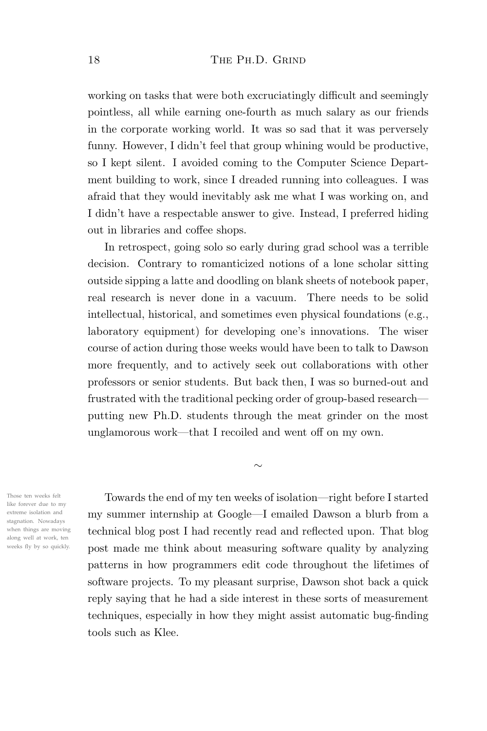working on tasks that were both excruciatingly difficult and seemingly pointless, all while earning one-fourth as much salary as our friends in the corporate working world. It was so sad that it was perversely funny. However, I didn't feel that group whining would be productive, so I kept silent. I avoided coming to the Computer Science Department building to work, since I dreaded running into colleagues. I was afraid that they would inevitably ask me what I was working on, and I didn't have a respectable answer to give. Instead, I preferred hiding out in libraries and coffee shops.

In retrospect, going solo so early during grad school was a terrible decision. Contrary to romanticized notions of a lone scholar sitting outside sipping a latte and doodling on blank sheets of notebook paper, real research is never done in a vacuum. There needs to be solid intellectual, historical, and sometimes even physical foundations (e.g., laboratory equipment) for developing one's innovations. The wiser course of action during those weeks would have been to talk to Dawson more frequently, and to actively seek out collaborations with other professors or senior students. But back then, I was so burned-out and frustrated with the traditional pecking order of group-based research—putting new Ph.D. students through the meat grinder on the most unglamorous work—that I recoiled and went off on my own.

~

Those ten weeks felt like forever due to my extreme isolation and stagnation. Nowadays when things are moving along well at work, ten weeks fly by so quickly.

Towards the end of my ten weeks of isolation—right before I started my summer internship at Google—I emailed Dawson a blurb from a technical blog post I had recently read and reflected upon. That blog post made me think about measuring software quality by analyzing patterns in how programmers edit code throughout the lifetimes of software projects. To my pleasant surprise, Dawson shot back a quick reply saying that he had a side interest in these sorts of measurement techniques, especially in how they might assist automatic bug-finding tools such as Klee.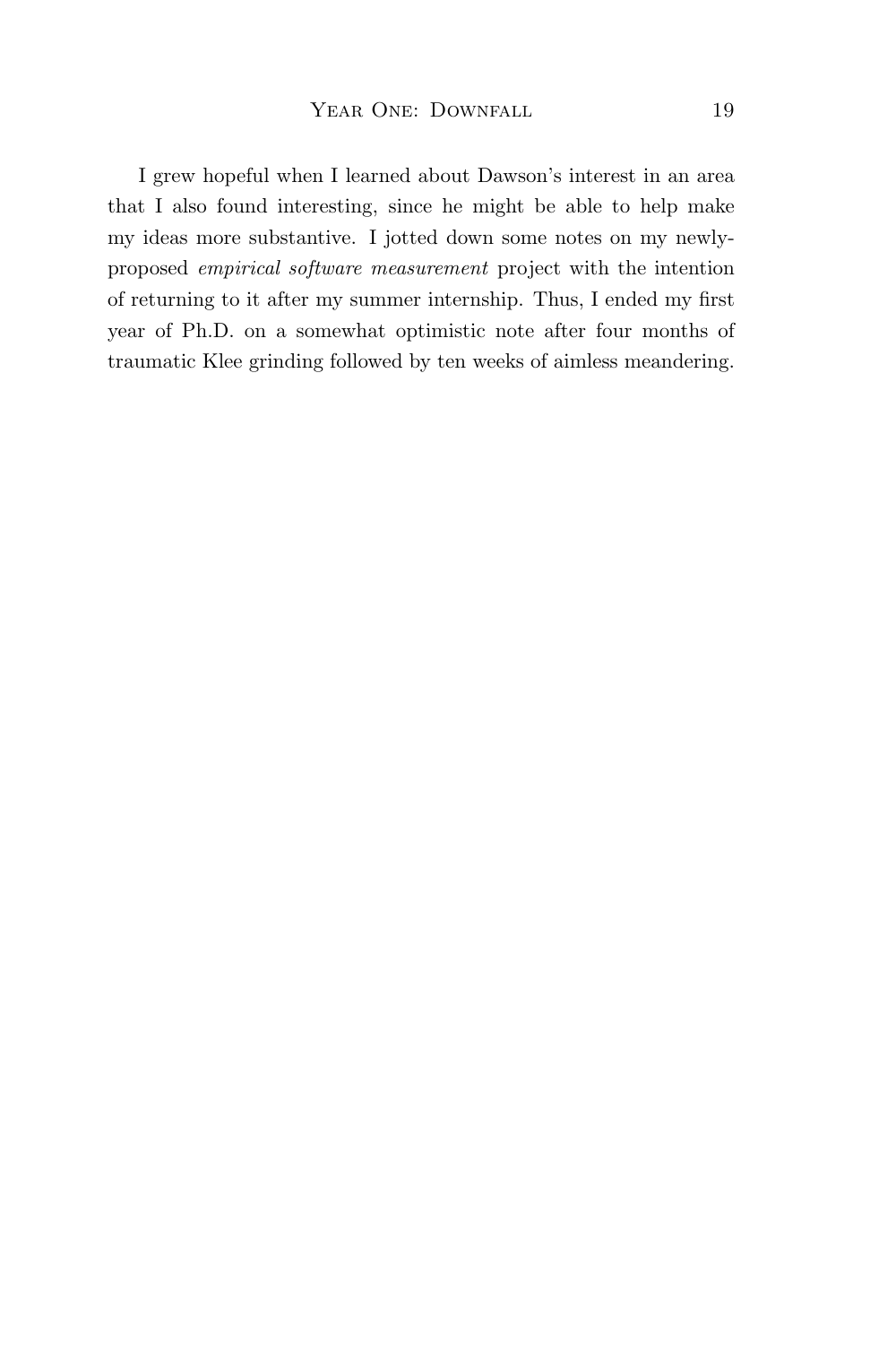I grew hopeful when I learned about Dawson's interest in an area that I also found interesting, since he might be able to help make my ideas more substantive. I jotted down some notes on my newly-proposed *empirical software measurement* project with the intention of returning to it after my summer internship. Thus, I ended my first year of Ph.D. on a somewhat optimistic note after four months of traumatic Klee grinding followed by ten weeks of aimless meandering.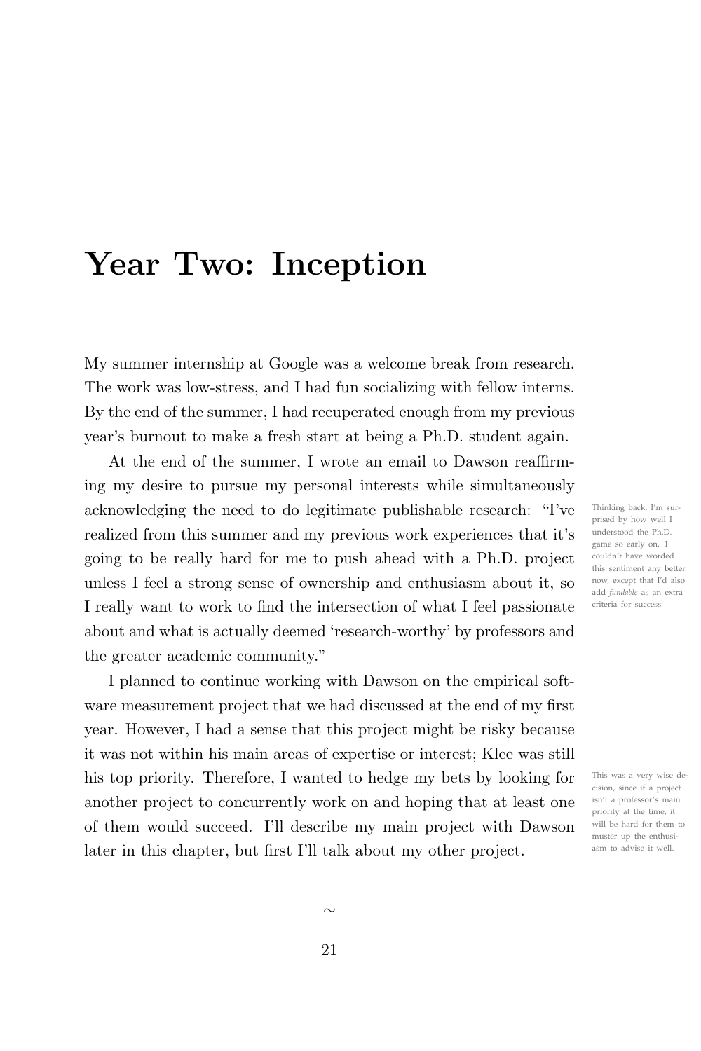# Year Two: Inception

My summer internship at Google was a welcome break from research. The work was low-stress, and I had fun socializing with fellow interns. By the end of the summer, I had recuperated enough from my previous year's burnout to make a fresh start at being a Ph.D. student again.

At the end of the summer, I wrote an email to Dawson reaffirming my desire to pursue my personal interests while simultaneously acknowledging the need to do legitimate publishable research: "I've realized from this summer and my previous work experiences that it's going to be really hard for me to push ahead with a Ph.D. project unless I feel a strong sense of ownership and enthusiasm about it, so I really want to work to find the intersection of what I feel passionate about and what is actually deemed 'research-worthy' by professors and the greater academic community."

> Thinking back, I'm surprised by how well I understood the Ph.D. game so early on. I couldn't have worded this sentiment any better now, except that I'd also add *fundable* as an extra criteria for success.

I planned to continue working with Dawson on the empirical software measurement project that we had discussed at the end of my first year. However, I had a sense that this project might be risky because it was not within his main areas of expertise or interest; Klee was still his top priority. Therefore, I wanted to hedge my bets by looking for another project to concurrently work on and hoping that at least one of them would succeed. I'll describe my main project with Dawson later in this chapter, but first I'll talk about my other project.

> This was a very wise decision, since if a project isn't a professor's main priority at the time, it will be hard for them to muster up the enthusiasm to advise it well.

~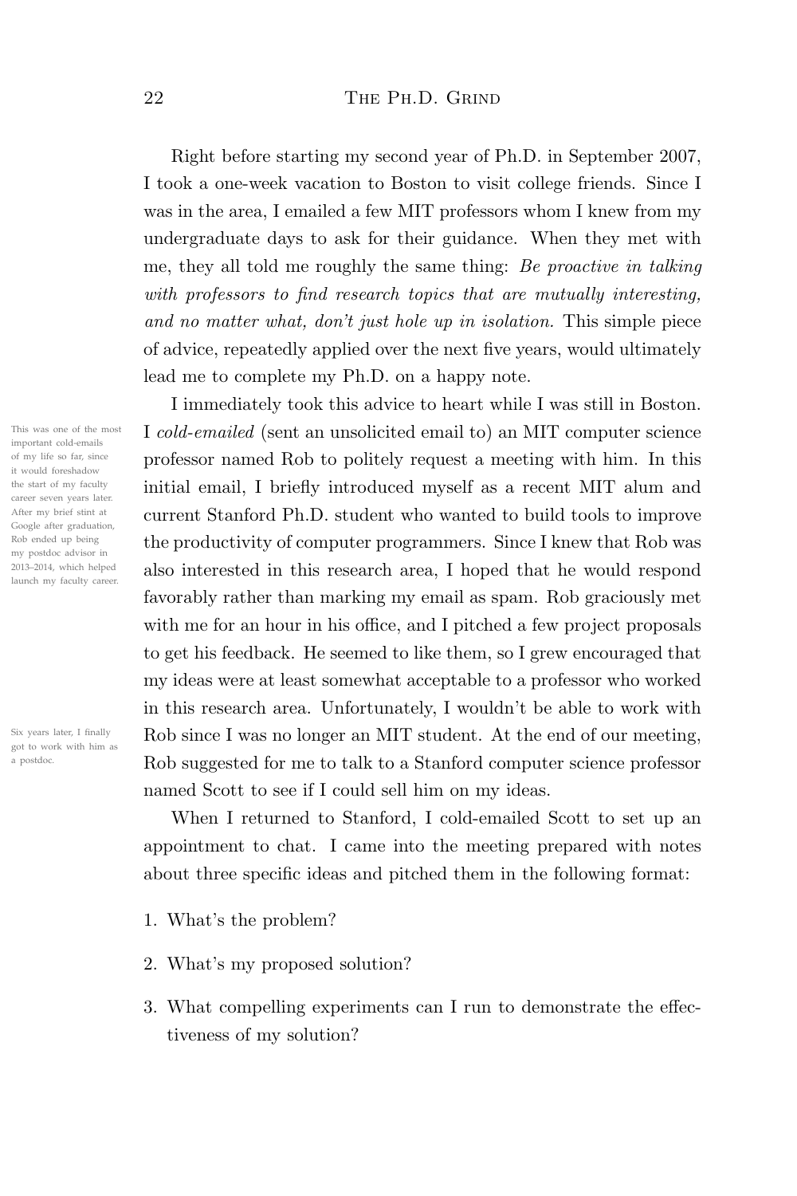Right before starting my second year of Ph.D. in September 2007, I took a one-week vacation to Boston to visit college friends. Since I was in the area, I emailed a few MIT professors whom I knew from my undergraduate days to ask for their guidance. When they met with me, they all told me roughly the same thing: *Be proactive in talking with professors to find research topics that are mutually interesting, and no matter what, don't just hole up in isolation.* This simple piece of advice, repeatedly applied over the next five years, would ultimately lead me to complete my Ph.D. on a happy note.

I immediately took this advice to heart while I was still in Boston. I *cold-emailed* (sent an unsolicited email to) an MIT computer science professor named Rob to politely request a meeting with him. In this initial email, I briefly introduced myself as a recent MIT alum and current Stanford Ph.D. student who wanted to build tools to improve the productivity of computer programmers. Since I knew that Rob was also interested in this research area, I hoped that he would respond favorably rather than marking my email as spam. Rob graciously met with me for an hour in his office, and I pitched a few project proposals to get his feedback. He seemed to like them, so I grew encouraged that my ideas were at least somewhat acceptable to a professor who worked in this research area. Unfortunately, I wouldn't be able to work with Rob since I was no longer an MIT student. At the end of our meeting, Rob suggested for me to talk to a Stanford computer science professor named Scott to see if I could sell him on my ideas.

> This was one of the most important cold-emails of my life so far, since it would foreshadow the start of my faculty career seven years later. After my brief stint at Google after graduation, Rob ended up being my postdoc advisor in 2013–2014, which helped launch my faculty career.

> Six years later, I finally got to work with him as a postdoc.

When I returned to Stanford, I cold-emailed Scott to set up an appointment to chat. I came into the meeting prepared with notes about three specific ideas and pitched them in the following format:

1. What's the problem?
2. What's my proposed solution?
3. What compelling experiments can I run to demonstrate the effectiveness of my solution?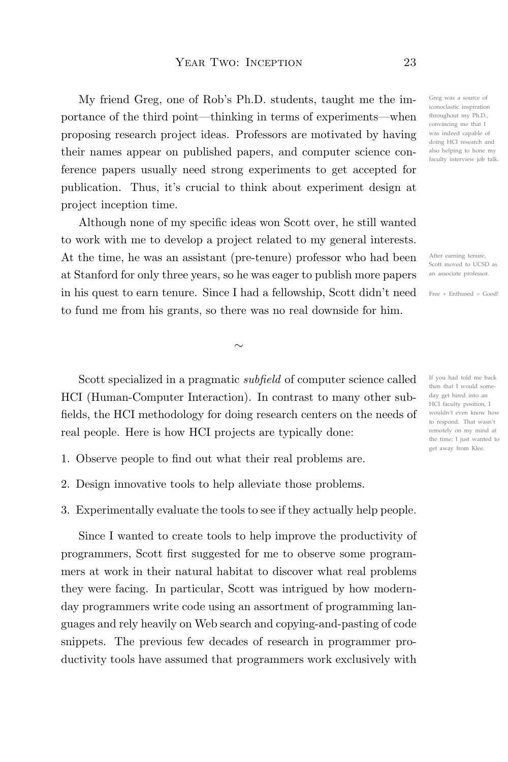My friend Greg, one of Rob's Ph.D. students, taught me the importance of the third point—thinking in terms of experiments—when proposing research project ideas. Professors are motivated by having their names appear on published papers, and computer science conference papers usually need strong experiments to get accepted for publication. Thus, it's crucial to think about experiment design at project inception time.

Greg was a source of iconoclastic inspiration throughout my Ph.D., convincing me that I was indeed capable of doing HCI research and also helping to hone my faculty interview job talk.

Although none of my specific ideas won Scott over, he still wanted to work with me to develop a project related to my general interests. At the time, he was an assistant (pre-tenure) professor who had been at Stanford for only three years, so he was eager to publish more papers in his quest to earn tenure. Since I had a fellowship, Scott didn't need to fund me from his grants, so there was no real downside for him.

After earning tenure, Scott moved to UCSD as an associate professor.

Free + Enthused = Good!

∼

Scott specialized in a pragmatic *subfield* of computer science called HCI (Human-Computer Interaction). In contrast to many other subfields, the HCI methodology for doing research centers on the needs of real people. Here is how HCI projects are typically done:

If you had told me back then that I would someday get hired into an HCI faculty position, I wouldn't even know how to respond. That wasn't remotely on my mind at the time; I just wanted to get away from Klee.

1. Observe people to find out what their real problems are.
2. Design innovative tools to help alleviate those problems.
3. Experimentally evaluate the tools to see if they actually help people.

Since I wanted to create tools to help improve the productivity of programmers, Scott first suggested for me to observe some programmers at work in their natural habitat to discover what real problems they were facing. In particular, Scott was intrigued by how modern-day programmers write code using an assortment of programming languages and rely heavily on Web search and copying-and-pasting of code snippets. The previous few decades of research in programmer productivity tools have assumed that programmers work exclusively with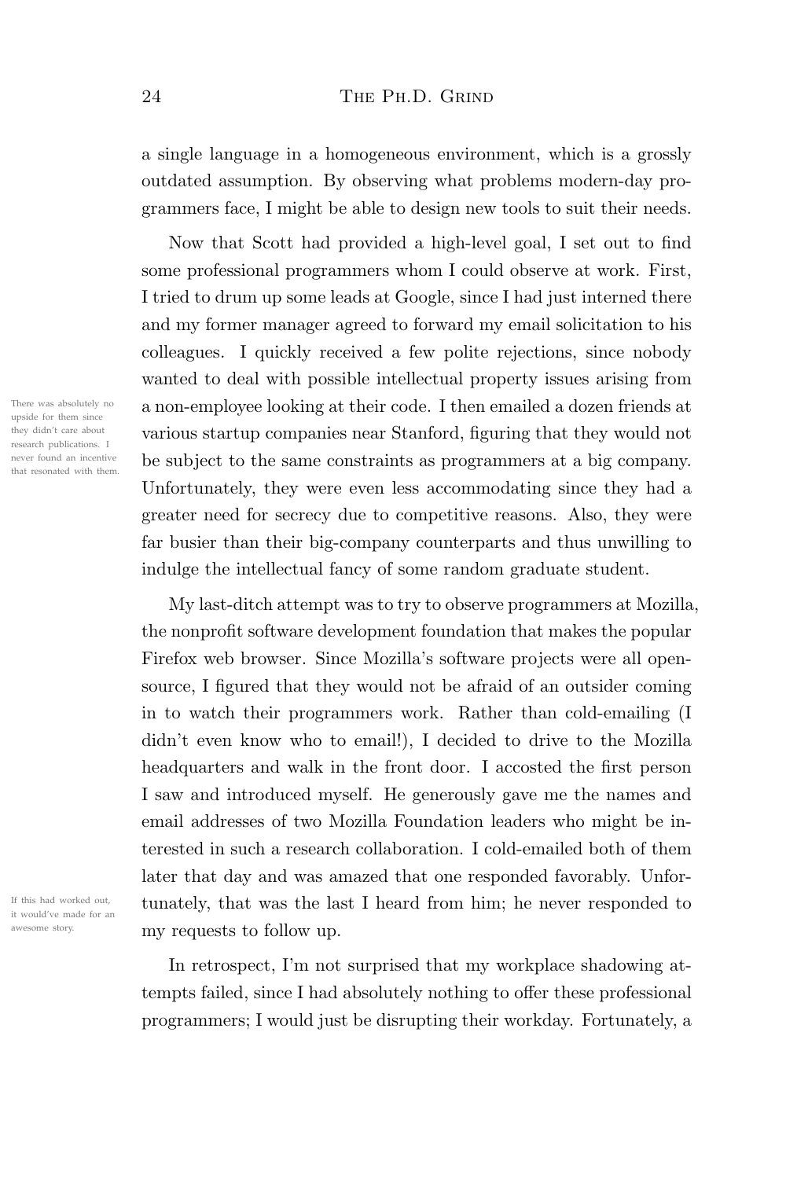a single language in a homogeneous environment, which is a grossly outdated assumption. By observing what problems modern-day programmers face, I might be able to design new tools to suit their needs.

Now that Scott had provided a high-level goal, I set out to find some professional programmers whom I could observe at work. First, I tried to drum up some leads at Google, since I had just interned there and my former manager agreed to forward my email solicitation to his colleagues. I quickly received a few polite rejections, since nobody wanted to deal with possible intellectual property issues arising from a non-employee looking at their code. I then emailed a dozen friends at various startup companies near Stanford, figuring that they would not be subject to the same constraints as programmers at a big company. Unfortunately, they were even less accommodating since they had a greater need for secrecy due to competitive reasons. Also, they were far busier than their big-company counterparts and thus unwilling to indulge the intellectual fancy of some random graduate student.

There was absolutely no upside for them since they didn't care about research publications. I never found an incentive that resonated with them.

My last-ditch attempt was to try to observe programmers at Mozilla, the nonprofit software development foundation that makes the popular Firefox web browser. Since Mozilla's software projects were all open-source, I figured that they would not be afraid of an outsider coming in to watch their programmers work. Rather than cold-emailing (I didn't even know who to email!), I decided to drive to the Mozilla headquarters and walk in the front door. I accosted the first person I saw and introduced myself. He generously gave me the names and email addresses of two Mozilla Foundation leaders who might be interested in such a research collaboration. I cold-emailed both of them later that day and was amazed that one responded favorably. Unfortunately, that was the last I heard from him; he never responded to my requests to follow up.

If this had worked out, it would've made for an awesome story.

In retrospect, I'm not surprised that my workplace shadowing attempts failed, since I had absolutely nothing to offer these professional programmers; I would just be disrupting their workday. Fortunately, a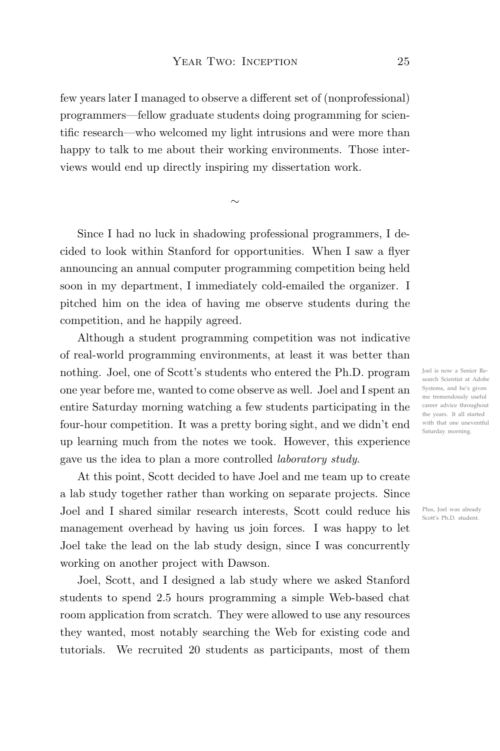few years later I managed to observe a different set of (nonprofessional) programmers—fellow graduate students doing programming for scientific research—who welcomed my light intrusions and were more than happy to talk to me about their working environments. Those interviews would end up directly inspiring my dissertation work.

~

Since I had no luck in shadowing professional programmers, I decided to look within Stanford for opportunities. When I saw a flyer announcing an annual computer programming competition being held soon in my department, I immediately cold-emailed the organizer. I pitched him on the idea of having me observe students during the competition, and he happily agreed.

Although a student programming competition was not indicative of real-world programming environments, at least it was better than nothing. Joel, one of Scott's students who entered the Ph.D. program one year before me, wanted to come observe as well. Joel and I spent an entire Saturday morning watching a few students participating in the four-hour competition. It was a pretty boring sight, and we didn't end up learning much from the notes we took. However, this experience gave us the idea to plan a more controlled *laboratory study*.

Joel is now a Senior Research Scientist at Adobe Systems, and he's given me tremendously useful career advice throughout the years. It all started with that one uneventful Saturday morning.

At this point, Scott decided to have Joel and me team up to create a lab study together rather than working on separate projects. Since Joel and I shared similar research interests, Scott could reduce his management overhead by having us join forces. I was happy to let Joel take the lead on the lab study design, since I was concurrently working on another project with Dawson.

Plus, Joel was already Scott's Ph.D. student.

Joel, Scott, and I designed a lab study where we asked Stanford students to spend 2.5 hours programming a simple Web-based chat room application from scratch. They were allowed to use any resources they wanted, most notably searching the Web for existing code and tutorials. We recruited 20 students as participants, most of them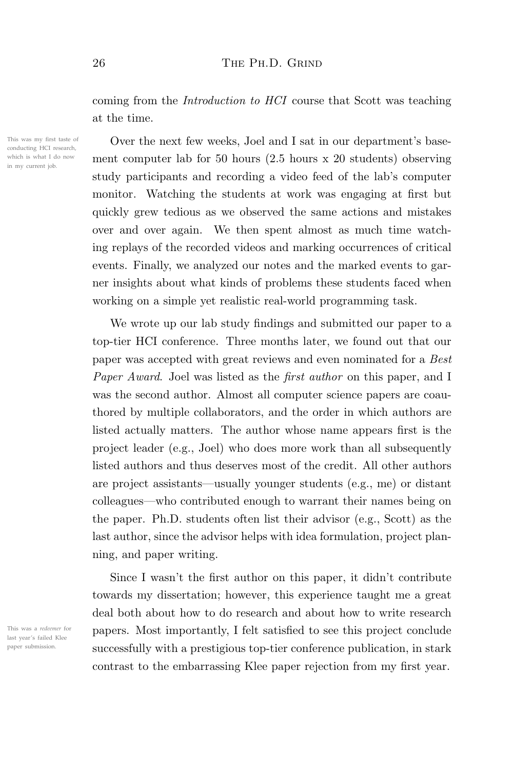coming from the *Introduction to HCI* course that Scott was teaching at the time.

This was my first taste of conducting HCI research, which is what I do now in my current job.

Over the next few weeks, Joel and I sat in our department's basement computer lab for 50 hours (2.5 hours x 20 students) observing study participants and recording a video feed of the lab's computer monitor. Watching the students at work was engaging at first but quickly grew tedious as we observed the same actions and mistakes over and over again. We then spent almost as much time watching replays of the recorded videos and marking occurrences of critical events. Finally, we analyzed our notes and the marked events to garner insights about what kinds of problems these students faced when working on a simple yet realistic real-world programming task.

We wrote up our lab study findings and submitted our paper to a top-tier HCI conference. Three months later, we found out that our paper was accepted with great reviews and even nominated for a *Best Paper Award*. Joel was listed as the *first author* on this paper, and I was the second author. Almost all computer science papers are coauthored by multiple collaborators, and the order in which authors are listed actually matters. The author whose name appears first is the project leader (e.g., Joel) who does more work than all subsequently listed authors and thus deserves most of the credit. All other authors are project assistants—usually younger students (e.g., me) or distant colleagues—who contributed enough to warrant their names being on the paper. Ph.D. students often list their advisor (e.g., Scott) as the last author, since the advisor helps with idea formulation, project planning, and paper writing.

This was a *redeemer* for last year's failed Klee paper submission.

Since I wasn't the first author on this paper, it didn't contribute towards my dissertation; however, this experience taught me a great deal both about how to do research and about how to write research papers. Most importantly, I felt satisfied to see this project conclude successfully with a prestigious top-tier conference publication, in stark contrast to the embarrassing Klee paper rejection from my first year.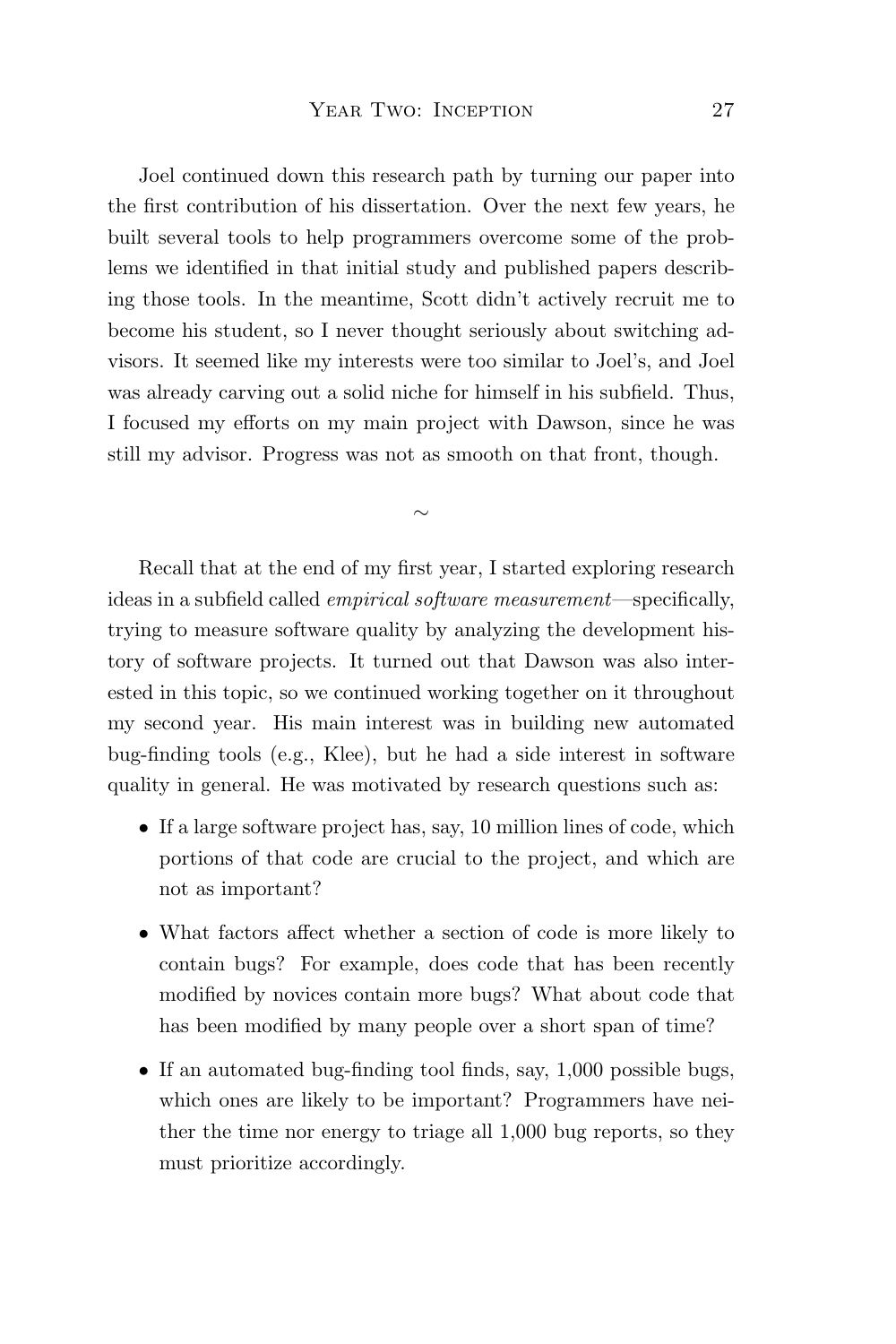Joel continued down this research path by turning our paper into the first contribution of his dissertation. Over the next few years, he built several tools to help programmers overcome some of the problems we identified in that initial study and published papers describing those tools. In the meantime, Scott didn't actively recruit me to become his student, so I never thought seriously about switching advisors. It seemed like my interests were too similar to Joel's, and Joel was already carving out a solid niche for himself in his subfield. Thus, I focused my efforts on my main project with Dawson, since he was still my advisor. Progress was not as smooth on that front, though.

~

Recall that at the end of my first year, I started exploring research ideas in a subfield called *empirical software measurement*—specifically, trying to measure software quality by analyzing the development history of software projects. It turned out that Dawson was also interested in this topic, so we continued working together on it throughout my second year. His main interest was in building new automated bug-finding tools (e.g., Klee), but he had a side interest in software quality in general. He was motivated by research questions such as:

- If a large software project has, say, 10 million lines of code, which portions of that code are crucial to the project, and which are not as important?
- What factors affect whether a section of code is more likely to contain bugs? For example, does code that has been recently modified by novices contain more bugs? What about code that has been modified by many people over a short span of time?
- If an automated bug-finding tool finds, say, 1,000 possible bugs, which ones are likely to be important? Programmers have neither the time nor energy to triage all 1,000 bug reports, so they must prioritize accordingly.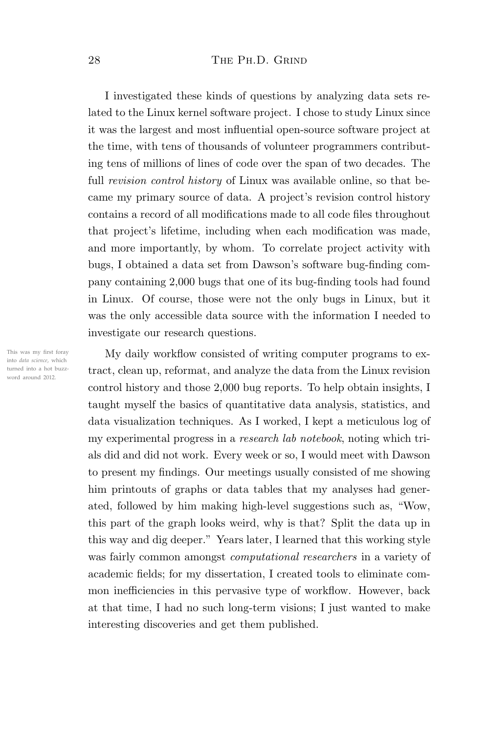I investigated these kinds of questions by analyzing data sets related to the Linux kernel software project. I chose to study Linux since it was the largest and most influential open-source software project at the time, with tens of thousands of volunteer programmers contributing tens of millions of lines of code over the span of two decades. The full *revision control history* of Linux was available online, so that became my primary source of data. A project's revision control history contains a record of all modifications made to all code files throughout that project's lifetime, including when each modification was made, and more importantly, by whom. To correlate project activity with bugs, I obtained a data set from Dawson's software bug-finding company containing 2,000 bugs that one of its bug-finding tools had found in Linux. Of course, those were not the only bugs in Linux, but it was the only accessible data source with the information I needed to investigate our research questions.

This was my first foray into *data science*, which turned into a hot buzzword around 2012.

My daily workflow consisted of writing computer programs to extract, clean up, reformat, and analyze the data from the Linux revision control history and those 2,000 bug reports. To help obtain insights, I taught myself the basics of quantitative data analysis, statistics, and data visualization techniques. As I worked, I kept a meticulous log of my experimental progress in a *research lab notebook*, noting which trials did and did not work. Every week or so, I would meet with Dawson to present my findings. Our meetings usually consisted of me showing him printouts of graphs or data tables that my analyses had generated, followed by him making high-level suggestions such as, "Wow, this part of the graph looks weird, why is that? Split the data up in this way and dig deeper." Years later, I learned that this working style was fairly common amongst *computational researchers* in a variety of academic fields; for my dissertation, I created tools to eliminate common inefficiencies in this pervasive type of workflow. However, back at that time, I had no such long-term visions; I just wanted to make interesting discoveries and get them published.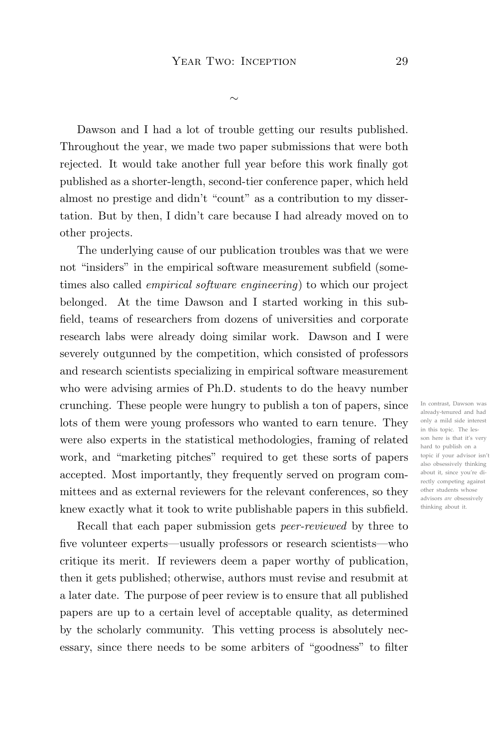~

Dawson and I had a lot of trouble getting our results published. Throughout the year, we made two paper submissions that were both rejected. It would take another full year before this work finally got published as a shorter-length, second-tier conference paper, which held almost no prestige and didn't "count" as a contribution to my dissertation. But by then, I didn't care because I had already moved on to other projects.

The underlying cause of our publication troubles was that we were not "insiders" in the empirical software measurement subfield (sometimes also called *empirical software engineering*) to which our project belonged. At the time Dawson and I started working in this subfield, teams of researchers from dozens of universities and corporate research labs were already doing similar work. Dawson and I were severely outgunned by the competition, which consisted of professors and research scientists specializing in empirical software measurement who were advising armies of Ph.D. students to do the heavy number crunching. These people were hungry to publish a ton of papers, since lots of them were young professors who wanted to earn tenure. They were also experts in the statistical methodologies, framing of related work, and "marketing pitches" required to get these sorts of papers accepted. Most importantly, they frequently served on program committees and as external reviewers for the relevant conferences, so they knew exactly what it took to write publishable papers in this subfield.

In contrast, Dawson was already-tenured and had only a mild side interest in this topic. The lesson here is that it's very hard to publish on a topic if your advisor isn't also obsessively thinking about it, since you're directly competing against other students whose advisors *are* obsessively thinking about it.

Recall that each paper submission gets *peer-reviewed* by three to five volunteer experts—usually professors or research scientists—who critique its merit. If reviewers deem a paper worthy of publication, then it gets published; otherwise, authors must revise and resubmit at a later date. The purpose of peer review is to ensure that all published papers are up to a certain level of acceptable quality, as determined by the scholarly community. This vetting process is absolutely necessary, since there needs to be some arbiters of "goodness" to filter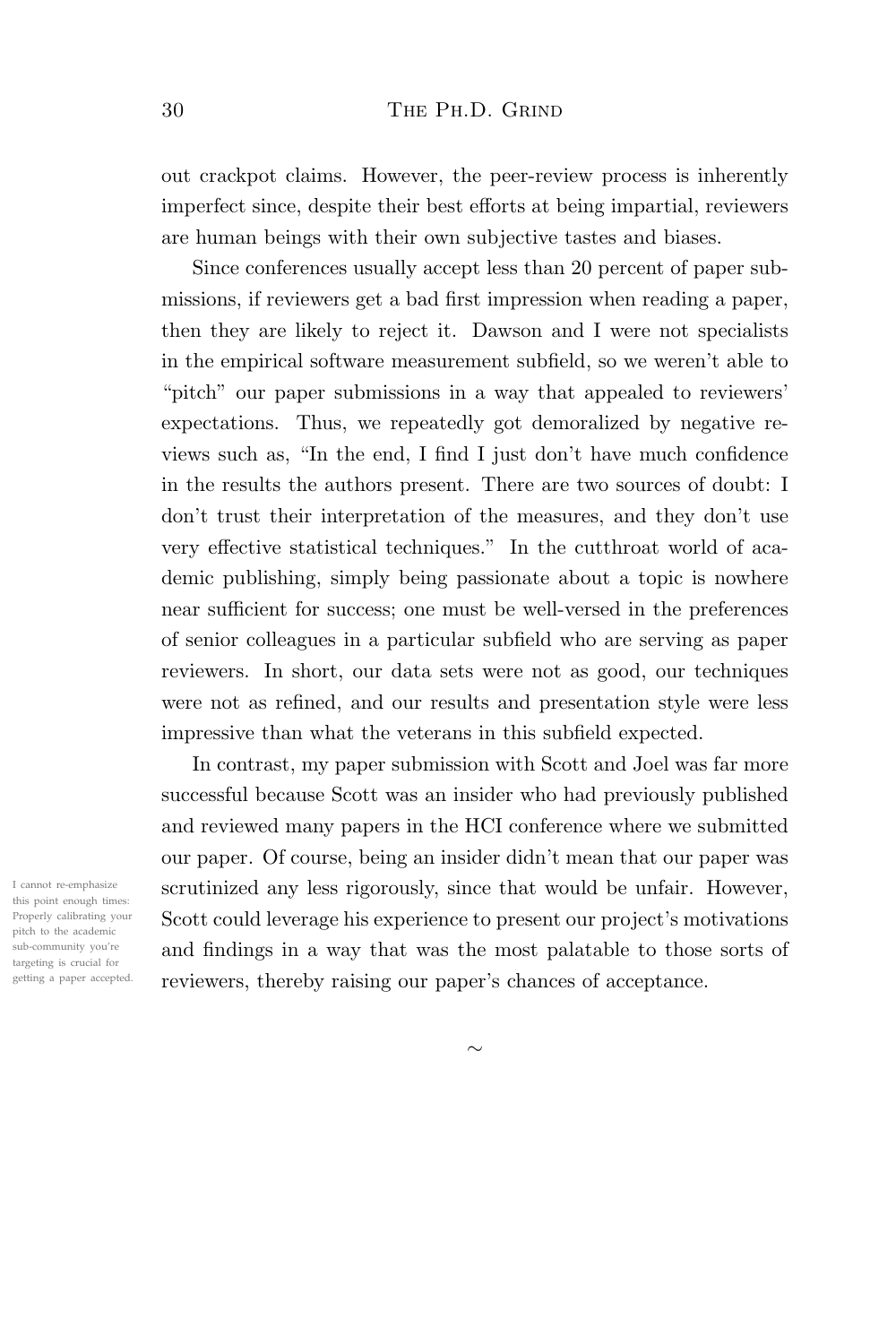out crackpot claims. However, the peer-review process is inherently imperfect since, despite their best efforts at being impartial, reviewers are human beings with their own subjective tastes and biases.

Since conferences usually accept less than 20 percent of paper submissions, if reviewers get a bad first impression when reading a paper, then they are likely to reject it. Dawson and I were not specialists in the empirical software measurement subfield, so we weren't able to "pitch" our paper submissions in a way that appealed to reviewers' expectations. Thus, we repeatedly got demoralized by negative reviews such as, "In the end, I find I just don't have much confidence in the results the authors present. There are two sources of doubt: I don't trust their interpretation of the measures, and they don't use very effective statistical techniques." In the cutthroat world of academic publishing, simply being passionate about a topic is nowhere near sufficient for success; one must be well-versed in the preferences of senior colleagues in a particular subfield who are serving as paper reviewers. In short, our data sets were not as good, our techniques were not as refined, and our results and presentation style were less impressive than what the veterans in this subfield expected.

In contrast, my paper submission with Scott and Joel was far more successful because Scott was an insider who had previously published and reviewed many papers in the HCI conference where we submitted our paper. Of course, being an insider didn't mean that our paper was scrutinized any less rigorously, since that would be unfair. However, Scott could leverage his experience to present our project's motivations and findings in a way that was the most palatable to those sorts of reviewers, thereby raising our paper's chances of acceptance.

I cannot re-emphasize this point enough times: Properly calibrating your pitch to the academic sub-community you're targeting is crucial for getting a paper accepted.

∼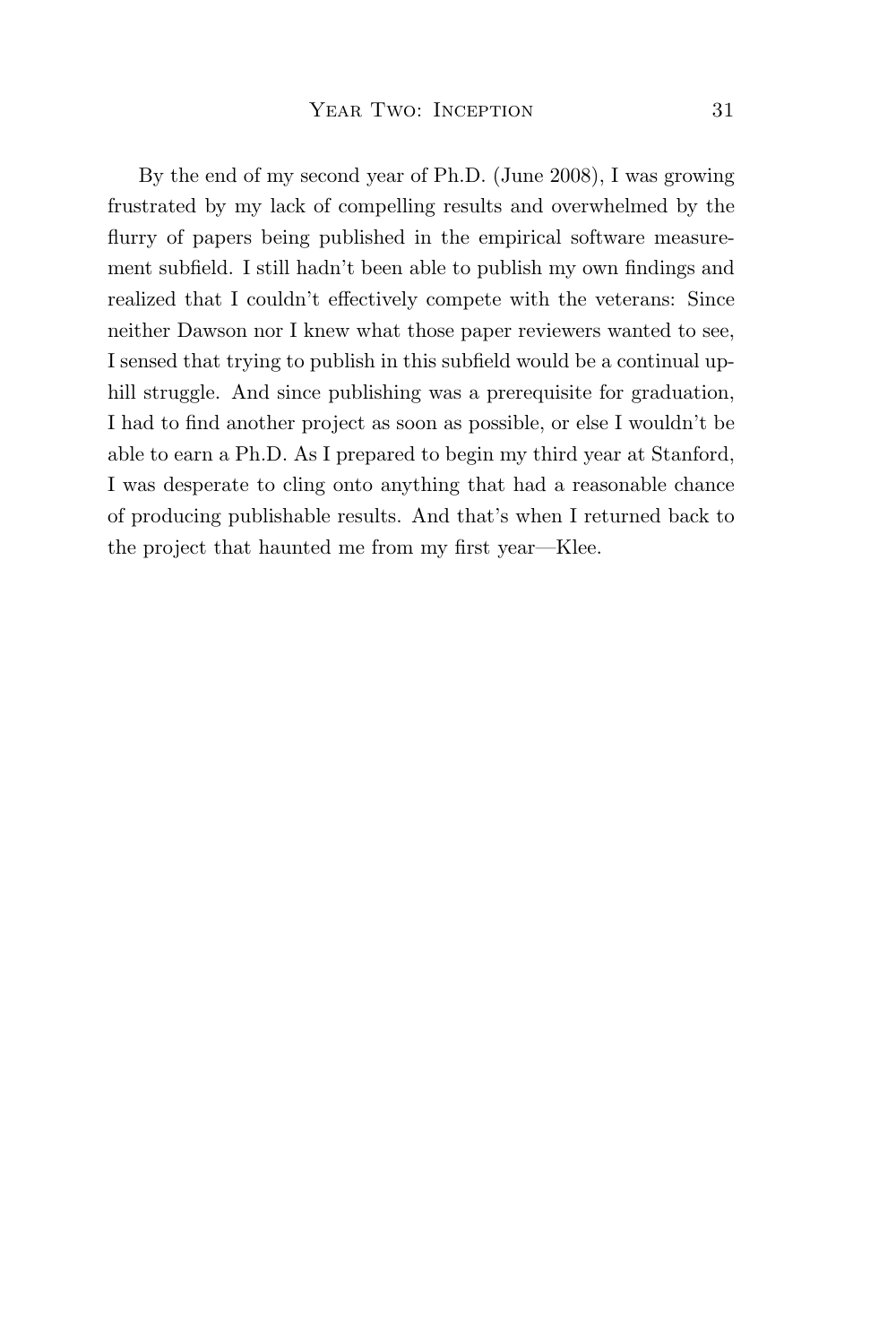By the end of my second year of Ph.D. (June 2008), I was growing frustrated by my lack of compelling results and overwhelmed by the flurry of papers being published in the empirical software measurement subfield. I still hadn't been able to publish my own findings and realized that I couldn't effectively compete with the veterans: Since neither Dawson nor I knew what those paper reviewers wanted to see, I sensed that trying to publish in this subfield would be a continual uphill struggle. And since publishing was a prerequisite for graduation, I had to find another project as soon as possible, or else I wouldn't be able to earn a Ph.D. As I prepared to begin my third year at Stanford, I was desperate to cling onto anything that had a reasonable chance of producing publishable results. And that's when I returned back to the project that haunted me from my first year—Klee.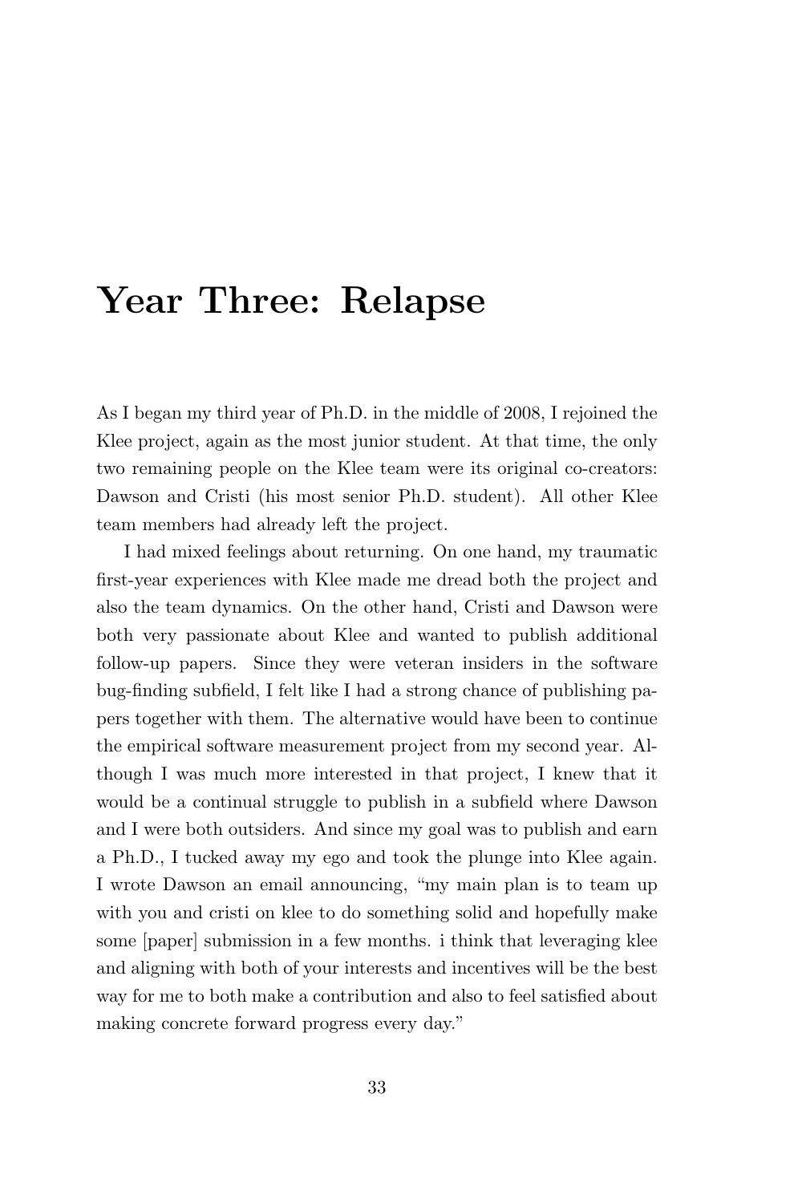# Year Three: Relapse

As I began my third year of Ph.D. in the middle of 2008, I rejoined the Klee project, again as the most junior student. At that time, the only two remaining people on the Klee team were its original co-creators: Dawson and Cristi (his most senior Ph.D. student). All other Klee team members had already left the project.

I had mixed feelings about returning. On one hand, my traumatic first-year experiences with Klee made me dread both the project and also the team dynamics. On the other hand, Cristi and Dawson were both very passionate about Klee and wanted to publish additional follow-up papers. Since they were veteran insiders in the software bug-finding subfield, I felt like I had a strong chance of publishing papers together with them. The alternative would have been to continue the empirical software measurement project from my second year. Although I was much more interested in that project, I knew that it would be a continual struggle to publish in a subfield where Dawson and I were both outsiders. And since my goal was to publish and earn a Ph.D., I tucked away my ego and took the plunge into Klee again. I wrote Dawson an email announcing, "my main plan is to team up with you and cristi on klee to do something solid and hopefully make some [paper] submission in a few months. i think that leveraging klee and aligning with both of your interests and incentives will be the best way for me to both make a contribution and also to feel satisfied about making concrete forward progress every day."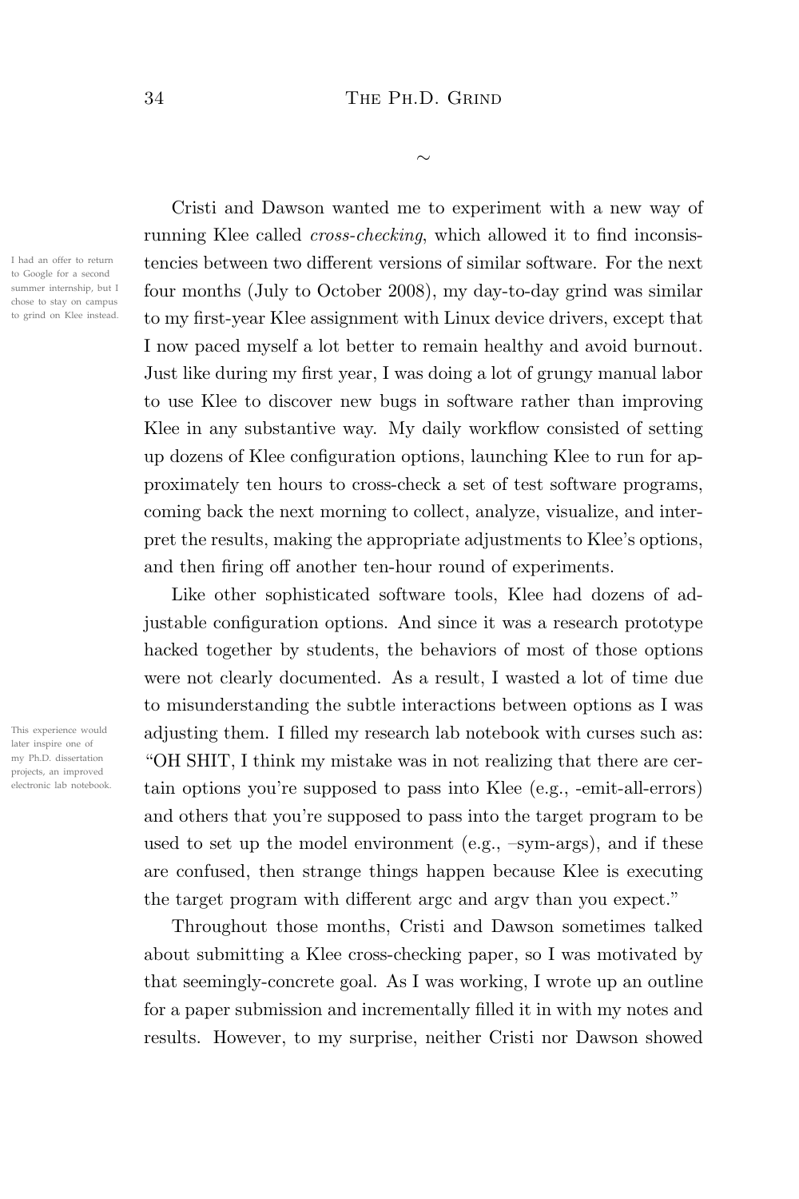~

Cristi and Dawson wanted me to experiment with a new way of running Klee called *cross-checking*, which allowed it to find inconsistencies between two different versions of similar software. For the next four months (July to October 2008), my day-to-day grind was similar to my first-year Klee assignment with Linux device drivers, except that I now paced myself a lot better to remain healthy and avoid burnout. Just like during my first year, I was doing a lot of grungy manual labor to use Klee to discover new bugs in software rather than improving Klee in any substantive way. My daily workflow consisted of setting up dozens of Klee configuration options, launching Klee to run for approximately ten hours to cross-check a set of test software programs, coming back the next morning to collect, analyze, visualize, and interpret the results, making the appropriate adjustments to Klee's options, and then firing off another ten-hour round of experiments.

I had an offer to return to Google for a second summer internship, but I chose to stay on campus to grind on Klee instead.

Like other sophisticated software tools, Klee had dozens of adjustable configuration options. And since it was a research prototype hacked together by students, the behaviors of most of those options were not clearly documented. As a result, I wasted a lot of time due to misunderstanding the subtle interactions between options as I was adjusting them. I filled my research lab notebook with curses such as: "OH SHIT, I think my mistake was in not realizing that there are certain options you're supposed to pass into Klee (e.g., -emit-all-errors) and others that you're supposed to pass into the target program to be used to set up the model environment (e.g., –sym-args), and if these are confused, then strange things happen because Klee is executing the target program with different argc and argv than you expect."

This experience would later inspire one of my Ph.D. dissertation projects, an improved electronic lab notebook.

Throughout those months, Cristi and Dawson sometimes talked about submitting a Klee cross-checking paper, so I was motivated by that seemingly-concrete goal. As I was working, I wrote up an outline for a paper submission and incrementally filled it in with my notes and results. However, to my surprise, neither Cristi nor Dawson showed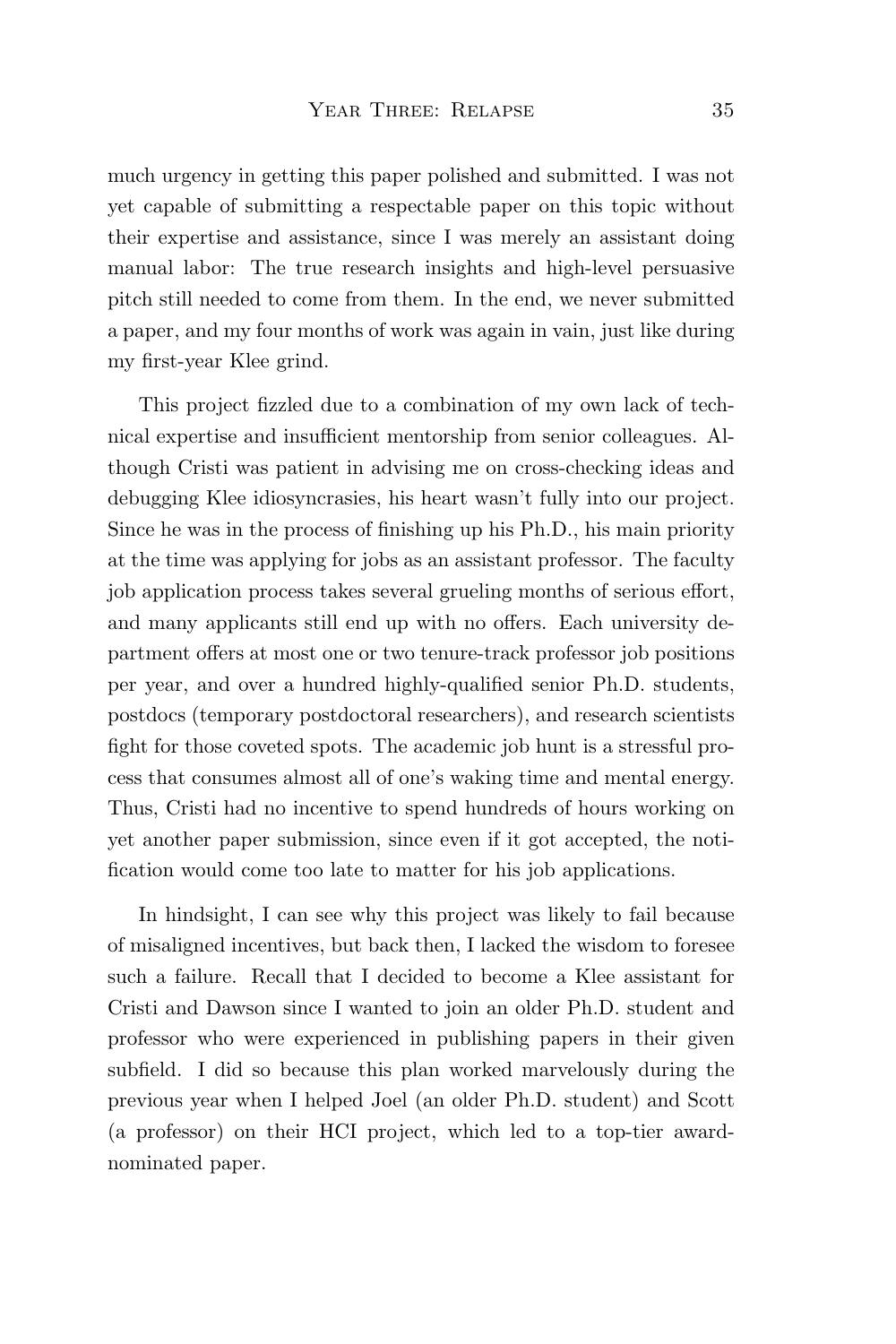much urgency in getting this paper polished and submitted. I was not yet capable of submitting a respectable paper on this topic without their expertise and assistance, since I was merely an assistant doing manual labor: The true research insights and high-level persuasive pitch still needed to come from them. In the end, we never submitted a paper, and my four months of work was again in vain, just like during my first-year Klee grind.

This project fizzled due to a combination of my own lack of technical expertise and insufficient mentorship from senior colleagues. Although Cristi was patient in advising me on cross-checking ideas and debugging Klee idiosyncrasies, his heart wasn't fully into our project. Since he was in the process of finishing up his Ph.D., his main priority at the time was applying for jobs as an assistant professor. The faculty job application process takes several grueling months of serious effort, and many applicants still end up with no offers. Each university department offers at most one or two tenure-track professor job positions per year, and over a hundred highly-qualified senior Ph.D. students, postdocs (temporary postdoctoral researchers), and research scientists fight for those coveted spots. The academic job hunt is a stressful process that consumes almost all of one's waking time and mental energy. Thus, Cristi had no incentive to spend hundreds of hours working on yet another paper submission, since even if it got accepted, the notification would come too late to matter for his job applications.

In hindsight, I can see why this project was likely to fail because of misaligned incentives, but back then, I lacked the wisdom to foresee such a failure. Recall that I decided to become a Klee assistant for Cristi and Dawson since I wanted to join an older Ph.D. student and professor who were experienced in publishing papers in their given subfield. I did so because this plan worked marvelously during the previous year when I helped Joel (an older Ph.D. student) and Scott (a professor) on their HCI project, which led to a top-tier award-nominated paper.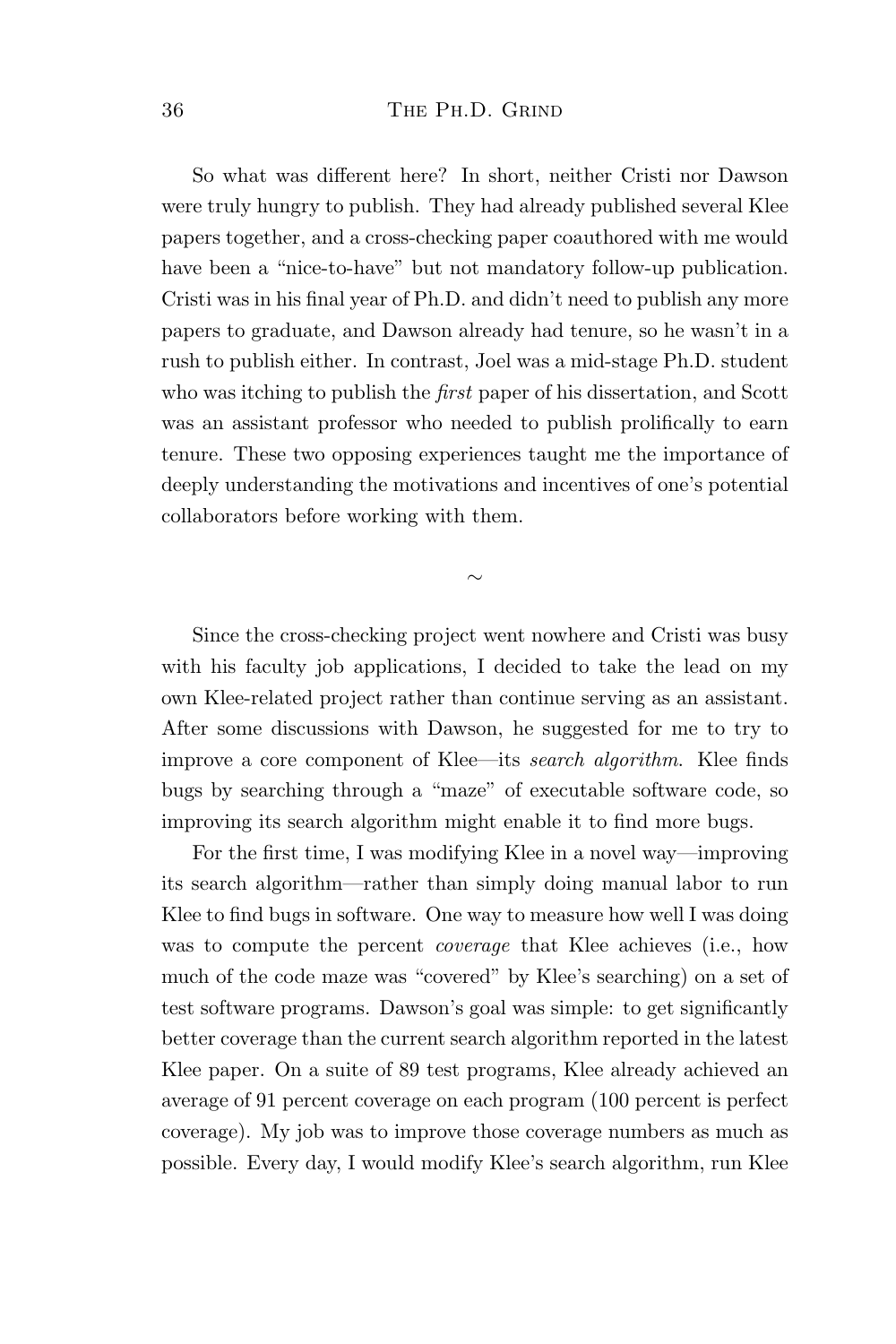So what was different here? In short, neither Cristi nor Dawson were truly hungry to publish. They had already published several Klee papers together, and a cross-checking paper coauthored with me would have been a "nice-to-have" but not mandatory follow-up publication. Cristi was in his final year of Ph.D. and didn't need to publish any more papers to graduate, and Dawson already had tenure, so he wasn't in a rush to publish either. In contrast, Joel was a mid-stage Ph.D. student who was itching to publish the *first* paper of his dissertation, and Scott was an assistant professor who needed to publish prolifically to earn tenure. These two opposing experiences taught me the importance of deeply understanding the motivations and incentives of one's potential collaborators before working with them.

∼

Since the cross-checking project went nowhere and Cristi was busy with his faculty job applications, I decided to take the lead on my own Klee-related project rather than continue serving as an assistant. After some discussions with Dawson, he suggested for me to try to improve a core component of Klee—its *search algorithm*. Klee finds bugs by searching through a "maze" of executable software code, so improving its search algorithm might enable it to find more bugs.

For the first time, I was modifying Klee in a novel way—improving its search algorithm—rather than simply doing manual labor to run Klee to find bugs in software. One way to measure how well I was doing was to compute the percent *coverage* that Klee achieves (i.e., how much of the code maze was "covered" by Klee's searching) on a set of test software programs. Dawson's goal was simple: to get significantly better coverage than the current search algorithm reported in the latest Klee paper. On a suite of 89 test programs, Klee already achieved an average of 91 percent coverage on each program (100 percent is perfect coverage). My job was to improve those coverage numbers as much as possible. Every day, I would modify Klee's search algorithm, run Klee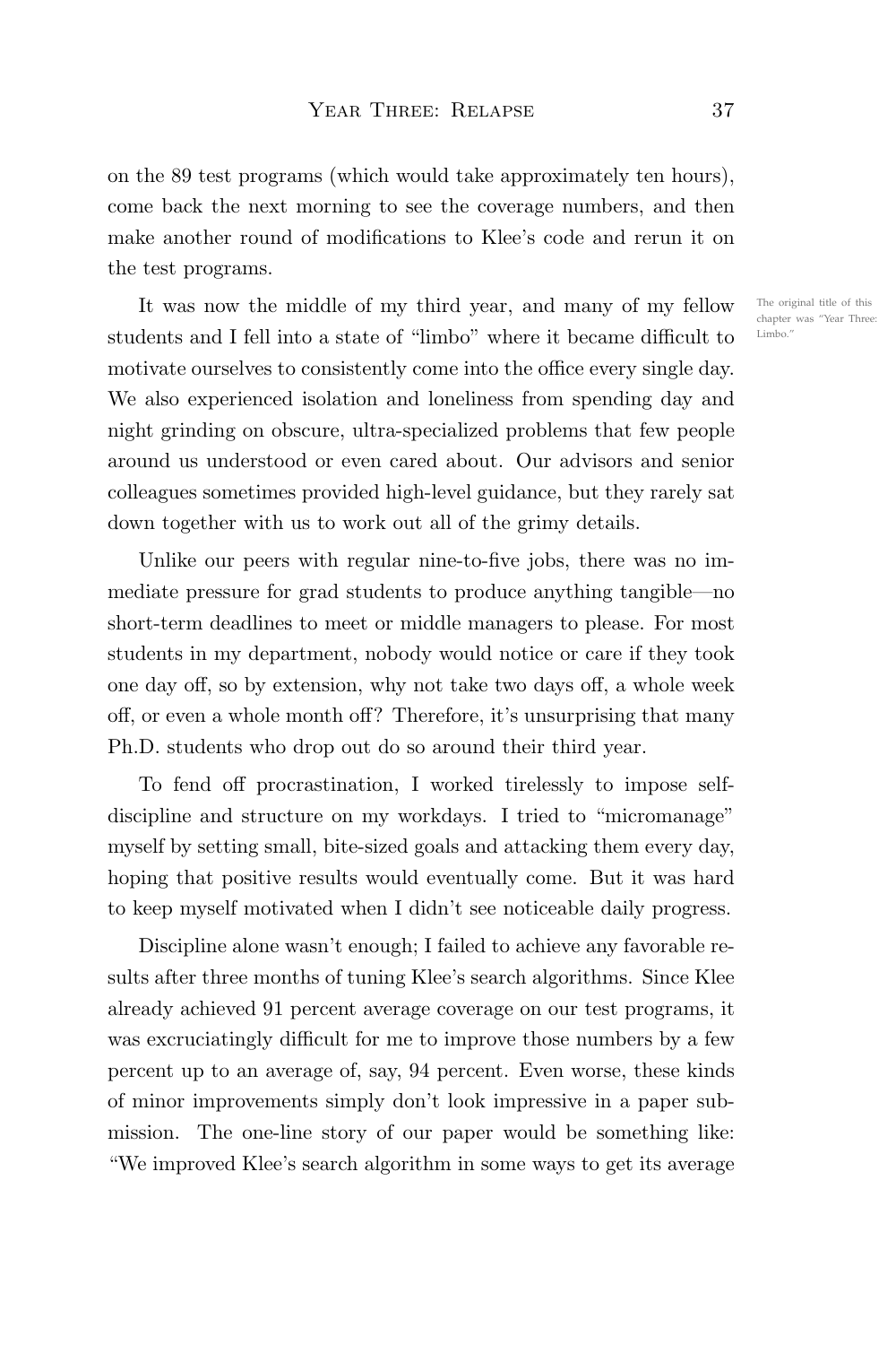on the 89 test programs (which would take approximately ten hours), come back the next morning to see the coverage numbers, and then make another round of modifications to Klee's code and rerun it on the test programs.

It was now the middle of my third year, and many of my fellow students and I fell into a state of "limbo" where it became difficult to motivate ourselves to consistently come into the office every single day. We also experienced isolation and loneliness from spending day and night grinding on obscure, ultra-specialized problems that few people around us understood or even cared about. Our advisors and senior colleagues sometimes provided high-level guidance, but they rarely sat down together with us to work out all of the grimy details.

The original title of this chapter was "Year Three: Limbo."

Unlike our peers with regular nine-to-five jobs, there was no immediate pressure for grad students to produce anything tangible—no short-term deadlines to meet or middle managers to please. For most students in my department, nobody would notice or care if they took one day off, so by extension, why not take two days off, a whole week off, or even a whole month off? Therefore, it's unsurprising that many Ph.D. students who drop out do so around their third year.

To fend off procrastination, I worked tirelessly to impose self-discipline and structure on my workdays. I tried to "micromanage" myself by setting small, bite-sized goals and attacking them every day, hoping that positive results would eventually come. But it was hard to keep myself motivated when I didn't see noticeable daily progress.

Discipline alone wasn't enough; I failed to achieve any favorable results after three months of tuning Klee's search algorithms. Since Klee already achieved 91 percent average coverage on our test programs, it was excruciatingly difficult for me to improve those numbers by a few percent up to an average of, say, 94 percent. Even worse, these kinds of minor improvements simply don't look impressive in a paper submission. The one-line story of our paper would be something like: "We improved Klee's search algorithm in some ways to get its average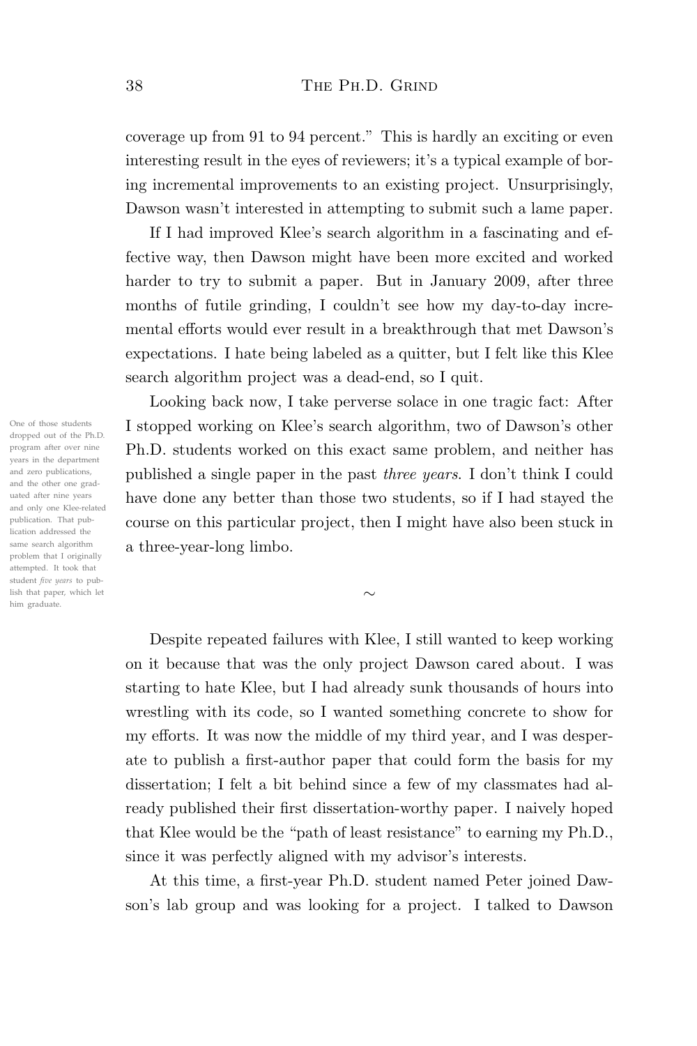coverage up from 91 to 94 percent." This is hardly an exciting or even interesting result in the eyes of reviewers; it's a typical example of boring incremental improvements to an existing project. Unsurprisingly, Dawson wasn't interested in attempting to submit such a lame paper.

If I had improved Klee's search algorithm in a fascinating and effective way, then Dawson might have been more excited and worked harder to try to submit a paper. But in January 2009, after three months of futile grinding, I couldn't see how my day-to-day incremental efforts would ever result in a breakthrough that met Dawson's expectations. I hate being labeled as a quitter, but I felt like this Klee search algorithm project was a dead-end, so I quit.

Looking back now, I take perverse solace in one tragic fact: After I stopped working on Klee's search algorithm, two of Dawson's other Ph.D. students worked on this exact same problem, and neither has published a single paper in the past *three years*. I don't think I could have done any better than those two students, so if I had stayed the course on this particular project, then I might have also been stuck in a three-year-long limbo.

One of those students dropped out of the Ph.D. program after over nine years in the department and zero publications, and the other one graduated after nine years and only one Klee-related publication. That publication addressed the same search algorithm problem that I originally attempted. It took that student *five years* to publish that paper, which let him graduate.

~

Despite repeated failures with Klee, I still wanted to keep working on it because that was the only project Dawson cared about. I was starting to hate Klee, but I had already sunk thousands of hours into wrestling with its code, so I wanted something concrete to show for my efforts. It was now the middle of my third year, and I was desperate to publish a first-author paper that could form the basis for my dissertation; I felt a bit behind since a few of my classmates had already published their first dissertation-worthy paper. I naively hoped that Klee would be the "path of least resistance" to earning my Ph.D., since it was perfectly aligned with my advisor's interests.

At this time, a first-year Ph.D. student named Peter joined Dawson's lab group and was looking for a project. I talked to Dawson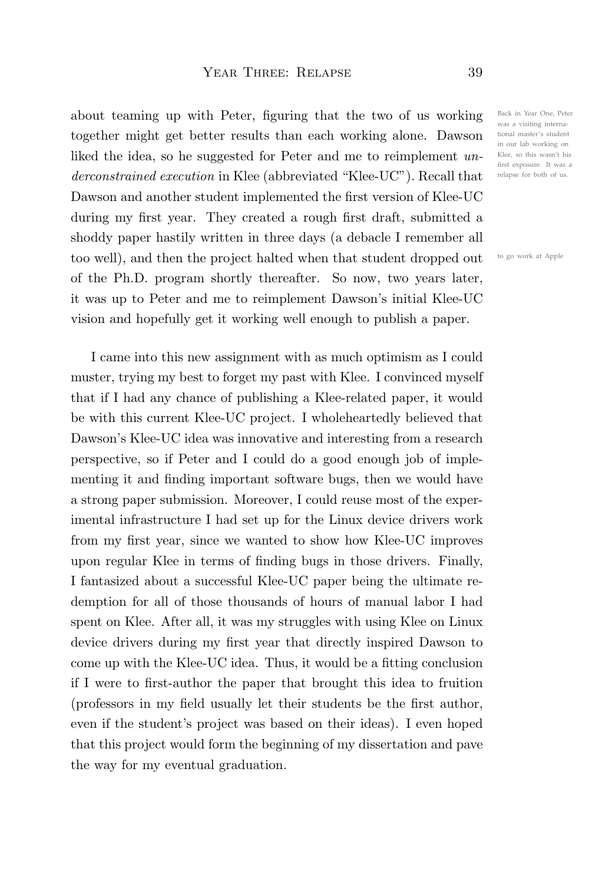about teaming up with Peter, figuring that the two of us working together might get better results than each working alone. Dawson liked the idea, so he suggested for Peter and me to reimplement *underconstrained execution* in Klee (abbreviated "Klee-UC"). Recall that Dawson and another student implemented the first version of Klee-UC during my first year. They created a rough first draft, submitted a shoddy paper hastily written in three days (a debacle I remember all too well), and then the project halted when that student dropped out of the Ph.D. program shortly thereafter. So now, two years later, it was up to Peter and me to reimplement Dawson's initial Klee-UC vision and hopefully get it working well enough to publish a paper.

Back in Year One, Peter was a visiting international master's student in our lab working on Klee, so this wasn't his first exposure. It was a relapse for both of us.

to go work at Apple

I came into this new assignment with as much optimism as I could muster, trying my best to forget my past with Klee. I convinced myself that if I had any chance of publishing a Klee-related paper, it would be with this current Klee-UC project. I wholeheartedly believed that Dawson's Klee-UC idea was innovative and interesting from a research perspective, so if Peter and I could do a good enough job of implementing it and finding important software bugs, then we would have a strong paper submission. Moreover, I could reuse most of the experimental infrastructure I had set up for the Linux device drivers work from my first year, since we wanted to show how Klee-UC improves upon regular Klee in terms of finding bugs in those drivers. Finally, I fantasized about a successful Klee-UC paper being the ultimate redemption for all of those thousands of hours of manual labor I had spent on Klee. After all, it was my struggles with using Klee on Linux device drivers during my first year that directly inspired Dawson to come up with the Klee-UC idea. Thus, it would be a fitting conclusion if I were to first-author the paper that brought this idea to fruition (professors in my field usually let their students be the first author, even if the student's project was based on their ideas). I even hoped that this project would form the beginning of my dissertation and pave the way for my eventual graduation.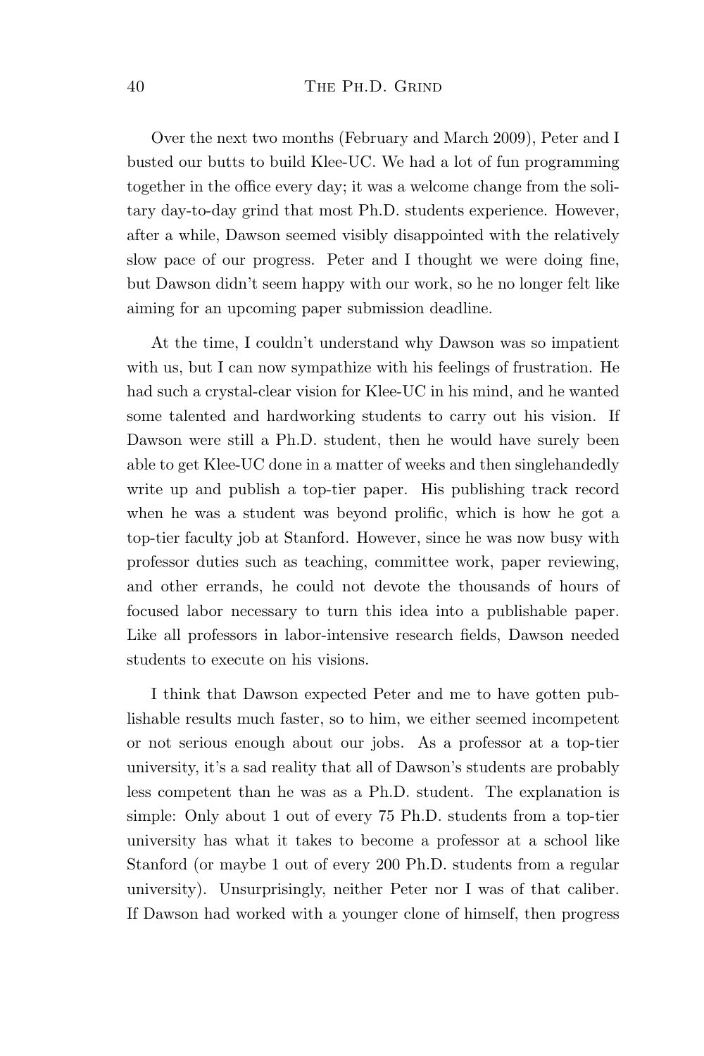Over the next two months (February and March 2009), Peter and I busted our butts to build Klee-UC. We had a lot of fun programming together in the office every day; it was a welcome change from the solitary day-to-day grind that most Ph.D. students experience. However, after a while, Dawson seemed visibly disappointed with the relatively slow pace of our progress. Peter and I thought we were doing fine, but Dawson didn't seem happy with our work, so he no longer felt like aiming for an upcoming paper submission deadline.

At the time, I couldn't understand why Dawson was so impatient with us, but I can now sympathize with his feelings of frustration. He had such a crystal-clear vision for Klee-UC in his mind, and he wanted some talented and hardworking students to carry out his vision. If Dawson were still a Ph.D. student, then he would have surely been able to get Klee-UC done in a matter of weeks and then singlehandedly write up and publish a top-tier paper. His publishing track record when he was a student was beyond prolific, which is how he got a top-tier faculty job at Stanford. However, since he was now busy with professor duties such as teaching, committee work, paper reviewing, and other errands, he could not devote the thousands of hours of focused labor necessary to turn this idea into a publishable paper. Like all professors in labor-intensive research fields, Dawson needed students to execute on his visions.

I think that Dawson expected Peter and me to have gotten publishable results much faster, so to him, we either seemed incompetent or not serious enough about our jobs. As a professor at a top-tier university, it's a sad reality that all of Dawson's students are probably less competent than he was as a Ph.D. student. The explanation is simple: Only about 1 out of every 75 Ph.D. students from a top-tier university has what it takes to become a professor at a school like Stanford (or maybe 1 out of every 200 Ph.D. students from a regular university). Unsurprisingly, neither Peter nor I was of that caliber. If Dawson had worked with a younger clone of himself, then progress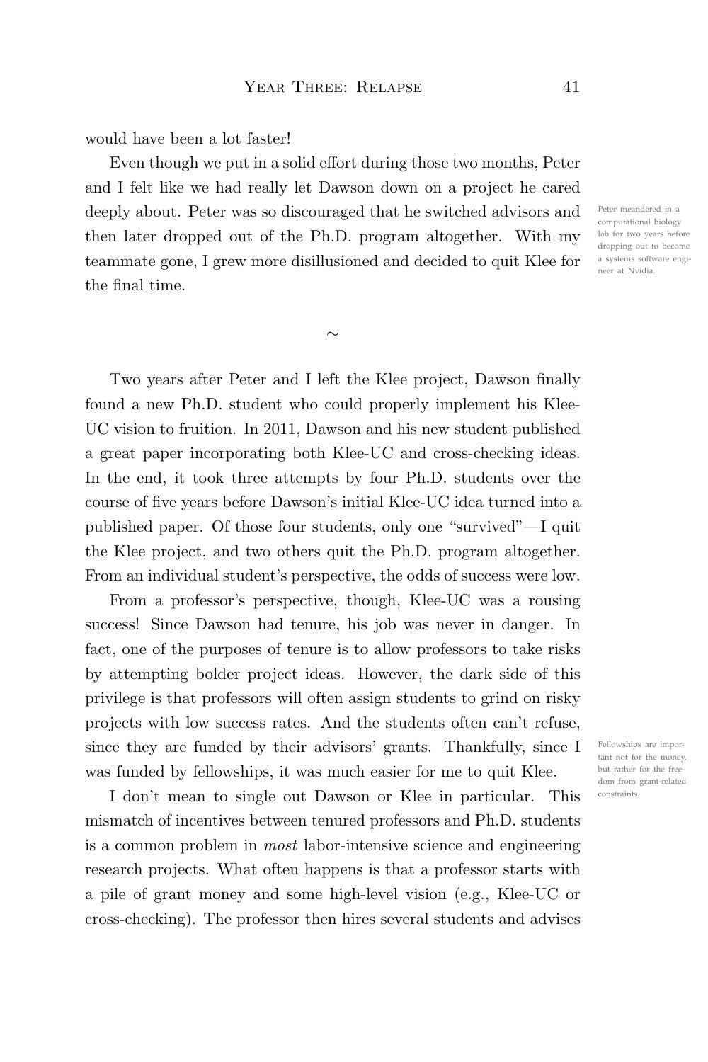would have been a lot faster!

Even though we put in a solid effort during those two months, Peter and I felt like we had really let Dawson down on a project he cared deeply about. Peter was so discouraged that he switched advisors and then later dropped out of the Ph.D. program altogether. With my teammate gone, I grew more disillusioned and decided to quit Klee for the final time.

Peter meandered in a computational biology lab for two years before dropping out to become a systems software engineer at Nvidia.

~

Two years after Peter and I left the Klee project, Dawson finally found a new Ph.D. student who could properly implement his Klee-UC vision to fruition. In 2011, Dawson and his new student published a great paper incorporating both Klee-UC and cross-checking ideas. In the end, it took three attempts by four Ph.D. students over the course of five years before Dawson's initial Klee-UC idea turned into a published paper. Of those four students, only one "survived"—I quit the Klee project, and two others quit the Ph.D. program altogether. From an individual student's perspective, the odds of success were low.

From a professor's perspective, though, Klee-UC was a rousing success! Since Dawson had tenure, his job was never in danger. In fact, one of the purposes of tenure is to allow professors to take risks by attempting bolder project ideas. However, the dark side of this privilege is that professors will often assign students to grind on risky projects with low success rates. And the students often can't refuse, since they are funded by their advisors' grants. Thankfully, since I was funded by fellowships, it was much easier for me to quit Klee.

Fellowships are important not for the money, but rather for the freedom from grant-related constraints.

I don't mean to single out Dawson or Klee in particular. This mismatch of incentives between tenured professors and Ph.D. students is a common problem in *most* labor-intensive science and engineering research projects. What often happens is that a professor starts with a pile of grant money and some high-level vision (e.g., Klee-UC or cross-checking). The professor then hires several students and advises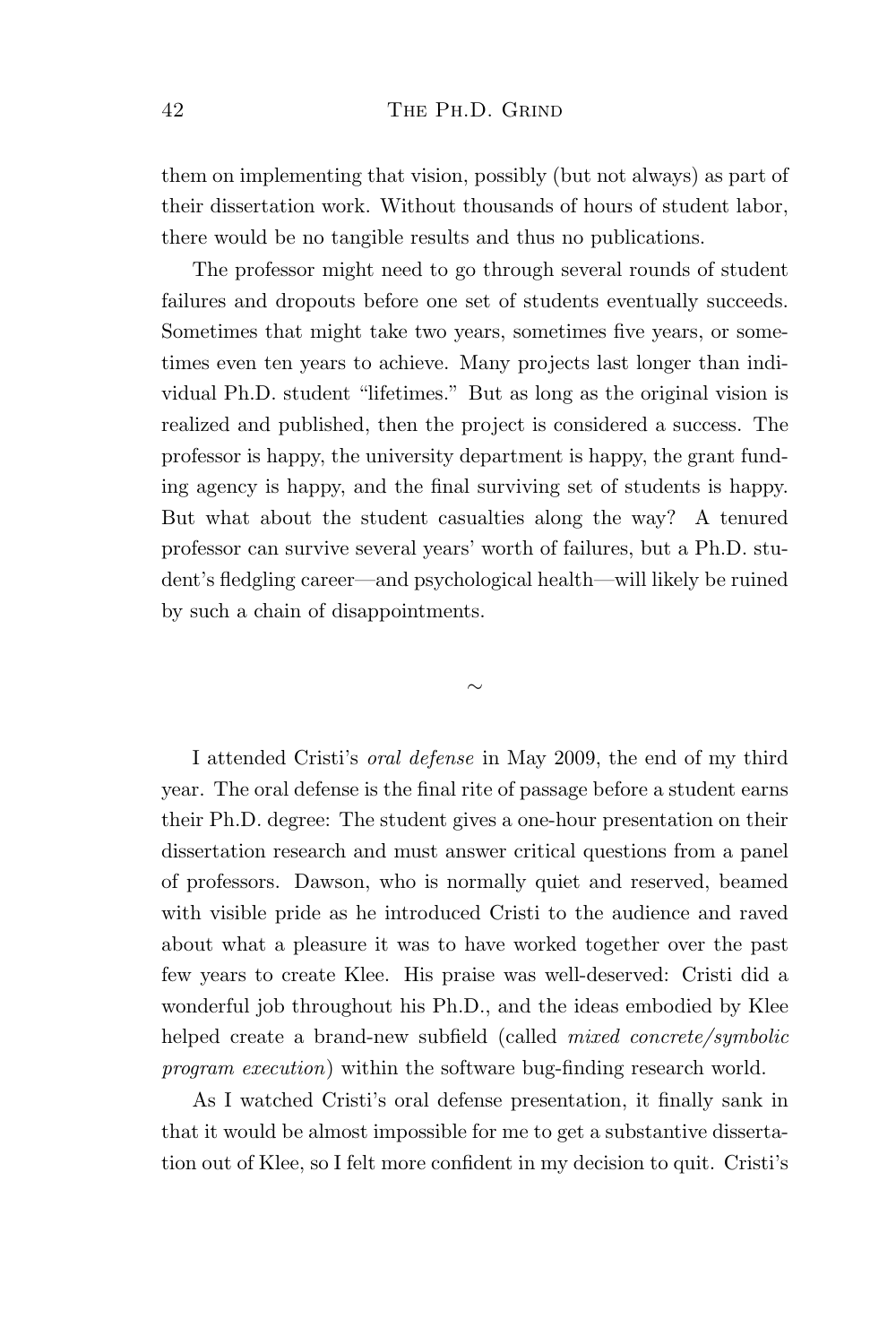them on implementing that vision, possibly (but not always) as part of their dissertation work. Without thousands of hours of student labor, there would be no tangible results and thus no publications.

The professor might need to go through several rounds of student failures and dropouts before one set of students eventually succeeds. Sometimes that might take two years, sometimes five years, or sometimes even ten years to achieve. Many projects last longer than individual Ph.D. student "lifetimes." But as long as the original vision is realized and published, then the project is considered a success. The professor is happy, the university department is happy, the grant funding agency is happy, and the final surviving set of students is happy. But what about the student casualties along the way? A tenured professor can survive several years' worth of failures, but a Ph.D. student's fledgling career—and psychological health—will likely be ruined by such a chain of disappointments.

~

I attended Cristi's *oral defense* in May 2009, the end of my third year. The oral defense is the final rite of passage before a student earns their Ph.D. degree: The student gives a one-hour presentation on their dissertation research and must answer critical questions from a panel of professors. Dawson, who is normally quiet and reserved, beamed with visible pride as he introduced Cristi to the audience and raved about what a pleasure it was to have worked together over the past few years to create Klee. His praise was well-deserved: Cristi did a wonderful job throughout his Ph.D., and the ideas embodied by Klee helped create a brand-new subfield (called *mixed concrete/symbolic program execution*) within the software bug-finding research world.

As I watched Cristi's oral defense presentation, it finally sank in that it would be almost impossible for me to get a substantive dissertation out of Klee, so I felt more confident in my decision to quit. Cristi's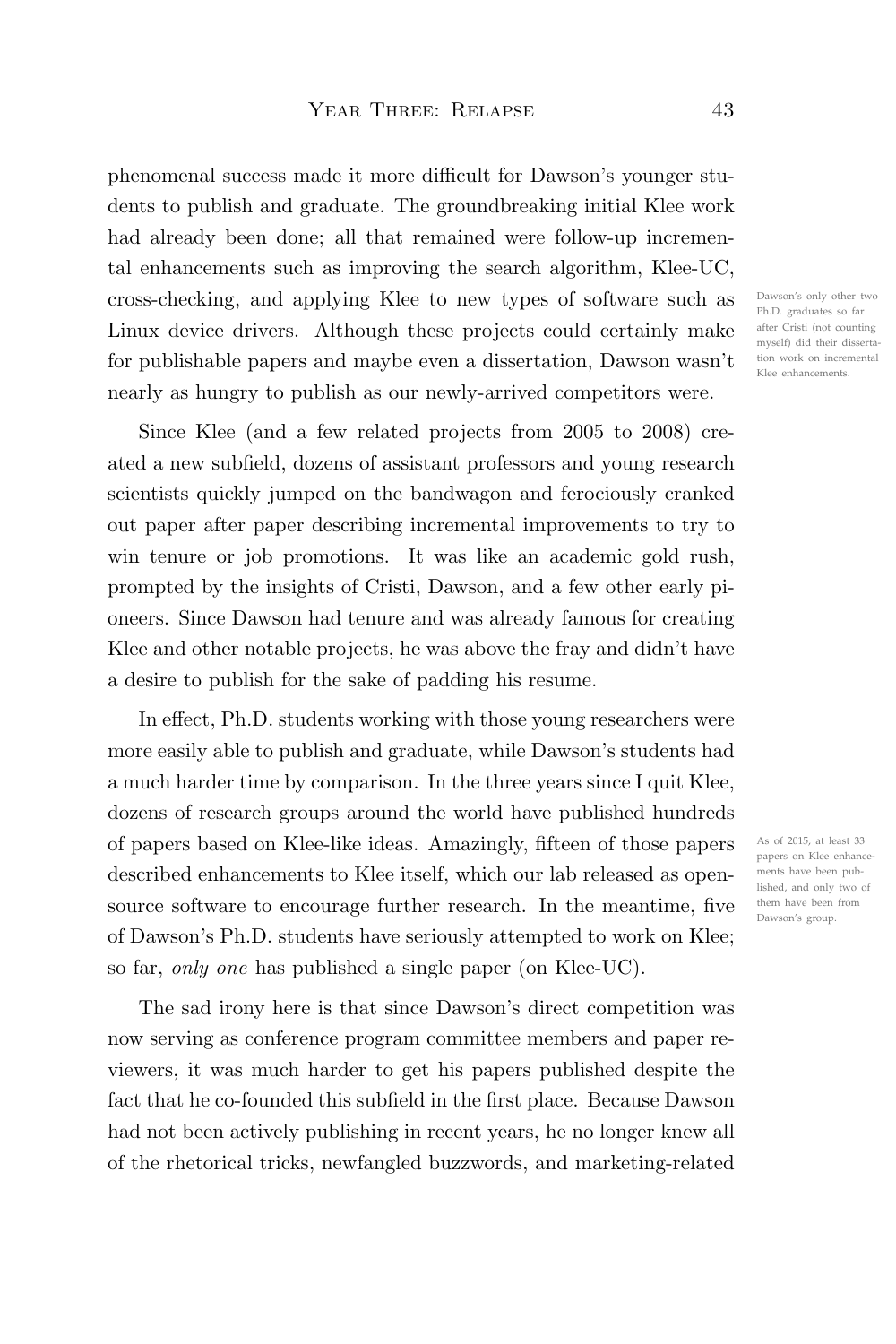phenomenal success made it more difficult for Dawson's younger students to publish and graduate. The groundbreaking initial Klee work had already been done; all that remained were follow-up incremental enhancements such as improving the search algorithm, Klee-UC, cross-checking, and applying Klee to new types of software such as Linux device drivers. Although these projects could certainly make for publishable papers and maybe even a dissertation, Dawson wasn't nearly as hungry to publish as our newly-arrived competitors were.

Dawson's only other two Ph.D. graduates so far after Cristi (not counting myself) did their dissertation work on incremental Klee enhancements.

Since Klee (and a few related projects from 2005 to 2008) created a new subfield, dozens of assistant professors and young research scientists quickly jumped on the bandwagon and ferociously cranked out paper after paper describing incremental improvements to try to win tenure or job promotions. It was like an academic gold rush, prompted by the insights of Cristi, Dawson, and a few other early pioneers. Since Dawson had tenure and was already famous for creating Klee and other notable projects, he was above the fray and didn't have a desire to publish for the sake of padding his resume.

In effect, Ph.D. students working with those young researchers were more easily able to publish and graduate, while Dawson's students had a much harder time by comparison. In the three years since I quit Klee, dozens of research groups around the world have published hundreds of papers based on Klee-like ideas. Amazingly, fifteen of those papers described enhancements to Klee itself, which our lab released as open-source software to encourage further research. In the meantime, five of Dawson's Ph.D. students have seriously attempted to work on Klee; so far, *only one* has published a single paper (on Klee-UC).

As of 2015, at least 33 papers on Klee enhancements have been published, and only two of them have been from Dawson's group.

The sad irony here is that since Dawson's direct competition was now serving as conference program committee members and paper reviewers, it was much harder to get his papers published despite the fact that he co-founded this subfield in the first place. Because Dawson had not been actively publishing in recent years, he no longer knew all of the rhetorical tricks, newfangled buzzwords, and marketing-related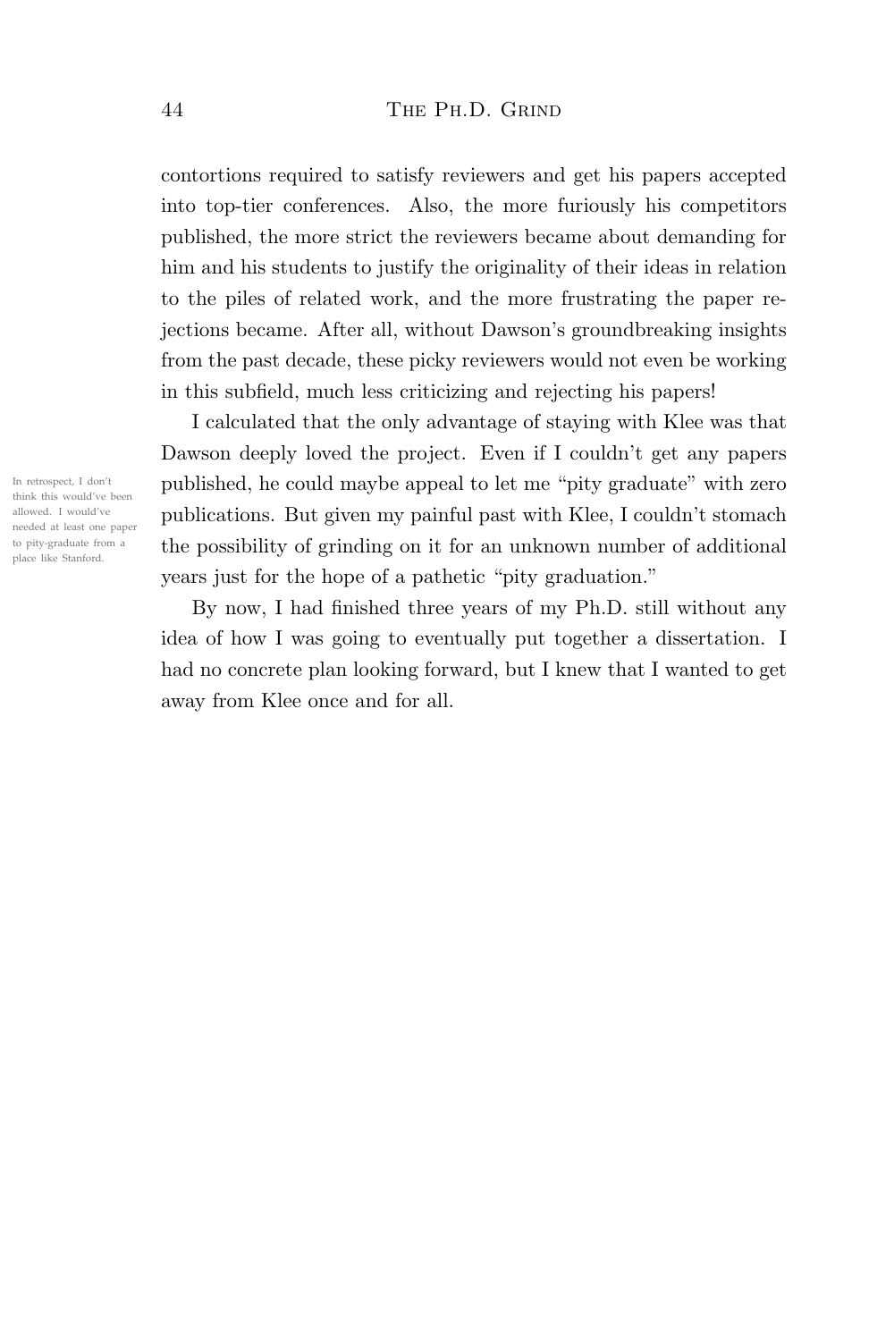contortions required to satisfy reviewers and get his papers accepted into top-tier conferences. Also, the more furiously his competitors published, the more strict the reviewers became about demanding for him and his students to justify the originality of their ideas in relation to the piles of related work, and the more frustrating the paper rejections became. After all, without Dawson's groundbreaking insights from the past decade, these picky reviewers would not even be working in this subfield, much less criticizing and rejecting his papers!

I calculated that the only advantage of staying with Klee was that Dawson deeply loved the project. Even if I couldn't get any papers published, he could maybe appeal to let me "pity graduate" with zero publications. But given my painful past with Klee, I couldn't stomach the possibility of grinding on it for an unknown number of additional years just for the hope of a pathetic "pity graduation."

In retrospect, I don't think this would've been allowed. I would've needed at least one paper to pity-graduate from a place like Stanford.

By now, I had finished three years of my Ph.D. still without any idea of how I was going to eventually put together a dissertation. I had no concrete plan looking forward, but I knew that I wanted to get away from Klee once and for all.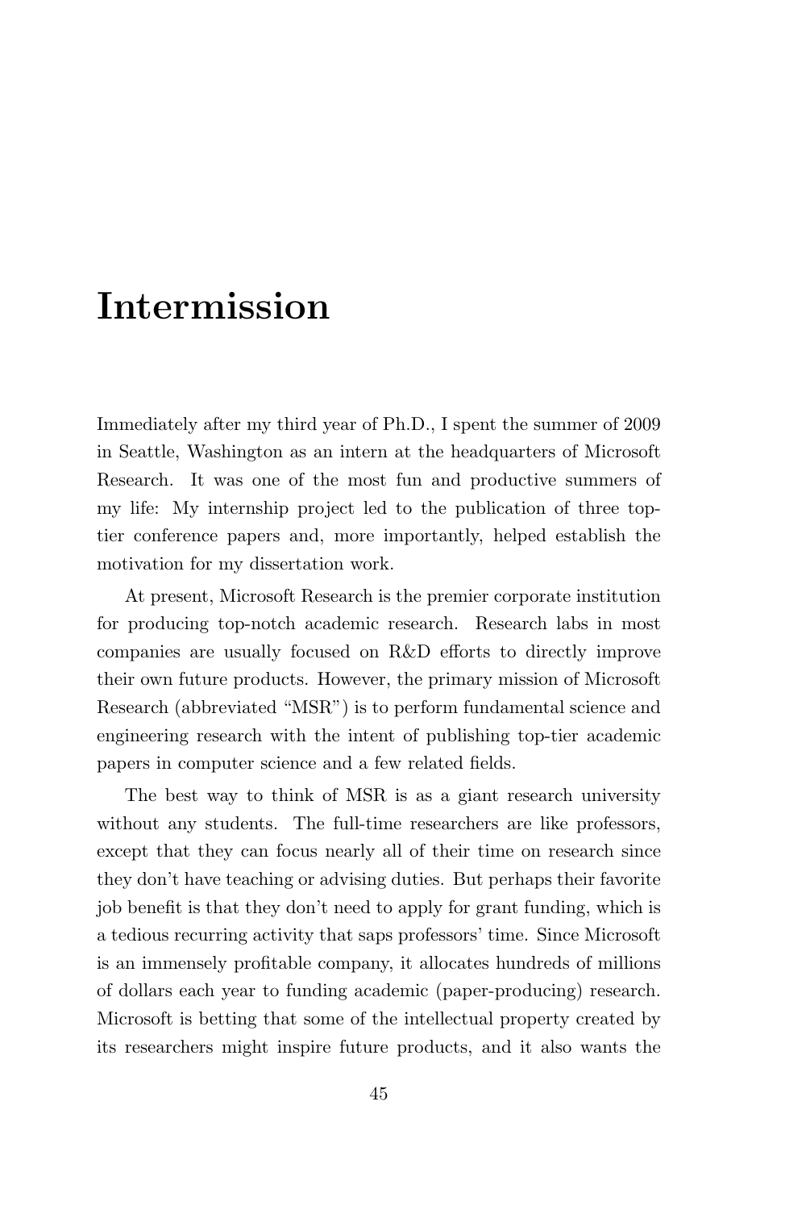# Intermission

Immediately after my third year of Ph.D., I spent the summer of 2009 in Seattle, Washington as an intern at the headquarters of Microsoft Research. It was one of the most fun and productive summers of my life: My internship project led to the publication of three top-tier conference papers and, more importantly, helped establish the motivation for my dissertation work.

At present, Microsoft Research is the premier corporate institution for producing top-notch academic research. Research labs in most companies are usually focused on R&D efforts to directly improve their own future products. However, the primary mission of Microsoft Research (abbreviated "MSR") is to perform fundamental science and engineering research with the intent of publishing top-tier academic papers in computer science and a few related fields.

The best way to think of MSR is as a giant research university without any students. The full-time researchers are like professors, except that they can focus nearly all of their time on research since they don't have teaching or advising duties. But perhaps their favorite job benefit is that they don't need to apply for grant funding, which is a tedious recurring activity that saps professors' time. Since Microsoft is an immensely profitable company, it allocates hundreds of millions of dollars each year to funding academic (paper-producing) research. Microsoft is betting that some of the intellectual property created by its researchers might inspire future products, and it also wants the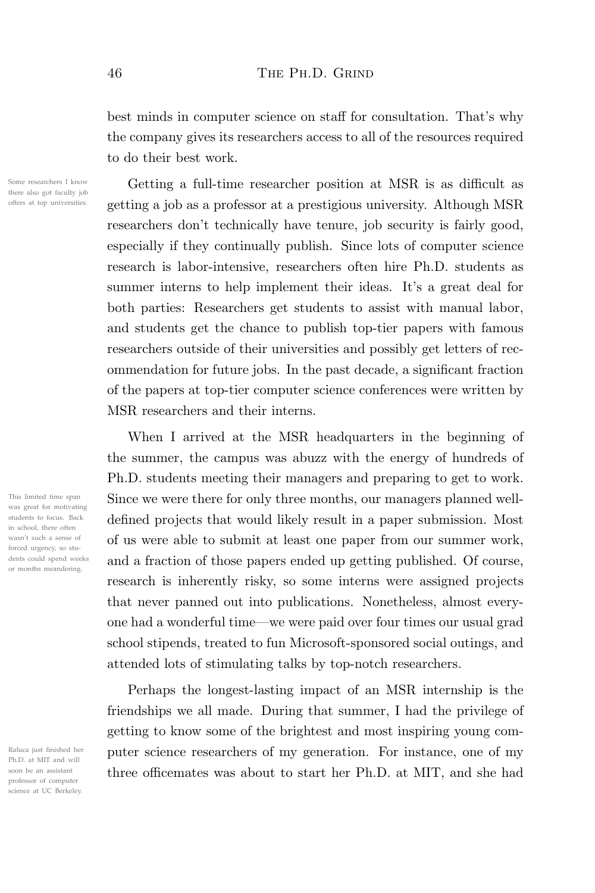best minds in computer science on staff for consultation. That's why the company gives its researchers access to all of the resources required to do their best work.

Some researchers I know there also got faculty job offers at top universities.

Getting a full-time researcher position at MSR is as difficult as getting a job as a professor at a prestigious university. Although MSR researchers don't technically have tenure, job security is fairly good, especially if they continually publish. Since lots of computer science research is labor-intensive, researchers often hire Ph.D. students as summer interns to help implement their ideas. It's a great deal for both parties: Researchers get students to assist with manual labor, and students get the chance to publish top-tier papers with famous researchers outside of their universities and possibly get letters of recommendation for future jobs. In the past decade, a significant fraction of the papers at top-tier computer science conferences were written by MSR researchers and their interns.

When I arrived at the MSR headquarters in the beginning of the summer, the campus was abuzz with the energy of hundreds of Ph.D. students meeting their managers and preparing to get to work. Since we were there for only three months, our managers planned well-defined projects that would likely result in a paper submission. Most of us were able to submit at least one paper from our summer work, and a fraction of those papers ended up getting published. Of course, research is inherently risky, so some interns were assigned projects that never panned out into publications. Nonetheless, almost everyone had a wonderful time—we were paid over four times our usual grad school stipends, treated to fun Microsoft-sponsored social outings, and attended lots of stimulating talks by top-notch researchers.

This limited time span was great for motivating students to focus. Back in school, there often wasn't such a sense of forced urgency, so students could spend weeks or months meandering.

Perhaps the longest-lasting impact of an MSR internship is the friendships we all made. During that summer, I had the privilege of getting to know some of the brightest and most inspiring young computer science researchers of my generation. For instance, one of my three officemates was about to start her Ph.D. at MIT, and she had

Raluca just finished her Ph.D. at MIT and will soon be an assistant professor of computer science at UC Berkeley.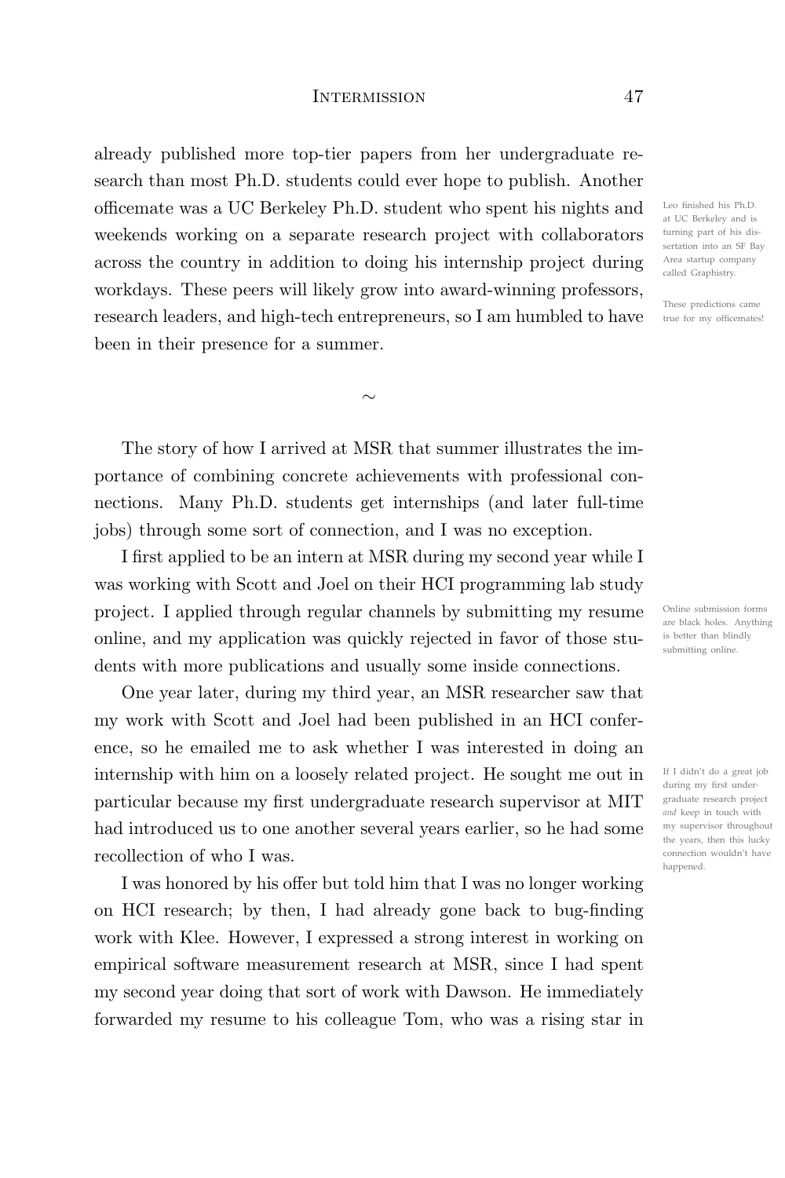already published more top-tier papers from her undergraduate research than most Ph.D. students could ever hope to publish. Another officemate was a UC Berkeley Ph.D. student who spent his nights and weekends working on a separate research project with collaborators across the country in addition to doing his internship project during workdays. These peers will likely grow into award-winning professors, research leaders, and high-tech entrepreneurs, so I am humbled to have been in their presence for a summer.

Leo finished his Ph.D. at UC Berkeley and is turning part of his dissertation into an SF Bay Area startup company called Graphistry.

These predictions came true for my officemates!

∼

The story of how I arrived at MSR that summer illustrates the importance of combining concrete achievements with professional connections. Many Ph.D. students get internships (and later full-time jobs) through some sort of connection, and I was no exception.

I first applied to be an intern at MSR during my second year while I was working with Scott and Joel on their HCI programming lab study project. I applied through regular channels by submitting my resume online, and my application was quickly rejected in favor of those students with more publications and usually some inside connections.

Online submission forms are black holes. Anything is better than blindly submitting online.

One year later, during my third year, an MSR researcher saw that my work with Scott and Joel had been published in an HCI conference, so he emailed me to ask whether I was interested in doing an internship with him on a loosely related project. He sought me out in particular because my first undergraduate research supervisor at MIT had introduced us to one another several years earlier, so he had some recollection of who I was.

If I didn't do a great job during my first undergraduate research project *and* keep in touch with my supervisor throughout the years, then this lucky connection wouldn't have happened.

I was honored by his offer but told him that I was no longer working on HCI research; by then, I had already gone back to bug-finding work with Klee. However, I expressed a strong interest in working on empirical software measurement research at MSR, since I had spent my second year doing that sort of work with Dawson. He immediately forwarded my resume to his colleague Tom, who was a rising star in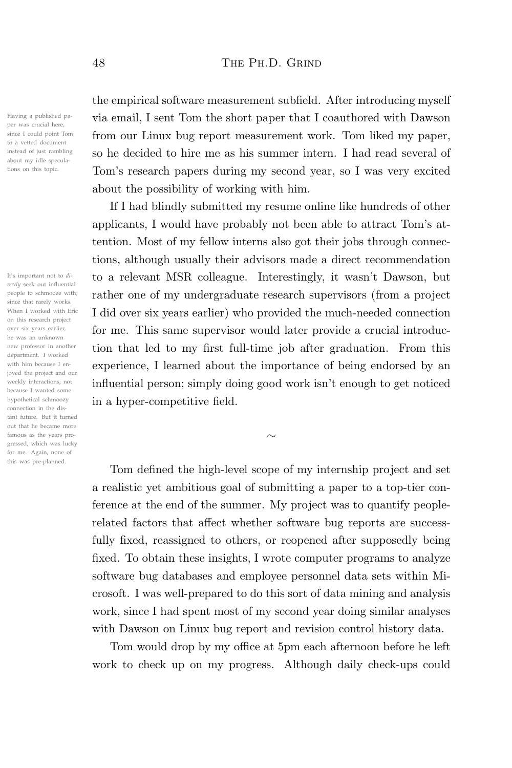the empirical software measurement subfield. After introducing myself via email, I sent Tom the short paper that I coauthored with Dawson from our Linux bug report measurement work. Tom liked my paper, so he decided to hire me as his summer intern. I had read several of Tom's research papers during my second year, so I was very excited about the possibility of working with him.

Having a published paper was crucial here, since I could point Tom to a vetted document instead of just rambling about my idle speculations on this topic.

If I had blindly submitted my resume online like hundreds of other applicants, I would have probably not been able to attract Tom's attention. Most of my fellow interns also got their jobs through connections, although usually their advisors made a direct recommendation to a relevant MSR colleague. Interestingly, it wasn't Dawson, but rather one of my undergraduate research supervisors (from a project I did over six years earlier) who provided the much-needed connection for me. This same supervisor would later provide a crucial introduction that led to my first full-time job after graduation. From this experience, I learned about the importance of being endorsed by an influential person; simply doing good work isn't enough to get noticed in a hyper-competitive field.

It's important not to *directly* seek out influential people to schmooze with, since that rarely works. When I worked with Eric on this research project over six years earlier, he was an unknown new professor in another department. I worked with him because I enjoyed the project and our weekly interactions, not because I wanted some hypothetical schmoozy connection in the distant future. But it turned out that he became more famous as the years progressed, which was lucky for me. Again, none of this was pre-planned.

~

Tom defined the high-level scope of my internship project and set a realistic yet ambitious goal of submitting a paper to a top-tier conference at the end of the summer. My project was to quantify people-related factors that affect whether software bug reports are successfully fixed, reassigned to others, or reopened after supposedly being fixed. To obtain these insights, I wrote computer programs to analyze software bug databases and employee personnel data sets within Microsoft. I was well-prepared to do this sort of data mining and analysis work, since I had spent most of my second year doing similar analyses with Dawson on Linux bug report and revision control history data.

Tom would drop by my office at 5pm each afternoon before he left work to check up on my progress. Although daily check-ups could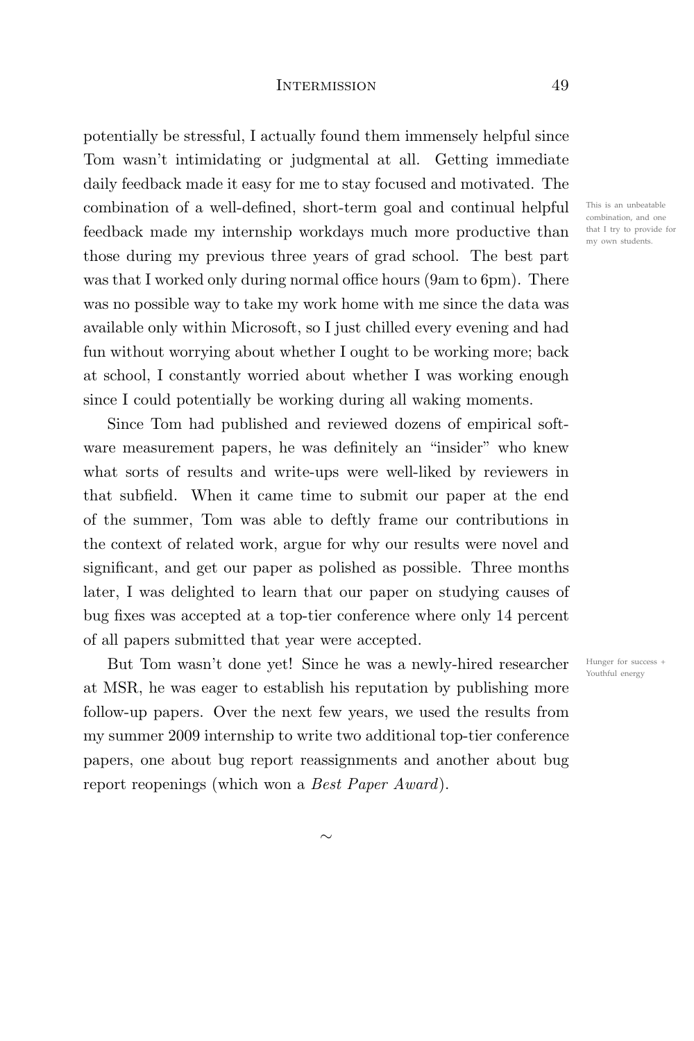potentially be stressful, I actually found them immensely helpful since Tom wasn't intimidating or judgmental at all. Getting immediate daily feedback made it easy for me to stay focused and motivated. The combination of a well-defined, short-term goal and continual helpful feedback made my internship workdays much more productive than those during my previous three years of grad school. The best part was that I worked only during normal office hours (9am to 6pm). There was no possible way to take my work home with me since the data was available only within Microsoft, so I just chilled every evening and had fun without worrying about whether I ought to be working more; back at school, I constantly worried about whether I was working enough since I could potentially be working during all waking moments.

This is an unbeatable combination, and one that I try to provide for my own students.

Since Tom had published and reviewed dozens of empirical software measurement papers, he was definitely an "insider" who knew what sorts of results and write-ups were well-liked by reviewers in that subfield. When it came time to submit our paper at the end of the summer, Tom was able to deftly frame our contributions in the context of related work, argue for why our results were novel and significant, and get our paper as polished as possible. Three months later, I was delighted to learn that our paper on studying causes of bug fixes was accepted at a top-tier conference where only 14 percent of all papers submitted that year were accepted.

But Tom wasn't done yet! Since he was a newly-hired researcher at MSR, he was eager to establish his reputation by publishing more follow-up papers. Over the next few years, we used the results from my summer 2009 internship to write two additional top-tier conference papers, one about bug report reassignments and another about bug report reopenings (which won a *Best Paper Award*).

Hunger for success + Youthful energy

∼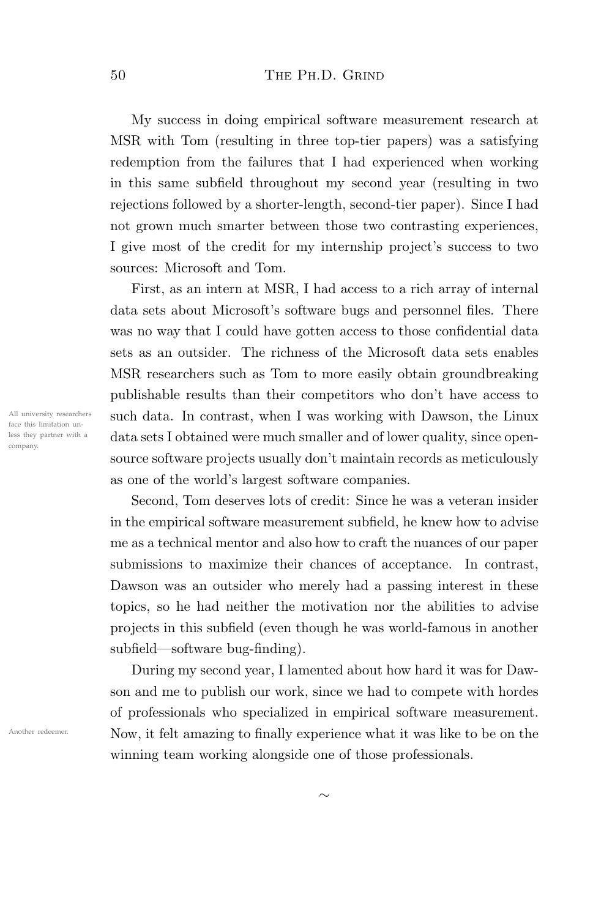My success in doing empirical software measurement research at MSR with Tom (resulting in three top-tier papers) was a satisfying redemption from the failures that I had experienced when working in this same subfield throughout my second year (resulting in two rejections followed by a shorter-length, second-tier paper). Since I had not grown much smarter between those two contrasting experiences, I give most of the credit for my internship project's success to two sources: Microsoft and Tom.

First, as an intern at MSR, I had access to a rich array of internal data sets about Microsoft's software bugs and personnel files. There was no way that I could have gotten access to those confidential data sets as an outsider. The richness of the Microsoft data sets enables MSR researchers such as Tom to more easily obtain groundbreaking publishable results than their competitors who don't have access to such data. In contrast, when I was working with Dawson, the Linux data sets I obtained were much smaller and of lower quality, since open-source software projects usually don't maintain records as meticulously as one of the world's largest software companies.

All university researchers face this limitation unless they partner with a company.

Second, Tom deserves lots of credit: Since he was a veteran insider in the empirical software measurement subfield, he knew how to advise me as a technical mentor and also how to craft the nuances of our paper submissions to maximize their chances of acceptance. In contrast, Dawson was an outsider who merely had a passing interest in these topics, so he had neither the motivation nor the abilities to advise projects in this subfield (even though he was world-famous in another subfield—software bug-finding).

During my second year, I lamented about how hard it was for Dawson and me to publish our work, since we had to compete with hordes of professionals who specialized in empirical software measurement. Now, it felt amazing to finally experience what it was like to be on the winning team working alongside one of those professionals.

Another redeemer.

~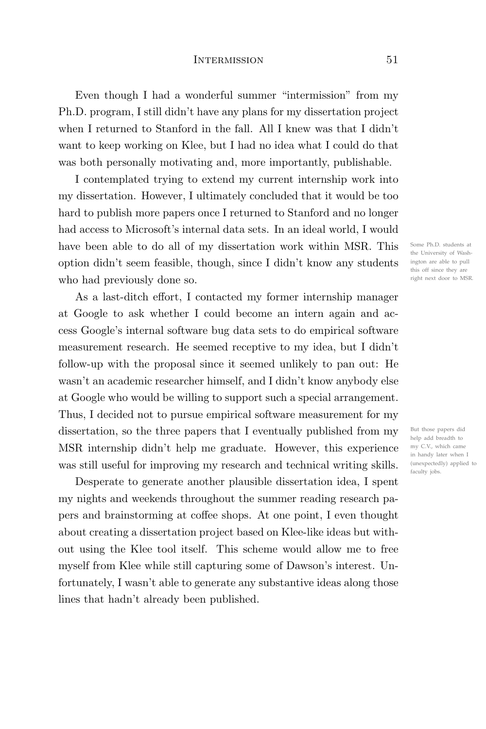Even though I had a wonderful summer "intermission" from my Ph.D. program, I still didn't have any plans for my dissertation project when I returned to Stanford in the fall. All I knew was that I didn't want to keep working on Klee, but I had no idea what I could do that was both personally motivating and, more importantly, publishable.

I contemplated trying to extend my current internship work into my dissertation. However, I ultimately concluded that it would be too hard to publish more papers once I returned to Stanford and no longer had access to Microsoft's internal data sets. In an ideal world, I would have been able to do all of my dissertation work within MSR. This option didn't seem feasible, though, since I didn't know any students who had previously done so.

Some Ph.D. students at the University of Washington are able to pull this off since they are right next door to MSR.

As a last-ditch effort, I contacted my former internship manager at Google to ask whether I could become an intern again and access Google's internal software bug data sets to do empirical software measurement research. He seemed receptive to my idea, but I didn't follow-up with the proposal since it seemed unlikely to pan out: He wasn't an academic researcher himself, and I didn't know anybody else at Google who would be willing to support such a special arrangement. Thus, I decided not to pursue empirical software measurement for my dissertation, so the three papers that I eventually published from my MSR internship didn't help me graduate. However, this experience was still useful for improving my research and technical writing skills.

But those papers did help add breadth to my C.V., which came in handy later when I (unexpectedly) applied to faculty jobs.

Desperate to generate another plausible dissertation idea, I spent my nights and weekends throughout the summer reading research papers and brainstorming at coffee shops. At one point, I even thought about creating a dissertation project based on Klee-like ideas but without using the Klee tool itself. This scheme would allow me to free myself from Klee while still capturing some of Dawson's interest. Unfortunately, I wasn't able to generate any substantive ideas along those lines that hadn't already been published.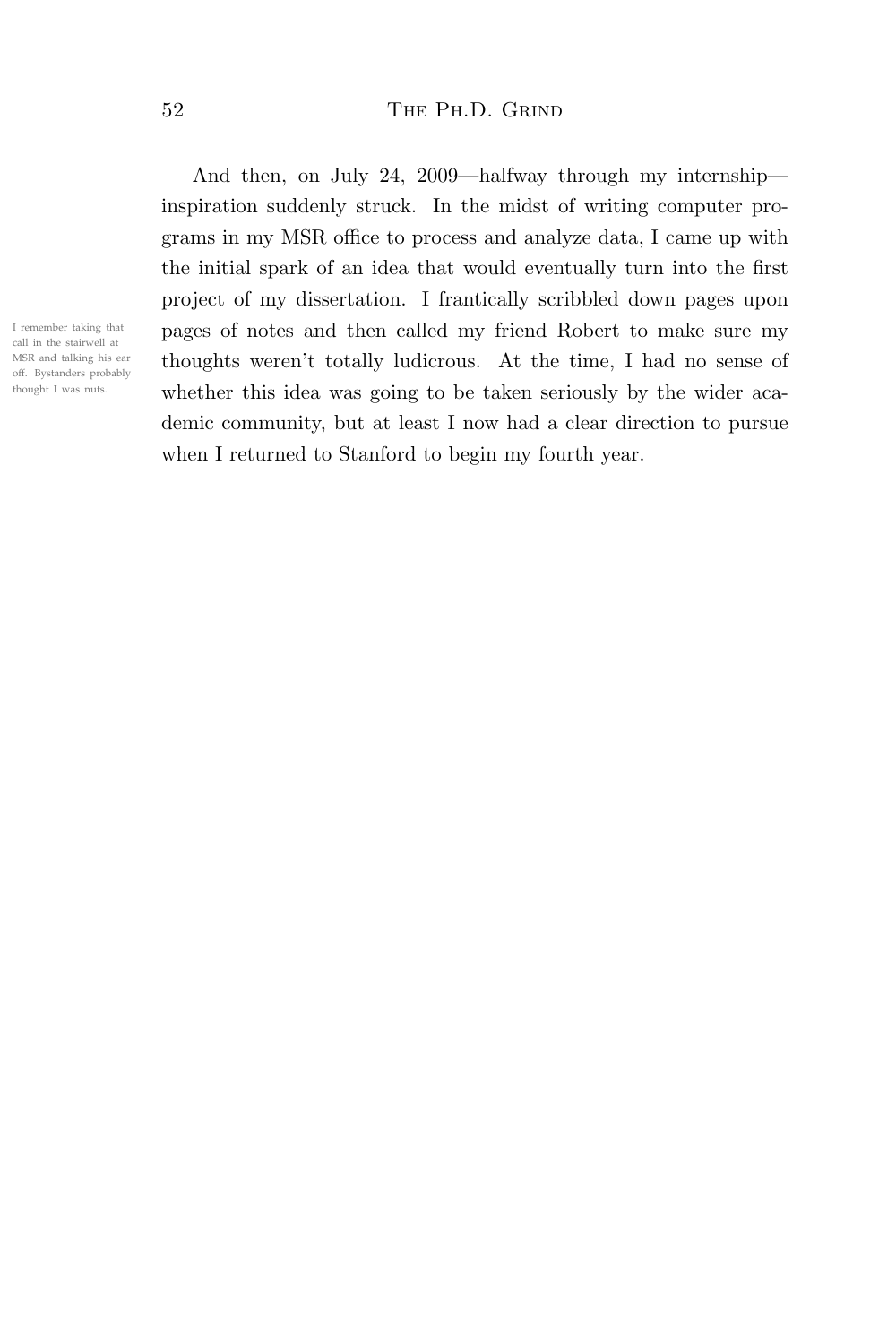And then, on July 24, 2009—halfway through my internship—inspiration suddenly struck. In the midst of writing computer programs in my MSR office to process and analyze data, I came up with the initial spark of an idea that would eventually turn into the first project of my dissertation. I frantically scribbled down pages upon pages of notes and then called my friend Robert to make sure my thoughts weren't totally ludicrous. At the time, I had no sense of whether this idea was going to be taken seriously by the wider academic community, but at least I now had a clear direction to pursue when I returned to Stanford to begin my fourth year.

I remember taking that call in the stairwell at MSR and talking his ear off. Bystanders probably thought I was nuts.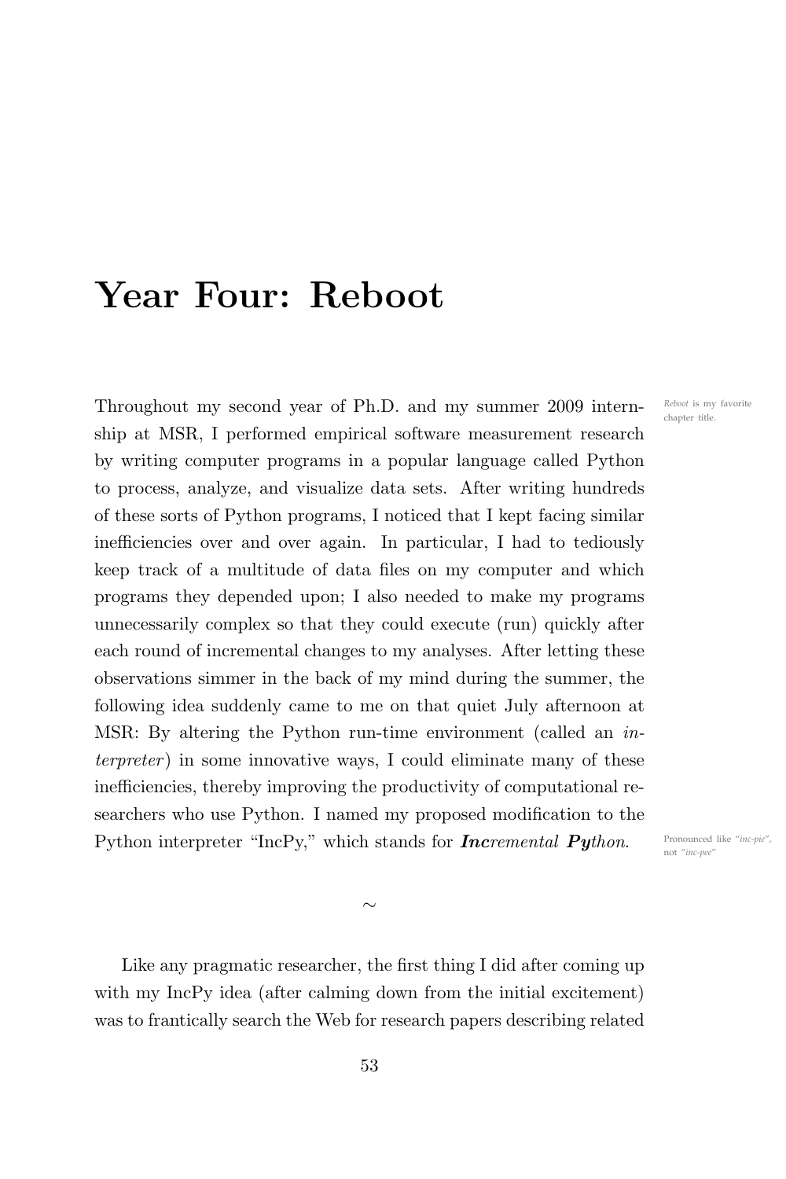# Year Four: Reboot

Throughout my second year of Ph.D. and my summer 2009 internship at MSR, I performed empirical software measurement research by writing computer programs in a popular language called Python to process, analyze, and visualize data sets. After writing hundreds of these sorts of Python programs, I noticed that I kept facing similar inefficiencies over and over again. In particular, I had to tediously keep track of a multitude of data files on my computer and which programs they depended upon; I also needed to make my programs unnecessarily complex so that they could execute (run) quickly after each round of incremental changes to my analyses. After letting these observations simmer in the back of my mind during the summer, the following idea suddenly came to me on that quiet July afternoon at MSR: By altering the Python run-time environment (called an *interpreter*) in some innovative ways, I could eliminate many of these inefficiencies, thereby improving the productivity of computational researchers who use Python. I named my proposed modification to the Python interpreter "IncPy," which stands for ***Inc****remental* ***Py****thon*.

*Reboot* is my favorite chapter title.

Pronounced like *"inc-pie"*, not *"inc-pee"*

~

Like any pragmatic researcher, the first thing I did after coming up with my IncPy idea (after calming down from the initial excitement) was to frantically search the Web for research papers describing related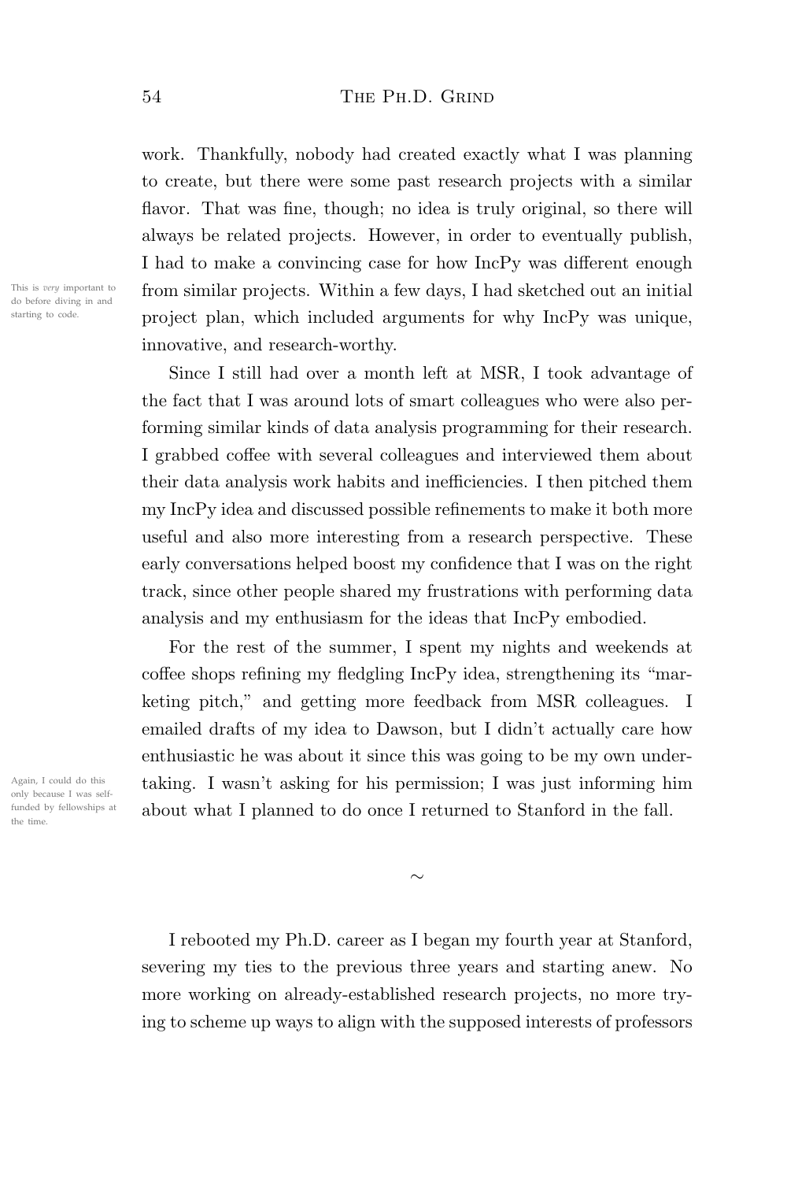work. Thankfully, nobody had created exactly what I was planning to create, but there were some past research projects with a similar flavor. That was fine, though; no idea is truly original, so there will always be related projects. However, in order to eventually publish, I had to make a convincing case for how IncPy was different enough from similar projects. Within a few days, I had sketched out an initial project plan, which included arguments for why IncPy was unique, innovative, and research-worthy.

This is *very* important to do before diving in and starting to code.

Since I still had over a month left at MSR, I took advantage of the fact that I was around lots of smart colleagues who were also performing similar kinds of data analysis programming for their research. I grabbed coffee with several colleagues and interviewed them about their data analysis work habits and inefficiencies. I then pitched them my IncPy idea and discussed possible refinements to make it both more useful and also more interesting from a research perspective. These early conversations helped boost my confidence that I was on the right track, since other people shared my frustrations with performing data analysis and my enthusiasm for the ideas that IncPy embodied.

For the rest of the summer, I spent my nights and weekends at coffee shops refining my fledgling IncPy idea, strengthening its "marketing pitch," and getting more feedback from MSR colleagues. I emailed drafts of my idea to Dawson, but I didn't actually care how enthusiastic he was about it since this was going to be my own undertaking. I wasn't asking for his permission; I was just informing him about what I planned to do once I returned to Stanford in the fall.

Again, I could do this only because I was self-funded by fellowships at the time.

~

I rebooted my Ph.D. career as I began my fourth year at Stanford, severing my ties to the previous three years and starting anew. No more working on already-established research projects, no more trying to scheme up ways to align with the supposed interests of professors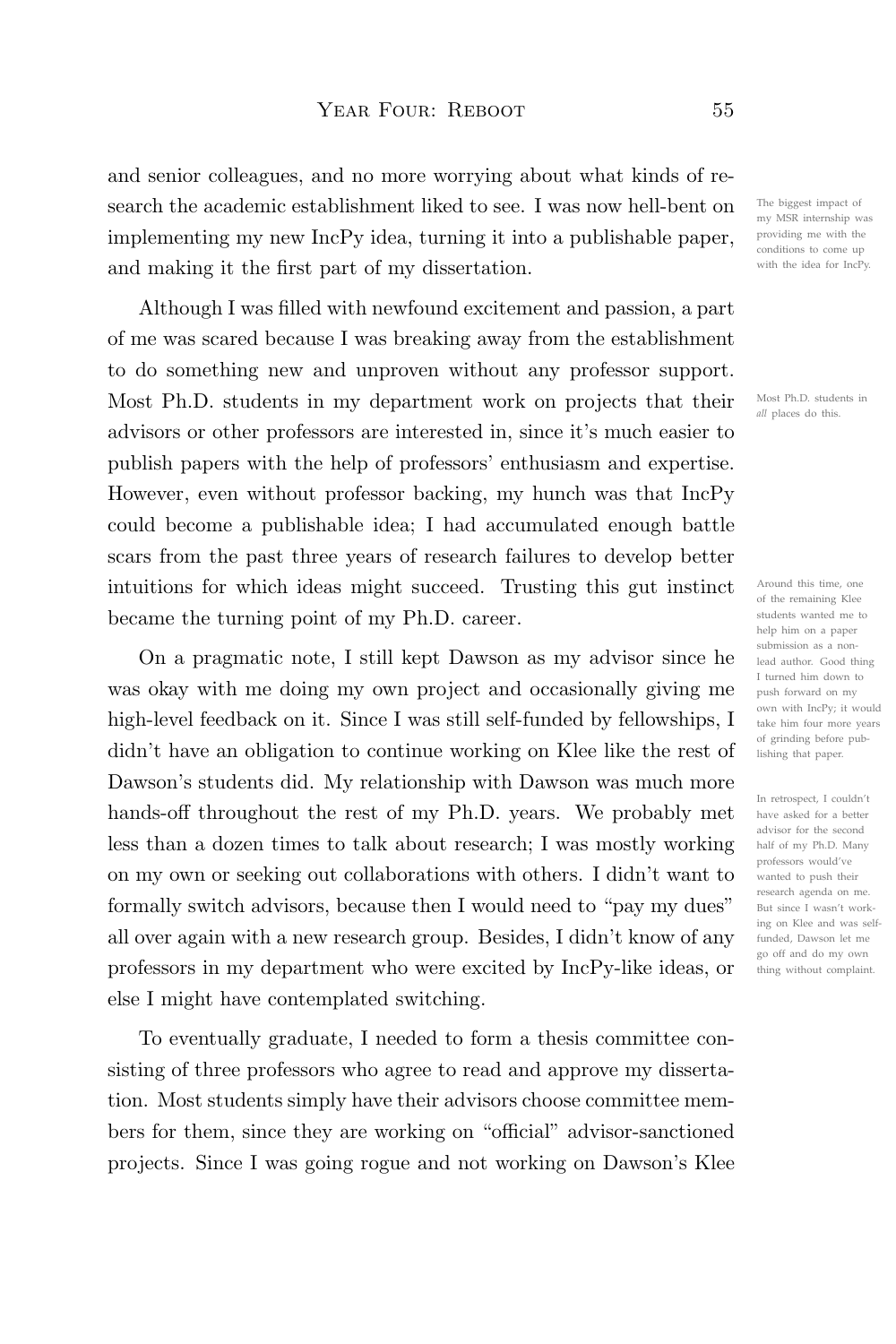and senior colleagues, and no more worrying about what kinds of research the academic establishment liked to see. I was now hell-bent on implementing my new IncPy idea, turning it into a publishable paper, and making it the first part of my dissertation.

The biggest impact of my MSR internship was providing me with the conditions to come up with the idea for IncPy.

Although I was filled with newfound excitement and passion, a part of me was scared because I was breaking away from the establishment to do something new and unproven without any professor support. Most Ph.D. students in my department work on projects that their advisors or other professors are interested in, since it's much easier to publish papers with the help of professors' enthusiasm and expertise. However, even without professor backing, my hunch was that IncPy could become a publishable idea; I had accumulated enough battle scars from the past three years of research failures to develop better intuitions for which ideas might succeed. Trusting this gut instinct became the turning point of my Ph.D. career.

Most Ph.D. students in *all* places do this.

Around this time, one of the remaining Klee students wanted me to help him on a paper submission as a non-lead author. Good thing I turned him down to push forward on my own with IncPy; it would take him four more years of grinding before publishing that paper.

On a pragmatic note, I still kept Dawson as my advisor since he was okay with me doing my own project and occasionally giving me high-level feedback on it. Since I was still self-funded by fellowships, I didn't have an obligation to continue working on Klee like the rest of Dawson's students did. My relationship with Dawson was much more hands-off throughout the rest of my Ph.D. years. We probably met less than a dozen times to talk about research; I was mostly working on my own or seeking out collaborations with others. I didn't want to formally switch advisors, because then I would need to "pay my dues" all over again with a new research group. Besides, I didn't know of any professors in my department who were excited by IncPy-like ideas, or else I might have contemplated switching.

In retrospect, I couldn't have asked for a better advisor for the second half of my Ph.D. Many professors would've wanted to push their research agenda on me. But since I wasn't working on Klee and was self-funded, Dawson let me go off and do my own thing without complaint.

To eventually graduate, I needed to form a thesis committee consisting of three professors who agree to read and approve my dissertation. Most students simply have their advisors choose committee members for them, since they are working on "official" advisor-sanctioned projects. Since I was going rogue and not working on Dawson's Klee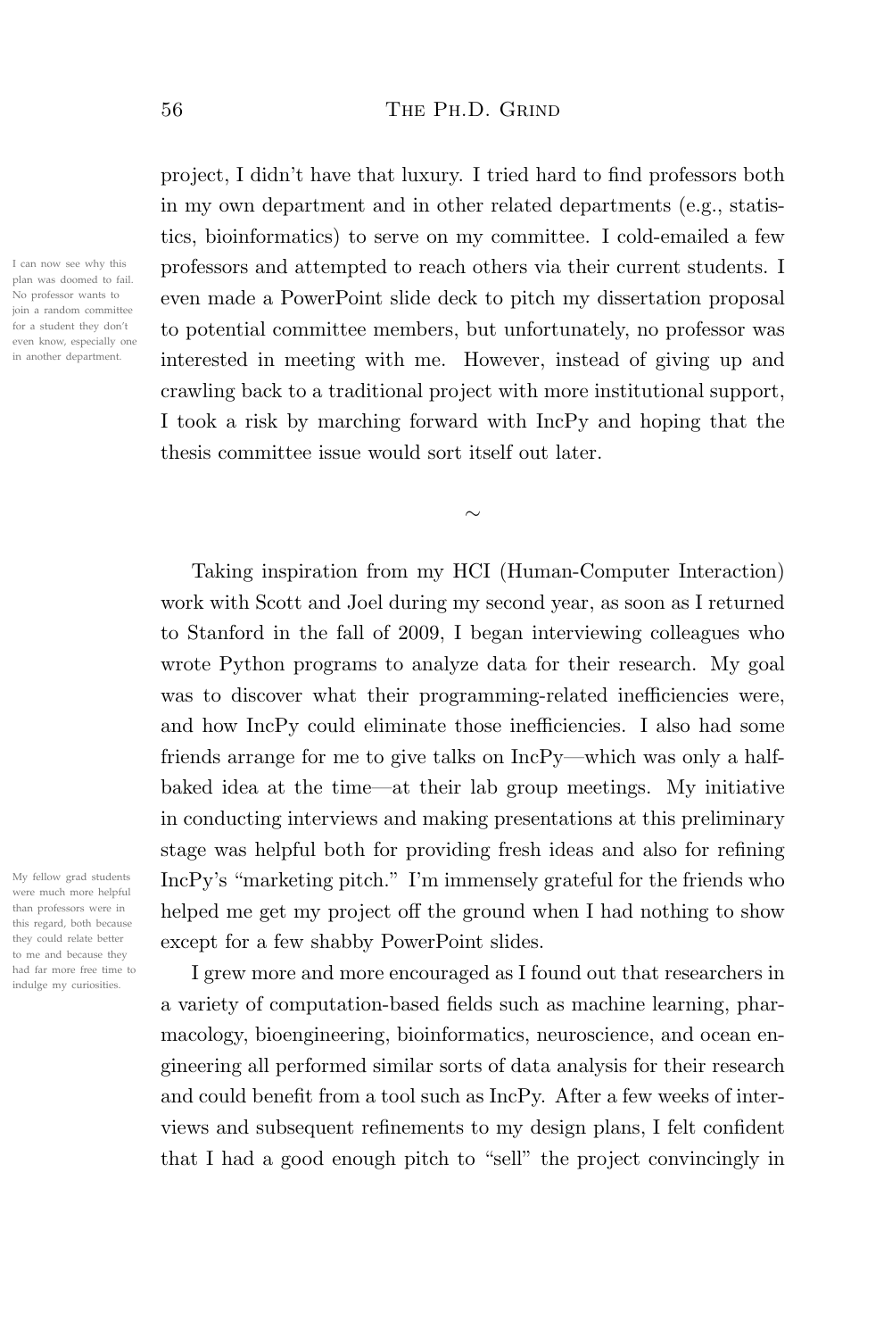project, I didn't have that luxury. I tried hard to find professors both in my own department and in other related departments (e.g., statistics, bioinformatics) to serve on my committee. I cold-emailed a few professors and attempted to reach others via their current students. I even made a PowerPoint slide deck to pitch my dissertation proposal to potential committee members, but unfortunately, no professor was interested in meeting with me. However, instead of giving up and crawling back to a traditional project with more institutional support, I took a risk by marching forward with IncPy and hoping that the thesis committee issue would sort itself out later.

I can now see why this plan was doomed to fail. No professor wants to join a random committee for a student they don't even know, especially one in another department.

~

Taking inspiration from my HCI (Human-Computer Interaction) work with Scott and Joel during my second year, as soon as I returned to Stanford in the fall of 2009, I began interviewing colleagues who wrote Python programs to analyze data for their research. My goal was to discover what their programming-related inefficiencies were, and how IncPy could eliminate those inefficiencies. I also had some friends arrange for me to give talks on IncPy—which was only a half-baked idea at the time—at their lab group meetings. My initiative in conducting interviews and making presentations at this preliminary stage was helpful both for providing fresh ideas and also for refining IncPy's "marketing pitch." I'm immensely grateful for the friends who helped me get my project off the ground when I had nothing to show except for a few shabby PowerPoint slides.

My fellow grad students were much more helpful than professors were in this regard, both because they could relate better to me and because they had far more free time to indulge my curiosities.

I grew more and more encouraged as I found out that researchers in a variety of computation-based fields such as machine learning, pharmacology, bioengineering, bioinformatics, neuroscience, and ocean engineering all performed similar sorts of data analysis for their research and could benefit from a tool such as IncPy. After a few weeks of interviews and subsequent refinements to my design plans, I felt confident that I had a good enough pitch to "sell" the project convincingly in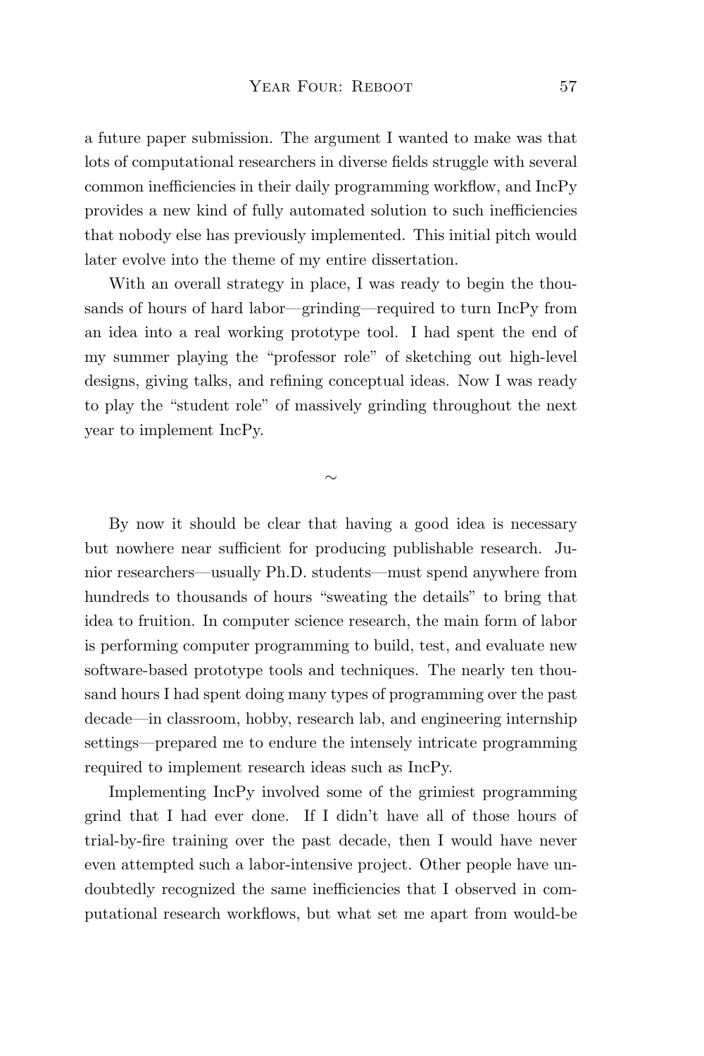a future paper submission. The argument I wanted to make was that lots of computational researchers in diverse fields struggle with several common inefficiencies in their daily programming workflow, and IncPy provides a new kind of fully automated solution to such inefficiencies that nobody else has previously implemented. This initial pitch would later evolve into the theme of my entire dissertation.

With an overall strategy in place, I was ready to begin the thousands of hours of hard labor—grinding—required to turn IncPy from an idea into a real working prototype tool. I had spent the end of my summer playing the "professor role" of sketching out high-level designs, giving talks, and refining conceptual ideas. Now I was ready to play the "student role" of massively grinding throughout the next year to implement IncPy.

~

By now it should be clear that having a good idea is necessary but nowhere near sufficient for producing publishable research. Junior researchers—usually Ph.D. students—must spend anywhere from hundreds to thousands of hours "sweating the details" to bring that idea to fruition. In computer science research, the main form of labor is performing computer programming to build, test, and evaluate new software-based prototype tools and techniques. The nearly ten thousand hours I had spent doing many types of programming over the past decade—in classroom, hobby, research lab, and engineering internship settings—prepared me to endure the intensely intricate programming required to implement research ideas such as IncPy.

Implementing IncPy involved some of the grimiest programming grind that I had ever done. If I didn't have all of those hours of trial-by-fire training over the past decade, then I would have never even attempted such a labor-intensive project. Other people have undoubtedly recognized the same inefficiencies that I observed in computational research workflows, but what set me apart from would-be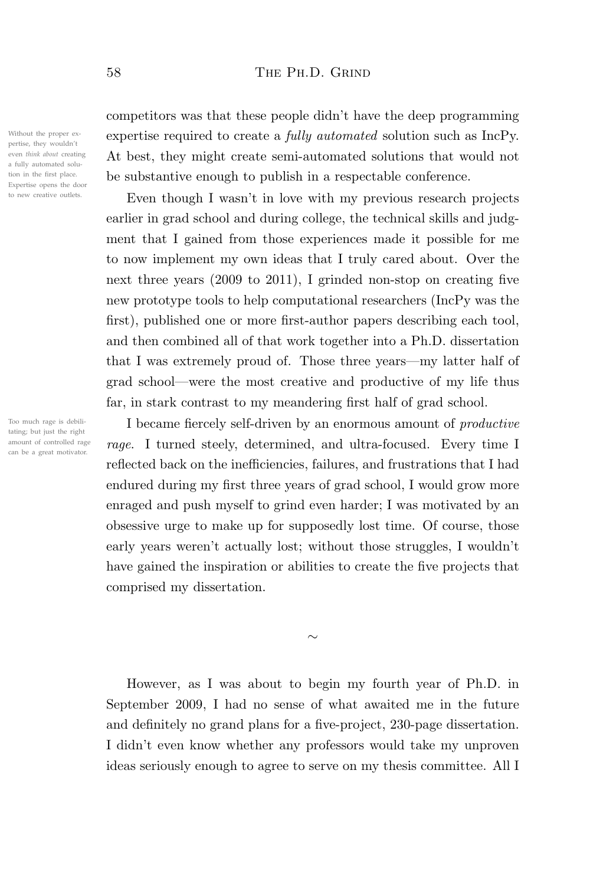competitors was that these people didn't have the deep programming expertise required to create a *fully automated* solution such as IncPy. At best, they might create semi-automated solutions that would not be substantive enough to publish in a respectable conference.

Without the proper expertise, they wouldn't even *think about* creating a fully automated solution in the first place. Expertise opens the door to new creative outlets.

Even though I wasn't in love with my previous research projects earlier in grad school and during college, the technical skills and judgment that I gained from those experiences made it possible for me to now implement my own ideas that I truly cared about. Over the next three years (2009 to 2011), I grinded non-stop on creating five new prototype tools to help computational researchers (IncPy was the first), published one or more first-author papers describing each tool, and then combined all of that work together into a Ph.D. dissertation that I was extremely proud of. Those three years—my latter half of grad school—were the most creative and productive of my life thus far, in stark contrast to my meandering first half of grad school.

I became fiercely self-driven by an enormous amount of *productive rage*. I turned steely, determined, and ultra-focused. Every time I reflected back on the inefficiencies, failures, and frustrations that I had endured during my first three years of grad school, I would grow more enraged and push myself to grind even harder; I was motivated by an obsessive urge to make up for supposedly lost time. Of course, those early years weren't actually lost; without those struggles, I wouldn't have gained the inspiration or abilities to create the five projects that comprised my dissertation.

Too much rage is debilitating; but just the right amount of controlled rage can be a great motivator.

~

However, as I was about to begin my fourth year of Ph.D. in September 2009, I had no sense of what awaited me in the future and definitely no grand plans for a five-project, 230-page dissertation. I didn't even know whether any professors would take my unproven ideas seriously enough to agree to serve on my thesis committee. All I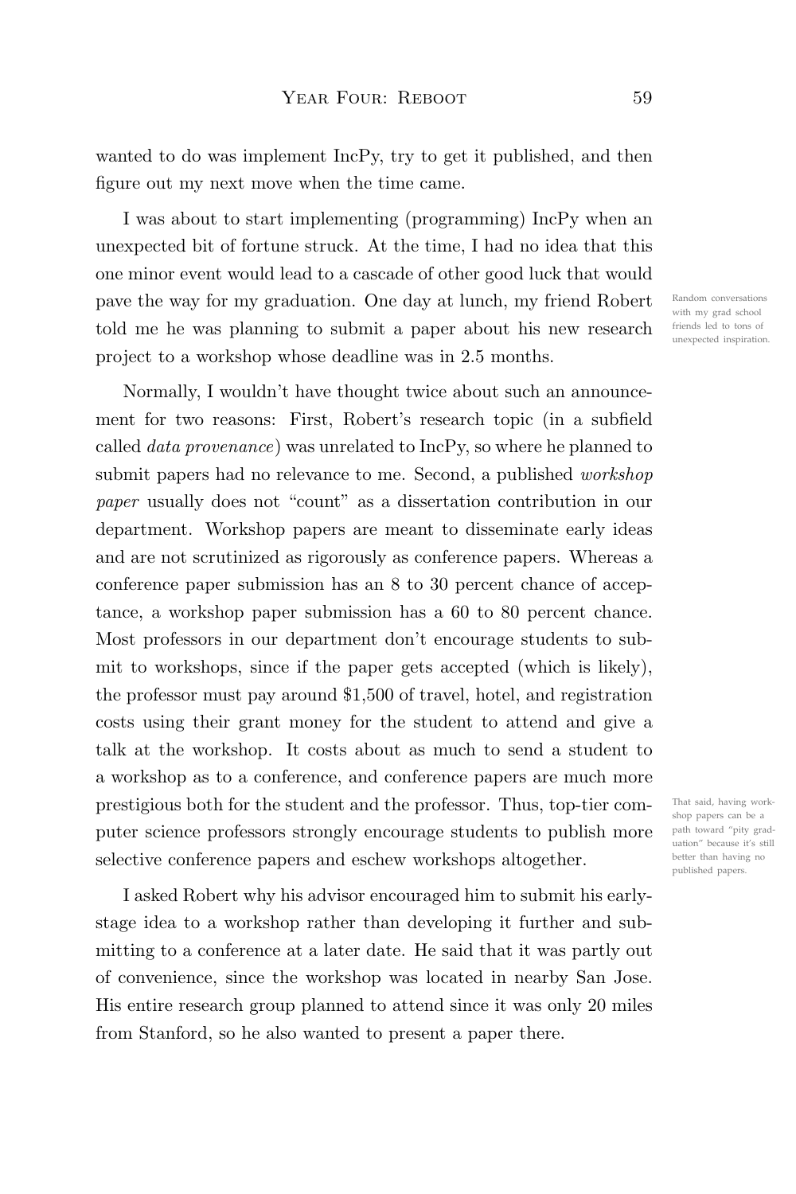wanted to do was implement IncPy, try to get it published, and then figure out my next move when the time came.

I was about to start implementing (programming) IncPy when an unexpected bit of fortune struck. At the time, I had no idea that this one minor event would lead to a cascade of other good luck that would pave the way for my graduation. One day at lunch, my friend Robert told me he was planning to submit a paper about his new research project to a workshop whose deadline was in 2.5 months.

Random conversations with my grad school friends led to tons of unexpected inspiration.

Normally, I wouldn't have thought twice about such an announcement for two reasons: First, Robert's research topic (in a subfield called *data provenance*) was unrelated to IncPy, so where he planned to submit papers had no relevance to me. Second, a published *workshop paper* usually does not "count" as a dissertation contribution in our department. Workshop papers are meant to disseminate early ideas and are not scrutinized as rigorously as conference papers. Whereas a conference paper submission has an 8 to 30 percent chance of acceptance, a workshop paper submission has a 60 to 80 percent chance. Most professors in our department don't encourage students to submit to workshops, since if the paper gets accepted (which is likely), the professor must pay around $1,500 of travel, hotel, and registration costs using their grant money for the student to attend and give a talk at the workshop. It costs about as much to send a student to a workshop as to a conference, and conference papers are much more prestigious both for the student and the professor. Thus, top-tier computer science professors strongly encourage students to publish more selective conference papers and eschew workshops altogether.

That said, having workshop papers can be a path toward "pity graduation" because it's still better than having no published papers.

I asked Robert why his advisor encouraged him to submit his early-stage idea to a workshop rather than developing it further and submitting to a conference at a later date. He said that it was partly out of convenience, since the workshop was located in nearby San Jose. His entire research group planned to attend since it was only 20 miles from Stanford, so he also wanted to present a paper there.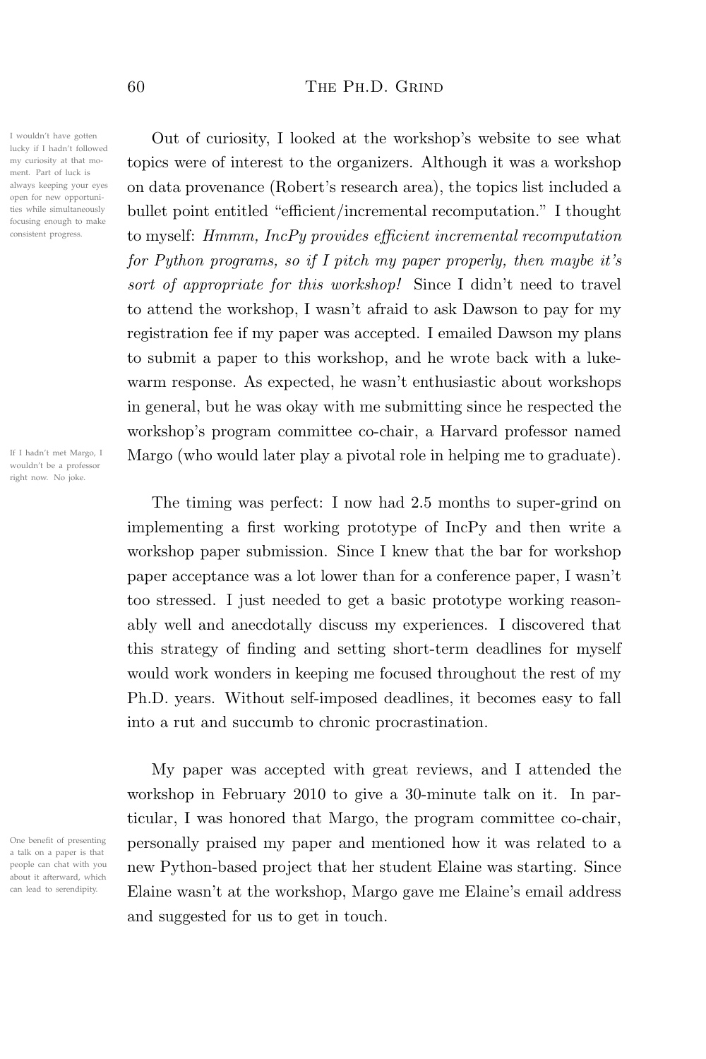Out of curiosity, I looked at the workshop's website to see what topics were of interest to the organizers. Although it was a workshop on data provenance (Robert's research area), the topics list included a bullet point entitled "efficient/incremental recomputation." I thought to myself: *Hmmm, IncPy provides efficient incremental recomputation for Python programs, so if I pitch my paper properly, then maybe it's sort of appropriate for this workshop!* Since I didn't need to travel to attend the workshop, I wasn't afraid to ask Dawson to pay for my registration fee if my paper was accepted. I emailed Dawson my plans to submit a paper to this workshop, and he wrote back with a lukewarm response. As expected, he wasn't enthusiastic about workshops in general, but he was okay with me submitting since he respected the workshop's program committee co-chair, a Harvard professor named Margo (who would later play a pivotal role in helping me to graduate).

> I wouldn't have gotten lucky if I hadn't followed my curiosity at that moment. Part of luck is always keeping your eyes open for new opportunities while simultaneously focusing enough to make consistent progress.

> If I hadn't met Margo, I wouldn't be a professor right now. No joke.

The timing was perfect: I now had 2.5 months to super-grind on implementing a first working prototype of IncPy and then write a workshop paper submission. Since I knew that the bar for workshop paper acceptance was a lot lower than for a conference paper, I wasn't too stressed. I just needed to get a basic prototype working reasonably well and anecdotally discuss my experiences. I discovered that this strategy of finding and setting short-term deadlines for myself would work wonders in keeping me focused throughout the rest of my Ph.D. years. Without self-imposed deadlines, it becomes easy to fall into a rut and succumb to chronic procrastination.

My paper was accepted with great reviews, and I attended the workshop in February 2010 to give a 30-minute talk on it. In particular, I was honored that Margo, the program committee co-chair, personally praised my paper and mentioned how it was related to a new Python-based project that her student Elaine was starting. Since Elaine wasn't at the workshop, Margo gave me Elaine's email address and suggested for us to get in touch.

> One benefit of presenting a talk on a paper is that people can chat with you about it afterward, which can lead to serendipity.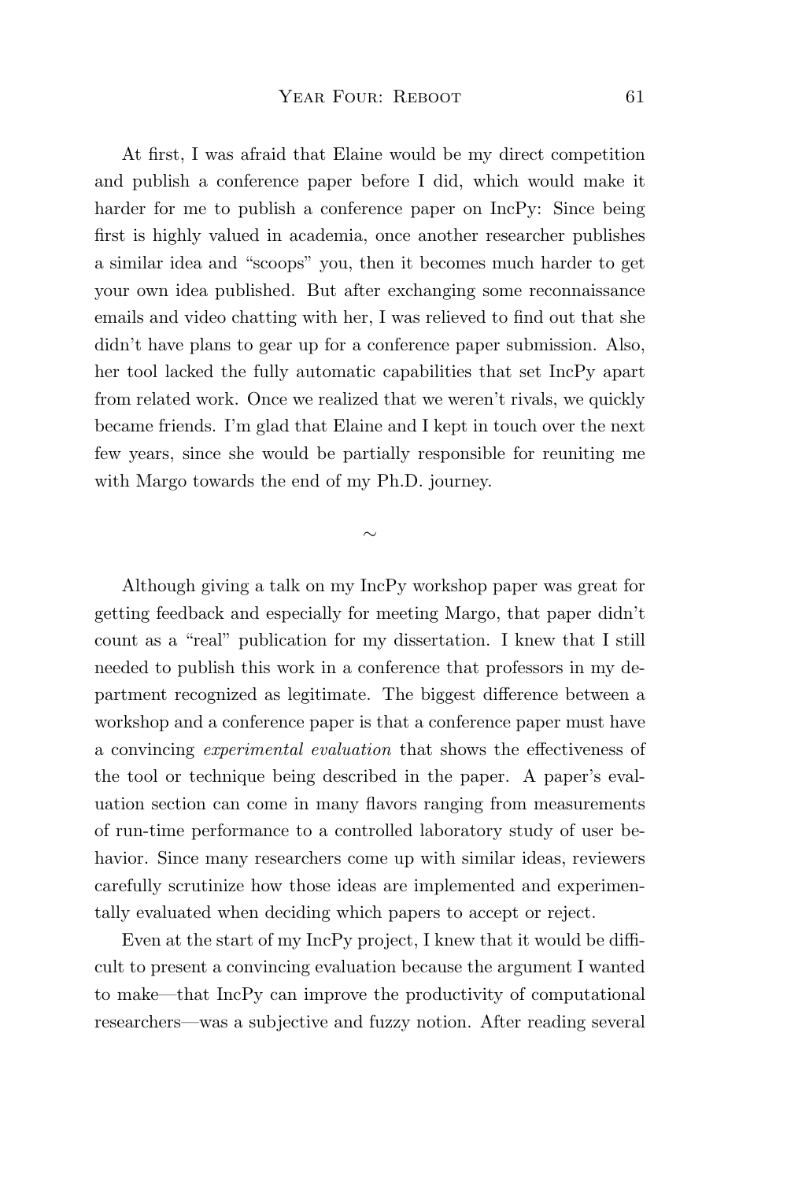At first, I was afraid that Elaine would be my direct competition and publish a conference paper before I did, which would make it harder for me to publish a conference paper on IncPy: Since being first is highly valued in academia, once another researcher publishes a similar idea and "scoops" you, then it becomes much harder to get your own idea published. But after exchanging some reconnaissance emails and video chatting with her, I was relieved to find out that she didn't have plans to gear up for a conference paper submission. Also, her tool lacked the fully automatic capabilities that set IncPy apart from related work. Once we realized that we weren't rivals, we quickly became friends. I'm glad that Elaine and I kept in touch over the next few years, since she would be partially responsible for reuniting me with Margo towards the end of my Ph.D. journey.

~

Although giving a talk on my IncPy workshop paper was great for getting feedback and especially for meeting Margo, that paper didn't count as a "real" publication for my dissertation. I knew that I still needed to publish this work in a conference that professors in my department recognized as legitimate. The biggest difference between a workshop and a conference paper is that a conference paper must have a convincing *experimental evaluation* that shows the effectiveness of the tool or technique being described in the paper. A paper's evaluation section can come in many flavors ranging from measurements of run-time performance to a controlled laboratory study of user behavior. Since many researchers come up with similar ideas, reviewers carefully scrutinize how those ideas are implemented and experimentally evaluated when deciding which papers to accept or reject.

Even at the start of my IncPy project, I knew that it would be difficult to present a convincing evaluation because the argument I wanted to make—that IncPy can improve the productivity of computational researchers—was a subjective and fuzzy notion. After reading several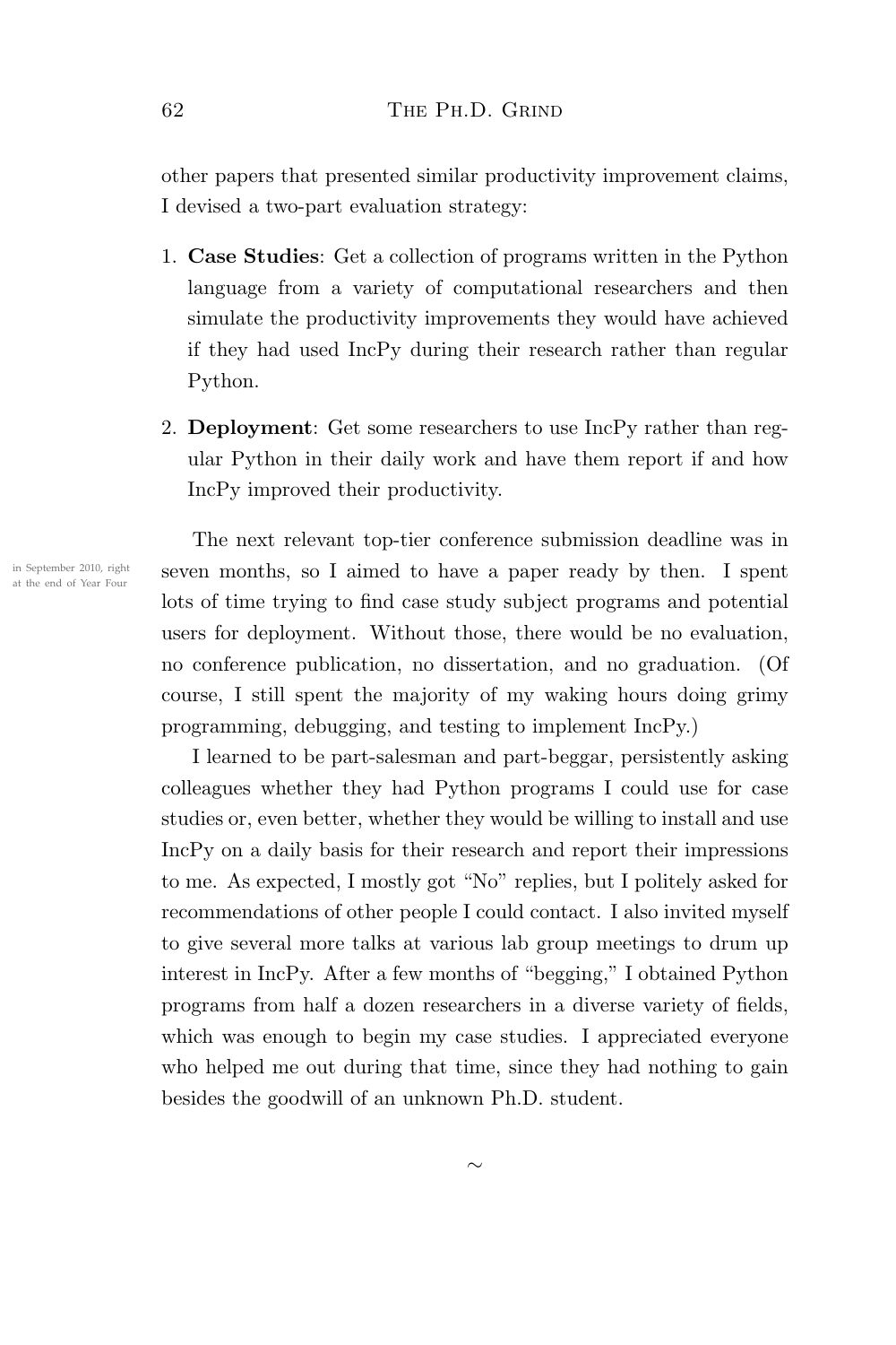other papers that presented similar productivity improvement claims, I devised a two-part evaluation strategy:

1. **Case Studies**: Get a collection of programs written in the Python language from a variety of computational researchers and then simulate the productivity improvements they would have achieved if they had used IncPy during their research rather than regular Python.

2. **Deployment**: Get some researchers to use IncPy rather than regular Python in their daily work and have them report if and how IncPy improved their productivity.

The next relevant top-tier conference submission deadline was in seven months, so I aimed to have a paper ready by then. I spent lots of time trying to find case study subject programs and potential users for deployment. Without those, there would be no evaluation, no conference publication, no dissertation, and no graduation. (Of course, I still spent the majority of my waking hours doing grimy programming, debugging, and testing to implement IncPy.)

in September 2010, right at the end of Year Four

I learned to be part-salesman and part-beggar, persistently asking colleagues whether they had Python programs I could use for case studies or, even better, whether they would be willing to install and use IncPy on a daily basis for their research and report their impressions to me. As expected, I mostly got "No" replies, but I politely asked for recommendations of other people I could contact. I also invited myself to give several more talks at various lab group meetings to drum up interest in IncPy. After a few months of "begging," I obtained Python programs from half a dozen researchers in a diverse variety of fields, which was enough to begin my case studies. I appreciated everyone who helped me out during that time, since they had nothing to gain besides the goodwill of an unknown Ph.D. student.

~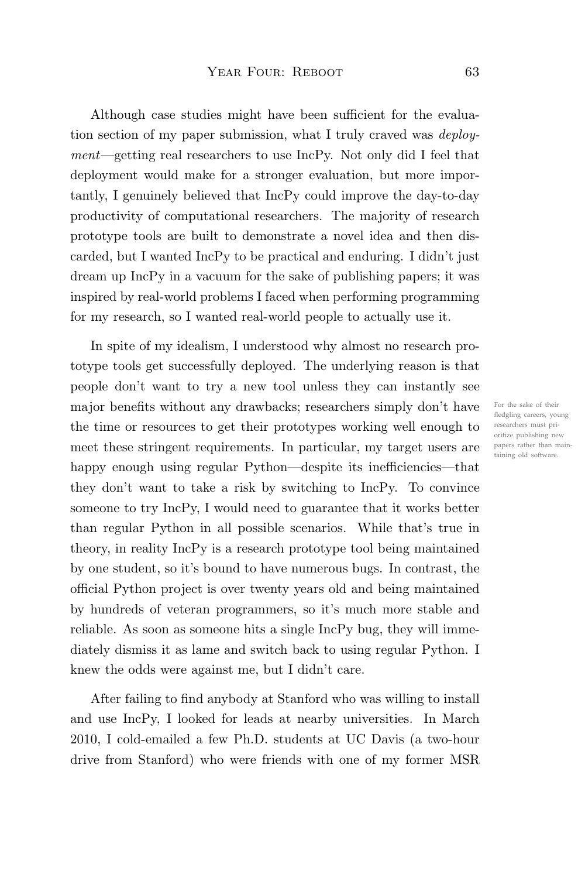Although case studies might have been sufficient for the evaluation section of my paper submission, what I truly craved was *deployment*—getting real researchers to use IncPy. Not only did I feel that deployment would make for a stronger evaluation, but more importantly, I genuinely believed that IncPy could improve the day-to-day productivity of computational researchers. The majority of research prototype tools are built to demonstrate a novel idea and then discarded, but I wanted IncPy to be practical and enduring. I didn't just dream up IncPy in a vacuum for the sake of publishing papers; it was inspired by real-world problems I faced when performing programming for my research, so I wanted real-world people to actually use it.

In spite of my idealism, I understood why almost no research prototype tools get successfully deployed. The underlying reason is that people don't want to try a new tool unless they can instantly see major benefits without any drawbacks; researchers simply don't have the time or resources to get their prototypes working well enough to meet these stringent requirements. In particular, my target users are happy enough using regular Python—despite its inefficiencies—that they don't want to take a risk by switching to IncPy. To convince someone to try IncPy, I would need to guarantee that it works better than regular Python in all possible scenarios. While that's true in theory, in reality IncPy is a research prototype tool being maintained by one student, so it's bound to have numerous bugs. In contrast, the official Python project is over twenty years old and being maintained by hundreds of veteran programmers, so it's much more stable and reliable. As soon as someone hits a single IncPy bug, they will immediately dismiss it as lame and switch back to using regular Python. I knew the odds were against me, but I didn't care.

For the sake of their fledgling careers, young researchers must prioritize publishing new papers rather than maintaining old software.

After failing to find anybody at Stanford who was willing to install and use IncPy, I looked for leads at nearby universities. In March 2010, I cold-emailed a few Ph.D. students at UC Davis (a two-hour drive from Stanford) who were friends with one of my former MSR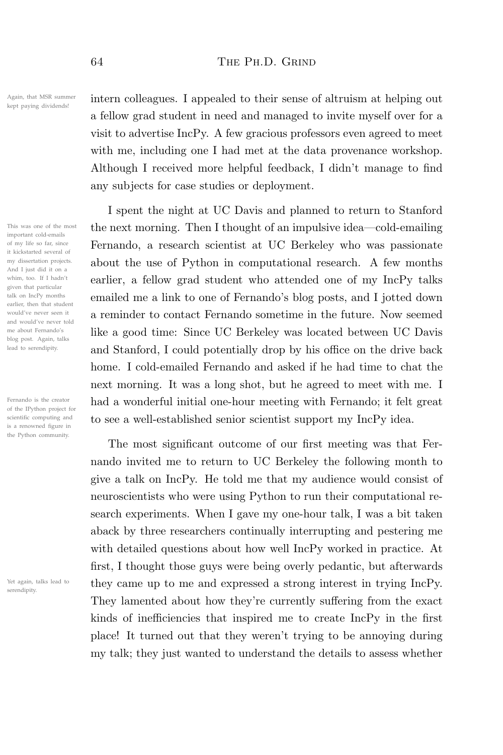intern colleagues. I appealed to their sense of altruism at helping out a fellow grad student in need and managed to invite myself over for a visit to advertise IncPy. A few gracious professors even agreed to meet with me, including one I had met at the data provenance workshop. Although I received more helpful feedback, I didn't manage to find any subjects for case studies or deployment.

Again, that MSR summer kept paying dividends!

I spent the night at UC Davis and planned to return to Stanford the next morning. Then I thought of an impulsive idea—cold-emailing Fernando, a research scientist at UC Berkeley who was passionate about the use of Python in computational research. A few months earlier, a fellow grad student who attended one of my IncPy talks emailed me a link to one of Fernando's blog posts, and I jotted down a reminder to contact Fernando sometime in the future. Now seemed like a good time: Since UC Berkeley was located between UC Davis and Stanford, I could potentially drop by his office on the drive back home. I cold-emailed Fernando and asked if he had time to chat the next morning. It was a long shot, but he agreed to meet with me. I had a wonderful initial one-hour meeting with Fernando; it felt great to see a well-established senior scientist support my IncPy idea.

This was one of the most important cold-emails of my life so far, since it kickstarted several of my dissertation projects. And I just did it on a whim, too. If I hadn't given that particular talk on IncPy months earlier, then that student would've never seen it and would've never told me about Fernando's blog post. Again, talks lead to serendipity.

Fernando is the creator of the IPython project for scientific computing and is a renowned figure in the Python community.

The most significant outcome of our first meeting was that Fernando invited me to return to UC Berkeley the following month to give a talk on IncPy. He told me that my audience would consist of neuroscientists who were using Python to run their computational research experiments. When I gave my one-hour talk, I was a bit taken aback by three researchers continually interrupting and pestering me with detailed questions about how well IncPy worked in practice. At first, I thought those guys were being overly pedantic, but afterwards they came up to me and expressed a strong interest in trying IncPy. They lamented about how they're currently suffering from the exact kinds of inefficiencies that inspired me to create IncPy in the first place! It turned out that they weren't trying to be annoying during my talk; they just wanted to understand the details to assess whether

Yet again, talks lead to serendipity.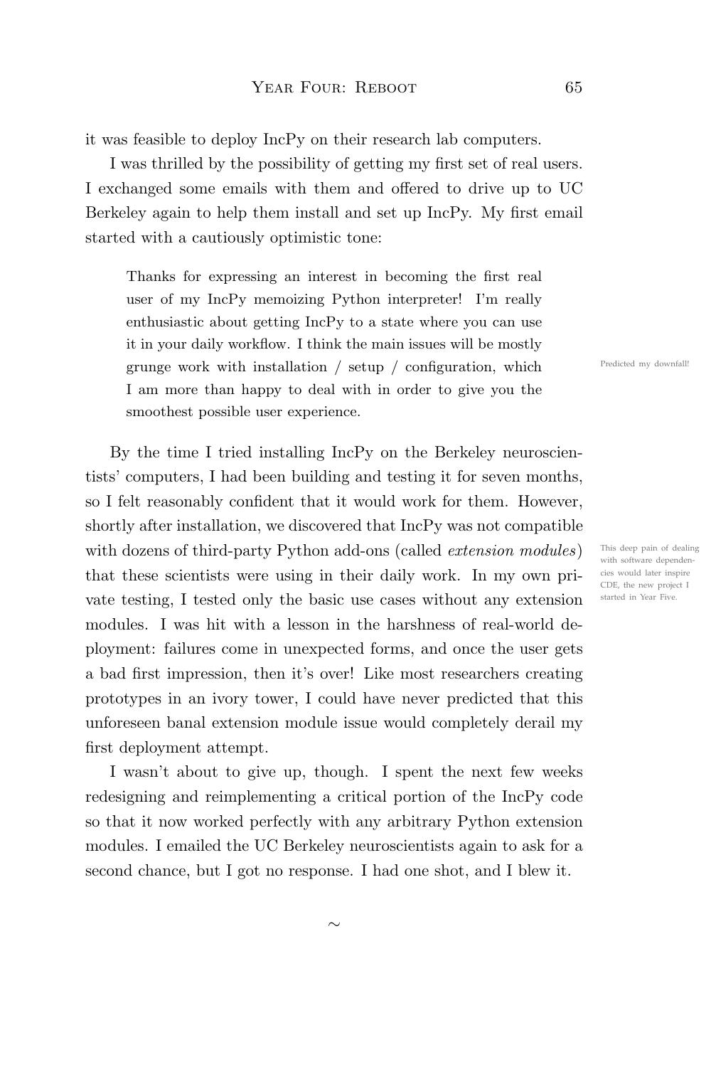it was feasible to deploy IncPy on their research lab computers.

I was thrilled by the possibility of getting my first set of real users. I exchanged some emails with them and offered to drive up to UC Berkeley again to help them install and set up IncPy. My first email started with a cautiously optimistic tone:

> Thanks for expressing an interest in becoming the first real user of my IncPy memoizing Python interpreter! I'm really enthusiastic about getting IncPy to a state where you can use it in your daily workflow. I think the main issues will be mostly grunge work with installation / setup / configuration, which I am more than happy to deal with in order to give you the smoothest possible user experience.

Predicted my downfall!

By the time I tried installing IncPy on the Berkeley neuroscientists' computers, I had been building and testing it for seven months, so I felt reasonably confident that it would work for them. However, shortly after installation, we discovered that IncPy was not compatible with dozens of third-party Python add-ons (called *extension modules*) that these scientists were using in their daily work. In my own private testing, I tested only the basic use cases without any extension modules. I was hit with a lesson in the harshness of real-world deployment: failures come in unexpected forms, and once the user gets a bad first impression, then it's over! Like most researchers creating prototypes in an ivory tower, I could have never predicted that this unforeseen banal extension module issue would completely derail my first deployment attempt.

This deep pain of dealing with software dependencies would later inspire CDE, the new project I started in Year Five.

I wasn't about to give up, though. I spent the next few weeks redesigning and reimplementing a critical portion of the IncPy code so that it now worked perfectly with any arbitrary Python extension modules. I emailed the UC Berkeley neuroscientists again to ask for a second chance, but I got no response. I had one shot, and I blew it.

~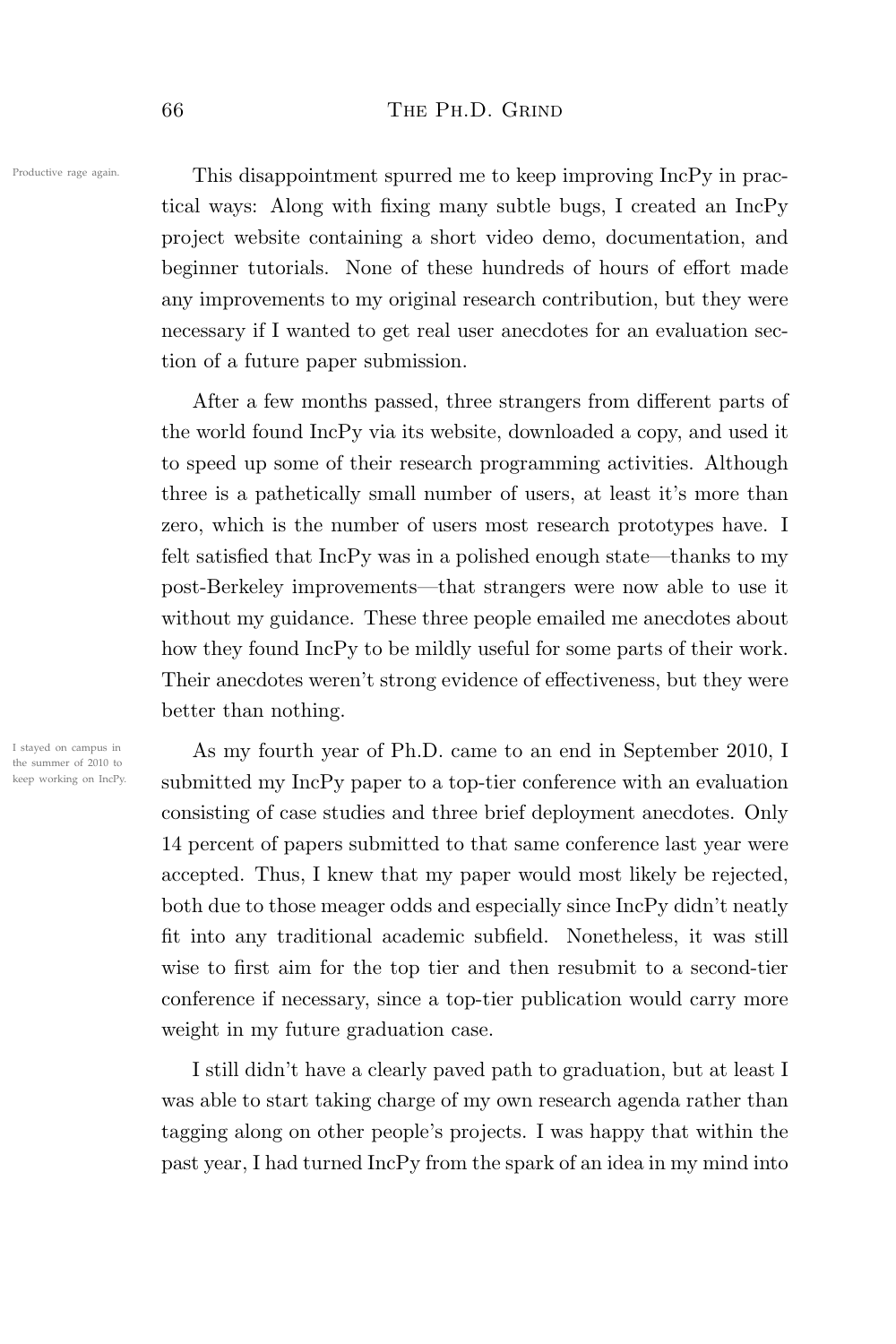Productive rage again.

This disappointment spurred me to keep improving IncPy in practical ways: Along with fixing many subtle bugs, I created an IncPy project website containing a short video demo, documentation, and beginner tutorials. None of these hundreds of hours of effort made any improvements to my original research contribution, but they were necessary if I wanted to get real user anecdotes for an evaluation section of a future paper submission.

After a few months passed, three strangers from different parts of the world found IncPy via its website, downloaded a copy, and used it to speed up some of their research programming activities. Although three is a pathetically small number of users, at least it's more than zero, which is the number of users most research prototypes have. I felt satisfied that IncPy was in a polished enough state—thanks to my post-Berkeley improvements—that strangers were now able to use it without my guidance. These three people emailed me anecdotes about how they found IncPy to be mildly useful for some parts of their work. Their anecdotes weren't strong evidence of effectiveness, but they were better than nothing.

I stayed on campus in the summer of 2010 to keep working on IncPy.

As my fourth year of Ph.D. came to an end in September 2010, I submitted my IncPy paper to a top-tier conference with an evaluation consisting of case studies and three brief deployment anecdotes. Only 14 percent of papers submitted to that same conference last year were accepted. Thus, I knew that my paper would most likely be rejected, both due to those meager odds and especially since IncPy didn't neatly fit into any traditional academic subfield. Nonetheless, it was still wise to first aim for the top tier and then resubmit to a second-tier conference if necessary, since a top-tier publication would carry more weight in my future graduation case.

I still didn't have a clearly paved path to graduation, but at least I was able to start taking charge of my own research agenda rather than tagging along on other people's projects. I was happy that within the past year, I had turned IncPy from the spark of an idea in my mind into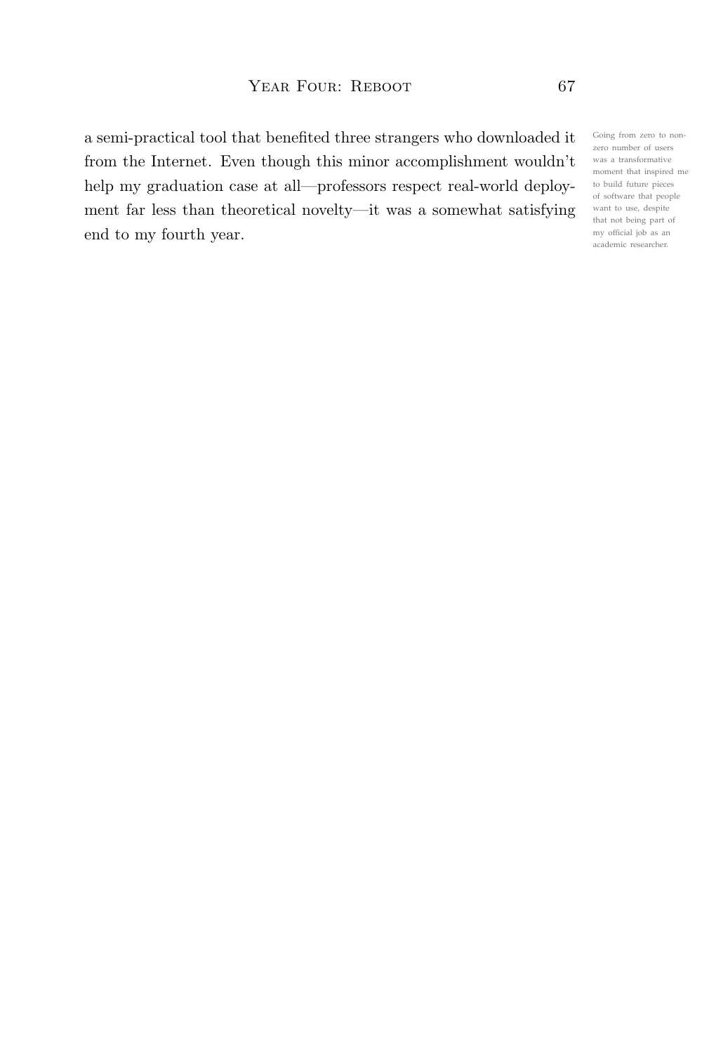a semi-practical tool that benefited three strangers who downloaded it from the Internet. Even though this minor accomplishment wouldn't help my graduation case at all—professors respect real-world deployment far less than theoretical novelty—it was a somewhat satisfying end to my fourth year.

Going from zero to non-zero number of users was a transformative moment that inspired me to build future pieces of software that people want to use, despite that not being part of my official job as an academic researcher.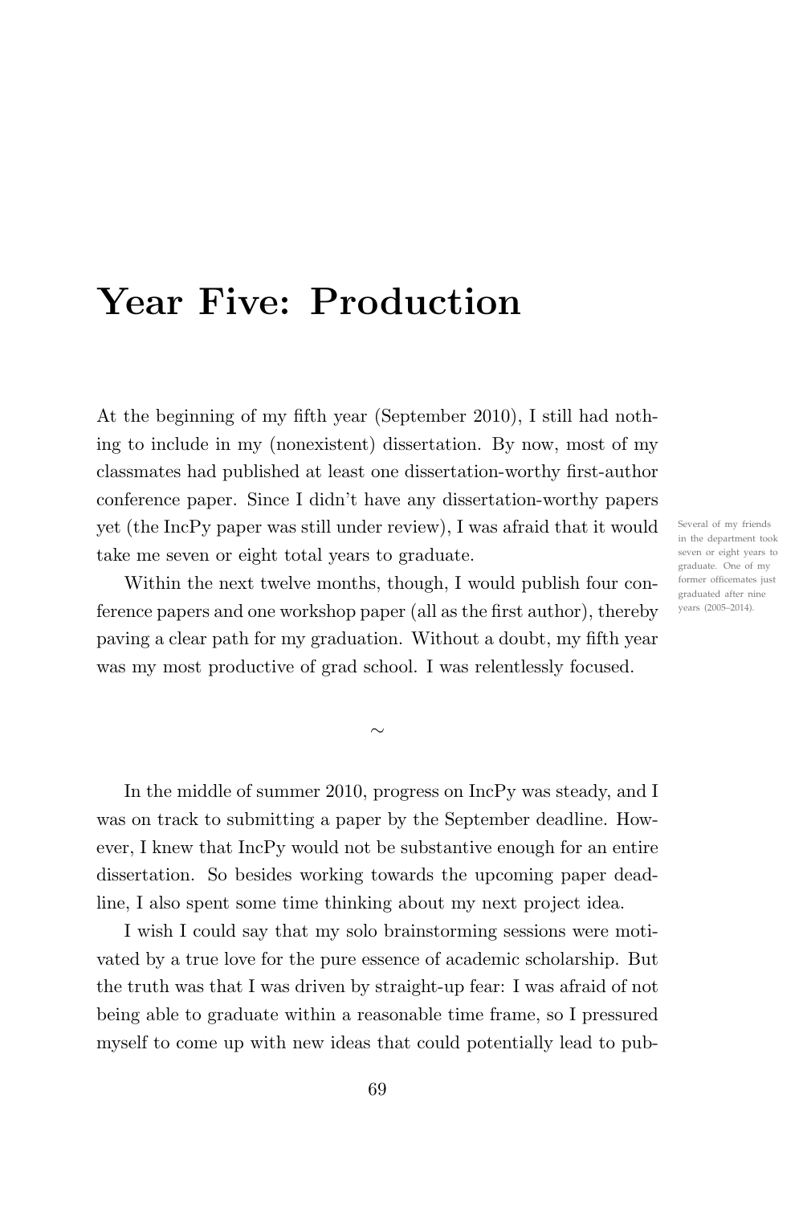# Year Five: Production

At the beginning of my fifth year (September 2010), I still had nothing to include in my (nonexistent) dissertation. By now, most of my classmates had published at least one dissertation-worthy first-author conference paper. Since I didn't have any dissertation-worthy papers yet (the IncPy paper was still under review), I was afraid that it would take me seven or eight total years to graduate.

Several of my friends in the department took seven or eight years to graduate. One of my former officemates just graduated after nine years (2005–2014).

Within the next twelve months, though, I would publish four conference papers and one workshop paper (all as the first author), thereby paving a clear path for my graduation. Without a doubt, my fifth year was my most productive of grad school. I was relentlessly focused.

~

In the middle of summer 2010, progress on IncPy was steady, and I was on track to submitting a paper by the September deadline. However, I knew that IncPy would not be substantive enough for an entire dissertation. So besides working towards the upcoming paper deadline, I also spent some time thinking about my next project idea.

I wish I could say that my solo brainstorming sessions were motivated by a true love for the pure essence of academic scholarship. But the truth was that I was driven by straight-up fear: I was afraid of not being able to graduate within a reasonable time frame, so I pressured myself to come up with new ideas that could potentially lead to pub-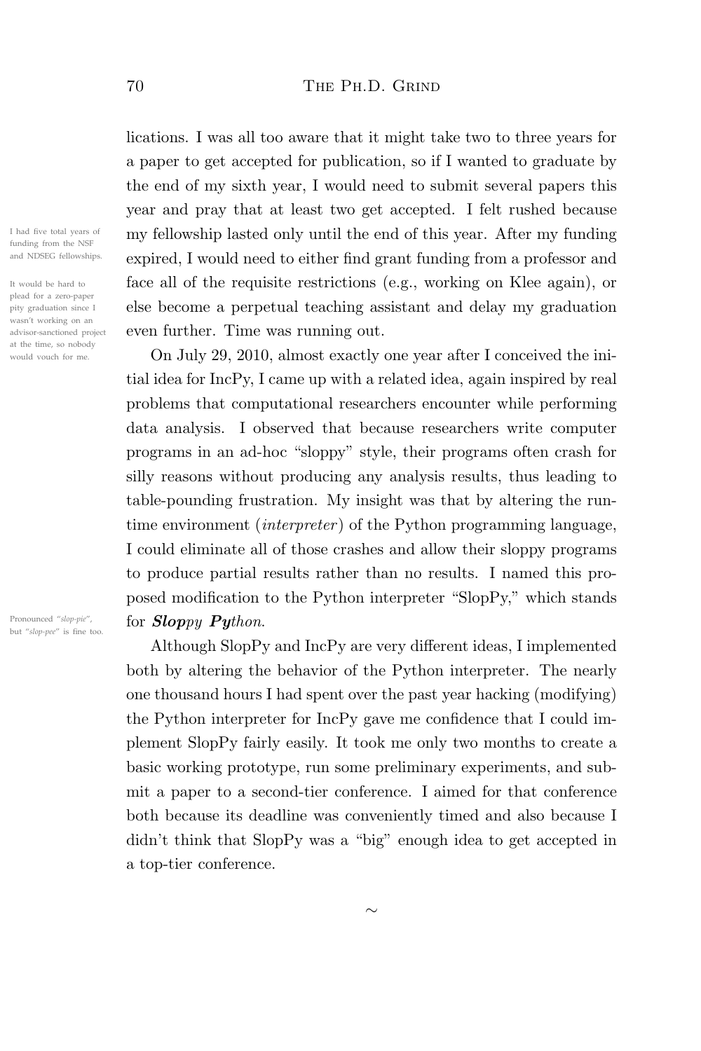lications. I was all too aware that it might take two to three years for a paper to get accepted for publication, so if I wanted to graduate by the end of my sixth year, I would need to submit several papers this year and pray that at least two get accepted. I felt rushed because my fellowship lasted only until the end of this year. After my funding expired, I would need to either find grant funding from a professor and face all of the requisite restrictions (e.g., working on Klee again), or else become a perpetual teaching assistant and delay my graduation even further. Time was running out.

I had five total years of funding from the NSF and NDSEG fellowships.

It would be hard to plead for a zero-paper pity graduation since I wasn't working on an advisor-sanctioned project at the time, so nobody would vouch for me.

On July 29, 2010, almost exactly one year after I conceived the initial idea for IncPy, I came up with a related idea, again inspired by real problems that computational researchers encounter while performing data analysis. I observed that because researchers write computer programs in an ad-hoc "sloppy" style, their programs often crash for silly reasons without producing any analysis results, thus leading to table-pounding frustration. My insight was that by altering the runtime environment (*interpreter*) of the Python programming language, I could eliminate all of those crashes and allow their sloppy programs to produce partial results rather than no results. I named this proposed modification to the Python interpreter "SlopPy," which stands for ***Slop****py* ***Py****thon*.

Pronounced "*slop-pie*", but "*slop-pee*" is fine too.

Although SlopPy and IncPy are very different ideas, I implemented both by altering the behavior of the Python interpreter. The nearly one thousand hours I had spent over the past year hacking (modifying) the Python interpreter for IncPy gave me confidence that I could implement SlopPy fairly easily. It took me only two months to create a basic working prototype, run some preliminary experiments, and submit a paper to a second-tier conference. I aimed for that conference both because its deadline was conveniently timed and also because I didn't think that SlopPy was a "big" enough idea to get accepted in a top-tier conference.

~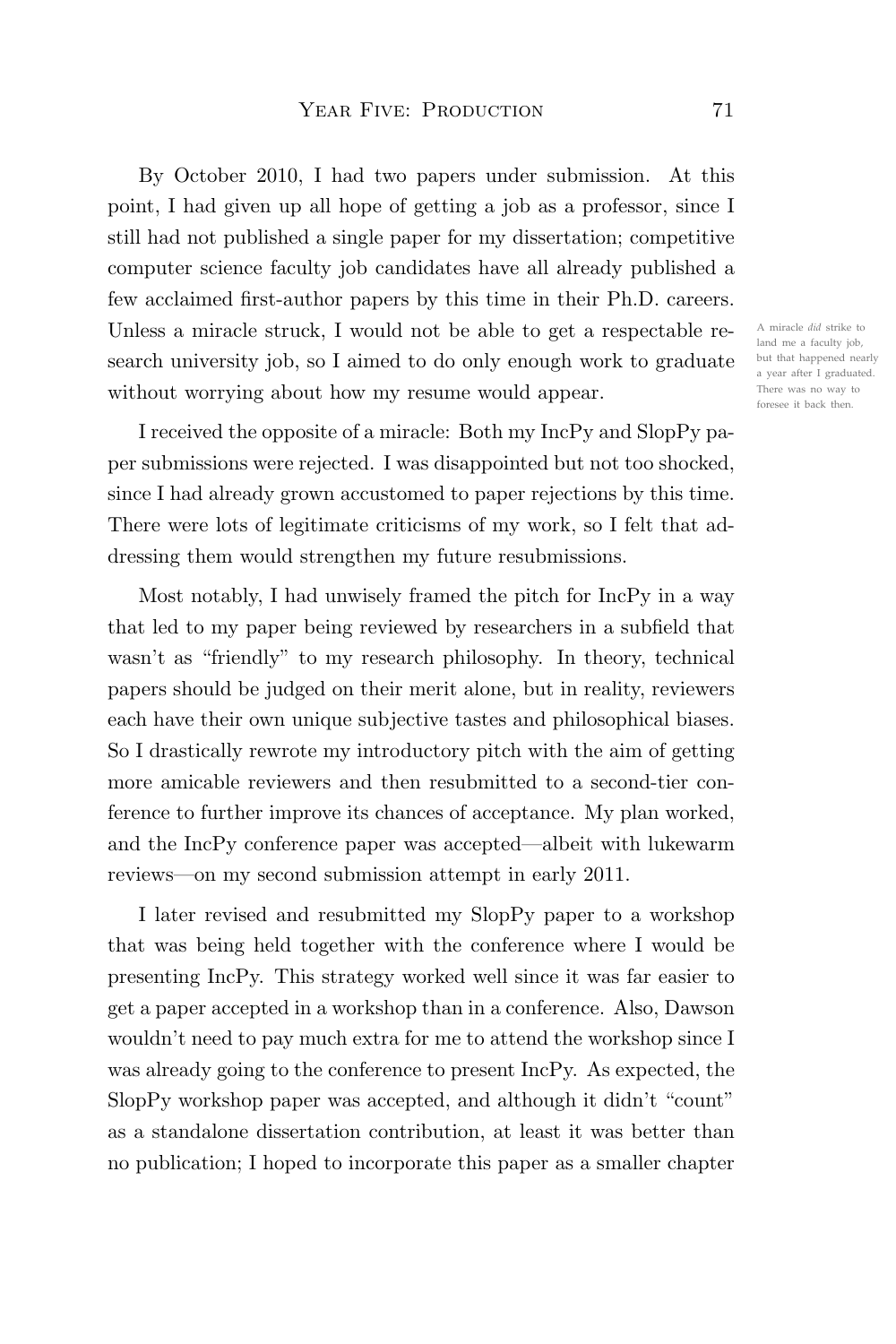By October 2010, I had two papers under submission. At this point, I had given up all hope of getting a job as a professor, since I still had not published a single paper for my dissertation; competitive computer science faculty job candidates have all already published a few acclaimed first-author papers by this time in their Ph.D. careers. Unless a miracle struck, I would not be able to get a respectable research university job, so I aimed to do only enough work to graduate without worrying about how my resume would appear.

A miracle *did* strike to land me a faculty job, but that happened nearly a year after I graduated. There was no way to foresee it back then.

I received the opposite of a miracle: Both my IncPy and SlopPy paper submissions were rejected. I was disappointed but not too shocked, since I had already grown accustomed to paper rejections by this time. There were lots of legitimate criticisms of my work, so I felt that addressing them would strengthen my future resubmissions.

Most notably, I had unwisely framed the pitch for IncPy in a way that led to my paper being reviewed by researchers in a subfield that wasn't as "friendly" to my research philosophy. In theory, technical papers should be judged on their merit alone, but in reality, reviewers each have their own unique subjective tastes and philosophical biases. So I drastically rewrote my introductory pitch with the aim of getting more amicable reviewers and then resubmitted to a second-tier conference to further improve its chances of acceptance. My plan worked, and the IncPy conference paper was accepted—albeit with lukewarm reviews—on my second submission attempt in early 2011.

I later revised and resubmitted my SlopPy paper to a workshop that was being held together with the conference where I would be presenting IncPy. This strategy worked well since it was far easier to get a paper accepted in a workshop than in a conference. Also, Dawson wouldn't need to pay much extra for me to attend the workshop since I was already going to the conference to present IncPy. As expected, the SlopPy workshop paper was accepted, and although it didn't "count" as a standalone dissertation contribution, at least it was better than no publication; I hoped to incorporate this paper as a smaller chapter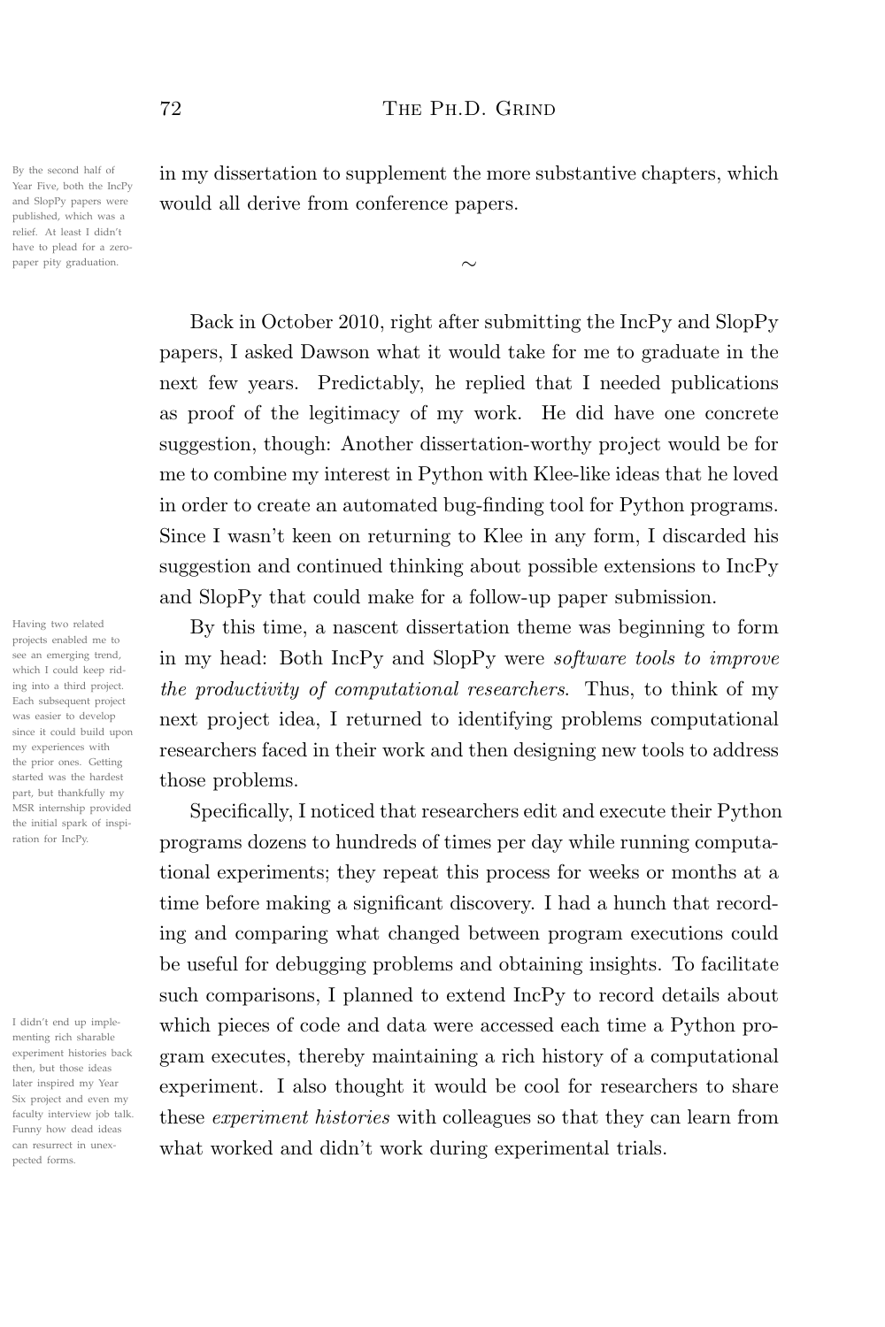in my dissertation to supplement the more substantive chapters, which would all derive from conference papers.

By the second half of Year Five, both the IncPy and SlopPy papers were published, which was a relief. At least I didn't have to plead for a zero-paper pity graduation.

~

Back in October 2010, right after submitting the IncPy and SlopPy papers, I asked Dawson what it would take for me to graduate in the next few years. Predictably, he replied that I needed publications as proof of the legitimacy of my work. He did have one concrete suggestion, though: Another dissertation-worthy project would be for me to combine my interest in Python with Klee-like ideas that he loved in order to create an automated bug-finding tool for Python programs. Since I wasn't keen on returning to Klee in any form, I discarded his suggestion and continued thinking about possible extensions to IncPy and SlopPy that could make for a follow-up paper submission.

By this time, a nascent dissertation theme was beginning to form in my head: Both IncPy and SlopPy were *software tools to improve the productivity of computational researchers*. Thus, to think of my next project idea, I returned to identifying problems computational researchers faced in their work and then designing new tools to address those problems.

Having two related projects enabled me to see an emerging trend, which I could keep riding into a third project. Each subsequent project was easier to develop since it could build upon my experiences with the prior ones. Getting started was the hardest part, but thankfully my MSR internship provided the initial spark of inspiration for IncPy.

Specifically, I noticed that researchers edit and execute their Python programs dozens to hundreds of times per day while running computational experiments; they repeat this process for weeks or months at a time before making a significant discovery. I had a hunch that recording and comparing what changed between program executions could be useful for debugging problems and obtaining insights. To facilitate such comparisons, I planned to extend IncPy to record details about which pieces of code and data were accessed each time a Python program executes, thereby maintaining a rich history of a computational experiment. I also thought it would be cool for researchers to share these *experiment histories* with colleagues so that they can learn from what worked and didn't work during experimental trials.

I didn't end up implementing rich sharable experiment histories back then, but those ideas later inspired my Year Six project and even my faculty interview job talk. Funny how dead ideas can resurrect in unexpected forms.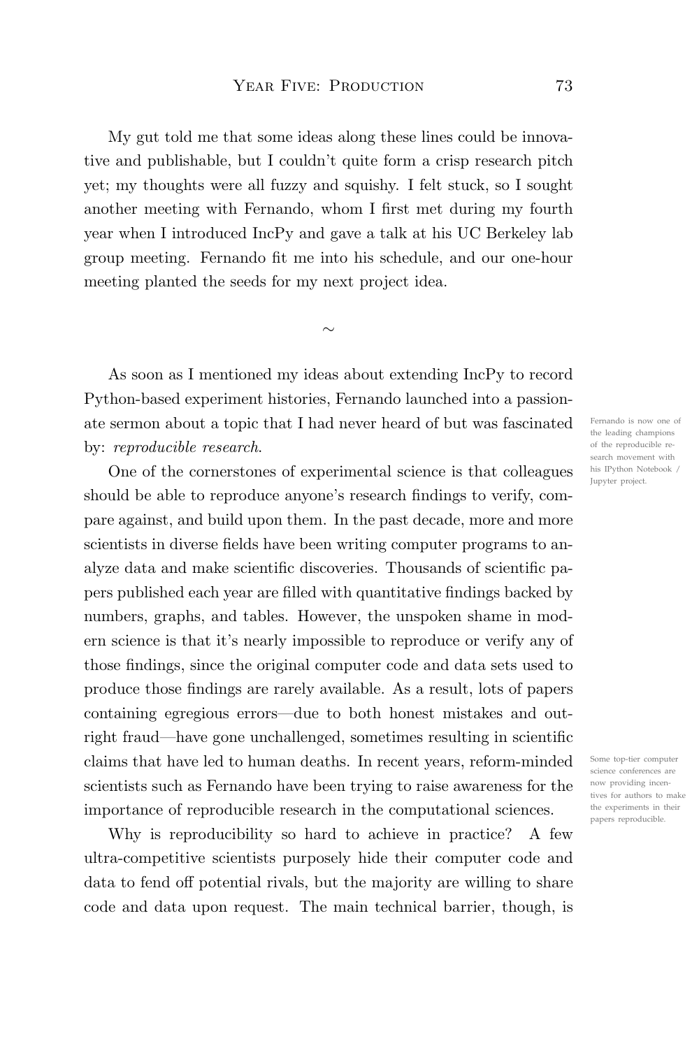My gut told me that some ideas along these lines could be innovative and publishable, but I couldn't quite form a crisp research pitch yet; my thoughts were all fuzzy and squishy. I felt stuck, so I sought another meeting with Fernando, whom I first met during my fourth year when I introduced IncPy and gave a talk at his UC Berkeley lab group meeting. Fernando fit me into his schedule, and our one-hour meeting planted the seeds for my next project idea.

~

As soon as I mentioned my ideas about extending IncPy to record Python-based experiment histories, Fernando launched into a passionate sermon about a topic that I had never heard of but was fascinated by: *reproducible research*.

Fernando is now one of the leading champions of the reproducible research movement with his IPython Notebook / Jupyter project.

One of the cornerstones of experimental science is that colleagues should be able to reproduce anyone's research findings to verify, compare against, and build upon them. In the past decade, more and more scientists in diverse fields have been writing computer programs to analyze data and make scientific discoveries. Thousands of scientific papers published each year are filled with quantitative findings backed by numbers, graphs, and tables. However, the unspoken shame in modern science is that it's nearly impossible to reproduce or verify any of those findings, since the original computer code and data sets used to produce those findings are rarely available. As a result, lots of papers containing egregious errors—due to both honest mistakes and outright fraud—have gone unchallenged, sometimes resulting in scientific claims that have led to human deaths. In recent years, reform-minded scientists such as Fernando have been trying to raise awareness for the importance of reproducible research in the computational sciences.

Some top-tier computer science conferences are now providing incentives for authors to make the experiments in their papers reproducible.

Why is reproducibility so hard to achieve in practice? A few ultra-competitive scientists purposely hide their computer code and data to fend off potential rivals, but the majority are willing to share code and data upon request. The main technical barrier, though, is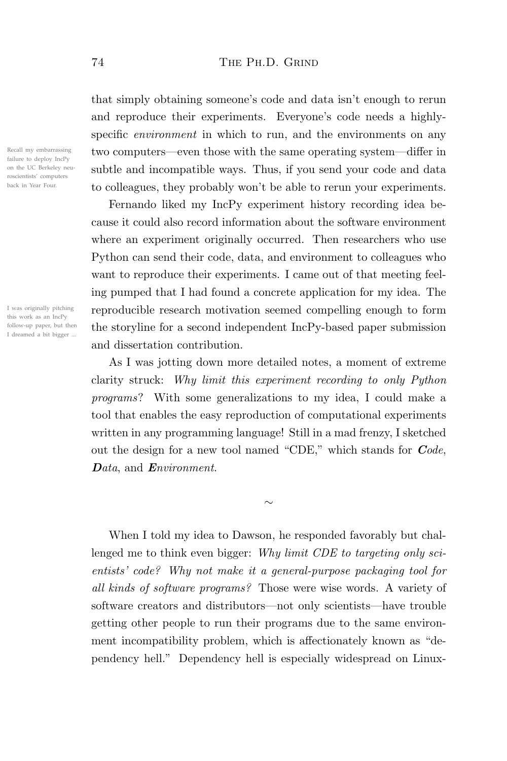that simply obtaining someone's code and data isn't enough to rerun and reproduce their experiments. Everyone's code needs a highly-specific *environment* in which to run, and the environments on any two computers—even those with the same operating system—differ in subtle and incompatible ways. Thus, if you send your code and data to colleagues, they probably won't be able to rerun your experiments.

Recall my embarrassing failure to deploy IncPy on the UC Berkeley neuroscientists' computers back in Year Four.

Fernando liked my IncPy experiment history recording idea because it could also record information about the software environment where an experiment originally occurred. Then researchers who use Python can send their code, data, and environment to colleagues who want to reproduce their experiments. I came out of that meeting feeling pumped that I had found a concrete application for my idea. The reproducible research motivation seemed compelling enough to form the storyline for a second independent IncPy-based paper submission and dissertation contribution.

I was originally pitching this work as an IncPy follow-up paper, but then I dreamed a bit bigger ...

As I was jotting down more detailed notes, a moment of extreme clarity struck: *Why limit this experiment recording to only Python programs?* With some generalizations to my idea, I could make a tool that enables the easy reproduction of computational experiments written in any programming language! Still in a mad frenzy, I sketched out the design for a new tool named "CDE," which stands for ***C****ode*, ***D****ata*, and ***E****nvironment*.

~

When I told my idea to Dawson, he responded favorably but challenged me to think even bigger: *Why limit CDE to targeting only scientists' code? Why not make it a general-purpose packaging tool for all kinds of software programs?* Those were wise words. A variety of software creators and distributors—not only scientists—have trouble getting other people to run their programs due to the same environment incompatibility problem, which is affectionately known as "dependency hell." Dependency hell is especially widespread on Linux-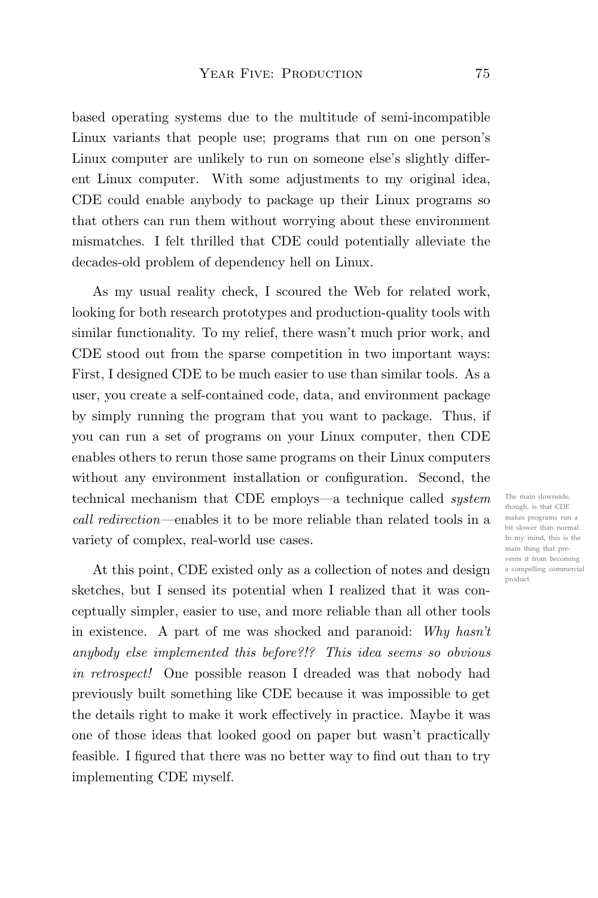based operating systems due to the multitude of semi-incompatible Linux variants that people use; programs that run on one person's Linux computer are unlikely to run on someone else's slightly different Linux computer. With some adjustments to my original idea, CDE could enable anybody to package up their Linux programs so that others can run them without worrying about these environment mismatches. I felt thrilled that CDE could potentially alleviate the decades-old problem of dependency hell on Linux.

As my usual reality check, I scoured the Web for related work, looking for both research prototypes and production-quality tools with similar functionality. To my relief, there wasn't much prior work, and CDE stood out from the sparse competition in two important ways: First, I designed CDE to be much easier to use than similar tools. As a user, you create a self-contained code, data, and environment package by simply running the program that you want to package. Thus, if you can run a set of programs on your Linux computer, then CDE enables others to rerun those same programs on their Linux computers without any environment installation or configuration. Second, the technical mechanism that CDE employs—a technique called *system call redirection*—enables it to be more reliable than related tools in a variety of complex, real-world use cases.

The main downside, though, is that CDE makes programs run a bit slower than normal. In my mind, this is the main thing that prevents it from becoming a compelling commercial product.

At this point, CDE existed only as a collection of notes and design sketches, but I sensed its potential when I realized that it was conceptually simpler, easier to use, and more reliable than all other tools in existence. A part of me was shocked and paranoid: *Why hasn't anybody else implemented this before?!? This idea seems so obvious in retrospect!* One possible reason I dreaded was that nobody had previously built something like CDE because it was impossible to get the details right to make it work effectively in practice. Maybe it was one of those ideas that looked good on paper but wasn't practically feasible. I figured that there was no better way to find out than to try implementing CDE myself.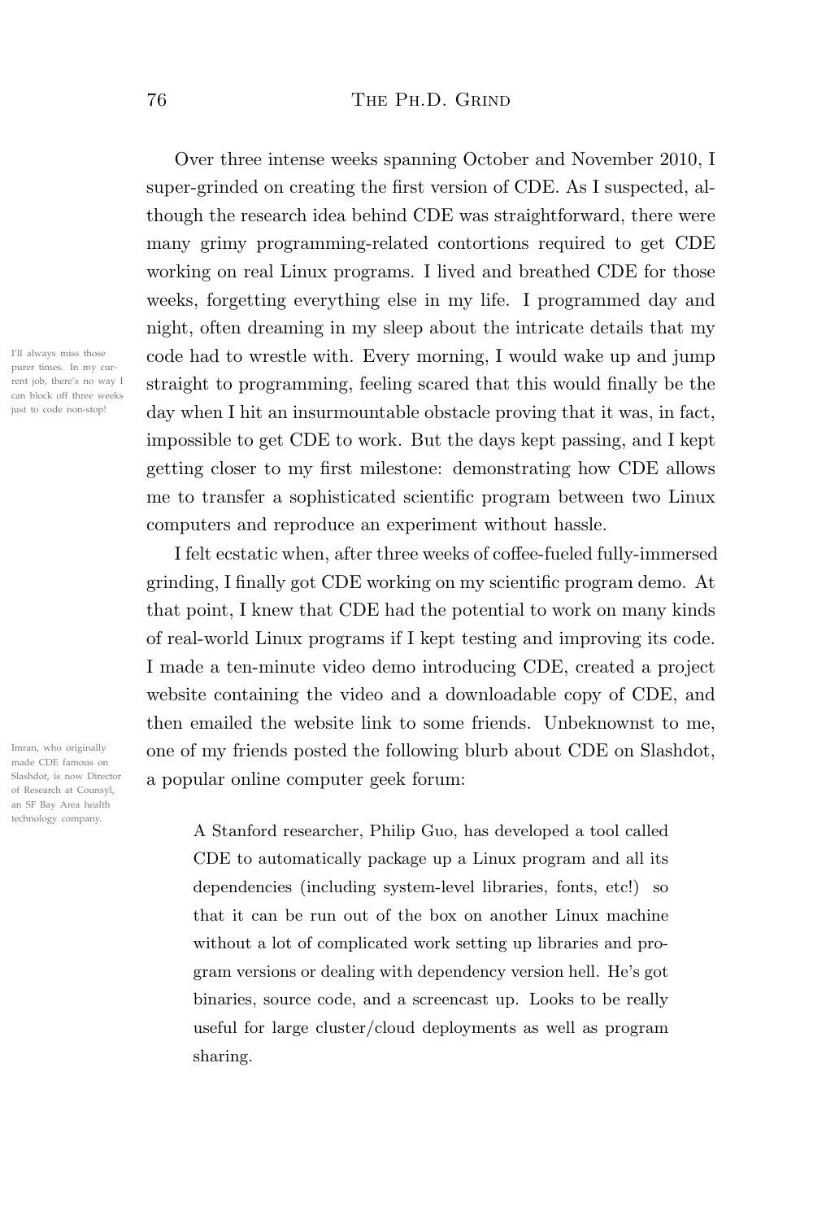Over three intense weeks spanning October and November 2010, I super-grinded on creating the first version of CDE. As I suspected, although the research idea behind CDE was straightforward, there were many grimy programming-related contortions required to get CDE working on real Linux programs. I lived and breathed CDE for those weeks, forgetting everything else in my life. I programmed day and night, often dreaming in my sleep about the intricate details that my code had to wrestle with. Every morning, I would wake up and jump straight to programming, feeling scared that this would finally be the day when I hit an insurmountable obstacle proving that it was, in fact, impossible to get CDE to work. But the days kept passing, and I kept getting closer to my first milestone: demonstrating how CDE allows me to transfer a sophisticated scientific program between two Linux computers and reproduce an experiment without hassle.

I'll always miss those purer times. In my current job, there's no way I can block off three weeks just to code non-stop!

I felt ecstatic when, after three weeks of coffee-fueled fully-immersed grinding, I finally got CDE working on my scientific program demo. At that point, I knew that CDE had the potential to work on many kinds of real-world Linux programs if I kept testing and improving its code. I made a ten-minute video demo introducing CDE, created a project website containing the video and a downloadable copy of CDE, and then emailed the website link to some friends. Unbeknownst to me, one of my friends posted the following blurb about CDE on Slashdot, a popular online computer geek forum:

Imran, who originally made CDE famous on Slashdot, is now Director of Research at Counsyl, an SF Bay Area health technology company.

> A Stanford researcher, Philip Guo, has developed a tool called CDE to automatically package up a Linux program and all its dependencies (including system-level libraries, fonts, etc!) so that it can be run out of the box on another Linux machine without a lot of complicated work setting up libraries and program versions or dealing with dependency version hell. He's got binaries, source code, and a screencast up. Looks to be really useful for large cluster/cloud deployments as well as program sharing.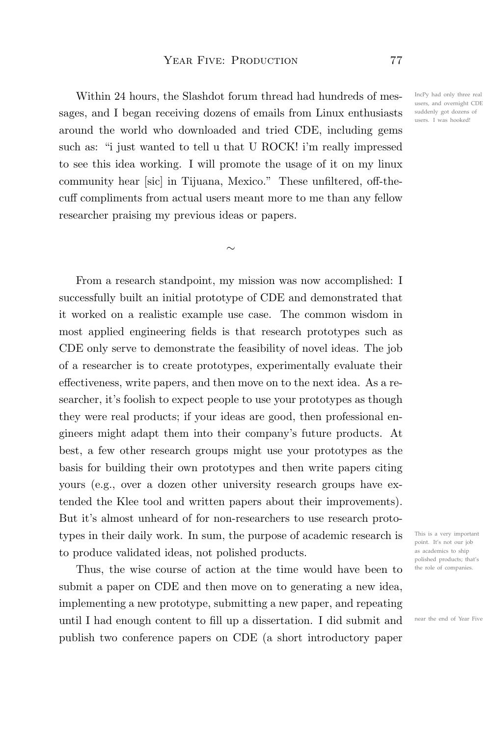Within 24 hours, the Slashdot forum thread had hundreds of messages, and I began receiving dozens of emails from Linux enthusiasts around the world who downloaded and tried CDE, including gems such as: "i just wanted to tell u that U ROCK! i'm really impressed to see this idea working. I will promote the usage of it on my linux community hear [sic] in Tijuana, Mexico." These unfiltered, off-the-cuff compliments from actual users meant more to me than any fellow researcher praising my previous ideas or papers.

IncPy had only three real users, and overnight CDE suddenly got dozens of users. I was hooked!

~

From a research standpoint, my mission was now accomplished: I successfully built an initial prototype of CDE and demonstrated that it worked on a realistic example use case. The common wisdom in most applied engineering fields is that research prototypes such as CDE only serve to demonstrate the feasibility of novel ideas. The job of a researcher is to create prototypes, experimentally evaluate their effectiveness, write papers, and then move on to the next idea. As a researcher, it's foolish to expect people to use your prototypes as though they were real products; if your ideas are good, then professional engineers might adapt them into their company's future products. At best, a few other research groups might use your prototypes as the basis for building their own prototypes and then write papers citing yours (e.g., over a dozen other university research groups have extended the Klee tool and written papers about their improvements). But it's almost unheard of for non-researchers to use research prototypes in their daily work. In sum, the purpose of academic research is to produce validated ideas, not polished products.

This is a very important point. It's not our job as academics to ship polished products; that's the role of companies.

Thus, the wise course of action at the time would have been to submit a paper on CDE and then move on to generating a new idea, implementing a new prototype, submitting a new paper, and repeating until I had enough content to fill up a dissertation. I did submit and publish two conference papers on CDE (a short introductory paper

near the end of Year Five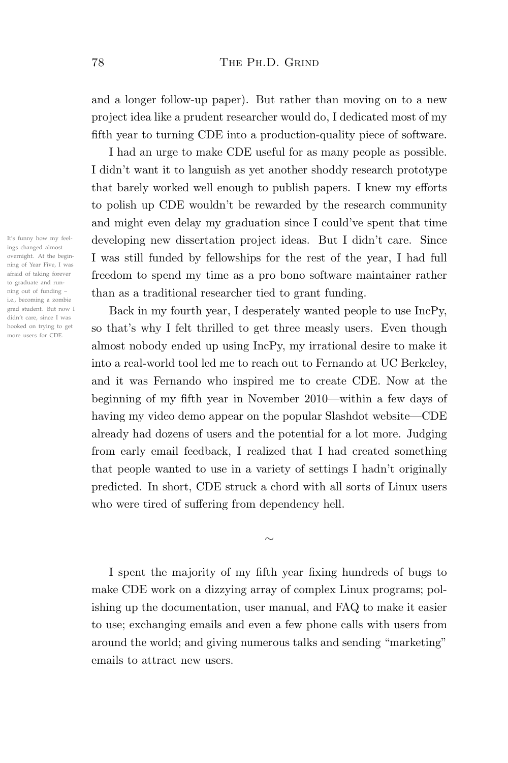and a longer follow-up paper). But rather than moving on to a new project idea like a prudent researcher would do, I dedicated most of my fifth year to turning CDE into a production-quality piece of software.

I had an urge to make CDE useful for as many people as possible. I didn't want it to languish as yet another shoddy research prototype that barely worked well enough to publish papers. I knew my efforts to polish up CDE wouldn't be rewarded by the research community and might even delay my graduation since I could've spent that time developing new dissertation project ideas. But I didn't care. Since I was still funded by fellowships for the rest of the year, I had full freedom to spend my time as a pro bono software maintainer rather than as a traditional researcher tied to grant funding.

It's funny how my feelings changed almost overnight. At the beginning of Year Five, I was afraid of taking forever to graduate and running out of funding – i.e., becoming a zombie grad student. But now I didn't care, since I was hooked on trying to get more users for CDE.

Back in my fourth year, I desperately wanted people to use IncPy, so that's why I felt thrilled to get three measly users. Even though almost nobody ended up using IncPy, my irrational desire to make it into a real-world tool led me to reach out to Fernando at UC Berkeley, and it was Fernando who inspired me to create CDE. Now at the beginning of my fifth year in November 2010—within a few days of having my video demo appear on the popular Slashdot website—CDE already had dozens of users and the potential for a lot more. Judging from early email feedback, I realized that I had created something that people wanted to use in a variety of settings I hadn't originally predicted. In short, CDE struck a chord with all sorts of Linux users who were tired of suffering from dependency hell.

~

I spent the majority of my fifth year fixing hundreds of bugs to make CDE work on a dizzying array of complex Linux programs; polishing up the documentation, user manual, and FAQ to make it easier to use; exchanging emails and even a few phone calls with users from around the world; and giving numerous talks and sending "marketing" emails to attract new users.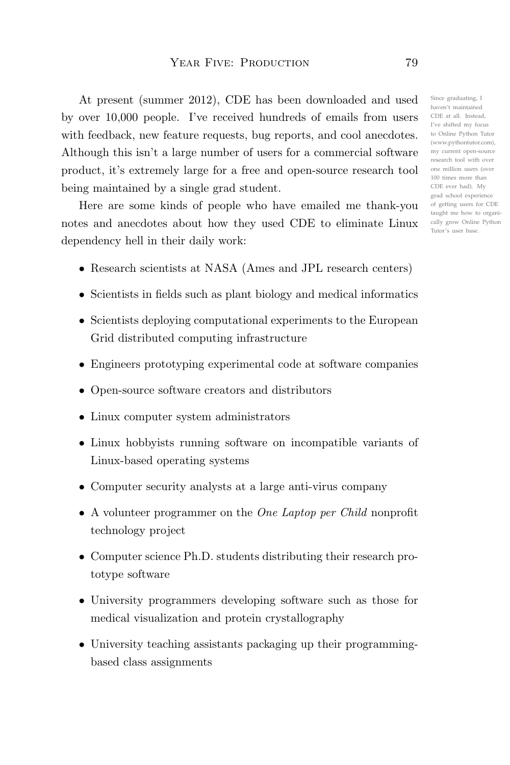At present (summer 2012), CDE has been downloaded and used by over 10,000 people. I've received hundreds of emails from users with feedback, new feature requests, bug reports, and cool anecdotes. Although this isn't a large number of users for a commercial software product, it's extremely large for a free and open-source research tool being maintained by a single grad student.

Since graduating, I haven't maintained CDE at all. Instead, I've shifted my focus to Online Python Tutor (www.pythontutor.com), my current open-source research tool with over one million users (over 100 times more than CDE ever had). My grad school experience of getting users for CDE taught me how to organically grow Online Python Tutor's user base.

Here are some kinds of people who have emailed me thank-you notes and anecdotes about how they used CDE to eliminate Linux dependency hell in their daily work:

- Research scientists at NASA (Ames and JPL research centers)
- Scientists in fields such as plant biology and medical informatics
- Scientists deploying computational experiments to the European Grid distributed computing infrastructure
- Engineers prototyping experimental code at software companies
- Open-source software creators and distributors
- Linux computer system administrators
- Linux hobbyists running software on incompatible variants of Linux-based operating systems
- Computer security analysts at a large anti-virus company
- A volunteer programmer on the *One Laptop per Child* nonprofit technology project
- Computer science Ph.D. students distributing their research prototype software
- University programmers developing software such as those for medical visualization and protein crystallography
- University teaching assistants packaging up their programming-based class assignments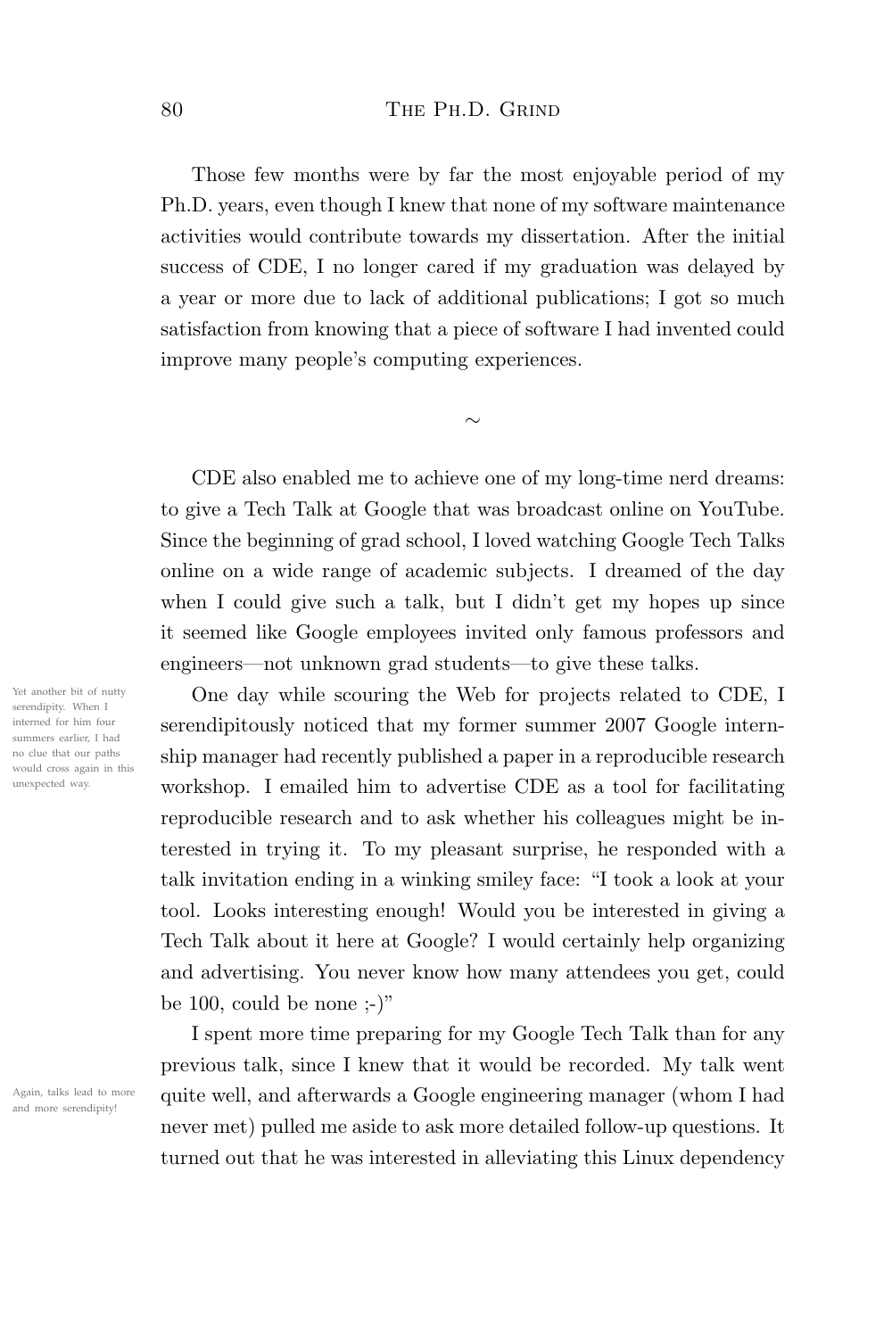Those few months were by far the most enjoyable period of my Ph.D. years, even though I knew that none of my software maintenance activities would contribute towards my dissertation. After the initial success of CDE, I no longer cared if my graduation was delayed by a year or more due to lack of additional publications; I got so much satisfaction from knowing that a piece of software I had invented could improve many people's computing experiences.

~

CDE also enabled me to achieve one of my long-time nerd dreams: to give a Tech Talk at Google that was broadcast online on YouTube. Since the beginning of grad school, I loved watching Google Tech Talks online on a wide range of academic subjects. I dreamed of the day when I could give such a talk, but I didn't get my hopes up since it seemed like Google employees invited only famous professors and engineers—not unknown grad students—to give these talks.

One day while scouring the Web for projects related to CDE, I serendipitously noticed that my former summer 2007 Google internship manager had recently published a paper in a reproducible research workshop. I emailed him to advertise CDE as a tool for facilitating reproducible research and to ask whether his colleagues might be interested in trying it. To my pleasant surprise, he responded with a talk invitation ending in a winking smiley face: "I took a look at your tool. Looks interesting enough! Would you be interested in giving a Tech Talk about it here at Google? I would certainly help organizing and advertising. You never know how many attendees you get, could be 100, could be none ;-)"

> Yet another bit of nutty serendipity. When I interned for him four summers earlier, I had no clue that our paths would cross again in this unexpected way.

I spent more time preparing for my Google Tech Talk than for any previous talk, since I knew that it would be recorded. My talk went quite well, and afterwards a Google engineering manager (whom I had never met) pulled me aside to ask more detailed follow-up questions. It turned out that he was interested in alleviating this Linux dependency

> Again, talks lead to more and more serendipity!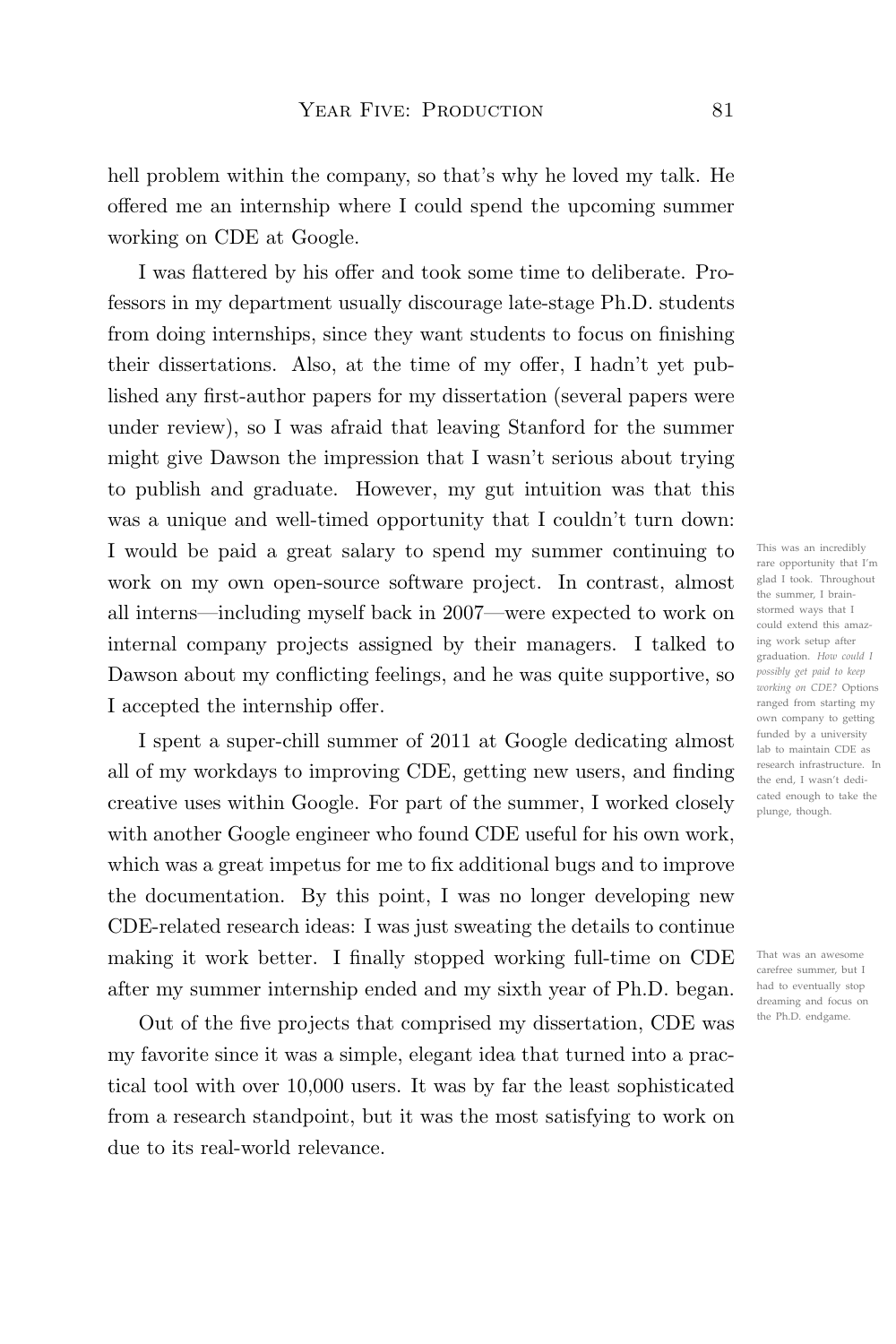hell problem within the company, so that's why he loved my talk. He offered me an internship where I could spend the upcoming summer working on CDE at Google.

I was flattered by his offer and took some time to deliberate. Professors in my department usually discourage late-stage Ph.D. students from doing internships, since they want students to focus on finishing their dissertations. Also, at the time of my offer, I hadn't yet published any first-author papers for my dissertation (several papers were under review), so I was afraid that leaving Stanford for the summer might give Dawson the impression that I wasn't serious about trying to publish and graduate. However, my gut intuition was that this was a unique and well-timed opportunity that I couldn't turn down: I would be paid a great salary to spend my summer continuing to work on my own open-source software project. In contrast, almost all interns—including myself back in 2007—were expected to work on internal company projects assigned by their managers. I talked to Dawson about my conflicting feelings, and he was quite supportive, so I accepted the internship offer.

This was an incredibly rare opportunity that I'm glad I took. Throughout the summer, I brainstormed ways that I could extend this amazing work setup after graduation. *How could I possibly get paid to keep working on CDE?* Options ranged from starting my own company to getting funded by a university lab to maintain CDE as research infrastructure. In the end, I wasn't dedicated enough to take the plunge, though.

I spent a super-chill summer of 2011 at Google dedicating almost all of my workdays to improving CDE, getting new users, and finding creative uses within Google. For part of the summer, I worked closely with another Google engineer who found CDE useful for his own work, which was a great impetus for me to fix additional bugs and to improve the documentation. By this point, I was no longer developing new CDE-related research ideas: I was just sweating the details to continue making it work better. I finally stopped working full-time on CDE after my summer internship ended and my sixth year of Ph.D. began.

That was an awesome carefree summer, but I had to eventually stop dreaming and focus on the Ph.D. endgame.

Out of the five projects that comprised my dissertation, CDE was my favorite since it was a simple, elegant idea that turned into a practical tool with over 10,000 users. It was by far the least sophisticated from a research standpoint, but it was the most satisfying to work on due to its real-world relevance.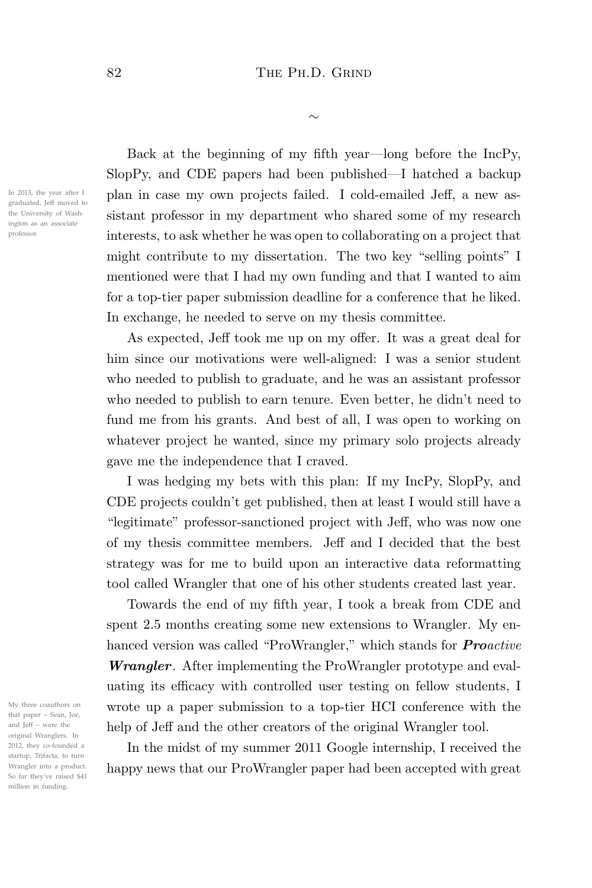~

Back at the beginning of my fifth year—long before the IncPy, SlopPy, and CDE papers had been published—I hatched a backup plan in case my own projects failed. I cold-emailed Jeff, a new assistant professor in my department who shared some of my research interests, to ask whether he was open to collaborating on a project that might contribute to my dissertation. The two key "selling points" I mentioned were that I had my own funding and that I wanted to aim for a top-tier paper submission deadline for a conference that he liked. In exchange, he needed to serve on my thesis committee.

In 2013, the year after I graduated, Jeff moved to the University of Washington as an associate professor.

As expected, Jeff took me up on my offer. It was a great deal for him since our motivations were well-aligned: I was a senior student who needed to publish to graduate, and he was an assistant professor who needed to publish to earn tenure. Even better, he didn't need to fund me from his grants. And best of all, I was open to working on whatever project he wanted, since my primary solo projects already gave me the independence that I craved.

I was hedging my bets with this plan: If my IncPy, SlopPy, and CDE projects couldn't get published, then at least I would still have a "legitimate" professor-sanctioned project with Jeff, who was now one of my thesis committee members. Jeff and I decided that the best strategy was for me to build upon an interactive data reformatting tool called Wrangler that one of his other students created last year.

Towards the end of my fifth year, I took a break from CDE and spent 2.5 months creating some new extensions to Wrangler. My enhanced version was called "ProWrangler," which stands for ***Pro****active* ***Wrangler***. After implementing the ProWrangler prototype and evaluating its efficacy with controlled user testing on fellow students, I wrote up a paper submission to a top-tier HCI conference with the help of Jeff and the other creators of the original Wrangler tool.

My three coauthors on that paper – Sean, Joe, and Jeff – were the original Wranglers. In 2012, they co-founded a startup, Trifacta, to turn Wrangler into a product. So far they've raised $41 million in funding.

In the midst of my summer 2011 Google internship, I received the happy news that our ProWrangler paper had been accepted with great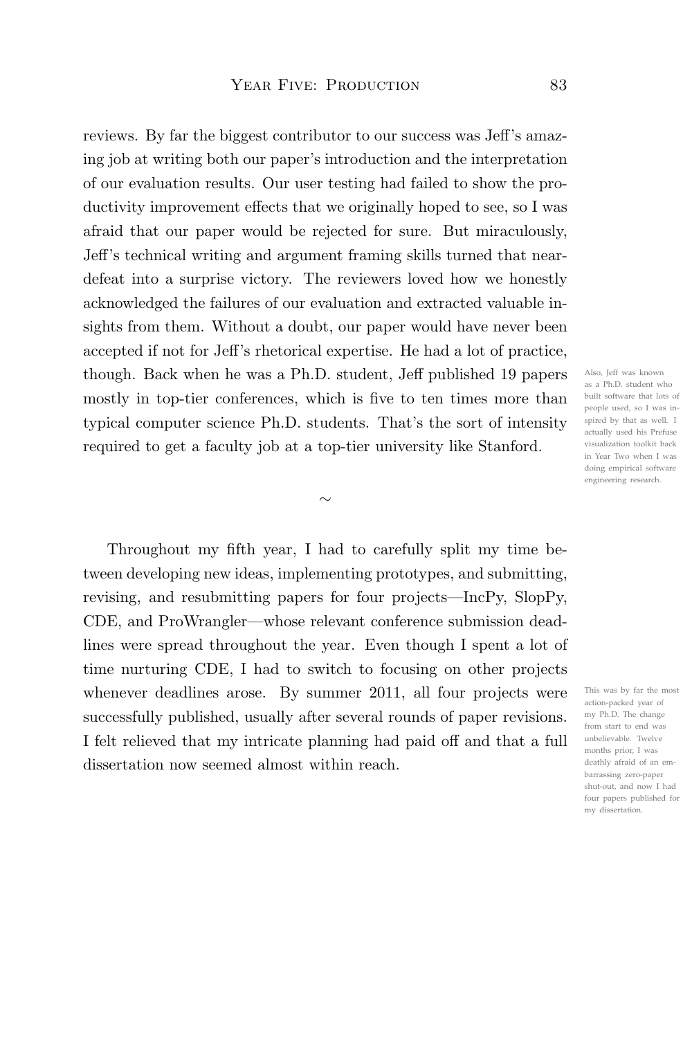reviews. By far the biggest contributor to our success was Jeff's amazing job at writing both our paper's introduction and the interpretation of our evaluation results. Our user testing had failed to show the productivity improvement effects that we originally hoped to see, so I was afraid that our paper would be rejected for sure. But miraculously, Jeff's technical writing and argument framing skills turned that near-defeat into a surprise victory. The reviewers loved how we honestly acknowledged the failures of our evaluation and extracted valuable insights from them. Without a doubt, our paper would have never been accepted if not for Jeff's rhetorical expertise. He had a lot of practice, though. Back when he was a Ph.D. student, Jeff published 19 papers mostly in top-tier conferences, which is five to ten times more than typical computer science Ph.D. students. That's the sort of intensity required to get a faculty job at a top-tier university like Stanford.

Also, Jeff was known as a Ph.D. student who built software that lots of people used, so I was inspired by that as well. I actually used his Prefuse visualization toolkit back in Year Two when I was doing empirical software engineering research.

~

Throughout my fifth year, I had to carefully split my time between developing new ideas, implementing prototypes, and submitting, revising, and resubmitting papers for four projects—IncPy, SlopPy, CDE, and ProWrangler—whose relevant conference submission deadlines were spread throughout the year. Even though I spent a lot of time nurturing CDE, I had to switch to focusing on other projects whenever deadlines arose. By summer 2011, all four projects were successfully published, usually after several rounds of paper revisions. I felt relieved that my intricate planning had paid off and that a full dissertation now seemed almost within reach.

This was by far the most action-packed year of my Ph.D. The change from start to end was unbelievable. Twelve months prior, I was deathly afraid of an embarrassing zero-paper shut-out, and now I had four papers published for my dissertation.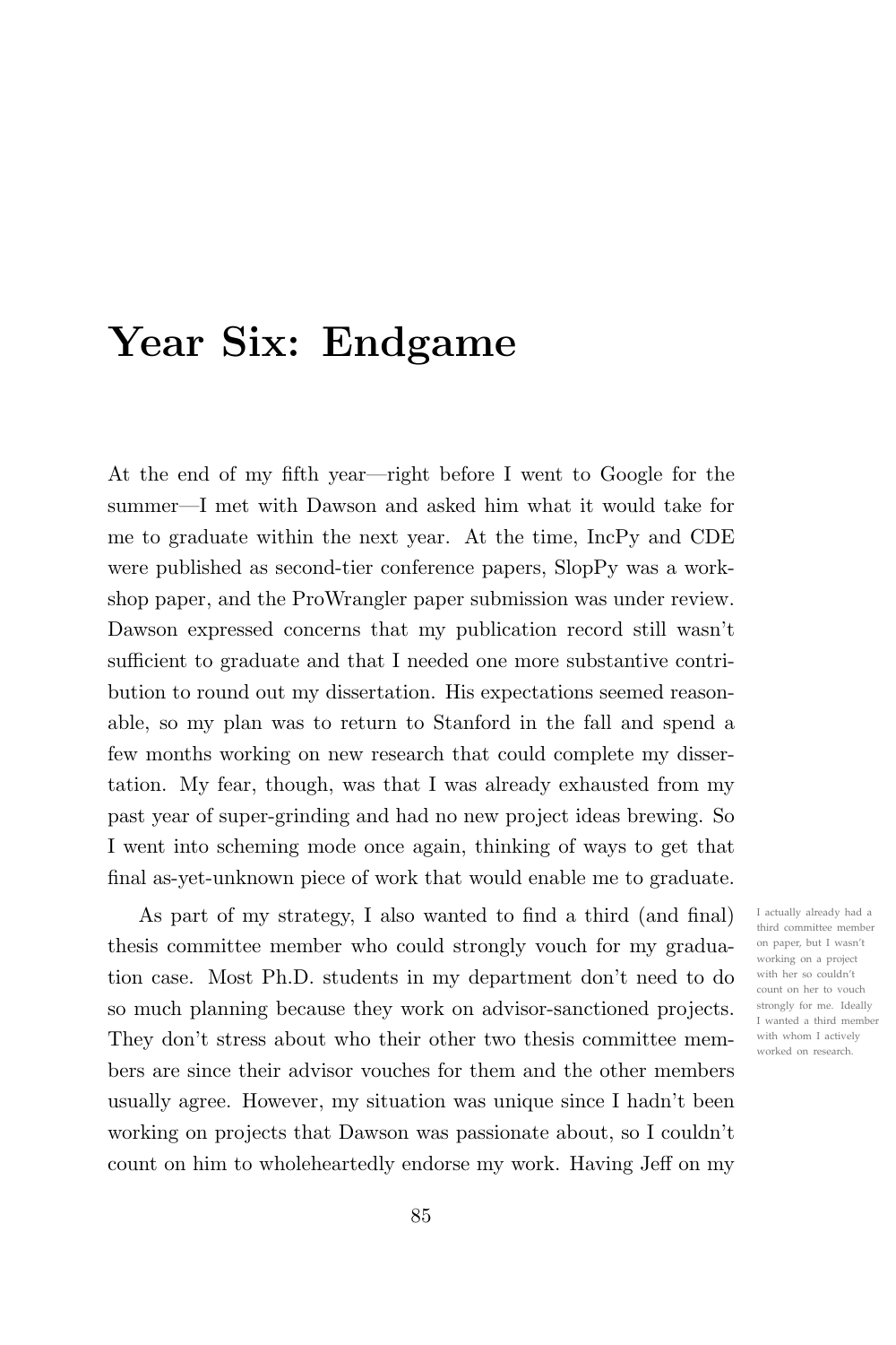# Year Six: Endgame

At the end of my fifth year—right before I went to Google for the summer—I met with Dawson and asked him what it would take for me to graduate within the next year. At the time, IncPy and CDE were published as second-tier conference papers, SlopPy was a workshop paper, and the ProWrangler paper submission was under review. Dawson expressed concerns that my publication record still wasn't sufficient to graduate and that I needed one more substantive contribution to round out my dissertation. His expectations seemed reasonable, so my plan was to return to Stanford in the fall and spend a few months working on new research that could complete my dissertation. My fear, though, was that I was already exhausted from my past year of super-grinding and had no new project ideas brewing. So I went into scheming mode once again, thinking of ways to get that final as-yet-unknown piece of work that would enable me to graduate.

As part of my strategy, I also wanted to find a third (and final) thesis committee member who could strongly vouch for my graduation case. Most Ph.D. students in my department don't need to do so much planning because they work on advisor-sanctioned projects. They don't stress about who their other two thesis committee members are since their advisor vouches for them and the other members usually agree. However, my situation was unique since I hadn't been working on projects that Dawson was passionate about, so I couldn't count on him to wholeheartedly endorse my work. Having Jeff on my

I actually already had a third committee member on paper, but I wasn't working on a project with her so couldn't count on her to vouch strongly for me. Ideally I wanted a third member with whom I actively worked on research.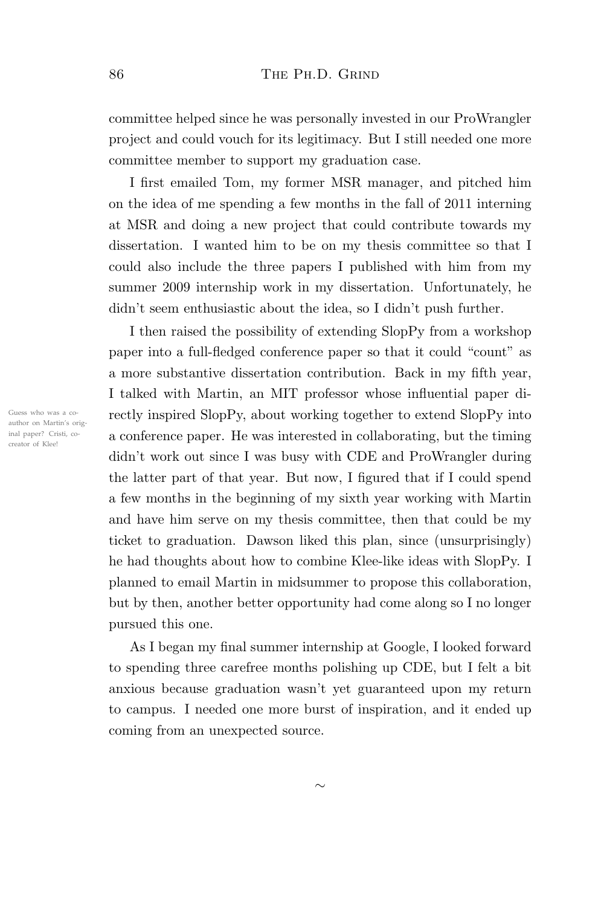committee helped since he was personally invested in our ProWrangler project and could vouch for its legitimacy. But I still needed one more committee member to support my graduation case.

I first emailed Tom, my former MSR manager, and pitched him on the idea of me spending a few months in the fall of 2011 interning at MSR and doing a new project that could contribute towards my dissertation. I wanted him to be on my thesis committee so that I could also include the three papers I published with him from my summer 2009 internship work in my dissertation. Unfortunately, he didn't seem enthusiastic about the idea, so I didn't push further.

I then raised the possibility of extending SlopPy from a workshop paper into a full-fledged conference paper so that it could "count" as a more substantive dissertation contribution. Back in my fifth year, I talked with Martin, an MIT professor whose influential paper directly inspired SlopPy, about working together to extend SlopPy into a conference paper. He was interested in collaborating, but the timing didn't work out since I was busy with CDE and ProWrangler during the latter part of that year. But now, I figured that if I could spend a few months in the beginning of my sixth year working with Martin and have him serve on my thesis committee, then that could be my ticket to graduation. Dawson liked this plan, since (unsurprisingly) he had thoughts about how to combine Klee-like ideas with SlopPy. I planned to email Martin in midsummer to propose this collaboration, but by then, another better opportunity had come along so I no longer pursued this one.

Guess who was a co-author on Martin's original paper? Cristi, co-creator of Klee!

As I began my final summer internship at Google, I looked forward to spending three carefree months polishing up CDE, but I felt a bit anxious because graduation wasn't yet guaranteed upon my return to campus. I needed one more burst of inspiration, and it ended up coming from an unexpected source.

~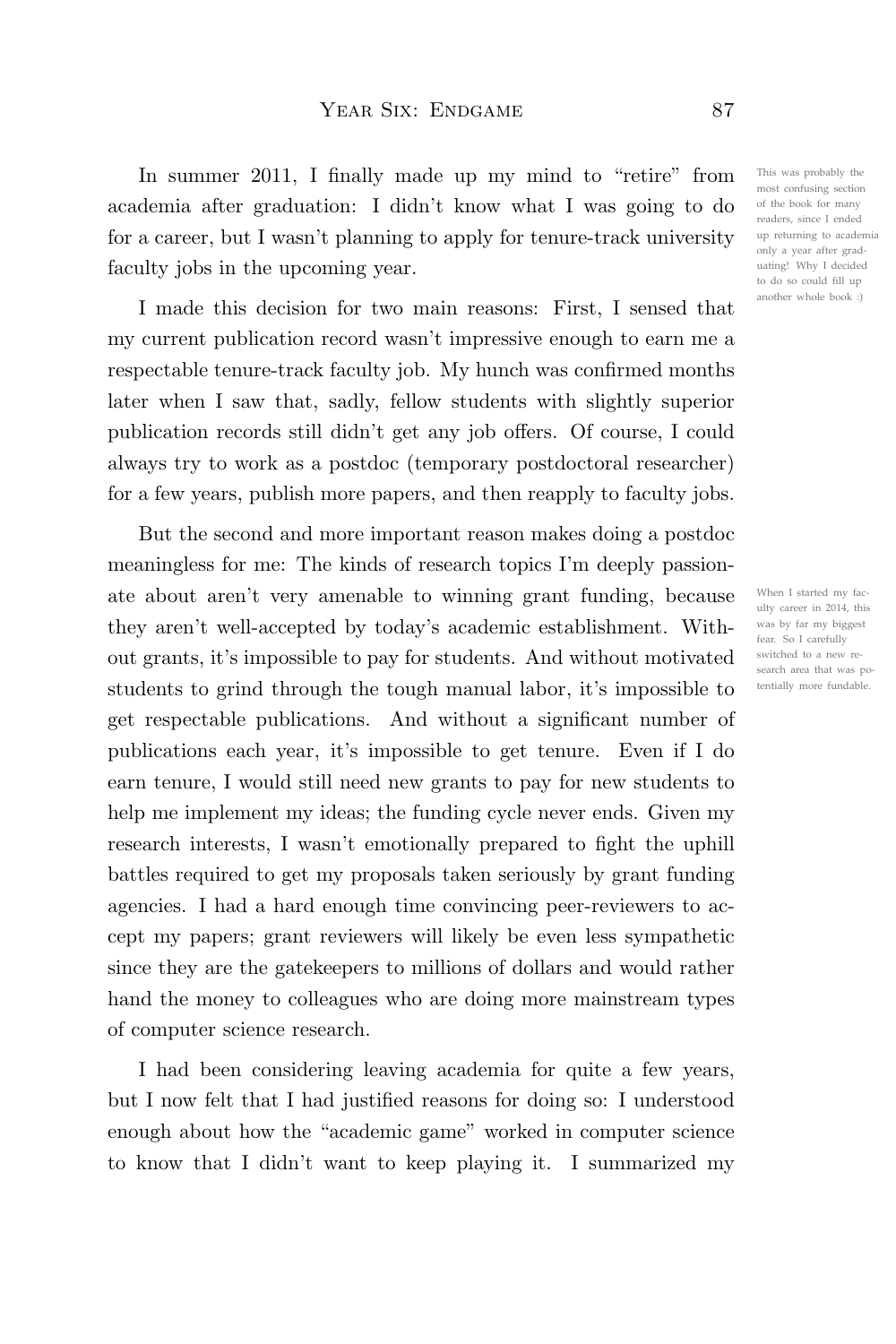In summer 2011, I finally made up my mind to "retire" from academia after graduation: I didn't know what I was going to do for a career, but I wasn't planning to apply for tenure-track university faculty jobs in the upcoming year.

This was probably the most confusing section of the book for many readers, since I ended up returning to academia only a year after graduating! Why I decided to do so could fill up another whole book :)

I made this decision for two main reasons: First, I sensed that my current publication record wasn't impressive enough to earn me a respectable tenure-track faculty job. My hunch was confirmed months later when I saw that, sadly, fellow students with slightly superior publication records still didn't get any job offers. Of course, I could always try to work as a postdoc (temporary postdoctoral researcher) for a few years, publish more papers, and then reapply to faculty jobs.

But the second and more important reason makes doing a postdoc meaningless for me: The kinds of research topics I'm deeply passionate about aren't very amenable to winning grant funding, because they aren't well-accepted by today's academic establishment. Without grants, it's impossible to pay for students. And without motivated students to grind through the tough manual labor, it's impossible to get respectable publications. And without a significant number of publications each year, it's impossible to get tenure. Even if I do earn tenure, I would still need new grants to pay for new students to help me implement my ideas; the funding cycle never ends. Given my research interests, I wasn't emotionally prepared to fight the uphill battles required to get my proposals taken seriously by grant funding agencies. I had a hard enough time convincing peer-reviewers to accept my papers; grant reviewers will likely be even less sympathetic since they are the gatekeepers to millions of dollars and would rather hand the money to colleagues who are doing more mainstream types of computer science research.

When I started my faculty career in 2014, this was by far my biggest fear. So I carefully switched to a new research area that was potentially more fundable.

I had been considering leaving academia for quite a few years, but I now felt that I had justified reasons for doing so: I understood enough about how the "academic game" worked in computer science to know that I didn't want to keep playing it. I summarized my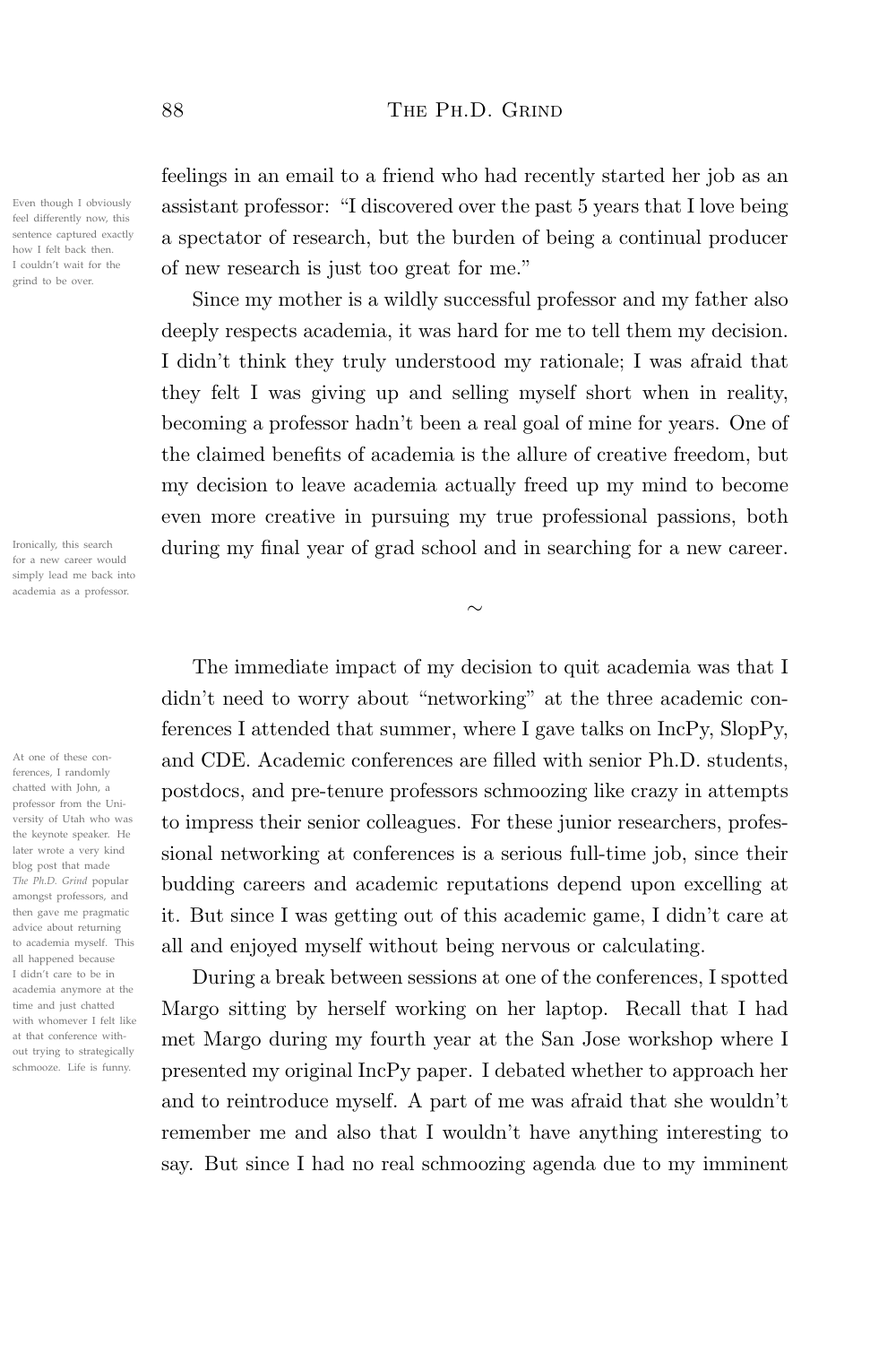feelings in an email to a friend who had recently started her job as an assistant professor: "I discovered over the past 5 years that I love being a spectator of research, but the burden of being a continual producer of new research is just too great for me."

> Even though I obviously feel differently now, this sentence captured exactly how I felt back then. I couldn't wait for the grind to be over.

Since my mother is a wildly successful professor and my father also deeply respects academia, it was hard for me to tell them my decision. I didn't think they truly understood my rationale; I was afraid that they felt I was giving up and selling myself short when in reality, becoming a professor hadn't been a real goal of mine for years. One of the claimed benefits of academia is the allure of creative freedom, but my decision to leave academia actually freed up my mind to become even more creative in pursuing my true professional passions, both during my final year of grad school and in searching for a new career.

> Ironically, this search for a new career would simply lead me back into academia as a professor.

~

The immediate impact of my decision to quit academia was that I didn't need to worry about "networking" at the three academic conferences I attended that summer, where I gave talks on IncPy, SlopPy, and CDE. Academic conferences are filled with senior Ph.D. students, postdocs, and pre-tenure professors schmoozing like crazy in attempts to impress their senior colleagues. For these junior researchers, professional networking at conferences is a serious full-time job, since their budding careers and academic reputations depend upon excelling at it. But since I was getting out of this academic game, I didn't care at all and enjoyed myself without being nervous or calculating.

> At one of these conferences, I randomly chatted with John, a professor from the University of Utah who was the keynote speaker. He later wrote a very kind blog post that made *The Ph.D. Grind* popular amongst professors, and then gave me pragmatic advice about returning to academia myself. This all happened because I didn't care to be in academia anymore at the time and just chatted with whomever I felt like at that conference without trying to strategically schmooze. Life is funny.

During a break between sessions at one of the conferences, I spotted Margo sitting by herself working on her laptop. Recall that I had met Margo during my fourth year at the San Jose workshop where I presented my original IncPy paper. I debated whether to approach her and to reintroduce myself. A part of me was afraid that she wouldn't remember me and also that I wouldn't have anything interesting to say. But since I had no real schmoozing agenda due to my imminent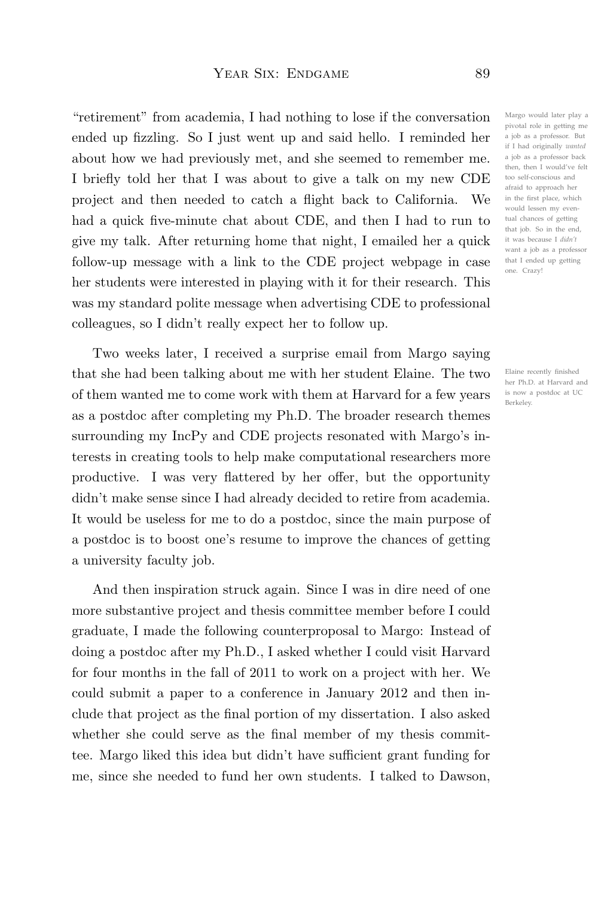"retirement" from academia, I had nothing to lose if the conversation ended up fizzling. So I just went up and said hello. I reminded her about how we had previously met, and she seemed to remember me. I briefly told her that I was about to give a talk on my new CDE project and then needed to catch a flight back to California. We had a quick five-minute chat about CDE, and then I had to run to give my talk. After returning home that night, I emailed her a quick follow-up message with a link to the CDE project webpage in case her students were interested in playing with it for their research. This was my standard polite message when advertising CDE to professional colleagues, so I didn't really expect her to follow up.

Margo would later play a pivotal role in getting me a job as a professor. But if I had originally *wanted* a job as a professor back then, then I would've felt too self-conscious and afraid to approach her in the first place, which would lessen my eventual chances of getting that job. So in the end, it was because I *didn't* want a job as a professor that I ended up getting one. Crazy!

Two weeks later, I received a surprise email from Margo saying that she had been talking about me with her student Elaine. The two of them wanted me to come work with them at Harvard for a few years as a postdoc after completing my Ph.D. The broader research themes surrounding my IncPy and CDE projects resonated with Margo's interests in creating tools to help make computational researchers more productive. I was very flattered by her offer, but the opportunity didn't make sense since I had already decided to retire from academia. It would be useless for me to do a postdoc, since the main purpose of a postdoc is to boost one's resume to improve the chances of getting a university faculty job.

Elaine recently finished her Ph.D. at Harvard and is now a postdoc at UC Berkeley.

And then inspiration struck again. Since I was in dire need of one more substantive project and thesis committee member before I could graduate, I made the following counterproposal to Margo: Instead of doing a postdoc after my Ph.D., I asked whether I could visit Harvard for four months in the fall of 2011 to work on a project with her. We could submit a paper to a conference in January 2012 and then include that project as the final portion of my dissertation. I also asked whether she could serve as the final member of my thesis committee. Margo liked this idea but didn't have sufficient grant funding for me, since she needed to fund her own students. I talked to Dawson,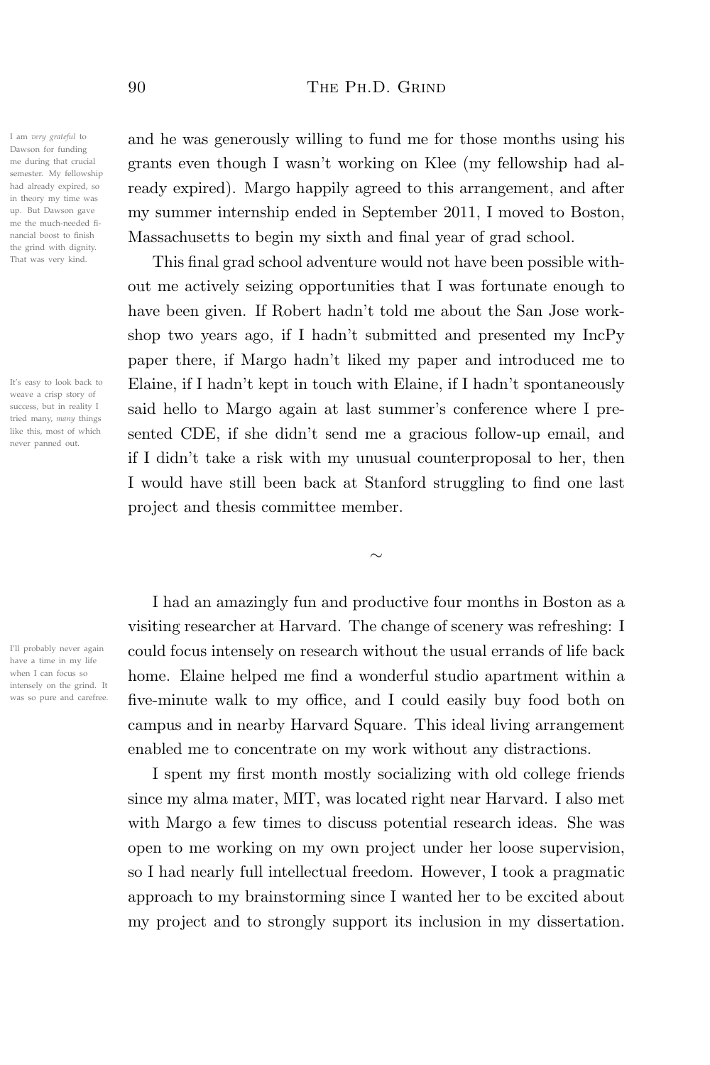and he was generously willing to fund me for those months using his grants even though I wasn't working on Klee (my fellowship had already expired). Margo happily agreed to this arrangement, and after my summer internship ended in September 2011, I moved to Boston, Massachusetts to begin my sixth and final year of grad school.

I am *very grateful* to Dawson for funding me during that crucial semester. My fellowship had already expired, so in theory my time was up. But Dawson gave me the much-needed financial boost to finish the grind with dignity. That was very kind.

This final grad school adventure would not have been possible without me actively seizing opportunities that I was fortunate enough to have been given. If Robert hadn't told me about the San Jose workshop two years ago, if I hadn't submitted and presented my IncPy paper there, if Margo hadn't liked my paper and introduced me to Elaine, if I hadn't kept in touch with Elaine, if I hadn't spontaneously said hello to Margo again at last summer's conference where I presented CDE, if she didn't send me a gracious follow-up email, and if I didn't take a risk with my unusual counterproposal to her, then I would have still been back at Stanford struggling to find one last project and thesis committee member.

It's easy to look back to weave a crisp story of success, but in reality I tried many, *many* things like this, most of which never panned out.

~

I had an amazingly fun and productive four months in Boston as a visiting researcher at Harvard. The change of scenery was refreshing: I could focus intensely on research without the usual errands of life back home. Elaine helped me find a wonderful studio apartment within a five-minute walk to my office, and I could easily buy food both on campus and in nearby Harvard Square. This ideal living arrangement enabled me to concentrate on my work without any distractions.

I'll probably never again have a time in my life when I can focus so intensely on the grind. It was so pure and carefree.

I spent my first month mostly socializing with old college friends since my alma mater, MIT, was located right near Harvard. I also met with Margo a few times to discuss potential research ideas. She was open to me working on my own project under her loose supervision, so I had nearly full intellectual freedom. However, I took a pragmatic approach to my brainstorming since I wanted her to be excited about my project and to strongly support its inclusion in my dissertation.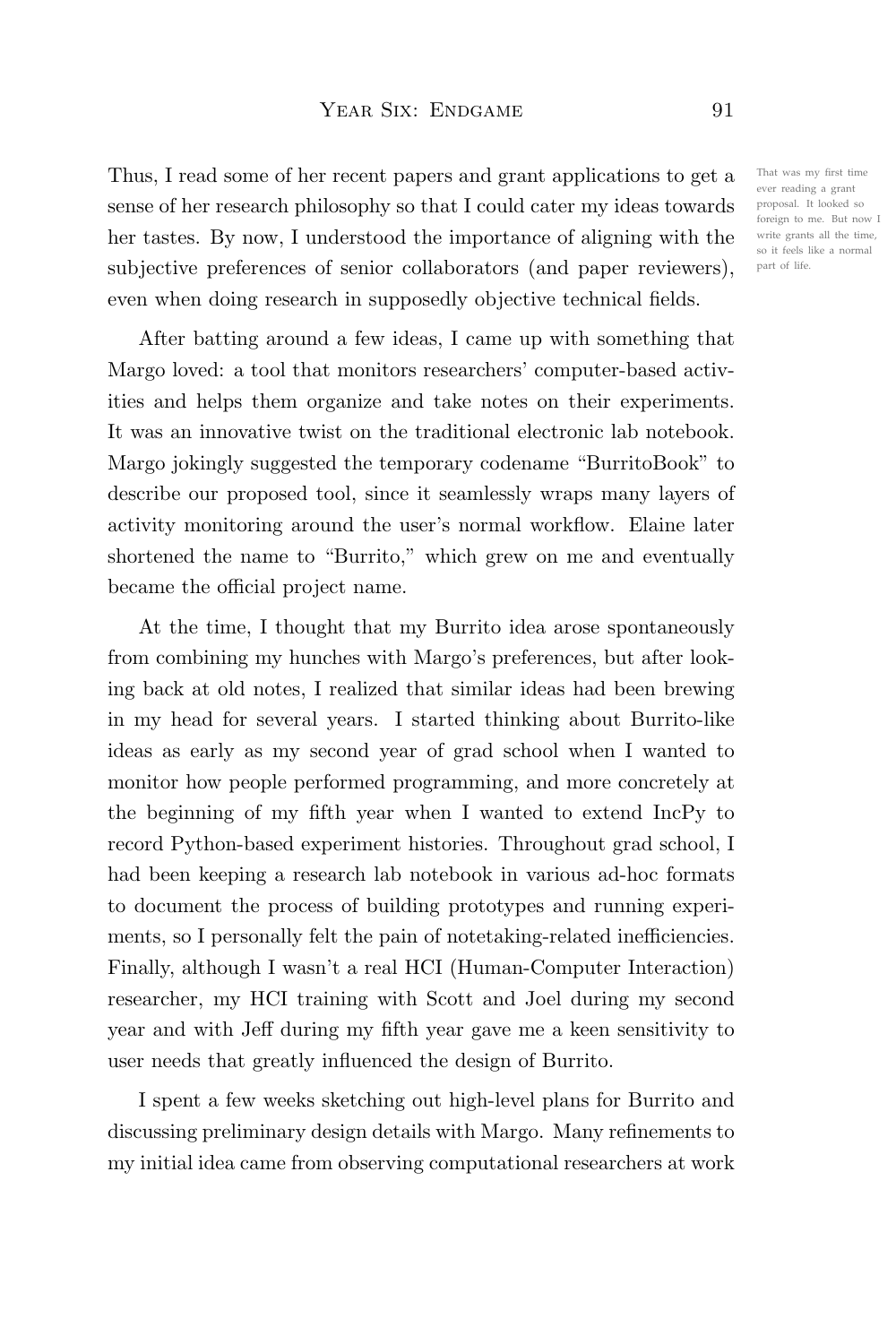Thus, I read some of her recent papers and grant applications to get a sense of her research philosophy so that I could cater my ideas towards her tastes. By now, I understood the importance of aligning with the subjective preferences of senior collaborators (and paper reviewers), even when doing research in supposedly objective technical fields.

That was my first time ever reading a grant proposal. It looked so foreign to me. But now I write grants all the time, so it feels like a normal part of life.

After batting around a few ideas, I came up with something that Margo loved: a tool that monitors researchers' computer-based activities and helps them organize and take notes on their experiments. It was an innovative twist on the traditional electronic lab notebook. Margo jokingly suggested the temporary codename "BurritoBook" to describe our proposed tool, since it seamlessly wraps many layers of activity monitoring around the user's normal workflow. Elaine later shortened the name to "Burrito," which grew on me and eventually became the official project name.

At the time, I thought that my Burrito idea arose spontaneously from combining my hunches with Margo's preferences, but after looking back at old notes, I realized that similar ideas had been brewing in my head for several years. I started thinking about Burrito-like ideas as early as my second year of grad school when I wanted to monitor how people performed programming, and more concretely at the beginning of my fifth year when I wanted to extend IncPy to record Python-based experiment histories. Throughout grad school, I had been keeping a research lab notebook in various ad-hoc formats to document the process of building prototypes and running experiments, so I personally felt the pain of notetaking-related inefficiencies. Finally, although I wasn't a real HCI (Human-Computer Interaction) researcher, my HCI training with Scott and Joel during my second year and with Jeff during my fifth year gave me a keen sensitivity to user needs that greatly influenced the design of Burrito.

I spent a few weeks sketching out high-level plans for Burrito and discussing preliminary design details with Margo. Many refinements to my initial idea came from observing computational researchers at work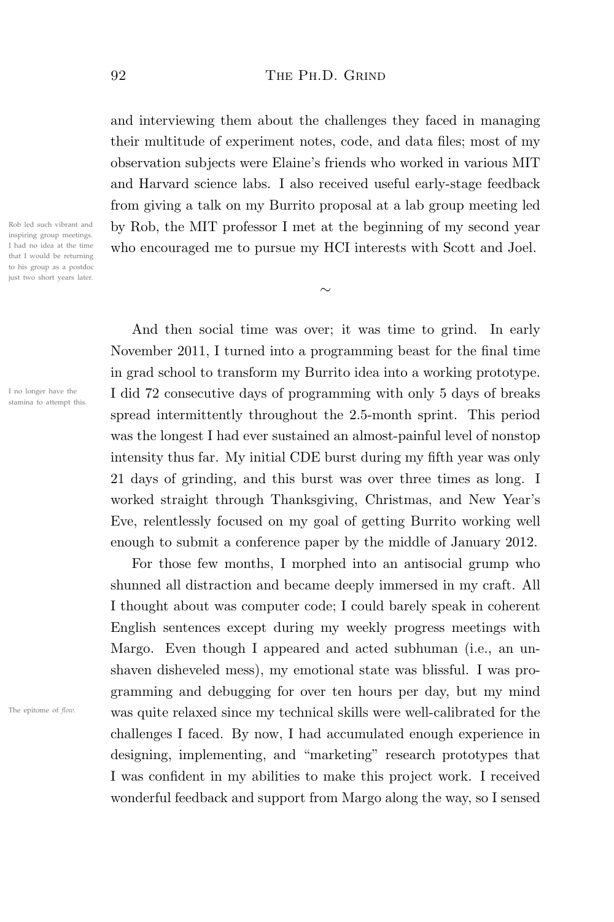and interviewing them about the challenges they faced in managing their multitude of experiment notes, code, and data files; most of my observation subjects were Elaine's friends who worked in various MIT and Harvard science labs. I also received useful early-stage feedback from giving a talk on my Burrito proposal at a lab group meeting led by Rob, the MIT professor I met at the beginning of my second year who encouraged me to pursue my HCI interests with Scott and Joel.

Rob led such vibrant and inspiring group meetings. I had no idea at the time that I would be returning to his group as a postdoc just two short years later.

~

And then social time was over; it was time to grind. In early November 2011, I turned into a programming beast for the final time in grad school to transform my Burrito idea into a working prototype. I did 72 consecutive days of programming with only 5 days of breaks spread intermittently throughout the 2.5-month sprint. This period was the longest I had ever sustained an almost-painful level of nonstop intensity thus far. My initial CDE burst during my fifth year was only 21 days of grinding, and this burst was over three times as long. I worked straight through Thanksgiving, Christmas, and New Year's Eve, relentlessly focused on my goal of getting Burrito working well enough to submit a conference paper by the middle of January 2012.

I no longer have the stamina to attempt this.

For those few months, I morphed into an antisocial grump who shunned all distraction and became deeply immersed in my craft. All I thought about was computer code; I could barely speak in coherent English sentences except during my weekly progress meetings with Margo. Even though I appeared and acted subhuman (i.e., an unshaven disheveled mess), my emotional state was blissful. I was programming and debugging for over ten hours per day, but my mind was quite relaxed since my technical skills were well-calibrated for the challenges I faced. By now, I had accumulated enough experience in designing, implementing, and "marketing" research prototypes that I was confident in my abilities to make this project work. I received wonderful feedback and support from Margo along the way, so I sensed

The epitome of *flow*.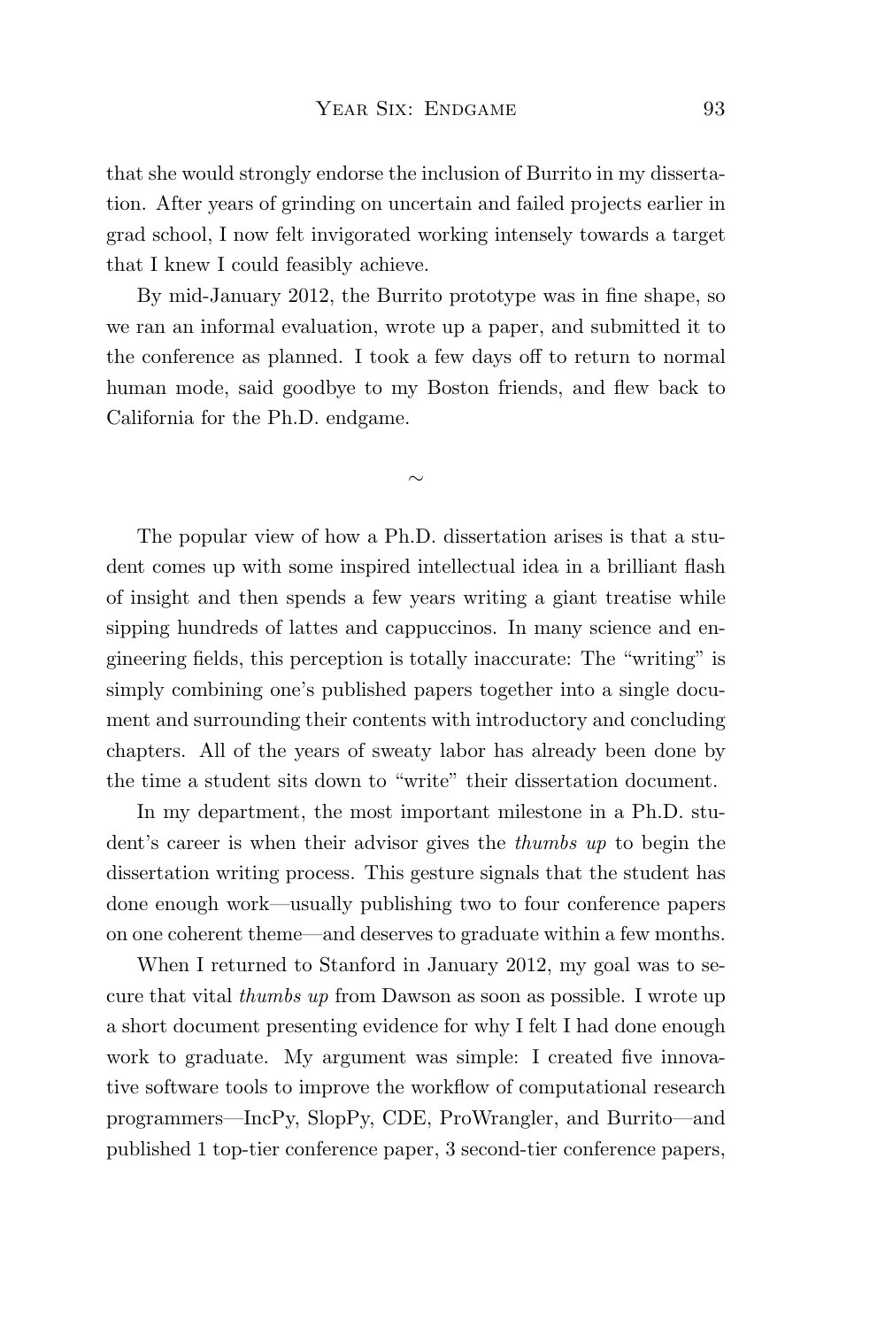that she would strongly endorse the inclusion of Burrito in my dissertation. After years of grinding on uncertain and failed projects earlier in grad school, I now felt invigorated working intensely towards a target that I knew I could feasibly achieve.

By mid-January 2012, the Burrito prototype was in fine shape, so we ran an informal evaluation, wrote up a paper, and submitted it to the conference as planned. I took a few days off to return to normal human mode, said goodbye to my Boston friends, and flew back to California for the Ph.D. endgame.

~

The popular view of how a Ph.D. dissertation arises is that a student comes up with some inspired intellectual idea in a brilliant flash of insight and then spends a few years writing a giant treatise while sipping hundreds of lattes and cappuccinos. In many science and engineering fields, this perception is totally inaccurate: The "writing" is simply combining one's published papers together into a single document and surrounding their contents with introductory and concluding chapters. All of the years of sweaty labor has already been done by the time a student sits down to "write" their dissertation document.

In my department, the most important milestone in a Ph.D. student's career is when their advisor gives the *thumbs up* to begin the dissertation writing process. This gesture signals that the student has done enough work—usually publishing two to four conference papers on one coherent theme—and deserves to graduate within a few months.

When I returned to Stanford in January 2012, my goal was to secure that vital *thumbs up* from Dawson as soon as possible. I wrote up a short document presenting evidence for why I felt I had done enough work to graduate. My argument was simple: I created five innovative software tools to improve the workflow of computational research programmers—IncPy, SlopPy, CDE, ProWrangler, and Burrito—and published 1 top-tier conference paper, 3 second-tier conference papers,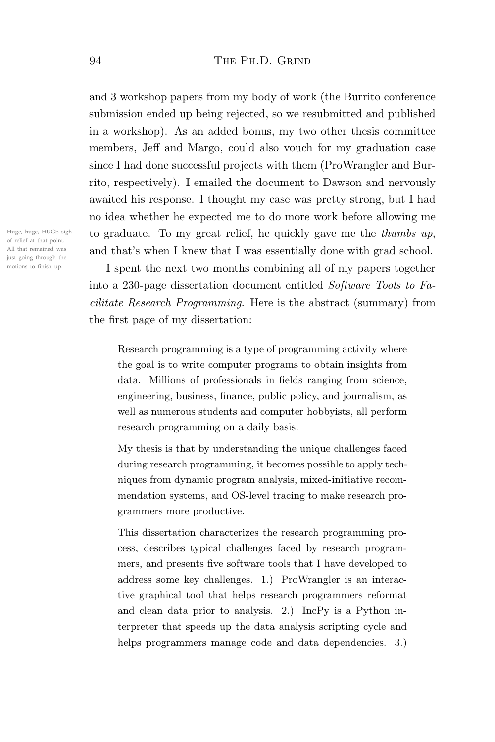and 3 workshop papers from my body of work (the Burrito conference submission ended up being rejected, so we resubmitted and published in a workshop). As an added bonus, my two other thesis committee members, Jeff and Margo, could also vouch for my graduation case since I had done successful projects with them (ProWrangler and Burrito, respectively). I emailed the document to Dawson and nervously awaited his response. I thought my case was pretty strong, but I had no idea whether he expected me to do more work before allowing me to graduate. To my great relief, he quickly gave me the *thumbs up*, and that's when I knew that I was essentially done with grad school.

Huge, huge, HUGE sigh of relief at that point. All that remained was just going through the motions to finish up.

I spent the next two months combining all of my papers together into a 230-page dissertation document entitled *Software Tools to Facilitate Research Programming.* Here is the abstract (summary) from the first page of my dissertation:

> Research programming is a type of programming activity where the goal is to write computer programs to obtain insights from data. Millions of professionals in fields ranging from science, engineering, business, finance, public policy, and journalism, as well as numerous students and computer hobbyists, all perform research programming on a daily basis.
>
> My thesis is that by understanding the unique challenges faced during research programming, it becomes possible to apply techniques from dynamic program analysis, mixed-initiative recommendation systems, and OS-level tracing to make research programmers more productive.
>
> This dissertation characterizes the research programming process, describes typical challenges faced by research programmers, and presents five software tools that I have developed to address some key challenges. 1.) ProWrangler is an interactive graphical tool that helps research programmers reformat and clean data prior to analysis. 2.) IncPy is a Python interpreter that speeds up the data analysis scripting cycle and helps programmers manage code and data dependencies. 3.)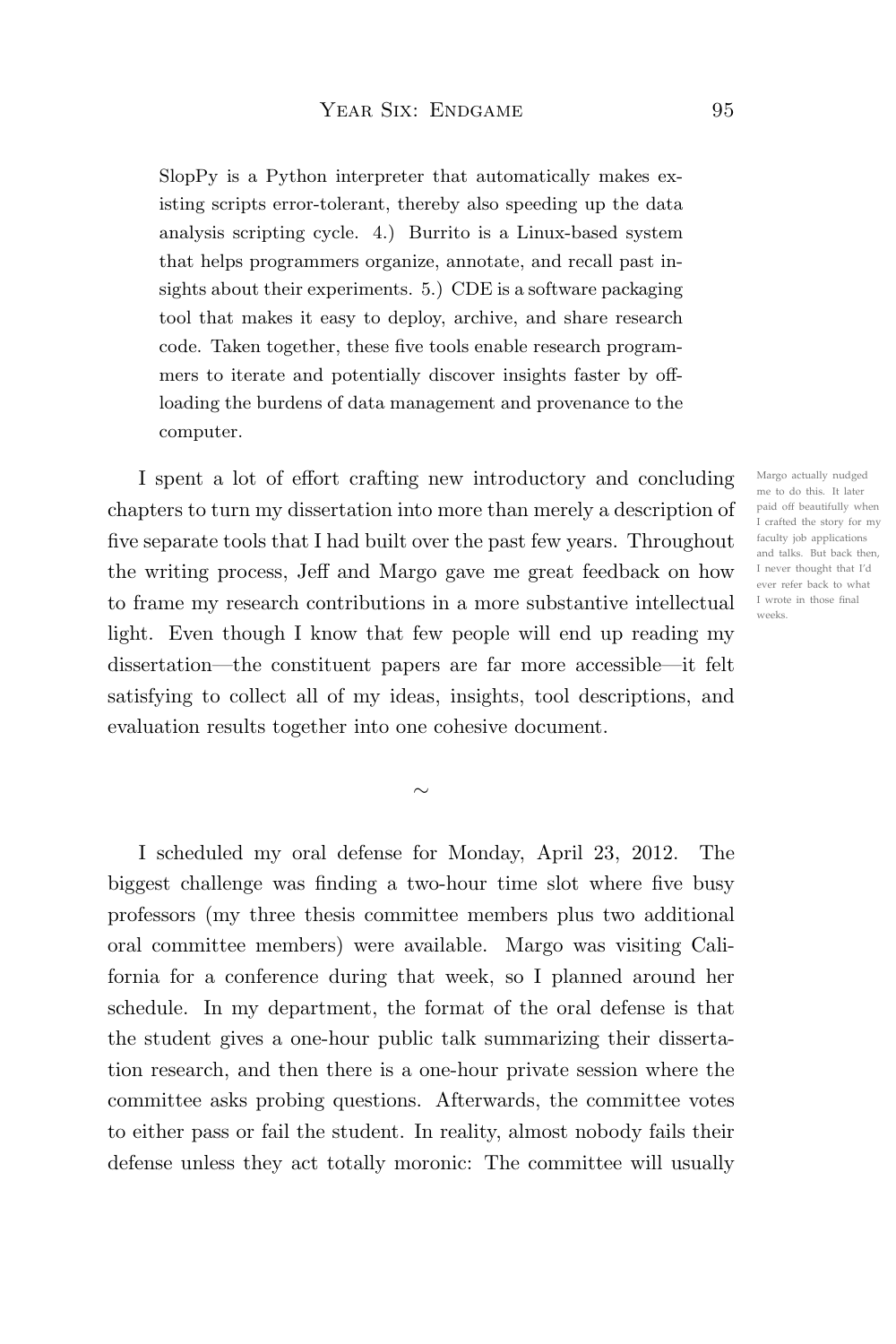> SlopPy is a Python interpreter that automatically makes existing scripts error-tolerant, thereby also speeding up the data analysis scripting cycle. 4.) Burrito is a Linux-based system that helps programmers organize, annotate, and recall past insights about their experiments. 5.) CDE is a software packaging tool that makes it easy to deploy, archive, and share research code. Taken together, these five tools enable research programmers to iterate and potentially discover insights faster by offloading the burdens of data management and provenance to the computer.

I spent a lot of effort crafting new introductory and concluding chapters to turn my dissertation into more than merely a description of five separate tools that I had built over the past few years. Throughout the writing process, Jeff and Margo gave me great feedback on how to frame my research contributions in a more substantive intellectual light. Even though I know that few people will end up reading my dissertation—the constituent papers are far more accessible—it felt satisfying to collect all of my ideas, insights, tool descriptions, and evaluation results together into one cohesive document.

Margo actually nudged me to do this. It later paid off beautifully when I crafted the story for my faculty job applications and talks. But back then, I never thought that I'd ever refer back to what I wrote in those final weeks.

~

I scheduled my oral defense for Monday, April 23, 2012. The biggest challenge was finding a two-hour time slot where five busy professors (my three thesis committee members plus two additional oral committee members) were available. Margo was visiting California for a conference during that week, so I planned around her schedule. In my department, the format of the oral defense is that the student gives a one-hour public talk summarizing their dissertation research, and then there is a one-hour private session where the committee asks probing questions. Afterwards, the committee votes to either pass or fail the student. In reality, almost nobody fails their defense unless they act totally moronic: The committee will usually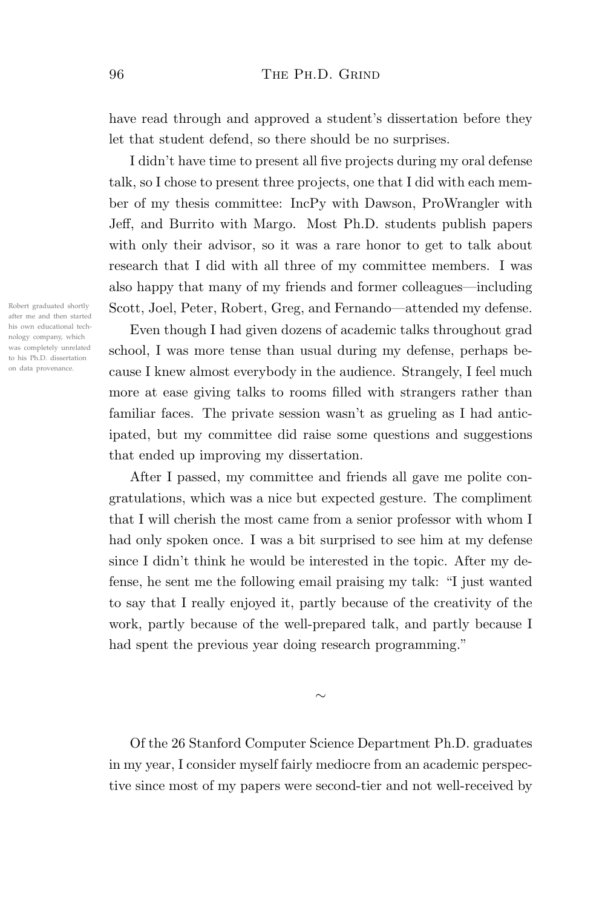have read through and approved a student's dissertation before they let that student defend, so there should be no surprises.

I didn't have time to present all five projects during my oral defense talk, so I chose to present three projects, one that I did with each member of my thesis committee: IncPy with Dawson, ProWrangler with Jeff, and Burrito with Margo. Most Ph.D. students publish papers with only their advisor, so it was a rare honor to get to talk about research that I did with all three of my committee members. I was also happy that many of my friends and former colleagues—including Scott, Joel, Peter, Robert, Greg, and Fernando—attended my defense.

Robert graduated shortly after me and then started his own educational technology company, which was completely unrelated to his Ph.D. dissertation on data provenance.

Even though I had given dozens of academic talks throughout grad school, I was more tense than usual during my defense, perhaps because I knew almost everybody in the audience. Strangely, I feel much more at ease giving talks to rooms filled with strangers rather than familiar faces. The private session wasn't as grueling as I had anticipated, but my committee did raise some questions and suggestions that ended up improving my dissertation.

After I passed, my committee and friends all gave me polite congratulations, which was a nice but expected gesture. The compliment that I will cherish the most came from a senior professor with whom I had only spoken once. I was a bit surprised to see him at my defense since I didn't think he would be interested in the topic. After my defense, he sent me the following email praising my talk: "I just wanted to say that I really enjoyed it, partly because of the creativity of the work, partly because of the well-prepared talk, and partly because I had spent the previous year doing research programming."

~

Of the 26 Stanford Computer Science Department Ph.D. graduates in my year, I consider myself fairly mediocre from an academic perspective since most of my papers were second-tier and not well-received by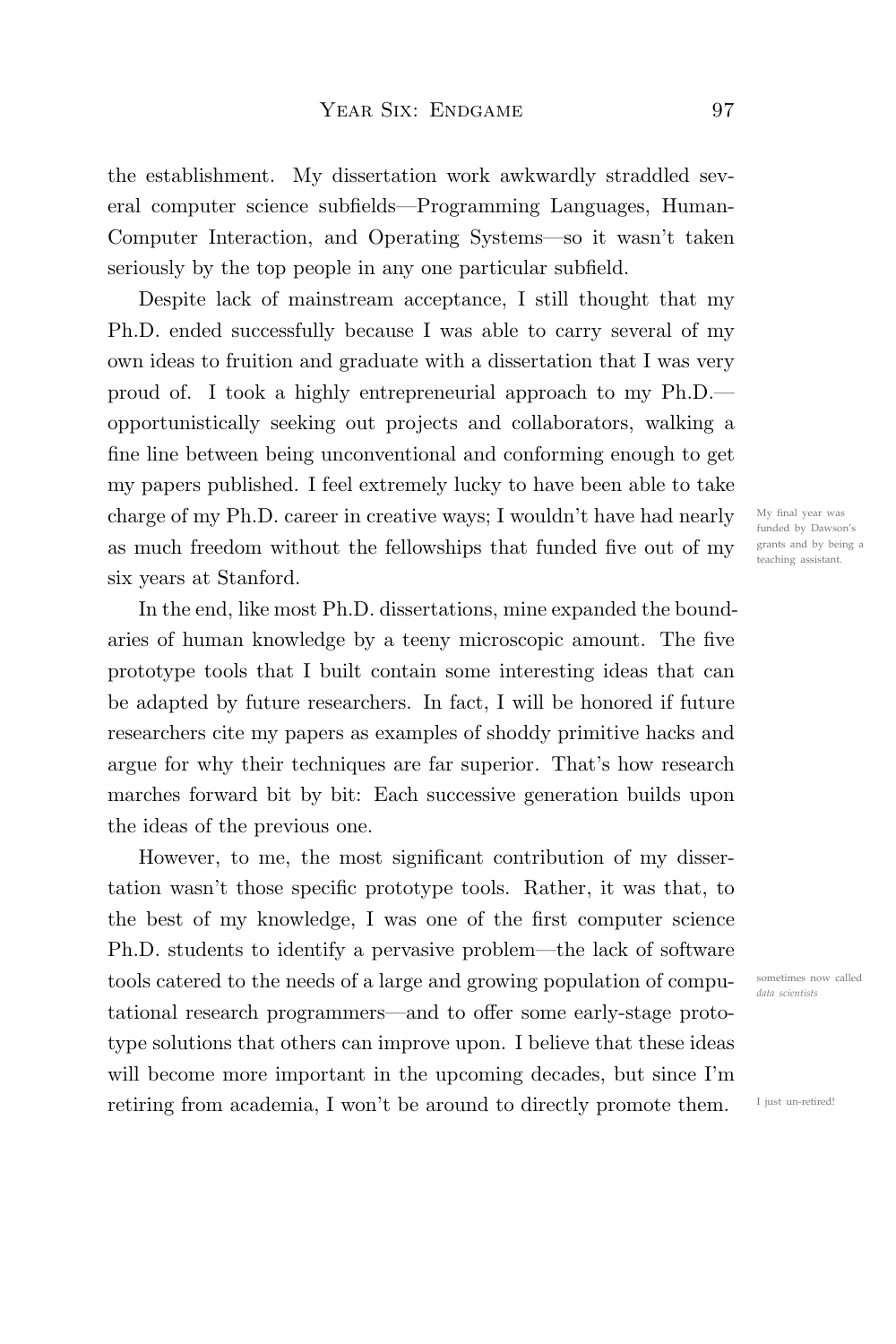the establishment. My dissertation work awkwardly straddled several computer science subfields—Programming Languages, Human-Computer Interaction, and Operating Systems—so it wasn't taken seriously by the top people in any one particular subfield.

Despite lack of mainstream acceptance, I still thought that my Ph.D. ended successfully because I was able to carry several of my own ideas to fruition and graduate with a dissertation that I was very proud of. I took a highly entrepreneurial approach to my Ph.D.—opportunistically seeking out projects and collaborators, walking a fine line between being unconventional and conforming enough to get my papers published. I feel extremely lucky to have been able to take charge of my Ph.D. career in creative ways; I wouldn't have had nearly as much freedom without the fellowships that funded five out of my six years at Stanford.

My final year was funded by Dawson's grants and by being a teaching assistant.

In the end, like most Ph.D. dissertations, mine expanded the boundaries of human knowledge by a teeny microscopic amount. The five prototype tools that I built contain some interesting ideas that can be adapted by future researchers. In fact, I will be honored if future researchers cite my papers as examples of shoddy primitive hacks and argue for why their techniques are far superior. That's how research marches forward bit by bit: Each successive generation builds upon the ideas of the previous one.

However, to me, the most significant contribution of my dissertation wasn't those specific prototype tools. Rather, it was that, to the best of my knowledge, I was one of the first computer science Ph.D. students to identify a pervasive problem—the lack of software tools catered to the needs of a large and growing population of computational research programmers—and to offer some early-stage prototype solutions that others can improve upon. I believe that these ideas will become more important in the upcoming decades, but since I'm retiring from academia, I won't be around to directly promote them.

sometimes now called *data scientists*

I just un-retired!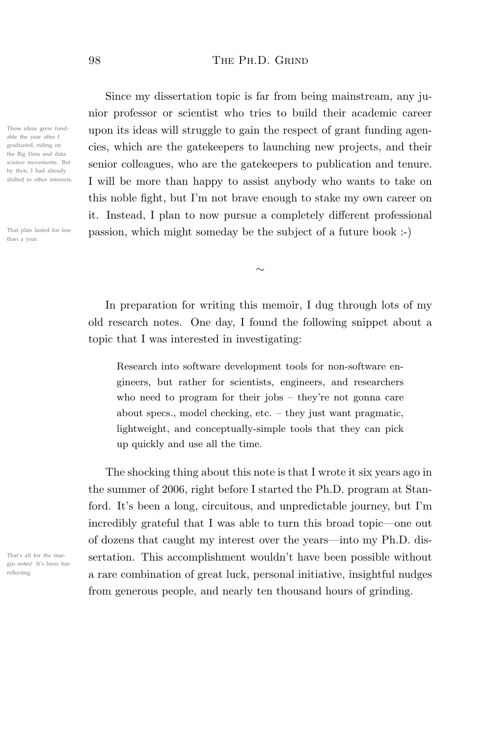Since my dissertation topic is far from being mainstream, any junior professor or scientist who tries to build their academic career upon its ideas will struggle to gain the respect of grant funding agencies, which are the gatekeepers to launching new projects, and their senior colleagues, who are the gatekeepers to publication and tenure. I will be more than happy to assist anybody who wants to take on this noble fight, but I'm not brave enough to stake my own career on it. Instead, I plan to now pursue a completely different professional passion, which might someday be the subject of a future book :-)

These ideas grew fundable the year after I graduated, riding on the Big Data and data science movements. But by then, I had already shifted to other interests.

That plan lasted for less than a year.

~

In preparation for writing this memoir, I dug through lots of my old research notes. One day, I found the following snippet about a topic that I was interested in investigating:

> Research into software development tools for non-software engineers, but rather for scientists, engineers, and researchers who need to program for their jobs – they're not gonna care about specs., model checking, etc. – they just want pragmatic, lightweight, and conceptually-simple tools that they can pick up quickly and use all the time.

The shocking thing about this note is that I wrote it six years ago in the summer of 2006, right before I started the Ph.D. program at Stanford. It's been a long, circuitous, and unpredictable journey, but I'm incredibly grateful that I was able to turn this broad topic—one out of dozens that caught my interest over the years—into my Ph.D. dissertation. This accomplishment wouldn't have been possible without a rare combination of great luck, personal initiative, insightful nudges from generous people, and nearly ten thousand hours of grinding.

That's all for the margin notes! It's been fun reflecting.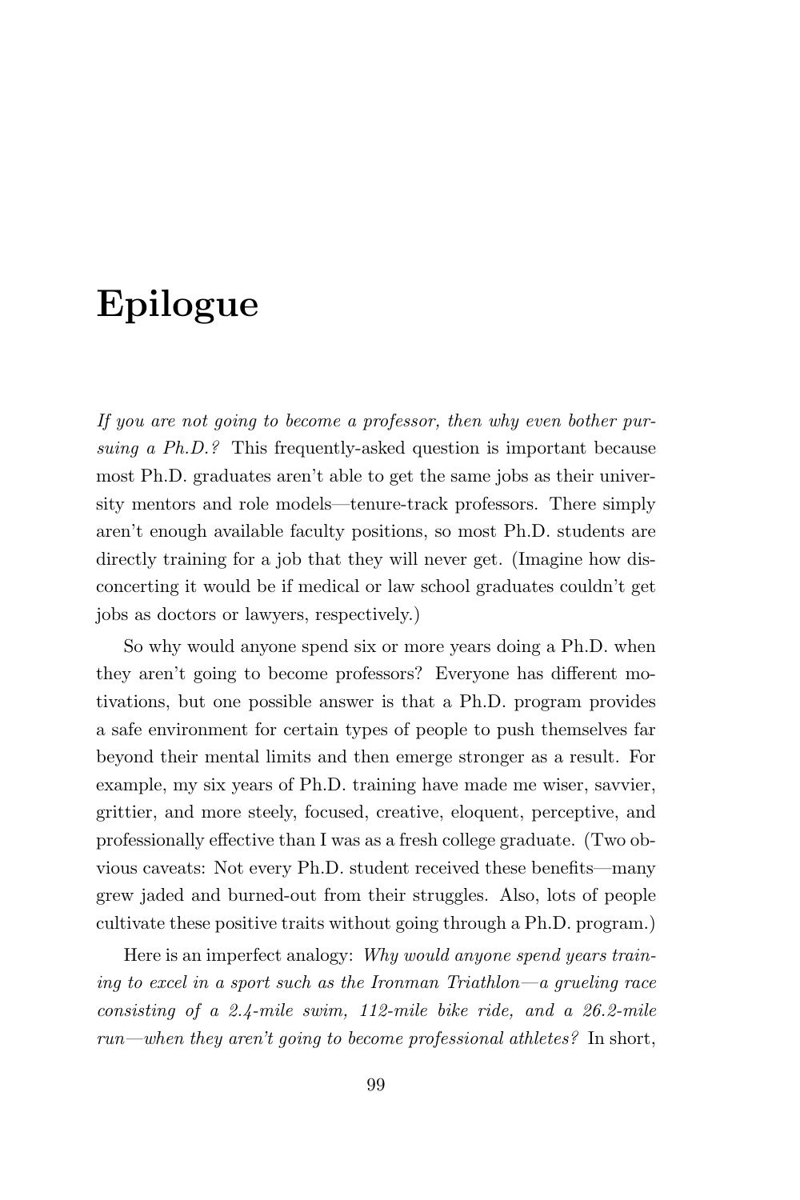# Epilogue

*If you are not going to become a professor, then why even bother pursuing a Ph.D.?* This frequently-asked question is important because most Ph.D. graduates aren't able to get the same jobs as their university mentors and role models—tenure-track professors. There simply aren't enough available faculty positions, so most Ph.D. students are directly training for a job that they will never get. (Imagine how disconcerting it would be if medical or law school graduates couldn't get jobs as doctors or lawyers, respectively.)

So why would anyone spend six or more years doing a Ph.D. when they aren't going to become professors? Everyone has different motivations, but one possible answer is that a Ph.D. program provides a safe environment for certain types of people to push themselves far beyond their mental limits and then emerge stronger as a result. For example, my six years of Ph.D. training have made me wiser, savvier, grittier, and more steely, focused, creative, eloquent, perceptive, and professionally effective than I was as a fresh college graduate. (Two obvious caveats: Not every Ph.D. student received these benefits—many grew jaded and burned-out from their struggles. Also, lots of people cultivate these positive traits without going through a Ph.D. program.)

Here is an imperfect analogy: *Why would anyone spend years training to excel in a sport such as the Ironman Triathlon—a grueling race consisting of a 2.4-mile swim, 112-mile bike ride, and a 26.2-mile run—when they aren't going to become professional athletes?* In short,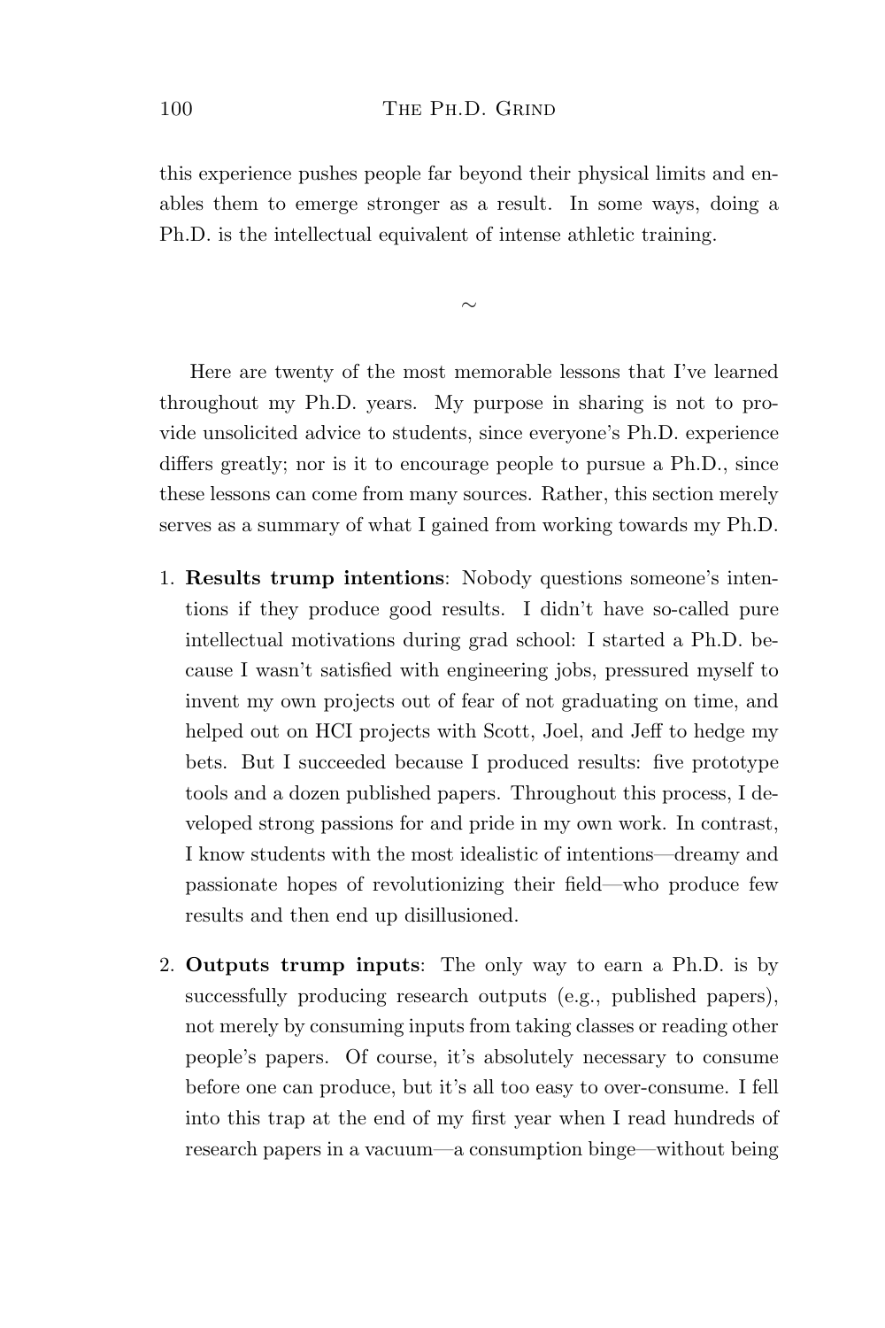this experience pushes people far beyond their physical limits and enables them to emerge stronger as a result. In some ways, doing a Ph.D. is the intellectual equivalent of intense athletic training.

~

Here are twenty of the most memorable lessons that I've learned throughout my Ph.D. years. My purpose in sharing is not to provide unsolicited advice to students, since everyone's Ph.D. experience differs greatly; nor is it to encourage people to pursue a Ph.D., since these lessons can come from many sources. Rather, this section merely serves as a summary of what I gained from working towards my Ph.D.

1. **Results trump intentions**: Nobody questions someone's intentions if they produce good results. I didn't have so-called pure intellectual motivations during grad school: I started a Ph.D. because I wasn't satisfied with engineering jobs, pressured myself to invent my own projects out of fear of not graduating on time, and helped out on HCI projects with Scott, Joel, and Jeff to hedge my bets. But I succeeded because I produced results: five prototype tools and a dozen published papers. Throughout this process, I developed strong passions for and pride in my own work. In contrast, I know students with the most idealistic of intentions—dreamy and passionate hopes of revolutionizing their field—who produce few results and then end up disillusioned.

2. **Outputs trump inputs**: The only way to earn a Ph.D. is by successfully producing research outputs (e.g., published papers), not merely by consuming inputs from taking classes or reading other people's papers. Of course, it's absolutely necessary to consume before one can produce, but it's all too easy to over-consume. I fell into this trap at the end of my first year when I read hundreds of research papers in a vacuum—a consumption binge—without being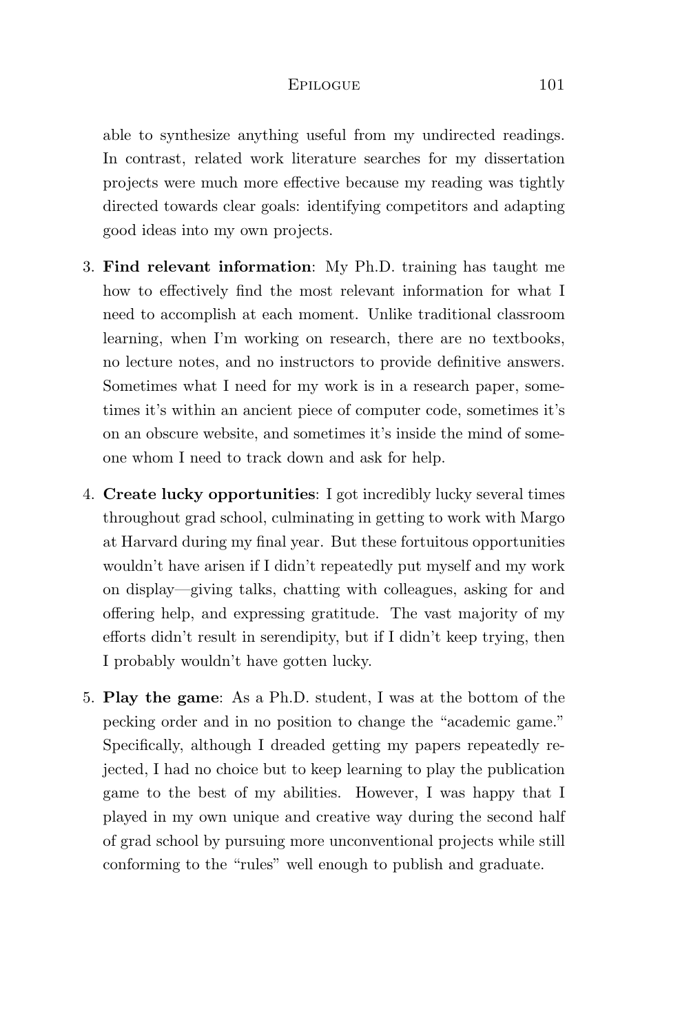able to synthesize anything useful from my undirected readings. In contrast, related work literature searches for my dissertation projects were much more effective because my reading was tightly directed towards clear goals: identifying competitors and adapting good ideas into my own projects.

3. **Find relevant information**: My Ph.D. training has taught me how to effectively find the most relevant information for what I need to accomplish at each moment. Unlike traditional classroom learning, when I'm working on research, there are no textbooks, no lecture notes, and no instructors to provide definitive answers. Sometimes what I need for my work is in a research paper, sometimes it's within an ancient piece of computer code, sometimes it's on an obscure website, and sometimes it's inside the mind of someone whom I need to track down and ask for help.

4. **Create lucky opportunities**: I got incredibly lucky several times throughout grad school, culminating in getting to work with Margo at Harvard during my final year. But these fortuitous opportunities wouldn't have arisen if I didn't repeatedly put myself and my work on display—giving talks, chatting with colleagues, asking for and offering help, and expressing gratitude. The vast majority of my efforts didn't result in serendipity, but if I didn't keep trying, then I probably wouldn't have gotten lucky.

5. **Play the game**: As a Ph.D. student, I was at the bottom of the pecking order and in no position to change the "academic game." Specifically, although I dreaded getting my papers repeatedly rejected, I had no choice but to keep learning to play the publication game to the best of my abilities. However, I was happy that I played in my own unique and creative way during the second half of grad school by pursuing more unconventional projects while still conforming to the "rules" well enough to publish and graduate.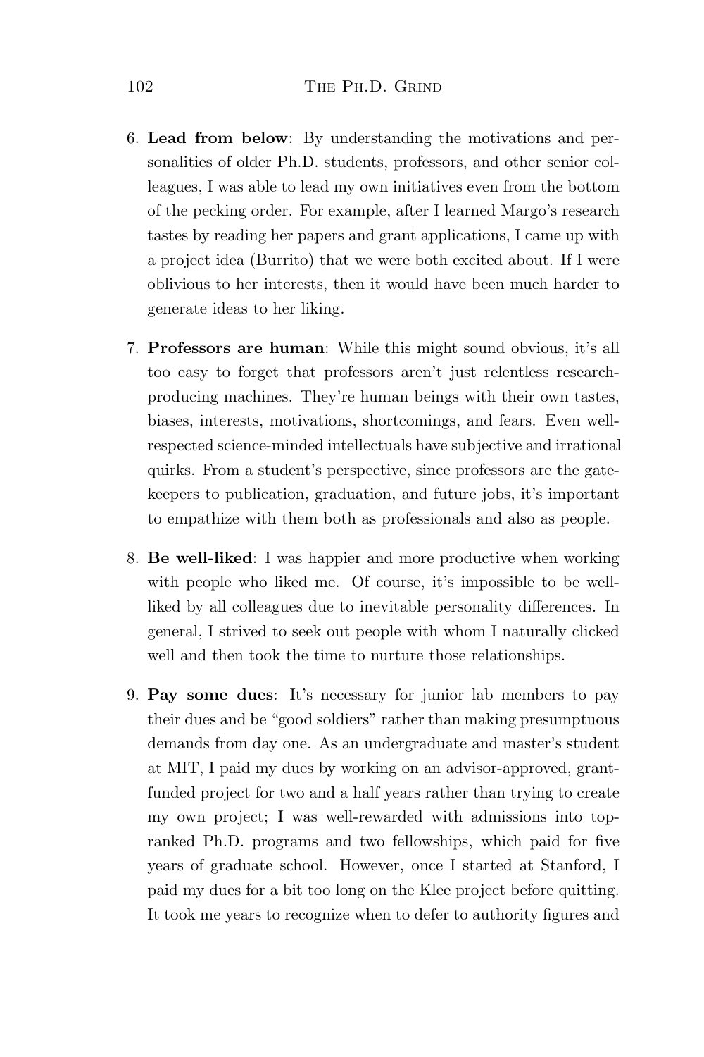6. **Lead from below**: By understanding the motivations and personalities of older Ph.D. students, professors, and other senior colleagues, I was able to lead my own initiatives even from the bottom of the pecking order. For example, after I learned Margo's research tastes by reading her papers and grant applications, I came up with a project idea (Burrito) that we were both excited about. If I were oblivious to her interests, then it would have been much harder to generate ideas to her liking.

7. **Professors are human**: While this might sound obvious, it's all too easy to forget that professors aren't just relentless research-producing machines. They're human beings with their own tastes, biases, interests, motivations, shortcomings, and fears. Even well-respected science-minded intellectuals have subjective and irrational quirks. From a student's perspective, since professors are the gatekeepers to publication, graduation, and future jobs, it's important to empathize with them both as professionals and also as people.

8. **Be well-liked**: I was happier and more productive when working with people who liked me. Of course, it's impossible to be well-liked by all colleagues due to inevitable personality differences. In general, I strived to seek out people with whom I naturally clicked well and then took the time to nurture those relationships.

9. **Pay some dues**: It's necessary for junior lab members to pay their dues and be "good soldiers" rather than making presumptuous demands from day one. As an undergraduate and master's student at MIT, I paid my dues by working on an advisor-approved, grant-funded project for two and a half years rather than trying to create my own project; I was well-rewarded with admissions into top-ranked Ph.D. programs and two fellowships, which paid for five years of graduate school. However, once I started at Stanford, I paid my dues for a bit too long on the Klee project before quitting. It took me years to recognize when to defer to authority figures and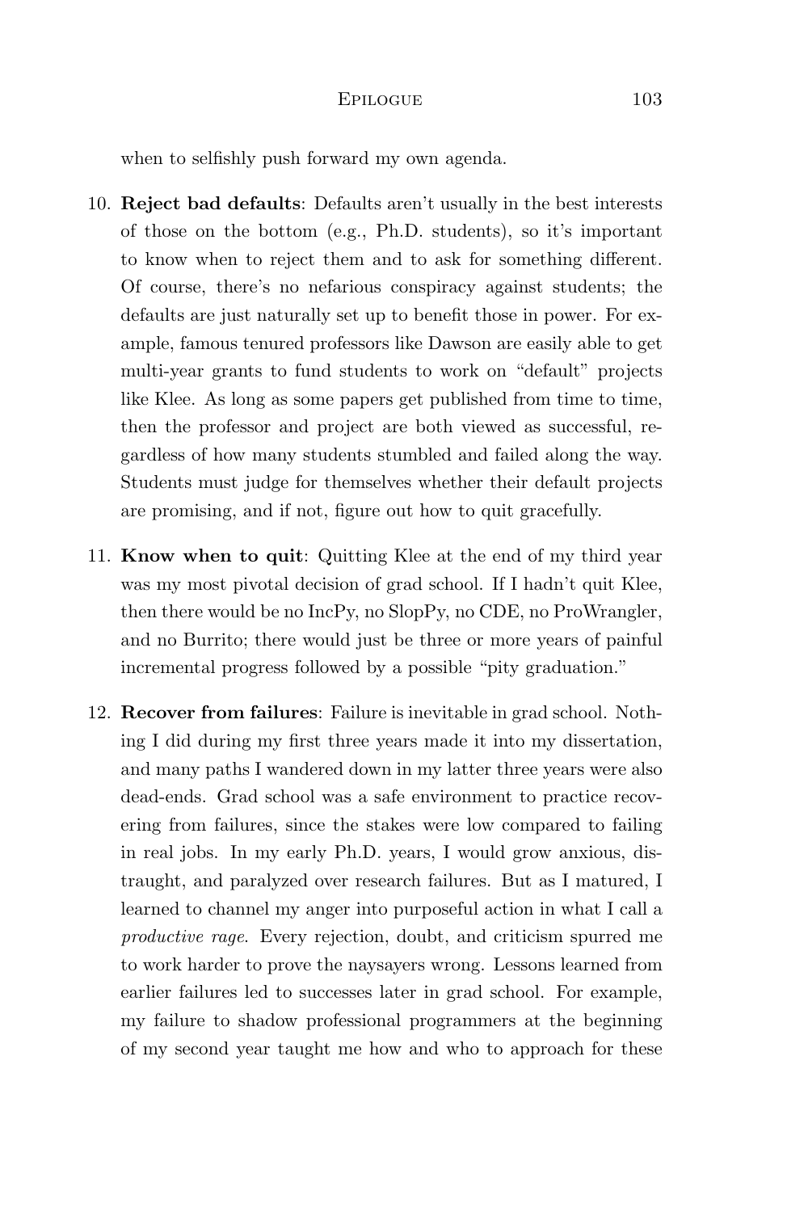when to selfishly push forward my own agenda.

10. **Reject bad defaults**: Defaults aren't usually in the best interests of those on the bottom (e.g., Ph.D. students), so it's important to know when to reject them and to ask for something different. Of course, there's no nefarious conspiracy against students; the defaults are just naturally set up to benefit those in power. For example, famous tenured professors like Dawson are easily able to get multi-year grants to fund students to work on "default" projects like Klee. As long as some papers get published from time to time, then the professor and project are both viewed as successful, regardless of how many students stumbled and failed along the way. Students must judge for themselves whether their default projects are promising, and if not, figure out how to quit gracefully.

11. **Know when to quit**: Quitting Klee at the end of my third year was my most pivotal decision of grad school. If I hadn't quit Klee, then there would be no IncPy, no SlopPy, no CDE, no ProWrangler, and no Burrito; there would just be three or more years of painful incremental progress followed by a possible "pity graduation."

12. **Recover from failures**: Failure is inevitable in grad school. Nothing I did during my first three years made it into my dissertation, and many paths I wandered down in my latter three years were also dead-ends. Grad school was a safe environment to practice recovering from failures, since the stakes were low compared to failing in real jobs. In my early Ph.D. years, I would grow anxious, distraught, and paralyzed over research failures. But as I matured, I learned to channel my anger into purposeful action in what I call a *productive rage*. Every rejection, doubt, and criticism spurred me to work harder to prove the naysayers wrong. Lessons learned from earlier failures led to successes later in grad school. For example, my failure to shadow professional programmers at the beginning of my second year taught me how and who to approach for these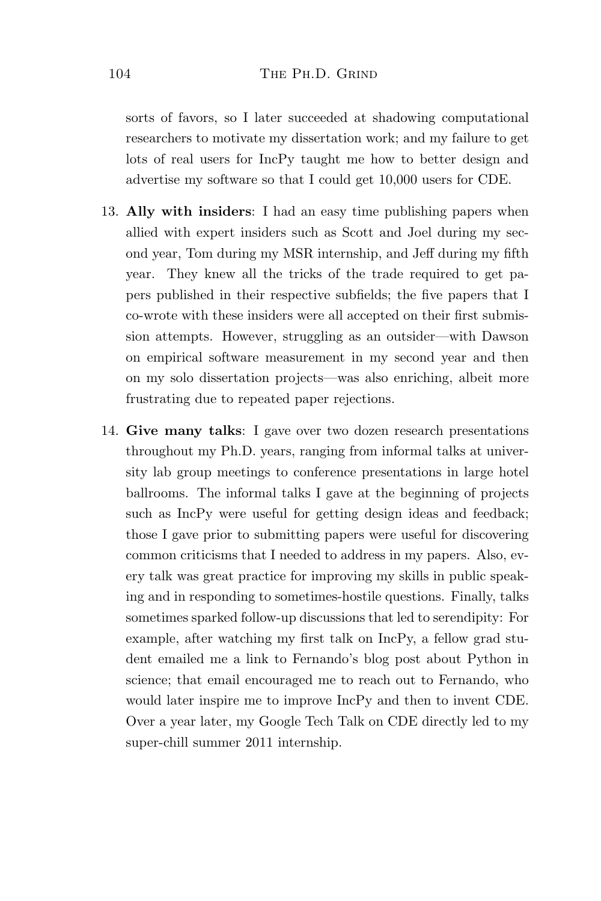sorts of favors, so I later succeeded at shadowing computational researchers to motivate my dissertation work; and my failure to get lots of real users for IncPy taught me how to better design and advertise my software so that I could get 10,000 users for CDE.

13. **Ally with insiders**: I had an easy time publishing papers when allied with expert insiders such as Scott and Joel during my second year, Tom during my MSR internship, and Jeff during my fifth year. They knew all the tricks of the trade required to get papers published in their respective subfields; the five papers that I co-wrote with these insiders were all accepted on their first submission attempts. However, struggling as an outsider—with Dawson on empirical software measurement in my second year and then on my solo dissertation projects—was also enriching, albeit more frustrating due to repeated paper rejections.

14. **Give many talks**: I gave over two dozen research presentations throughout my Ph.D. years, ranging from informal talks at university lab group meetings to conference presentations in large hotel ballrooms. The informal talks I gave at the beginning of projects such as IncPy were useful for getting design ideas and feedback; those I gave prior to submitting papers were useful for discovering common criticisms that I needed to address in my papers. Also, every talk was great practice for improving my skills in public speaking and in responding to sometimes-hostile questions. Finally, talks sometimes sparked follow-up discussions that led to serendipity: For example, after watching my first talk on IncPy, a fellow grad student emailed me a link to Fernando's blog post about Python in science; that email encouraged me to reach out to Fernando, who would later inspire me to improve IncPy and then to invent CDE. Over a year later, my Google Tech Talk on CDE directly led to my super-chill summer 2011 internship.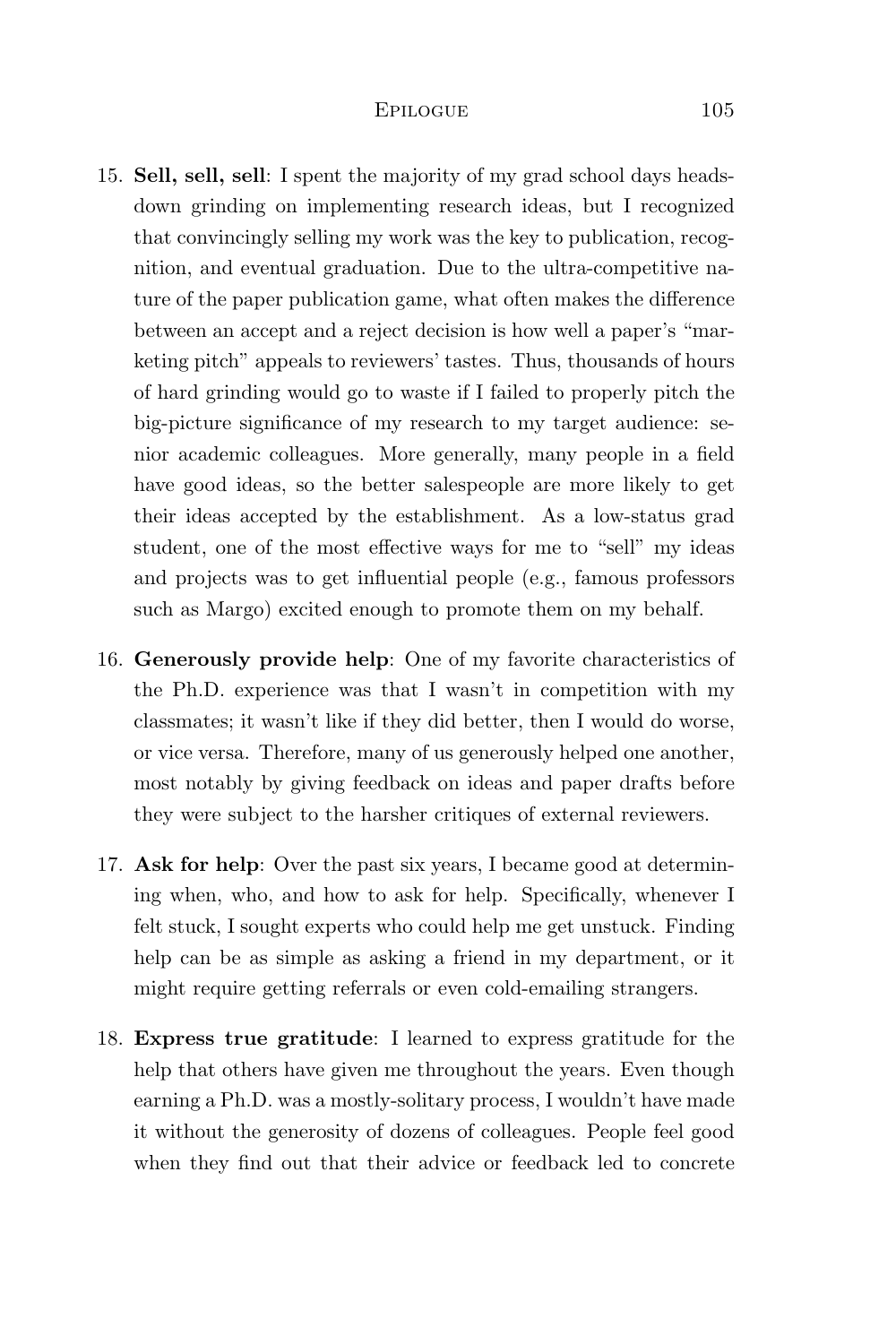15. **Sell, sell, sell**: I spent the majority of my grad school days heads-down grinding on implementing research ideas, but I recognized that convincingly selling my work was the key to publication, recognition, and eventual graduation. Due to the ultra-competitive nature of the paper publication game, what often makes the difference between an accept and a reject decision is how well a paper's "marketing pitch" appeals to reviewers' tastes. Thus, thousands of hours of hard grinding would go to waste if I failed to properly pitch the big-picture significance of my research to my target audience: senior academic colleagues. More generally, many people in a field have good ideas, so the better salespeople are more likely to get their ideas accepted by the establishment. As a low-status grad student, one of the most effective ways for me to "sell" my ideas and projects was to get influential people (e.g., famous professors such as Margo) excited enough to promote them on my behalf.

16. **Generously provide help**: One of my favorite characteristics of the Ph.D. experience was that I wasn't in competition with my classmates; it wasn't like if they did better, then I would do worse, or vice versa. Therefore, many of us generously helped one another, most notably by giving feedback on ideas and paper drafts before they were subject to the harsher critiques of external reviewers.

17. **Ask for help**: Over the past six years, I became good at determining when, who, and how to ask for help. Specifically, whenever I felt stuck, I sought experts who could help me get unstuck. Finding help can be as simple as asking a friend in my department, or it might require getting referrals or even cold-emailing strangers.

18. **Express true gratitude**: I learned to express gratitude for the help that others have given me throughout the years. Even though earning a Ph.D. was a mostly-solitary process, I wouldn't have made it without the generosity of dozens of colleagues. People feel good when they find out that their advice or feedback led to concrete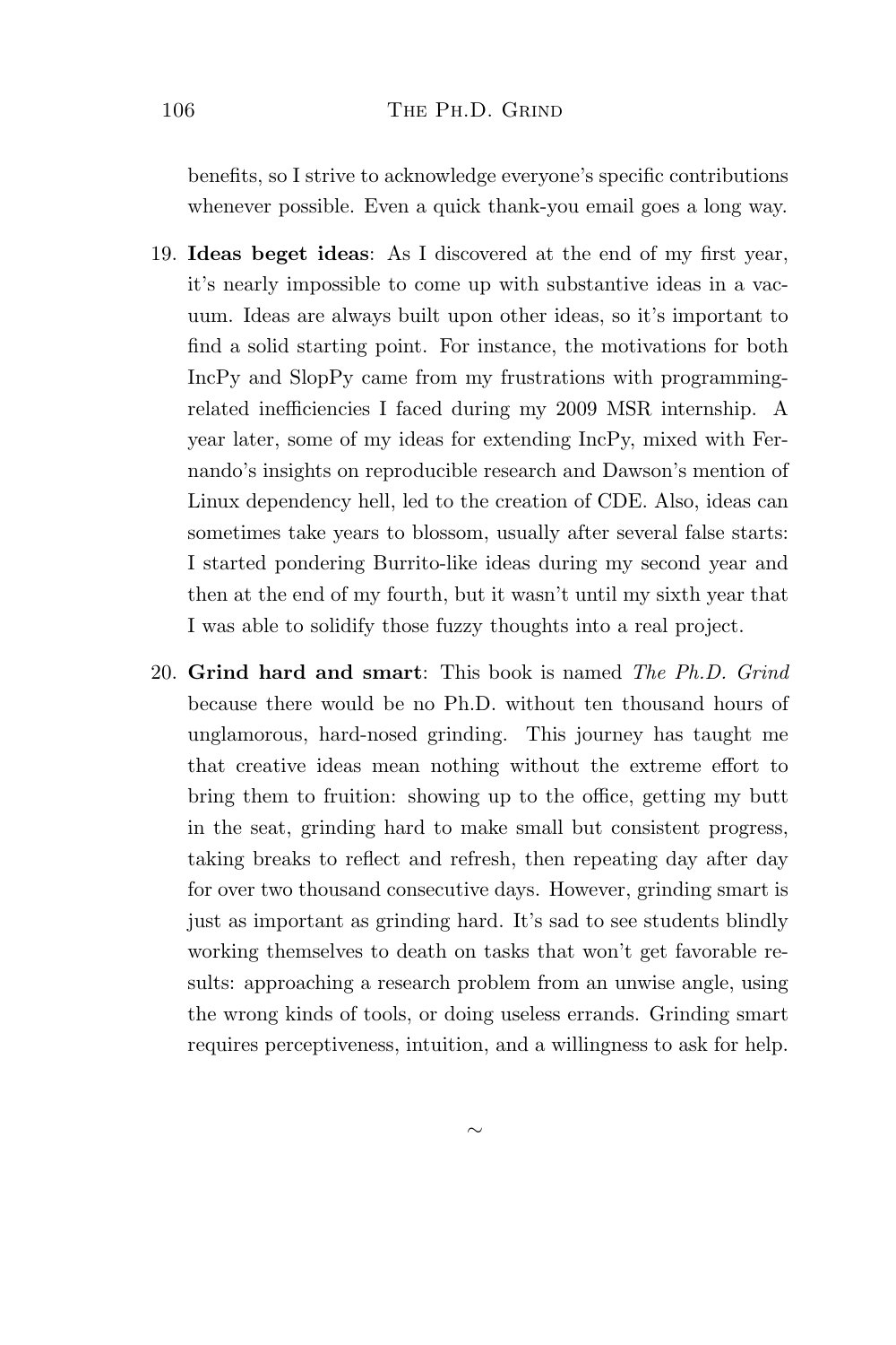benefits, so I strive to acknowledge everyone's specific contributions whenever possible. Even a quick thank-you email goes a long way.

19. **Ideas beget ideas**: As I discovered at the end of my first year, it's nearly impossible to come up with substantive ideas in a vacuum. Ideas are always built upon other ideas, so it's important to find a solid starting point. For instance, the motivations for both IncPy and SlopPy came from my frustrations with programming-related inefficiencies I faced during my 2009 MSR internship. A year later, some of my ideas for extending IncPy, mixed with Fernando's insights on reproducible research and Dawson's mention of Linux dependency hell, led to the creation of CDE. Also, ideas can sometimes take years to blossom, usually after several false starts: I started pondering Burrito-like ideas during my second year and then at the end of my fourth, but it wasn't until my sixth year that I was able to solidify those fuzzy thoughts into a real project.

20. **Grind hard and smart**: This book is named *The Ph.D. Grind* because there would be no Ph.D. without ten thousand hours of unglamorous, hard-nosed grinding. This journey has taught me that creative ideas mean nothing without the extreme effort to bring them to fruition: showing up to the office, getting my butt in the seat, grinding hard to make small but consistent progress, taking breaks to reflect and refresh, then repeating day after day for over two thousand consecutive days. However, grinding smart is just as important as grinding hard. It's sad to see students blindly working themselves to death on tasks that won't get favorable results: approaching a research problem from an unwise angle, using the wrong kinds of tools, or doing useless errands. Grinding smart requires perceptiveness, intuition, and a willingness to ask for help.

~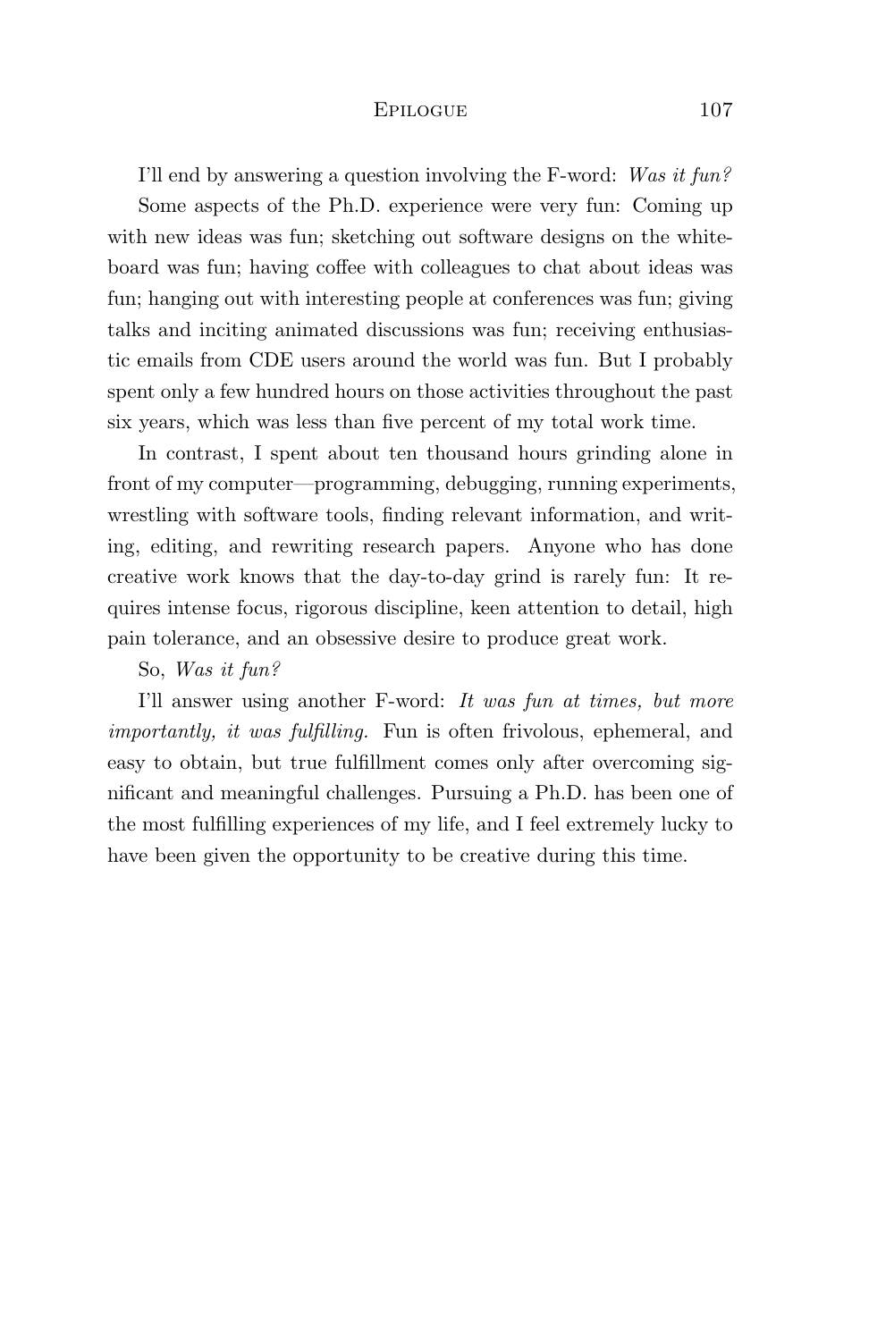I'll end by answering a question involving the F-word: *Was it fun?*

Some aspects of the Ph.D. experience were very fun: Coming up with new ideas was fun; sketching out software designs on the whiteboard was fun; having coffee with colleagues to chat about ideas was fun; hanging out with interesting people at conferences was fun; giving talks and inciting animated discussions was fun; receiving enthusiastic emails from CDE users around the world was fun. But I probably spent only a few hundred hours on those activities throughout the past six years, which was less than five percent of my total work time.

In contrast, I spent about ten thousand hours grinding alone in front of my computer—programming, debugging, running experiments, wrestling with software tools, finding relevant information, and writing, editing, and rewriting research papers. Anyone who has done creative work knows that the day-to-day grind is rarely fun: It requires intense focus, rigorous discipline, keen attention to detail, high pain tolerance, and an obsessive desire to produce great work.

So, *Was it fun?*

I'll answer using another F-word: *It was fun at times, but more importantly, it was fulfilling.* Fun is often frivolous, ephemeral, and easy to obtain, but true fulfillment comes only after overcoming significant and meaningful challenges. Pursuing a Ph.D. has been one of the most fulfilling experiences of my life, and I feel extremely lucky to have been given the opportunity to be creative during this time.